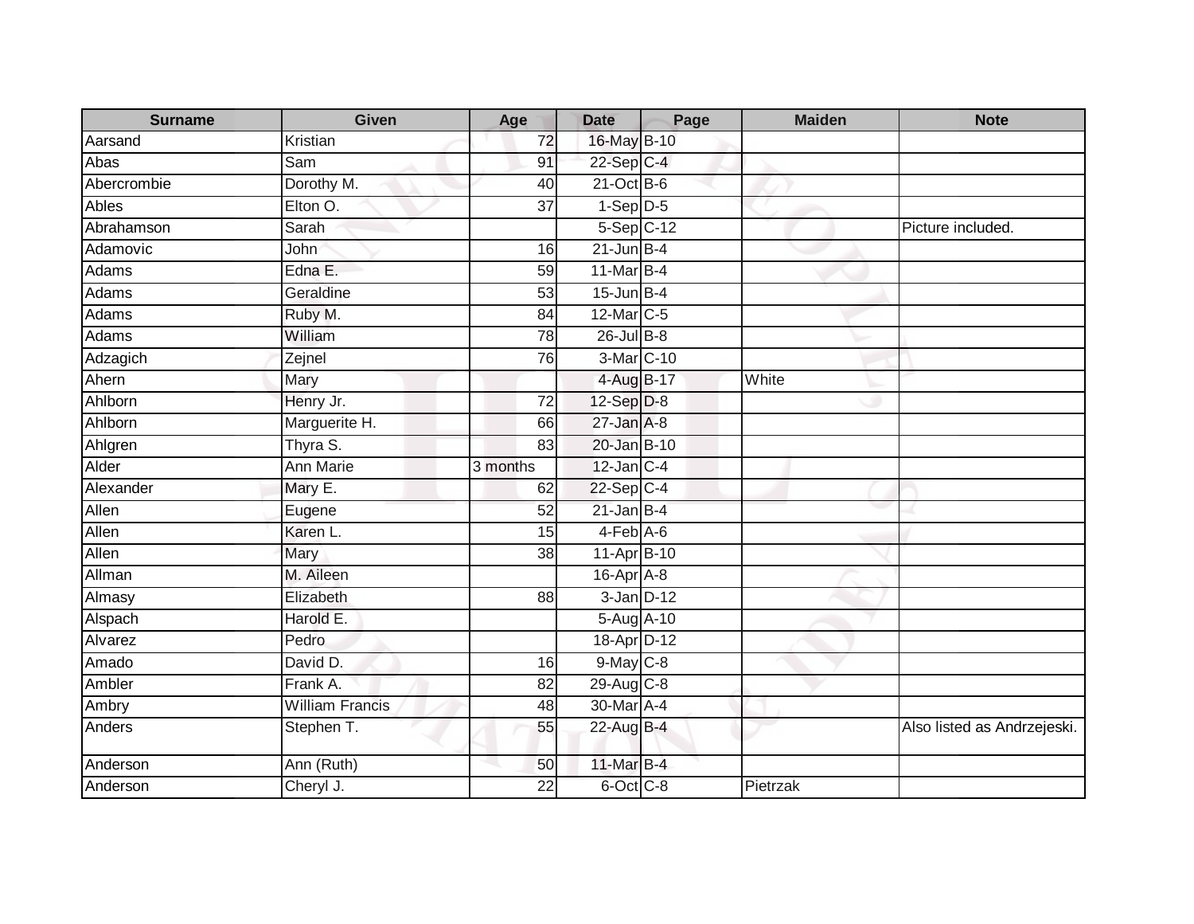| Surname | Given | Age | Date | Page | Maiden | Note |
|---|---|---|---|---|---|---|
| Aarsand | Kristian | 72 | 16-May | B-10 | | |
| Abas | Sam | 91 | 22-Sep | C-4 | | |
| Abercrombie | Dorothy M. | 40 | 21-Oct | B-6 | | |
| Ables | Elton O. | 37 | 1-Sep | D-5 | | |
| Abrahamson | Sarah | | 5-Sep | C-12 | | Picture included. |
| Adamovic | John | 16 | 21-Jun | B-4 | | |
| Adams | Edna E. | 59 | 11-Mar | B-4 | | |
| Adams | Geraldine | 53 | 15-Jun | B-4 | | |
| Adams | Ruby M. | 84 | 12-Mar | C-5 | | |
| Adams | William | 78 | 26-Jul | B-8 | | |
| Adzagich | Zejnel | 76 | 3-Mar | C-10 | | |
| Ahern | Mary | | 4-Aug | B-17 | White | |
| Ahlborn | Henry Jr. | 72 | 12-Sep | D-8 | | |
| Ahlborn | Marguerite H. | 66 | 27-Jan | A-8 | | |
| Ahlgren | Thyra S. | 83 | 20-Jan | B-10 | | |
| Alder | Ann Marie | 3 months | 12-Jan | C-4 | | |
| Alexander | Mary E. | 62 | 22-Sep | C-4 | | |
| Allen | Eugene | 52 | 21-Jan | B-4 | | |
| Allen | Karen L. | 15 | 4-Feb | A-6 | | |
| Allen | Mary | 38 | 11-Apr | B-10 | | |
| Allman | M. Aileen | | 16-Apr | A-8 | | |
| Almasy | Elizabeth | 88 | 3-Jan | D-12 | | |
| Alspach | Harold E. | | 5-Aug | A-10 | | |
| Alvarez | Pedro | | 18-Apr | D-12 | | |
| Amado | David D. | 16 | 9-May | C-8 | | |
| Ambler | Frank A. | 82 | 29-Aug | C-8 | | |
| Ambry | William Francis | 48 | 30-Mar | A-4 | | |
| Anders | Stephen T. | 55 | 22-Aug | B-4 | | Also listed as Andrzejeski. |
| Anderson | Ann (Ruth) | 50 | 11-Mar | B-4 | | |
| Anderson | Cheryl J. | 22 | 6-Oct | C-8 | Pietrzak | |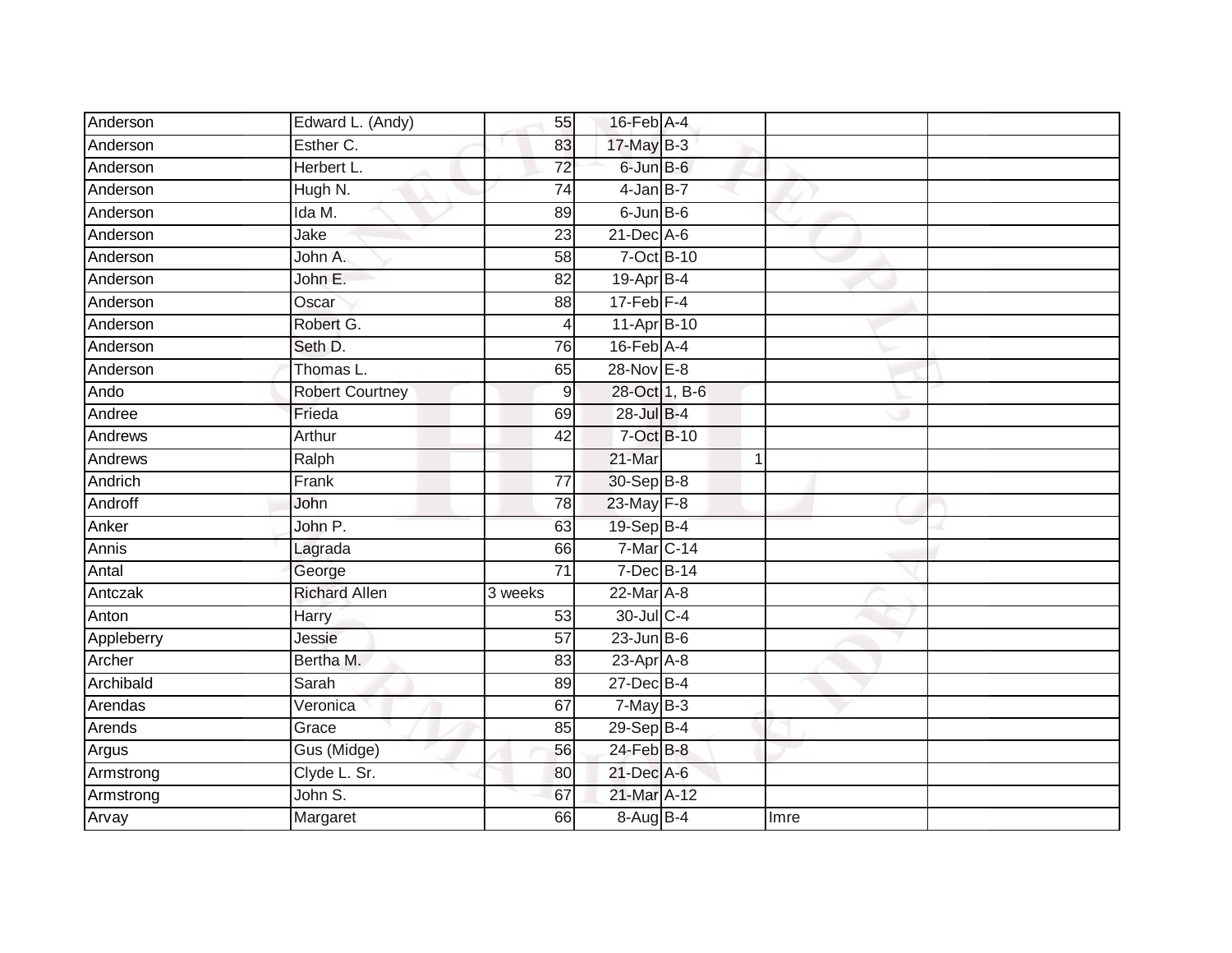| | | | | | | |
|---|---|---|---|---|---|---|
| Anderson | Edward L. (Andy) | 55 | 16-Feb | A-4 | | |
| Anderson | Esther C. | 83 | 17-May | B-3 | | |
| Anderson | Herbert L. | 72 | 6-Jun | B-6 | | |
| Anderson | Hugh N. | 74 | 4-Jan | B-7 | | |
| Anderson | Ida M. | 89 | 6-Jun | B-6 | | |
| Anderson | Jake | 23 | 21-Dec | A-6 | | |
| Anderson | John A. | 58 | 7-Oct | B-10 | | |
| Anderson | John E. | 82 | 19-Apr | B-4 | | |
| Anderson | Oscar | 88 | 17-Feb | F-4 | | |
| Anderson | Robert G. | 4 | 11-Apr | B-10 | | |
| Anderson | Seth D. | 76 | 16-Feb | A-4 | | |
| Anderson | Thomas L. | 65 | 28-Nov | E-8 | | |
| Ando | Robert Courtney | 9 | 28-Oct | 1, B-6 | | |
| Andree | Frieda | 69 | 28-Jul | B-4 | | |
| Andrews | Arthur | 42 | 7-Oct | B-10 | | |
| Andrews | Ralph | | 21-Mar | 1 | | |
| Andrich | Frank | 77 | 30-Sep | B-8 | | |
| Androff | John | 78 | 23-May | F-8 | | |
| Anker | John P. | 63 | 19-Sep | B-4 | | |
| Annis | Lagrada | 66 | 7-Mar | C-14 | | |
| Antal | George | 71 | 7-Dec | B-14 | | |
| Antczak | Richard Allen | 3 weeks | 22-Mar | A-8 | | |
| Anton | Harry | 53 | 30-Jul | C-4 | | |
| Appleberry | Jessie | 57 | 23-Jun | B-6 | | |
| Archer | Bertha M. | 83 | 23-Apr | A-8 | | |
| Archibald | Sarah | 89 | 27-Dec | B-4 | | |
| Arendas | Veronica | 67 | 7-May | B-3 | | |
| Arends | Grace | 85 | 29-Sep | B-4 | | |
| Argus | Gus (Midge) | 56 | 24-Feb | B-8 | | |
| Armstrong | Clyde L. Sr. | 80 | 21-Dec | A-6 | | |
| Armstrong | John S. | 67 | 21-Mar | A-12 | | |
| Arvay | Margaret | 66 | 8-Aug | B-4 | Imre | |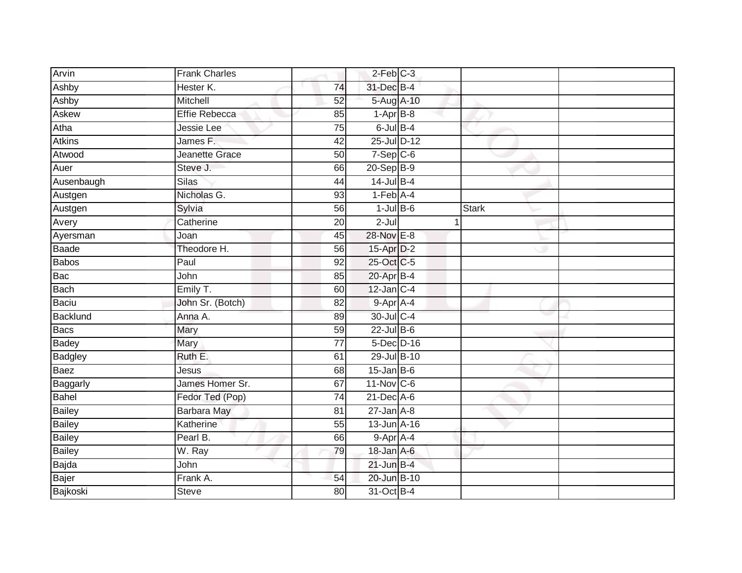| | | | | | | |
|---|---|---|---|---|---|---|
| Arvin | Frank Charles | | 2-Feb | C-3 | | |
| Ashby | Hester K. | 74 | 31-Dec | B-4 | | |
| Ashby | Mitchell | 52 | 5-Aug | A-10 | | |
| Askew | Effie Rebecca | 85 | 1-Apr | B-8 | | |
| Atha | Jessie Lee | 75 | 6-Jul | B-4 | | |
| Atkins | James F. | 42 | 25-Jul | D-12 | | |
| Atwood | Jeanette Grace | 50 | 7-Sep | C-6 | | |
| Auer | Steve J. | 66 | 20-Sep | B-9 | | |
| Ausenbaugh | Silas | 44 | 14-Jul | B-4 | | |
| Austgen | Nicholas G. | 93 | 1-Feb | A-4 | | |
| Austgen | Sylvia | 56 | 1-Jul | B-6 | Stark | |
| Avery | Catherine | 20 | 2-Jul | 1 | | |
| Ayersman | Joan | 45 | 28-Nov | E-8 | | |
| Baade | Theodore H. | 56 | 15-Apr | D-2 | | |
| Babos | Paul | 92 | 25-Oct | C-5 | | |
| Bac | John | 85 | 20-Apr | B-4 | | |
| Bach | Emily T. | 60 | 12-Jan | C-4 | | |
| Baciu | John Sr. (Botch) | 82 | 9-Apr | A-4 | | |
| Backlund | Anna A. | 89 | 30-Jul | C-4 | | |
| Bacs | Mary | 59 | 22-Jul | B-6 | | |
| Badey | Mary | 77 | 5-Dec | D-16 | | |
| Badgley | Ruth E. | 61 | 29-Jul | B-10 | | |
| Baez | Jesus | 68 | 15-Jan | B-6 | | |
| Baggarly | James Homer Sr. | 67 | 11-Nov | C-6 | | |
| Bahel | Fedor Ted (Pop) | 74 | 21-Dec | A-6 | | |
| Bailey | Barbara May | 81 | 27-Jan | A-8 | | |
| Bailey | Katherine | 55 | 13-Jun | A-16 | | |
| Bailey | Pearl B. | 66 | 9-Apr | A-4 | | |
| Bailey | W. Ray | 79 | 18-Jan | A-6 | | |
| Bajda | John | | 21-Jun | B-4 | | |
| Bajer | Frank A. | 54 | 20-Jun | B-10 | | |
| Bajkoski | Steve | 80 | 31-Oct | B-4 | | |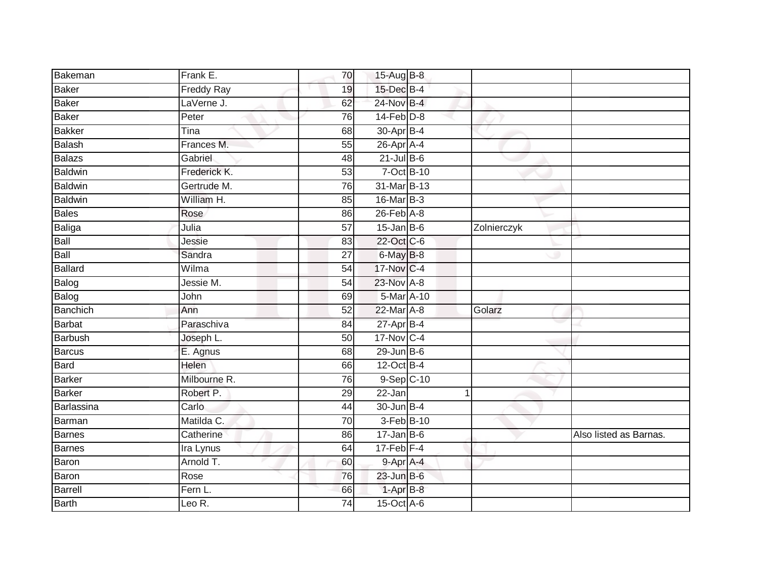| | | | | | | |
|---|---|---|---|---|---|---|
| Bakeman | Frank E. | 70 | 15-Aug | B-8 | | |
| Baker | Freddy Ray | 19 | 15-Dec | B-4 | | |
| Baker | LaVerne J. | 62 | 24-Nov | B-4 | | |
| Baker | Peter | 76 | 14-Feb | D-8 | | |
| Bakker | Tina | 68 | 30-Apr | B-4 | | |
| Balash | Frances M. | 55 | 26-Apr | A-4 | | |
| Balazs | Gabriel | 48 | 21-Jul | B-6 | | |
| Baldwin | Frederick K. | 53 | 7-Oct | B-10 | | |
| Baldwin | Gertrude M. | 76 | 31-Mar | B-13 | | |
| Baldwin | William H. | 85 | 16-Mar | B-3 | | |
| Bales | Rose | 86 | 26-Feb | A-8 | | |
| Baliga | Julia | 57 | 15-Jan | B-6 | Zolnierczyk | |
| Ball | Jessie | 83 | 22-Oct | C-6 | | |
| Ball | Sandra | 27 | 6-May | B-8 | | |
| Ballard | Wilma | 54 | 17-Nov | C-4 | | |
| Balog | Jessie M. | 54 | 23-Nov | A-8 | | |
| Balog | John | 69 | 5-Mar | A-10 | | |
| Banchich | Ann | 52 | 22-Mar | A-8 | Golarz | |
| Barbat | Paraschiva | 84 | 27-Apr | B-4 | | |
| Barbush | Joseph L. | 50 | 17-Nov | C-4 | | |
| Barcus | E. Agnus | 68 | 29-Jun | B-6 | | |
| Bard | Helen | 66 | 12-Oct | B-4 | | |
| Barker | Milbourne R. | 76 | 9-Sep | C-10 | | |
| Barker | Robert P. | 29 | 22-Jan | 1 | | |
| Barlassina | Carlo | 44 | 30-Jun | B-4 | | |
| Barman | Matilda C. | 70 | 3-Feb | B-10 | | |
| Barnes | Catherine | 86 | 17-Jan | B-6 | | Also listed as Barnas. |
| Barnes | Ira Lynus | 64 | 17-Feb | F-4 | | |
| Baron | Arnold T. | 60 | 9-Apr | A-4 | | |
| Baron | Rose | 76 | 23-Jun | B-6 | | |
| Barrell | Fern L. | 66 | 1-Apr | B-8 | | |
| Barth | Leo R. | 74 | 15-Oct | A-6 | | |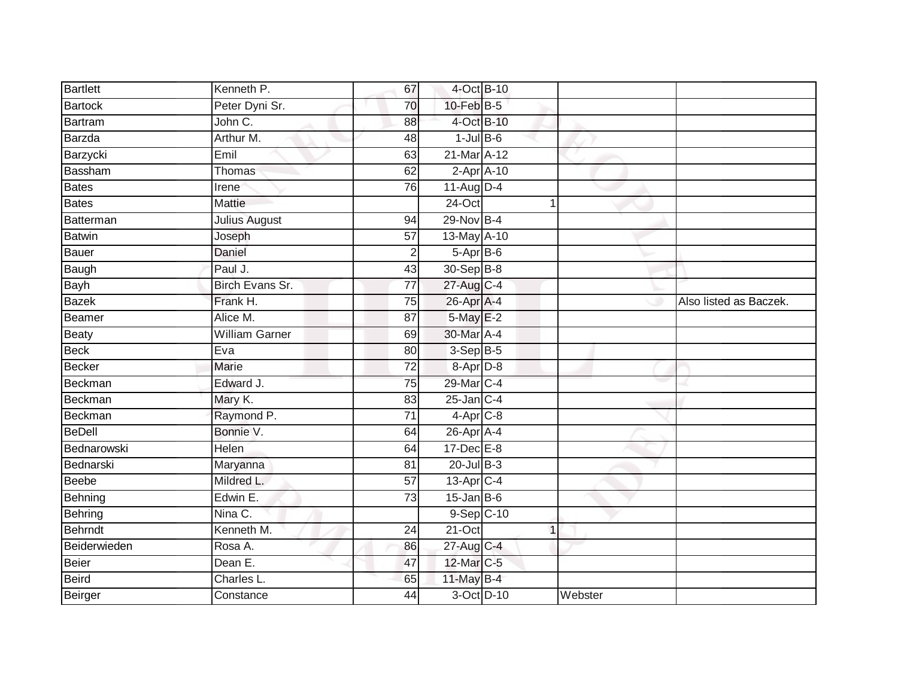| | | | | | | | |
|---|---|---|---|---|---|---|---|
| Bartlett | Kenneth P. | 67 | 4-Oct | B-10 | | | |
| Bartock | Peter Dyni Sr. | 70 | 10-Feb | B-5 | | | |
| Bartram | John C. | 88 | 4-Oct | B-10 | | | |
| Barzda | Arthur M. | 48 | 1-Jul | B-6 | | | |
| Barzycki | Emil | 63 | 21-Mar | A-12 | | | |
| Bassham | Thomas | 62 | 2-Apr | A-10 | | | |
| Bates | Irene | 76 | 11-Aug | D-4 | | | |
| Bates | Mattie | | 24-Oct | | 1 | | |
| Batterman | Julius August | 94 | 29-Nov | B-4 | | | |
| Batwin | Joseph | 57 | 13-May | A-10 | | | |
| Bauer | Daniel | 2 | 5-Apr | B-6 | | | |
| Baugh | Paul J. | 43 | 30-Sep | B-8 | | | |
| Bayh | Birch Evans Sr. | 77 | 27-Aug | C-4 | | | |
| Bazek | Frank H. | 75 | 26-Apr | A-4 | | | Also listed as Baczek. |
| Beamer | Alice M. | 87 | 5-May | E-2 | | | |
| Beaty | William Garner | 69 | 30-Mar | A-4 | | | |
| Beck | Eva | 80 | 3-Sep | B-5 | | | |
| Becker | Marie | 72 | 8-Apr | D-8 | | | |
| Beckman | Edward J. | 75 | 29-Mar | C-4 | | | |
| Beckman | Mary K. | 83 | 25-Jan | C-4 | | | |
| Beckman | Raymond P. | 71 | 4-Apr | C-8 | | | |
| BeDell | Bonnie V. | 64 | 26-Apr | A-4 | | | |
| Bednarowski | Helen | 64 | 17-Dec | E-8 | | | |
| Bednarski | Maryanna | 81 | 20-Jul | B-3 | | | |
| Beebe | Mildred L. | 57 | 13-Apr | C-4 | | | |
| Behning | Edwin E. | 73 | 15-Jan | B-6 | | | |
| Behring | Nina C. | | 9-Sep | C-10 | | | |
| Behrndt | Kenneth M. | 24 | 21-Oct | | 1 | | |
| Beiderwieden | Rosa A. | 86 | 27-Aug | C-4 | | | |
| Beier | Dean E. | 47 | 12-Mar | C-5 | | | |
| Beird | Charles L. | 65 | 11-May | B-4 | | | |
| Beirger | Constance | 44 | 3-Oct | D-10 | | Webster | |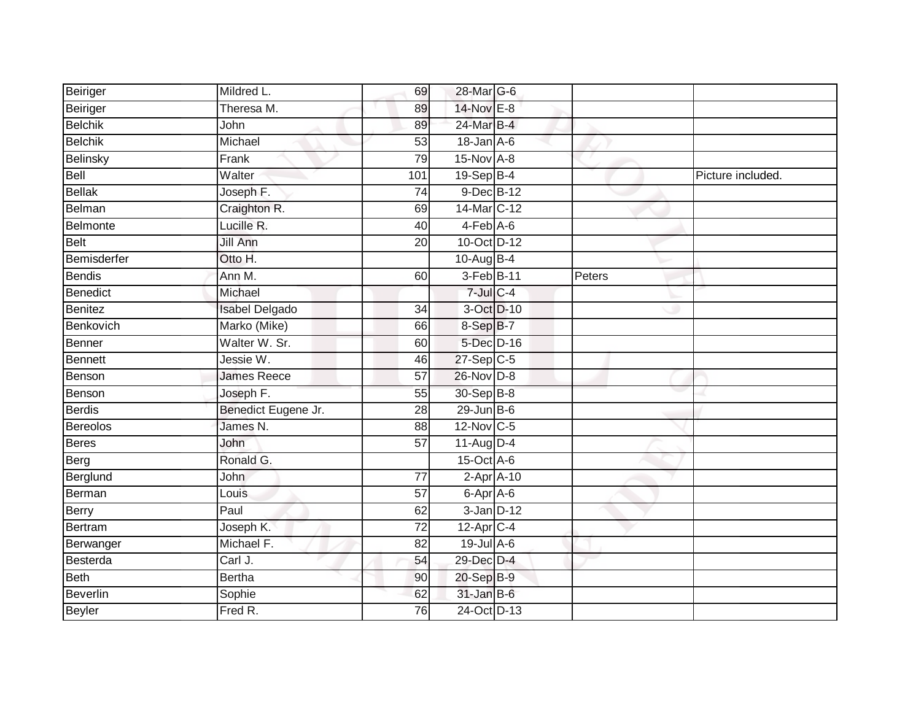| Beiriger | Mildred L. | 69 | 28-Mar | G-6 | | |
|---|---|---|---|---|---|---|
| Beiriger | Theresa M. | 89 | 14-Nov | E-8 | | |
| Belchik | John | 89 | 24-Mar | B-4 | | |
| Belchik | Michael | 53 | 18-Jan | A-6 | | |
| Belinsky | Frank | 79 | 15-Nov | A-8 | | |
| Bell | Walter | 101 | 19-Sep | B-4 | | Picture included. |
| Bellak | Joseph F. | 74 | 9-Dec | B-12 | | |
| Belman | Craighton R. | 69 | 14-Mar | C-12 | | |
| Belmonte | Lucille R. | 40 | 4-Feb | A-6 | | |
| Belt | Jill Ann | 20 | 10-Oct | D-12 | | |
| Bemisderfer | Otto H. | | 10-Aug | B-4 | | |
| Bendis | Ann M. | 60 | 3-Feb | B-11 | Peters | |
| Benedict | Michael | | 7-Jul | C-4 | | |
| Benitez | Isabel Delgado | 34 | 3-Oct | D-10 | | |
| Benkovich | Marko (Mike) | 66 | 8-Sep | B-7 | | |
| Benner | Walter W. Sr. | 60 | 5-Dec | D-16 | | |
| Bennett | Jessie W. | 46 | 27-Sep | C-5 | | |
| Benson | James Reece | 57 | 26-Nov | D-8 | | |
| Benson | Joseph F. | 55 | 30-Sep | B-8 | | |
| Berdis | Benedict Eugene Jr. | 28 | 29-Jun | B-6 | | |
| Bereolos | James N. | 88 | 12-Nov | C-5 | | |
| Beres | John | 57 | 11-Aug | D-4 | | |
| Berg | Ronald G. | | 15-Oct | A-6 | | |
| Berglund | John | 77 | 2-Apr | A-10 | | |
| Berman | Louis | 57 | 6-Apr | A-6 | | |
| Berry | Paul | 62 | 3-Jan | D-12 | | |
| Bertram | Joseph K. | 72 | 12-Apr | C-4 | | |
| Berwanger | Michael F. | 82 | 19-Jul | A-6 | | |
| Besterda | Carl J. | 54 | 29-Dec | D-4 | | |
| Beth | Bertha | 90 | 20-Sep | B-9 | | |
| Beverlin | Sophie | 62 | 31-Jan | B-6 | | |
| Beyler | Fred R. | 76 | 24-Oct | D-13 | | |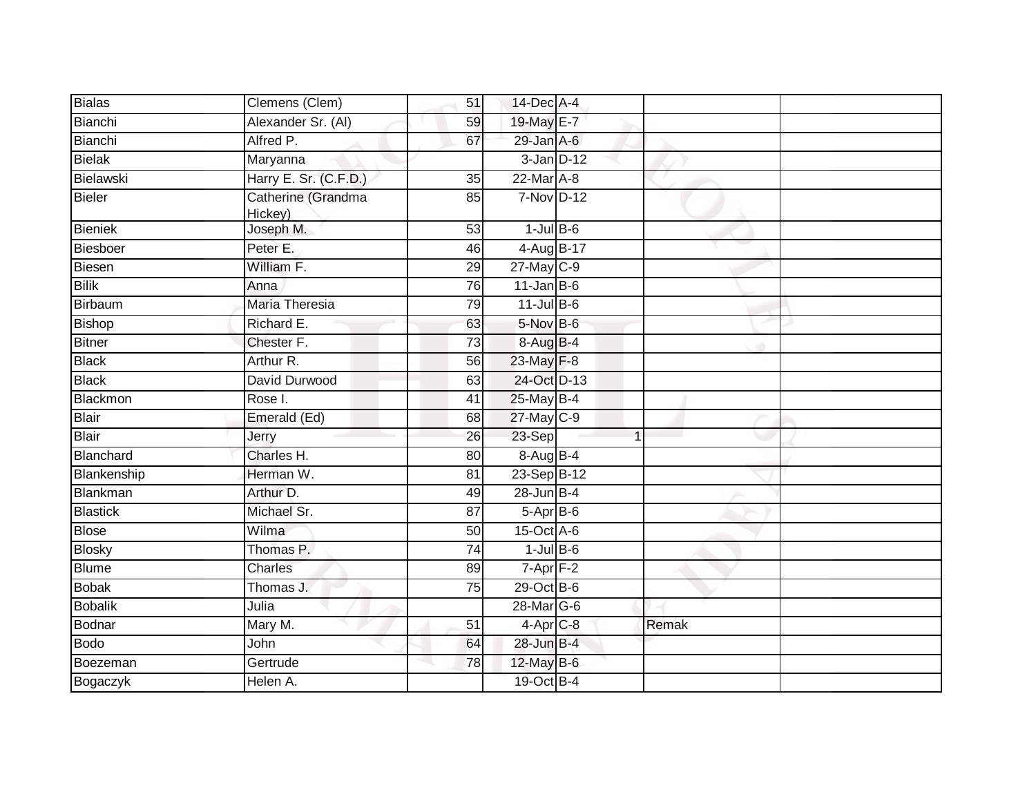| | | | | | | |
|---|---|---|---|---|---|---|
| Bialas | Clemens (Clem) | 51 | 14-Dec | A-4 | | |
| Bianchi | Alexander Sr. (Al) | 59 | 19-May | E-7 | | |
| Bianchi | Alfred P. | 67 | 29-Jan | A-6 | | |
| Bielak | Maryanna | | 3-Jan | D-12 | | |
| Bielawski | Harry E. Sr. (C.F.D.) | 35 | 22-Mar | A-8 | | |
| Bieler | Catherine (Grandma Hickey) | 85 | 7-Nov | D-12 | | |
| Bieniek | Joseph M. | 53 | 1-Jul | B-6 | | |
| Biesboer | Peter E. | 46 | 4-Aug | B-17 | | |
| Biesen | William F. | 29 | 27-May | C-9 | | |
| Bilik | Anna | 76 | 11-Jan | B-6 | | |
| Birbaum | Maria Theresia | 79 | 11-Jul | B-6 | | |
| Bishop | Richard E. | 63 | 5-Nov | B-6 | | |
| Bitner | Chester F. | 73 | 8-Aug | B-4 | | |
| Black | Arthur R. | 56 | 23-May | F-8 | | |
| Black | David Durwood | 63 | 24-Oct | D-13 | | |
| Blackmon | Rose I. | 41 | 25-May | B-4 | | |
| Blair | Emerald (Ed) | 68 | 27-May | C-9 | | |
| Blair | Jerry | 26 | 23-Sep | 1 | | |
| Blanchard | Charles H. | 80 | 8-Aug | B-4 | | |
| Blankenship | Herman W. | 81 | 23-Sep | B-12 | | |
| Blankman | Arthur D. | 49 | 28-Jun | B-4 | | |
| Blastick | Michael Sr. | 87 | 5-Apr | B-6 | | |
| Blose | Wilma | 50 | 15-Oct | A-6 | | |
| Blosky | Thomas P. | 74 | 1-Jul | B-6 | | |
| Blume | Charles | 89 | 7-Apr | F-2 | | |
| Bobak | Thomas J. | 75 | 29-Oct | B-6 | | |
| Bobalik | Julia | | 28-Mar | G-6 | | |
| Bodnar | Mary M. | 51 | 4-Apr | C-8 | Remak | |
| Bodo | John | 64 | 28-Jun | B-4 | | |
| Boezeman | Gertrude | 78 | 12-May | B-6 | | |
| Bogaczyk | Helen A. | | 19-Oct | B-4 | | |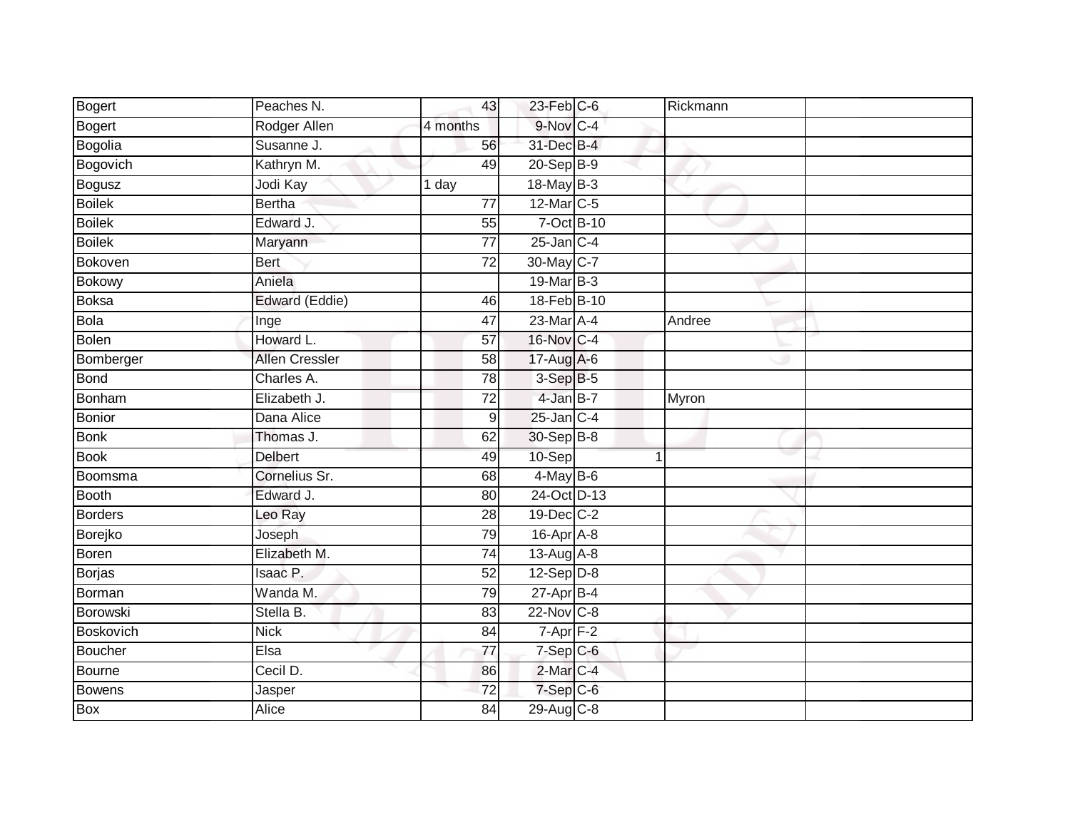| | | | | | | |
|---|---|---|---|---|---|---|
| Bogert | Peaches N. | 43 | 23-Feb | C-6 | Rickmann | |
| Bogert | Rodger Allen | 4 months | 9-Nov | C-4 | | |
| Bogolia | Susanne J. | 56 | 31-Dec | B-4 | | |
| Bogovich | Kathryn M. | 49 | 20-Sep | B-9 | | |
| Bogusz | Jodi Kay | 1 day | 18-May | B-3 | | |
| Boilek | Bertha | 77 | 12-Mar | C-5 | | |
| Boilek | Edward J. | 55 | 7-Oct | B-10 | | |
| Boilek | Maryann | 77 | 25-Jan | C-4 | | |
| Bokoven | Bert | 72 | 30-May | C-7 | | |
| Bokowy | Aniela | | 19-Mar | B-3 | | |
| Boksa | Edward (Eddie) | 46 | 18-Feb | B-10 | | |
| Bola | Inge | 47 | 23-Mar | A-4 | Andree | |
| Bolen | Howard L. | 57 | 16-Nov | C-4 | | |
| Bomberger | Allen Cressler | 58 | 17-Aug | A-6 | | |
| Bond | Charles A. | 78 | 3-Sep | B-5 | | |
| Bonham | Elizabeth J. | 72 | 4-Jan | B-7 | Myron | |
| Bonior | Dana Alice | 9 | 25-Jan | C-4 | | |
| Bonk | Thomas J. | 62 | 30-Sep | B-8 | | |
| Book | Delbert | 49 | 10-Sep | 1 | | |
| Boomsma | Cornelius Sr. | 68 | 4-May | B-6 | | |
| Booth | Edward J. | 80 | 24-Oct | D-13 | | |
| Borders | Leo Ray | 28 | 19-Dec | C-2 | | |
| Borejko | Joseph | 79 | 16-Apr | A-8 | | |
| Boren | Elizabeth M. | 74 | 13-Aug | A-8 | | |
| Borjas | Isaac P. | 52 | 12-Sep | D-8 | | |
| Borman | Wanda M. | 79 | 27-Apr | B-4 | | |
| Borowski | Stella B. | 83 | 22-Nov | C-8 | | |
| Boskovich | Nick | 84 | 7-Apr | F-2 | | |
| Boucher | Elsa | 77 | 7-Sep | C-6 | | |
| Bourne | Cecil D. | 86 | 2-Mar | C-4 | | |
| Bowens | Jasper | 72 | 7-Sep | C-6 | | |
| Box | Alice | 84 | 29-Aug | C-8 | | |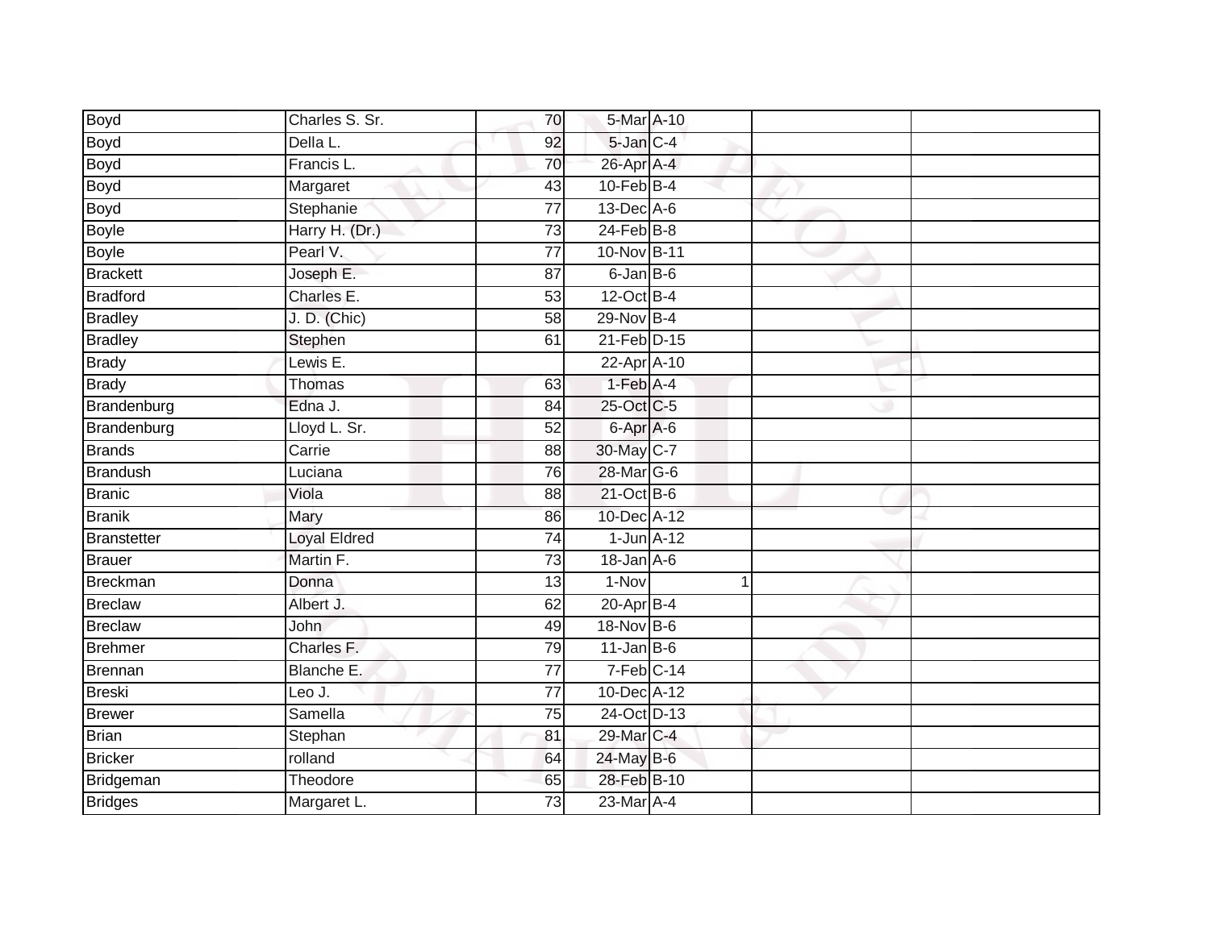| Boyd | Charles S. Sr. | 70 | 5-Mar | A-10 | | |
|---|---|---|---|---|---|---|
| Boyd | Della L. | 92 | 5-Jan | C-4 | | |
| Boyd | Francis L. | 70 | 26-Apr | A-4 | | |
| Boyd | Margaret | 43 | 10-Feb | B-4 | | |
| Boyd | Stephanie | 77 | 13-Dec | A-6 | | |
| Boyle | Harry H. (Dr.) | 73 | 24-Feb | B-8 | | |
| Boyle | Pearl V. | 77 | 10-Nov | B-11 | | |
| Brackett | Joseph E. | 87 | 6-Jan | B-6 | | |
| Bradford | Charles E. | 53 | 12-Oct | B-4 | | |
| Bradley | J. D. (Chic) | 58 | 29-Nov | B-4 | | |
| Bradley | Stephen | 61 | 21-Feb | D-15 | | |
| Brady | Lewis E. | | 22-Apr | A-10 | | |
| Brady | Thomas | 63 | 1-Feb | A-4 | | |
| Brandenburg | Edna J. | 84 | 25-Oct | C-5 | | |
| Brandenburg | Lloyd L. Sr. | 52 | 6-Apr | A-6 | | |
| Brands | Carrie | 88 | 30-May | C-7 | | |
| Brandush | Luciana | 76 | 28-Mar | G-6 | | |
| Branic | Viola | 88 | 21-Oct | B-6 | | |
| Branik | Mary | 86 | 10-Dec | A-12 | | |
| Branstetter | Loyal Eldred | 74 | 1-Jun | A-12 | | |
| Brauer | Martin F. | 73 | 18-Jan | A-6 | | |
| Breckman | Donna | 13 | 1-Nov | 1 | | |
| Breclaw | Albert J. | 62 | 20-Apr | B-4 | | |
| Breclaw | John | 49 | 18-Nov | B-6 | | |
| Brehmer | Charles F. | 79 | 11-Jan | B-6 | | |
| Brennan | Blanche E. | 77 | 7-Feb | C-14 | | |
| Breski | Leo J. | 77 | 10-Dec | A-12 | | |
| Brewer | Samella | 75 | 24-Oct | D-13 | | |
| Brian | Stephan | 81 | 29-Mar | C-4 | | |
| Bricker | rolland | 64 | 24-May | B-6 | | |
| Bridgeman | Theodore | 65 | 28-Feb | B-10 | | |
| Bridges | Margaret L. | 73 | 23-Mar | A-4 | | |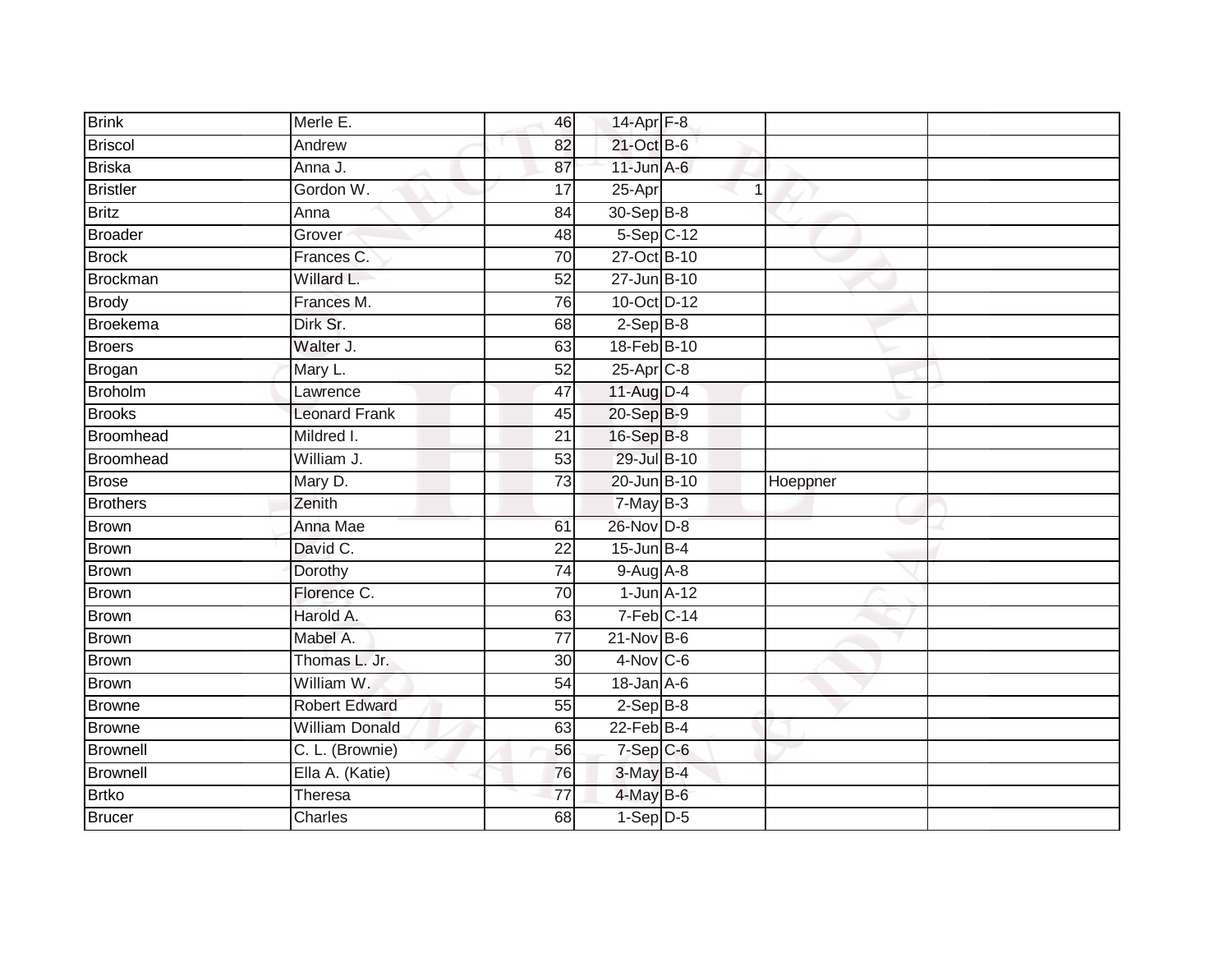| | | | | | | |
|---|---|---|---|---|---|---|
| Brink | Merle E. | 46 | 14-Apr | F-8 | | |
| Briscol | Andrew | 82 | 21-Oct | B-6 | | |
| Briska | Anna J. | 87 | 11-Jun | A-6 | | |
| Bristler | Gordon W. | 17 | 25-Apr | 1 | | |
| Britz | Anna | 84 | 30-Sep | B-8 | | |
| Broader | Grover | 48 | 5-Sep | C-12 | | |
| Brock | Frances C. | 70 | 27-Oct | B-10 | | |
| Brockman | Willard L. | 52 | 27-Jun | B-10 | | |
| Brody | Frances M. | 76 | 10-Oct | D-12 | | |
| Broekema | Dirk Sr. | 68 | 2-Sep | B-8 | | |
| Broers | Walter J. | 63 | 18-Feb | B-10 | | |
| Brogan | Mary L. | 52 | 25-Apr | C-8 | | |
| Broholm | Lawrence | 47 | 11-Aug | D-4 | | |
| Brooks | Leonard Frank | 45 | 20-Sep | B-9 | | |
| Broomhead | Mildred I. | 21 | 16-Sep | B-8 | | |
| Broomhead | William J. | 53 | 29-Jul | B-10 | | |
| Brose | Mary D. | 73 | 20-Jun | B-10 | Hoeppner | |
| Brothers | Zenith | | 7-May | B-3 | | |
| Brown | Anna Mae | 61 | 26-Nov | D-8 | | |
| Brown | David C. | 22 | 15-Jun | B-4 | | |
| Brown | Dorothy | 74 | 9-Aug | A-8 | | |
| Brown | Florence C. | 70 | 1-Jun | A-12 | | |
| Brown | Harold A. | 63 | 7-Feb | C-14 | | |
| Brown | Mabel A. | 77 | 21-Nov | B-6 | | |
| Brown | Thomas L. Jr. | 30 | 4-Nov | C-6 | | |
| Brown | William W. | 54 | 18-Jan | A-6 | | |
| Browne | Robert Edward | 55 | 2-Sep | B-8 | | |
| Browne | William Donald | 63 | 22-Feb | B-4 | | |
| Brownell | C. L. (Brownie) | 56 | 7-Sep | C-6 | | |
| Brownell | Ella A. (Katie) | 76 | 3-May | B-4 | | |
| Brtko | Theresa | 77 | 4-May | B-6 | | |
| Brucer | Charles | 68 | 1-Sep | D-5 | | |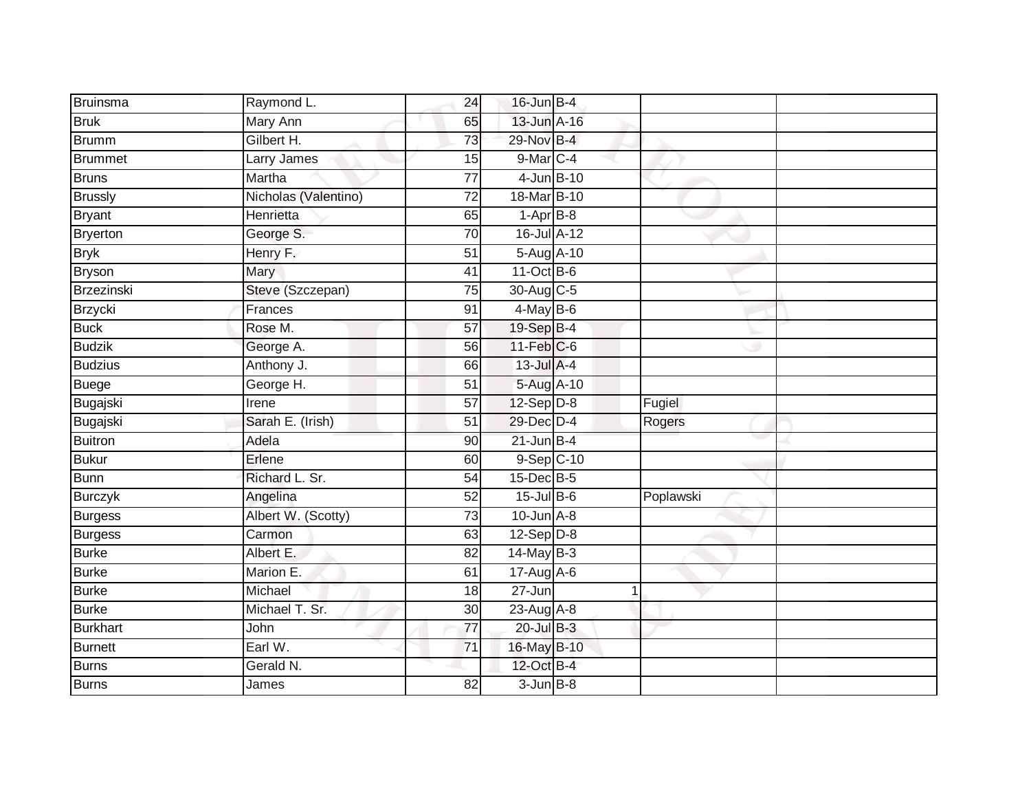| | | | | | | |
|---|---|---|---|---|---|---|
| Bruinsma | Raymond L. | 24 | 16-Jun | B-4 | | |
| Bruk | Mary Ann | 65 | 13-Jun | A-16 | | |
| Brumm | Gilbert H. | 73 | 29-Nov | B-4 | | |
| Brummet | Larry James | 15 | 9-Mar | C-4 | | |
| Bruns | Martha | 77 | 4-Jun | B-10 | | |
| Brussly | Nicholas (Valentino) | 72 | 18-Mar | B-10 | | |
| Bryant | Henrietta | 65 | 1-Apr | B-8 | | |
| Bryerton | George S. | 70 | 16-Jul | A-12 | | |
| Bryk | Henry F. | 51 | 5-Aug | A-10 | | |
| Bryson | Mary | 41 | 11-Oct | B-6 | | |
| Brzezinski | Steve (Szczepan) | 75 | 30-Aug | C-5 | | |
| Brzycki | Frances | 91 | 4-May | B-6 | | |
| Buck | Rose M. | 57 | 19-Sep | B-4 | | |
| Budzik | George A. | 56 | 11-Feb | C-6 | | |
| Budzius | Anthony J. | 66 | 13-Jul | A-4 | | |
| Buege | George H. | 51 | 5-Aug | A-10 | | |
| Bugajski | Irene | 57 | 12-Sep | D-8 | Fugiel | |
| Bugajski | Sarah E. (Irish) | 51 | 29-Dec | D-4 | Rogers | |
| Buitron | Adela | 90 | 21-Jun | B-4 | | |
| Bukur | Erlene | 60 | 9-Sep | C-10 | | |
| Bunn | Richard L. Sr. | 54 | 15-Dec | B-5 | | |
| Burczyk | Angelina | 52 | 15-Jul | B-6 | Poplawski | |
| Burgess | Albert W. (Scotty) | 73 | 10-Jun | A-8 | | |
| Burgess | Carmon | 63 | 12-Sep | D-8 | | |
| Burke | Albert E. | 82 | 14-May | B-3 | | |
| Burke | Marion E. | 61 | 17-Aug | A-6 | | |
| Burke | Michael | 18 | 27-Jun | 1 | | |
| Burke | Michael T. Sr. | 30 | 23-Aug | A-8 | | |
| Burkhart | John | 77 | 20-Jul | B-3 | | |
| Burnett | Earl W. | 71 | 16-May | B-10 | | |
| Burns | Gerald N. | | 12-Oct | B-4 | | |
| Burns | James | 82 | 3-Jun | B-8 | | |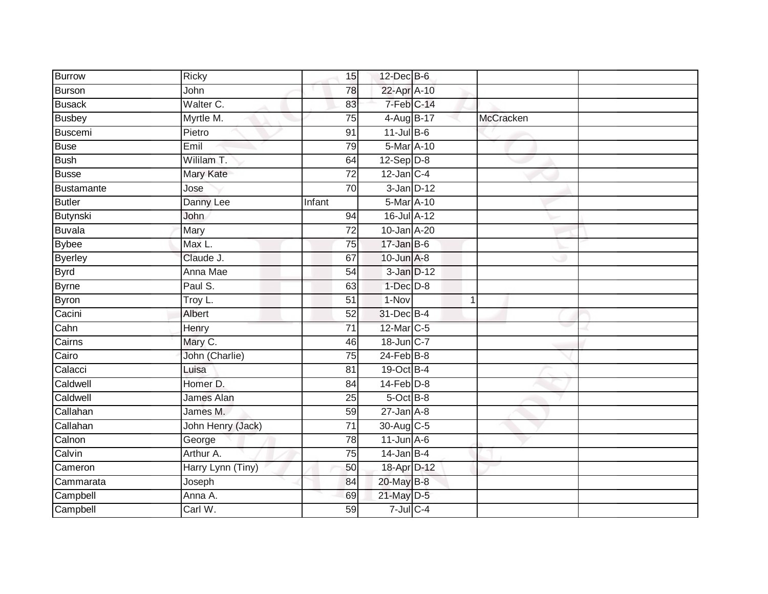| | | | | | | | |
|---|---|---|---|---|---|---|---|
| Burrow | Ricky | 15 | 12-Dec | B-6 | | | |
| Burson | John | 78 | 22-Apr | A-10 | | | |
| Busack | Walter C. | 83 | 7-Feb | C-14 | | | |
| Busbey | Myrtle M. | 75 | 4-Aug | B-17 | | McCracken | |
| Buscemi | Pietro | 91 | 11-Jul | B-6 | | | |
| Buse | Emil | 79 | 5-Mar | A-10 | | | |
| Bush | Wililam T. | 64 | 12-Sep | D-8 | | | |
| Busse | Mary Kate | 72 | 12-Jan | C-4 | | | |
| Bustamante | Jose | 70 | 3-Jan | D-12 | | | |
| Butler | Danny Lee | Infant | 5-Mar | A-10 | | | |
| Butynski | John | 94 | 16-Jul | A-12 | | | |
| Buvala | Mary | 72 | 10-Jan | A-20 | | | |
| Bybee | Max L. | 75 | 17-Jan | B-6 | | | |
| Byerley | Claude J. | 67 | 10-Jun | A-8 | | | |
| Byrd | Anna Mae | 54 | 3-Jan | D-12 | | | |
| Byrne | Paul S. | 63 | 1-Dec | D-8 | | | |
| Byron | Troy L. | 51 | 1-Nov | | 1 | | |
| Cacini | Albert | 52 | 31-Dec | B-4 | | | |
| Cahn | Henry | 71 | 12-Mar | C-5 | | | |
| Cairns | Mary C. | 46 | 18-Jun | C-7 | | | |
| Cairo | John (Charlie) | 75 | 24-Feb | B-8 | | | |
| Calacci | Luisa | 81 | 19-Oct | B-4 | | | |
| Caldwell | Homer D. | 84 | 14-Feb | D-8 | | | |
| Caldwell | James Alan | 25 | 5-Oct | B-8 | | | |
| Callahan | James M. | 59 | 27-Jan | A-8 | | | |
| Callahan | John Henry (Jack) | 71 | 30-Aug | C-5 | | | |
| Calnon | George | 78 | 11-Jun | A-6 | | | |
| Calvin | Arthur A. | 75 | 14-Jan | B-4 | | | |
| Cameron | Harry Lynn (Tiny) | 50 | 18-Apr | D-12 | | | |
| Cammarata | Joseph | 84 | 20-May | B-8 | | | |
| Campbell | Anna A. | 69 | 21-May | D-5 | | | |
| Campbell | Carl W. | 59 | 7-Jul | C-4 | | | |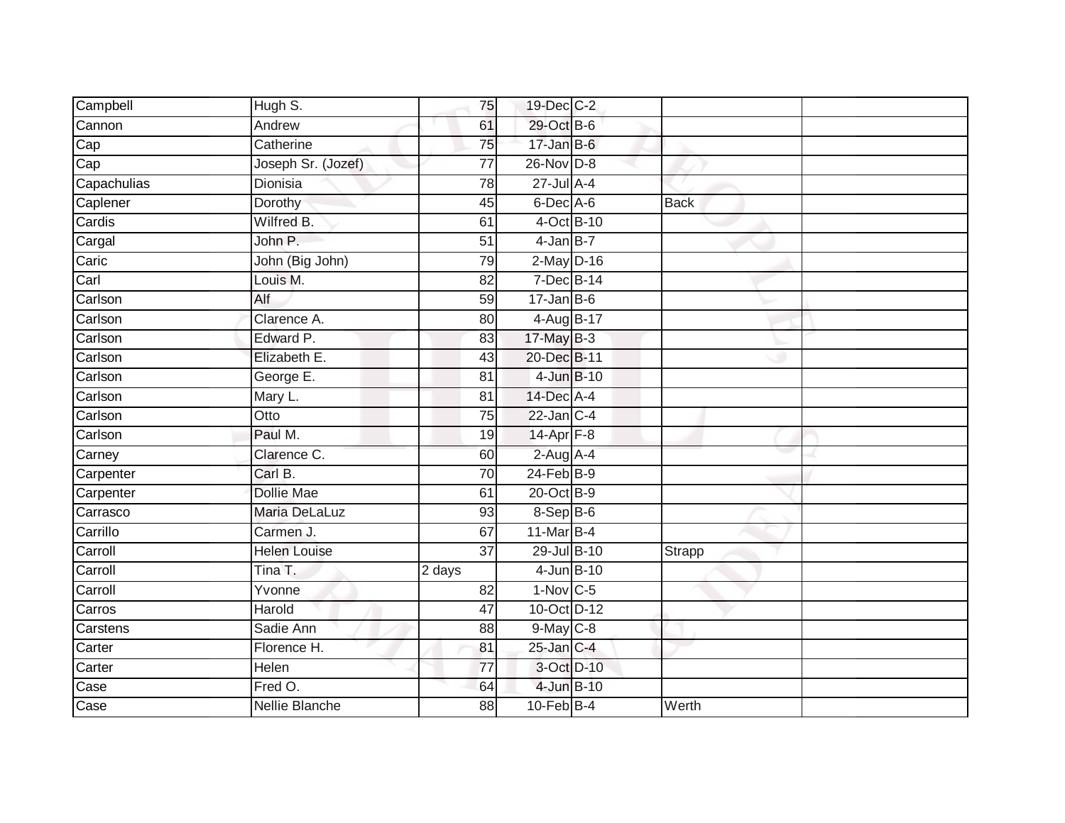| | | | | | | |
|---|---|---|---|---|---|---|
| Campbell | Hugh S. | 75 | 19-Dec | C-2 | | |
| Cannon | Andrew | 61 | 29-Oct | B-6 | | |
| Cap | Catherine | 75 | 17-Jan | B-6 | | |
| Cap | Joseph Sr. (Jozef) | 77 | 26-Nov | D-8 | | |
| Capachulias | Dionisia | 78 | 27-Jul | A-4 | | |
| Caplener | Dorothy | 45 | 6-Dec | A-6 | Back | |
| Cardis | Wilfred B. | 61 | 4-Oct | B-10 | | |
| Cargal | John P. | 51 | 4-Jan | B-7 | | |
| Caric | John (Big John) | 79 | 2-May | D-16 | | |
| Carl | Louis M. | 82 | 7-Dec | B-14 | | |
| Carlson | Alf | 59 | 17-Jan | B-6 | | |
| Carlson | Clarence A. | 80 | 4-Aug | B-17 | | |
| Carlson | Edward P. | 83 | 17-May | B-3 | | |
| Carlson | Elizabeth E. | 43 | 20-Dec | B-11 | | |
| Carlson | George E. | 81 | 4-Jun | B-10 | | |
| Carlson | Mary L. | 81 | 14-Dec | A-4 | | |
| Carlson | Otto | 75 | 22-Jan | C-4 | | |
| Carlson | Paul M. | 19 | 14-Apr | F-8 | | |
| Carney | Clarence C. | 60 | 2-Aug | A-4 | | |
| Carpenter | Carl B. | 70 | 24-Feb | B-9 | | |
| Carpenter | Dollie Mae | 61 | 20-Oct | B-9 | | |
| Carrasco | Maria DeLaLuz | 93 | 8-Sep | B-6 | | |
| Carrillo | Carmen J. | 67 | 11-Mar | B-4 | | |
| Carroll | Helen Louise | 37 | 29-Jul | B-10 | Strapp | |
| Carroll | Tina T. | 2 days | 4-Jun | B-10 | | |
| Carroll | Yvonne | 82 | 1-Nov | C-5 | | |
| Carros | Harold | 47 | 10-Oct | D-12 | | |
| Carstens | Sadie Ann | 88 | 9-May | C-8 | | |
| Carter | Florence H. | 81 | 25-Jan | C-4 | | |
| Carter | Helen | 77 | 3-Oct | D-10 | | |
| Case | Fred O. | 64 | 4-Jun | B-10 | | |
| Case | Nellie Blanche | 88 | 10-Feb | B-4 | Werth | |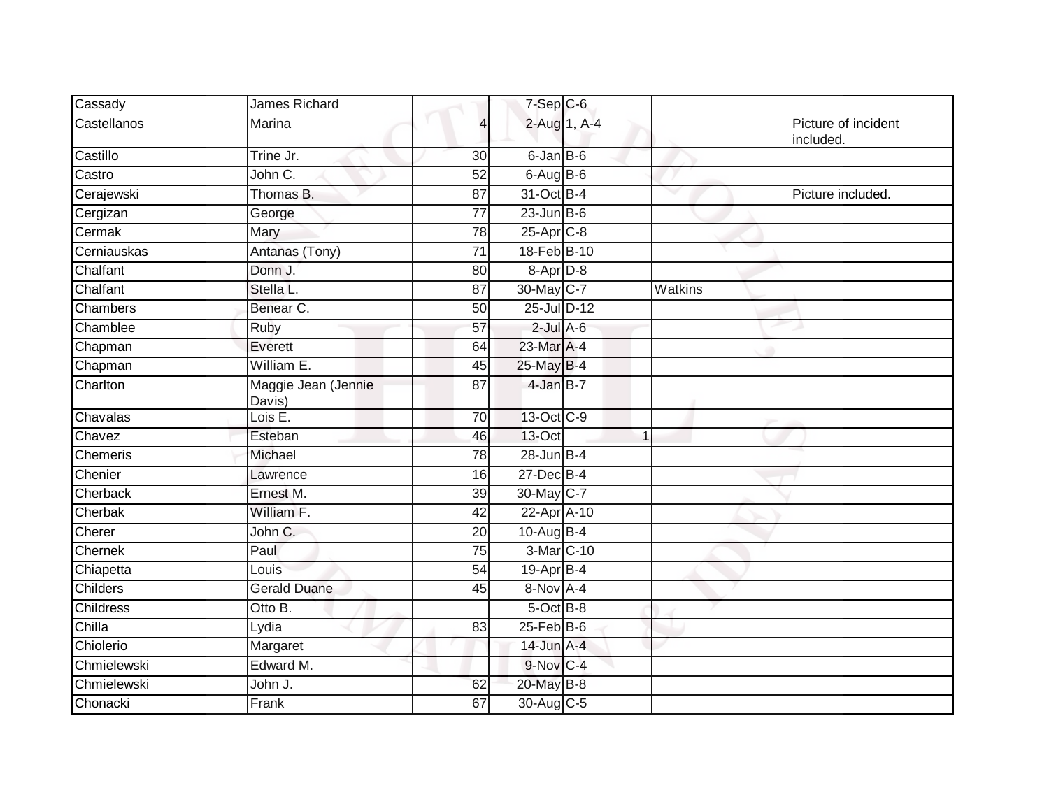| | | | | | | |
|---|---|---|---|---|---|---|
| Cassady | James Richard | | 7-Sep | C-6 | | |
| Castellanos | Marina | 4 | 2-Aug | 1, A-4 | | Picture of incident included. |
| Castillo | Trine Jr. | 30 | 6-Jan | B-6 | | |
| Castro | John C. | 52 | 6-Aug | B-6 | | |
| Cerajewski | Thomas B. | 87 | 31-Oct | B-4 | | Picture included. |
| Cergizan | George | 77 | 23-Jun | B-6 | | |
| Cermak | Mary | 78 | 25-Apr | C-8 | | |
| Cerniauskas | Antanas (Tony) | 71 | 18-Feb | B-10 | | |
| Chalfant | Donn J. | 80 | 8-Apr | D-8 | | |
| Chalfant | Stella L. | 87 | 30-May | C-7 | Watkins | |
| Chambers | Benear C. | 50 | 25-Jul | D-12 | | |
| Chamblee | Ruby | 57 | 2-Jul | A-6 | | |
| Chapman | Everett | 64 | 23-Mar | A-4 | | |
| Chapman | William E. | 45 | 25-May | B-4 | | |
| Charlton | Maggie Jean (Jennie Davis) | 87 | 4-Jan | B-7 | | |
| Chavalas | Lois E. | 70 | 13-Oct | C-9 | | |
| Chavez | Esteban | 46 | 13-Oct | 1 | | |
| Chemeris | Michael | 78 | 28-Jun | B-4 | | |
| Chenier | Lawrence | 16 | 27-Dec | B-4 | | |
| Cherback | Ernest M. | 39 | 30-May | C-7 | | |
| Cherbak | William F. | 42 | 22-Apr | A-10 | | |
| Cherer | John C. | 20 | 10-Aug | B-4 | | |
| Chernek | Paul | 75 | 3-Mar | C-10 | | |
| Chiapetta | Louis | 54 | 19-Apr | B-4 | | |
| Childers | Gerald Duane | 45 | 8-Nov | A-4 | | |
| Childress | Otto B. | | 5-Oct | B-8 | | |
| Chilla | Lydia | 83 | 25-Feb | B-6 | | |
| Chiolerio | Margaret | | 14-Jun | A-4 | | |
| Chmielewski | Edward M. | | 9-Nov | C-4 | | |
| Chmielewski | John J. | 62 | 20-May | B-8 | | |
| Chonacki | Frank | 67 | 30-Aug | C-5 | | |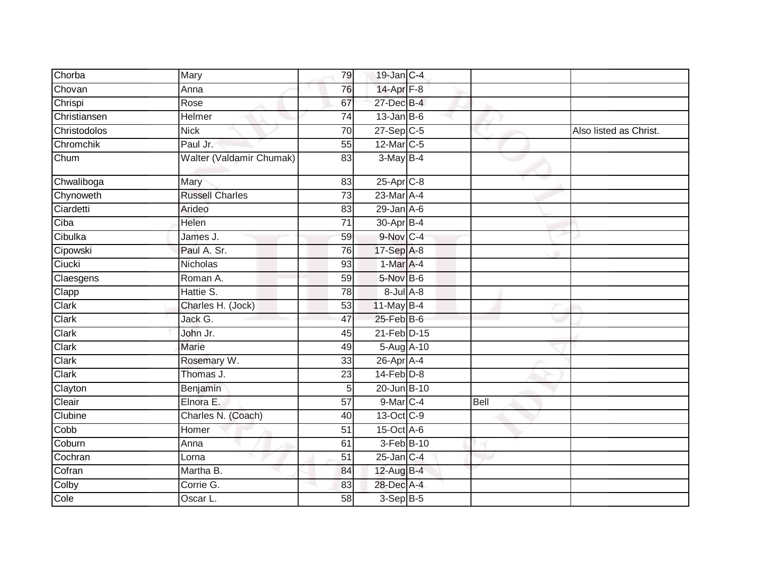| | | | | | | |
|---|---|---|---|---|---|---|
| Chorba | Mary | 79 | 19-Jan | C-4 | | |
| Chovan | Anna | 76 | 14-Apr | F-8 | | |
| Chrispi | Rose | 67 | 27-Dec | B-4 | | |
| Christiansen | Helmer | 74 | 13-Jan | B-6 | | |
| Christodolos | Nick | 70 | 27-Sep | C-5 | | Also listed as Christ. |
| Chromchik | Paul Jr. | 55 | 12-Mar | C-5 | | |
| Chum | Walter (Valdamir Chumak) | 83 | 3-May | B-4 | | |
| Chwaliboga | Mary | 83 | 25-Apr | C-8 | | |
| Chynoweth | Russell Charles | 73 | 23-Mar | A-4 | | |
| Ciardetti | Arideo | 83 | 29-Jan | A-6 | | |
| Ciba | Helen | 71 | 30-Apr | B-4 | | |
| Cibulka | James J. | 59 | 9-Nov | C-4 | | |
| Cipowski | Paul A. Sr. | 76 | 17-Sep | A-8 | | |
| Ciucki | Nicholas | 93 | 1-Mar | A-4 | | |
| Claesgens | Roman A. | 59 | 5-Nov | B-6 | | |
| Clapp | Hattie S. | 78 | 8-Jul | A-8 | | |
| Clark | Charles H. (Jock) | 53 | 11-May | B-4 | | |
| Clark | Jack G. | 47 | 25-Feb | B-6 | | |
| Clark | John Jr. | 45 | 21-Feb | D-15 | | |
| Clark | Marie | 49 | 5-Aug | A-10 | | |
| Clark | Rosemary W. | 33 | 26-Apr | A-4 | | |
| Clark | Thomas J. | 23 | 14-Feb | D-8 | | |
| Clayton | Benjamin | 5 | 20-Jun | B-10 | | |
| Cleair | Elnora E. | 57 | 9-Mar | C-4 | Bell | |
| Clubine | Charles N. (Coach) | 40 | 13-Oct | C-9 | | |
| Cobb | Homer | 51 | 15-Oct | A-6 | | |
| Coburn | Anna | 61 | 3-Feb | B-10 | | |
| Cochran | Lorna | 51 | 25-Jan | C-4 | | |
| Cofran | Martha B. | 84 | 12-Aug | B-4 | | |
| Colby | Corrie G. | 83 | 28-Dec | A-4 | | |
| Cole | Oscar L. | 58 | 3-Sep | B-5 | | |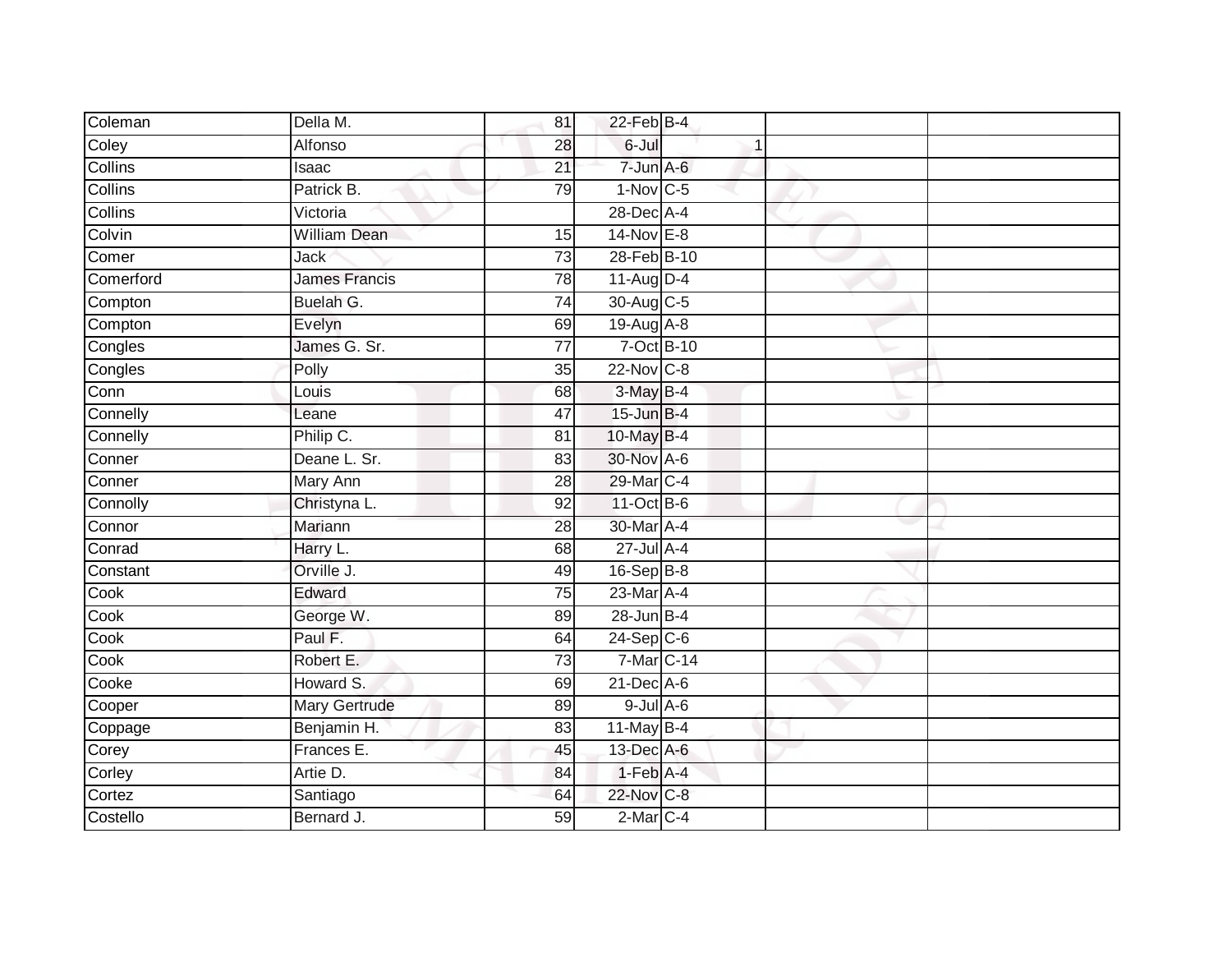| Coleman | Della M. | 81 | 22-Feb | B-4 | | |
|---|---|---|---|---|---|---|
| Coley | Alfonso | 28 | 6-Jul | 1 | | |
| Collins | Isaac | 21 | 7-Jun | A-6 | | |
| Collins | Patrick B. | 79 | 1-Nov | C-5 | | |
| Collins | Victoria | | 28-Dec | A-4 | | |
| Colvin | William Dean | 15 | 14-Nov | E-8 | | |
| Comer | Jack | 73 | 28-Feb | B-10 | | |
| Comerford | James Francis | 78 | 11-Aug | D-4 | | |
| Compton | Buelah G. | 74 | 30-Aug | C-5 | | |
| Compton | Evelyn | 69 | 19-Aug | A-8 | | |
| Congles | James G. Sr. | 77 | 7-Oct | B-10 | | |
| Congles | Polly | 35 | 22-Nov | C-8 | | |
| Conn | Louis | 68 | 3-May | B-4 | | |
| Connelly | Leane | 47 | 15-Jun | B-4 | | |
| Connelly | Philip C. | 81 | 10-May | B-4 | | |
| Conner | Deane L. Sr. | 83 | 30-Nov | A-6 | | |
| Conner | Mary Ann | 28 | 29-Mar | C-4 | | |
| Connolly | Christyna L. | 92 | 11-Oct | B-6 | | |
| Connor | Mariann | 28 | 30-Mar | A-4 | | |
| Conrad | Harry L. | 68 | 27-Jul | A-4 | | |
| Constant | Orville J. | 49 | 16-Sep | B-8 | | |
| Cook | Edward | 75 | 23-Mar | A-4 | | |
| Cook | George W. | 89 | 28-Jun | B-4 | | |
| Cook | Paul F. | 64 | 24-Sep | C-6 | | |
| Cook | Robert E. | 73 | 7-Mar | C-14 | | |
| Cooke | Howard S. | 69 | 21-Dec | A-6 | | |
| Cooper | Mary Gertrude | 89 | 9-Jul | A-6 | | |
| Coppage | Benjamin H. | 83 | 11-May | B-4 | | |
| Corey | Frances E. | 45 | 13-Dec | A-6 | | |
| Corley | Artie D. | 84 | 1-Feb | A-4 | | |
| Cortez | Santiago | 64 | 22-Nov | C-8 | | |
| Costello | Bernard J. | 59 | 2-Mar | C-4 | | |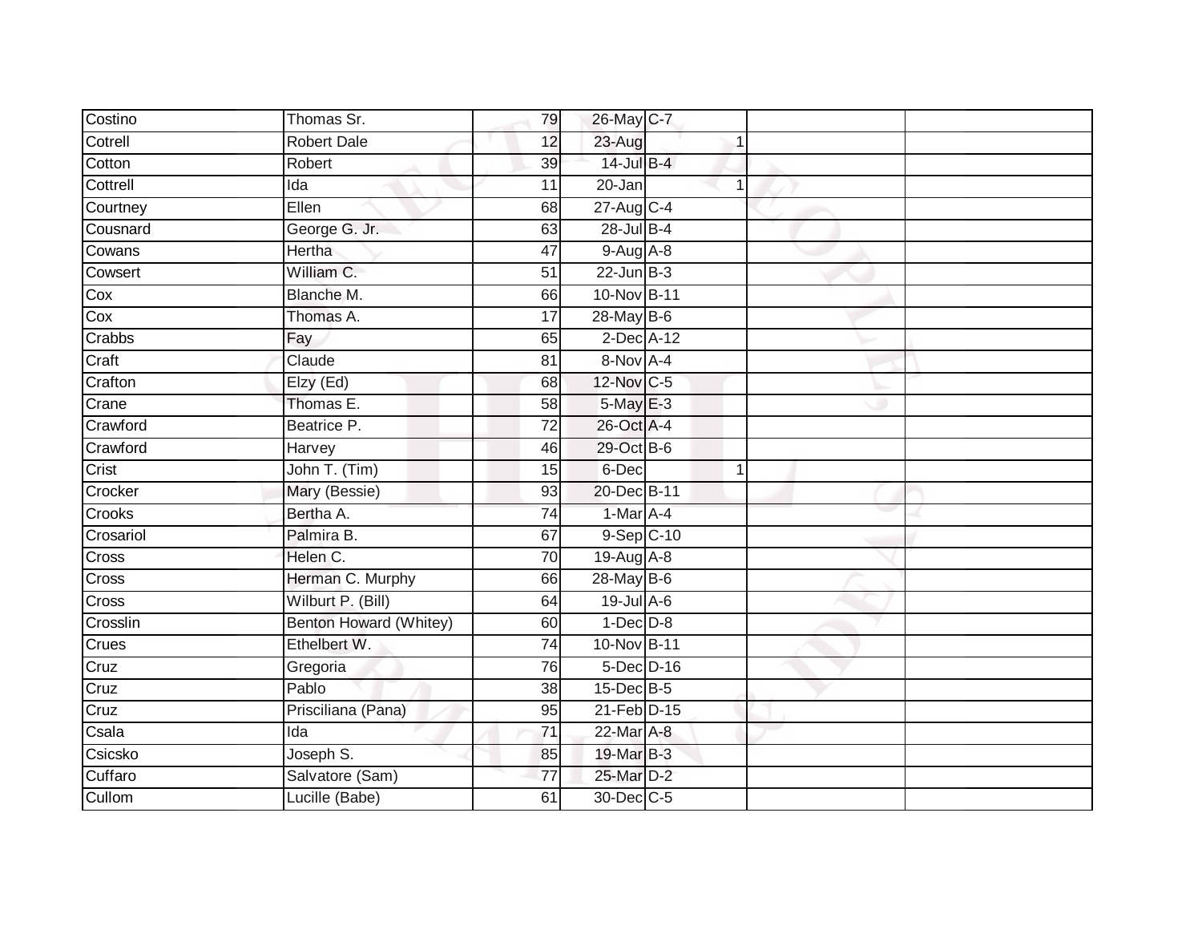| Costino | Thomas Sr. | 79 | 26-May | C-7 | | | |
|---|---|---|---|---|---|---|---|
| Cotrell | Robert Dale | 12 | 23-Aug | | 1 | | |
| Cotton | Robert | 39 | 14-Jul | B-4 | | | |
| Cottrell | Ida | 11 | 20-Jan | | 1 | | |
| Courtney | Ellen | 68 | 27-Aug | C-4 | | | |
| Cousnard | George G. Jr. | 63 | 28-Jul | B-4 | | | |
| Cowans | Hertha | 47 | 9-Aug | A-8 | | | |
| Cowsert | William C. | 51 | 22-Jun | B-3 | | | |
| Cox | Blanche M. | 66 | 10-Nov | B-11 | | | |
| Cox | Thomas A. | 17 | 28-May | B-6 | | | |
| Crabbs | Fay | 65 | 2-Dec | A-12 | | | |
| Craft | Claude | 81 | 8-Nov | A-4 | | | |
| Crafton | Elzy (Ed) | 68 | 12-Nov | C-5 | | | |
| Crane | Thomas E. | 58 | 5-May | E-3 | | | |
| Crawford | Beatrice P. | 72 | 26-Oct | A-4 | | | |
| Crawford | Harvey | 46 | 29-Oct | B-6 | | | |
| Crist | John T. (Tim) | 15 | 6-Dec | | 1 | | |
| Crocker | Mary (Bessie) | 93 | 20-Dec | B-11 | | | |
| Crooks | Bertha A. | 74 | 1-Mar | A-4 | | | |
| Crosariol | Palmira B. | 67 | 9-Sep | C-10 | | | |
| Cross | Helen C. | 70 | 19-Aug | A-8 | | | |
| Cross | Herman C. Murphy | 66 | 28-May | B-6 | | | |
| Cross | Wilburt P. (Bill) | 64 | 19-Jul | A-6 | | | |
| Crosslin | Benton Howard (Whitey) | 60 | 1-Dec | D-8 | | | |
| Crues | Ethelbert W. | 74 | 10-Nov | B-11 | | | |
| Cruz | Gregoria | 76 | 5-Dec | D-16 | | | |
| Cruz | Pablo | 38 | 15-Dec | B-5 | | | |
| Cruz | Prisciliana (Pana) | 95 | 21-Feb | D-15 | | | |
| Csala | Ida | 71 | 22-Mar | A-8 | | | |
| Csicsko | Joseph S. | 85 | 19-Mar | B-3 | | | |
| Cuffaro | Salvatore (Sam) | 77 | 25-Mar | D-2 | | | |
| Cullom | Lucille (Babe) | 61 | 30-Dec | C-5 | | | |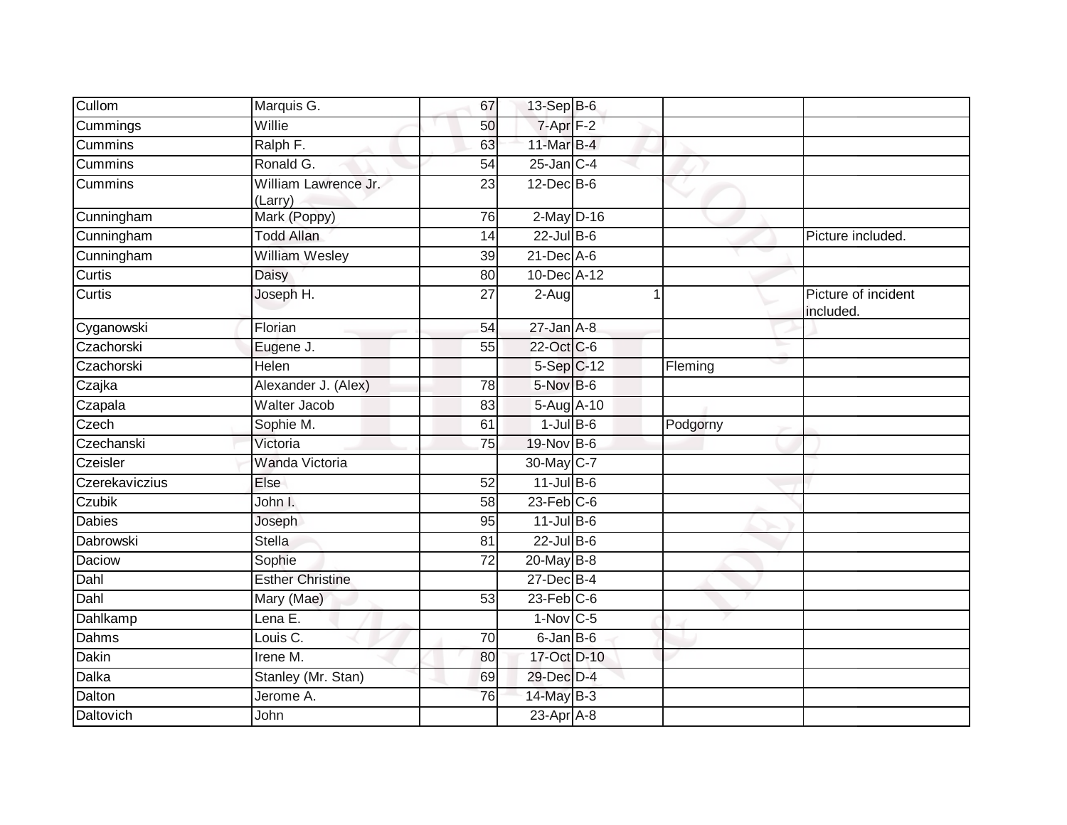| | | | | | | |
|---|---|---|---|---|---|---|
| Cullom | Marquis G. | 67 | 13-Sep | B-6 | | |
| Cummings | Willie | 50 | 7-Apr | F-2 | | |
| Cummins | Ralph F. | 63 | 11-Mar | B-4 | | |
| Cummins | Ronald G. | 54 | 25-Jan | C-4 | | |
| Cummins | William Lawrence Jr. (Larry) | 23 | 12-Dec | B-6 | | |
| Cunningham | Mark (Poppy) | 76 | 2-May | D-16 | | |
| Cunningham | Todd Allan | 14 | 22-Jul | B-6 | | Picture included. |
| Cunningham | William Wesley | 39 | 21-Dec | A-6 | | |
| Curtis | Daisy | 80 | 10-Dec | A-12 | | |
| Curtis | Joseph H. | 27 | 2-Aug | 1 | | Picture of incident included. |
| Cyganowski | Florian | 54 | 27-Jan | A-8 | | |
| Czachorski | Eugene J. | 55 | 22-Oct | C-6 | | |
| Czachorski | Helen | | 5-Sep | C-12 | Fleming | |
| Czajka | Alexander J. (Alex) | 78 | 5-Nov | B-6 | | |
| Czapala | Walter Jacob | 83 | 5-Aug | A-10 | | |
| Czech | Sophie M. | 61 | 1-Jul | B-6 | Podgorny | |
| Czechanski | Victoria | 75 | 19-Nov | B-6 | | |
| Czeisler | Wanda Victoria | | 30-May | C-7 | | |
| Czerekaviczius | Else | 52 | 11-Jul | B-6 | | |
| Czubik | John I. | 58 | 23-Feb | C-6 | | |
| Dabies | Joseph | 95 | 11-Jul | B-6 | | |
| Dabrowski | Stella | 81 | 22-Jul | B-6 | | |
| Daciow | Sophie | 72 | 20-May | B-8 | | |
| Dahl | Esther Christine | | 27-Dec | B-4 | | |
| Dahl | Mary (Mae) | 53 | 23-Feb | C-6 | | |
| Dahlkamp | Lena E. | | 1-Nov | C-5 | | |
| Dahms | Louis C. | 70 | 6-Jan | B-6 | | |
| Dakin | Irene M. | 80 | 17-Oct | D-10 | | |
| Dalka | Stanley (Mr. Stan) | 69 | 29-Dec | D-4 | | |
| Dalton | Jerome A. | 76 | 14-May | B-3 | | |
| Daltovich | John | | 23-Apr | A-8 | | |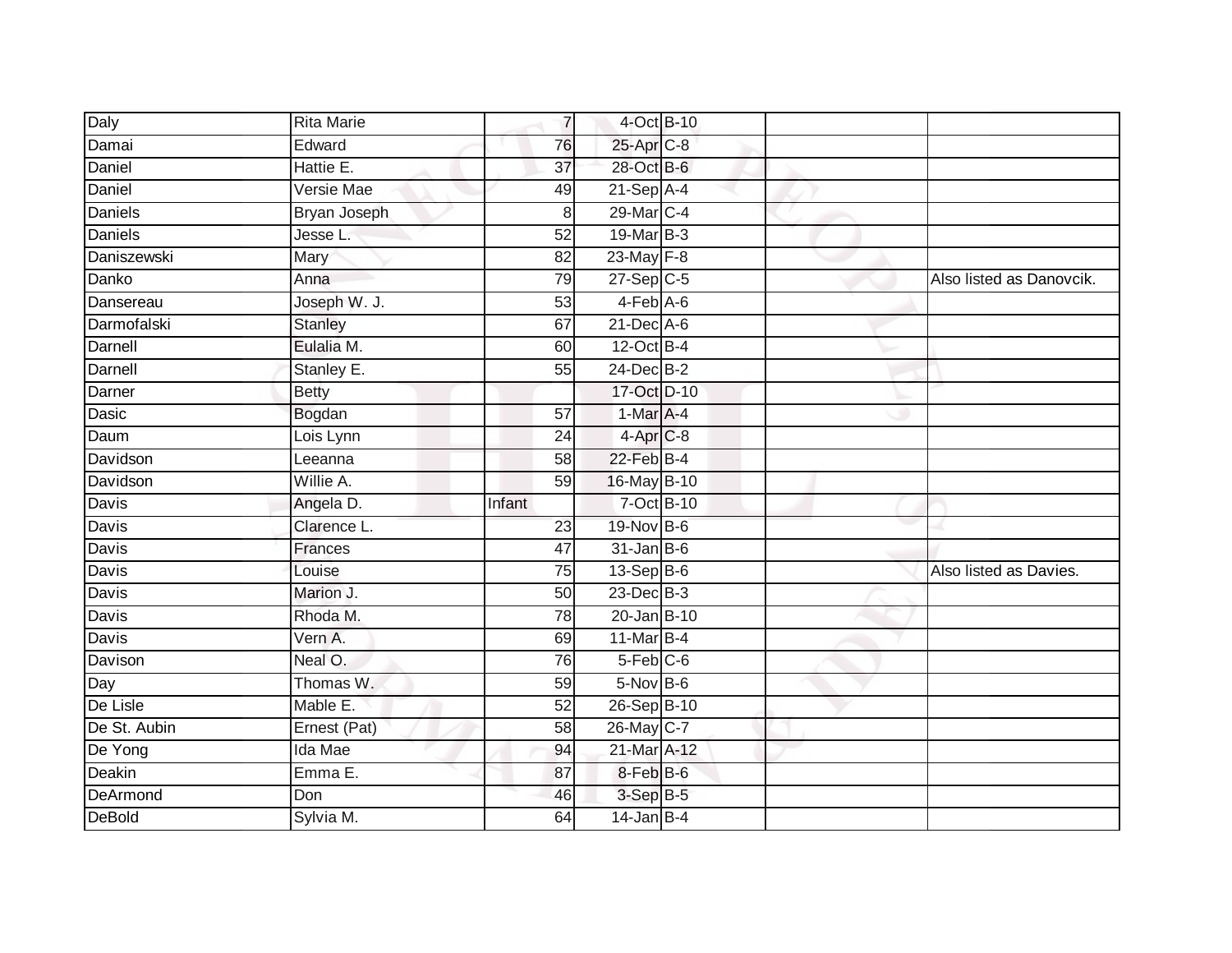| | | | | | | |
|---|---|---|---|---|---|---|
| Daly | Rita Marie | 7 | 4-Oct | B-10 | | |
| Damai | Edward | 76 | 25-Apr | C-8 | | |
| Daniel | Hattie E. | 37 | 28-Oct | B-6 | | |
| Daniel | Versie Mae | 49 | 21-Sep | A-4 | | |
| Daniels | Bryan Joseph | 8 | 29-Mar | C-4 | | |
| Daniels | Jesse L. | 52 | 19-Mar | B-3 | | |
| Daniszewski | Mary | 82 | 23-May | F-8 | | |
| Danko | Anna | 79 | 27-Sep | C-5 | | Also listed as Danovcik. |
| Dansereau | Joseph W. J. | 53 | 4-Feb | A-6 | | |
| Darmofalski | Stanley | 67 | 21-Dec | A-6 | | |
| Darnell | Eulalia M. | 60 | 12-Oct | B-4 | | |
| Darnell | Stanley E. | 55 | 24-Dec | B-2 | | |
| Darner | Betty | | 17-Oct | D-10 | | |
| Dasic | Bogdan | 57 | 1-Mar | A-4 | | |
| Daum | Lois Lynn | 24 | 4-Apr | C-8 | | |
| Davidson | Leeanna | 58 | 22-Feb | B-4 | | |
| Davidson | Willie A. | 59 | 16-May | B-10 | | |
| Davis | Angela D. | Infant | 7-Oct | B-10 | | |
| Davis | Clarence L. | 23 | 19-Nov | B-6 | | |
| Davis | Frances | 47 | 31-Jan | B-6 | | |
| Davis | Louise | 75 | 13-Sep | B-6 | | Also listed as Davies. |
| Davis | Marion J. | 50 | 23-Dec | B-3 | | |
| Davis | Rhoda M. | 78 | 20-Jan | B-10 | | |
| Davis | Vern A. | 69 | 11-Mar | B-4 | | |
| Davison | Neal O. | 76 | 5-Feb | C-6 | | |
| Day | Thomas W. | 59 | 5-Nov | B-6 | | |
| De Lisle | Mable E. | 52 | 26-Sep | B-10 | | |
| De St. Aubin | Ernest (Pat) | 58 | 26-May | C-7 | | |
| De Yong | Ida Mae | 94 | 21-Mar | A-12 | | |
| Deakin | Emma E. | 87 | 8-Feb | B-6 | | |
| DeArmond | Don | 46 | 3-Sep | B-5 | | |
| DeBold | Sylvia M. | 64 | 14-Jan | B-4 | | |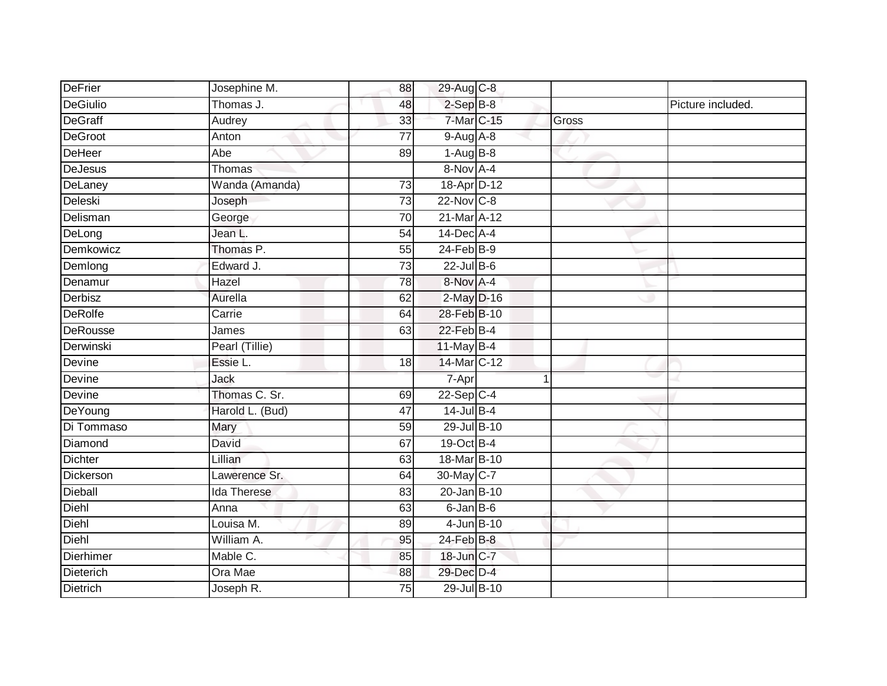| | | | | | | |
|---|---|---|---|---|---|---|
| DeFrier | Josephine M. | 88 | 29-Aug | C-8 | | |
| DeGiulio | Thomas J. | 48 | 2-Sep | B-8 | | Picture included. |
| DeGraff | Audrey | 33 | 7-Mar | C-15 | Gross | |
| DeGroot | Anton | 77 | 9-Aug | A-8 | | |
| DeHeer | Abe | 89 | 1-Aug | B-8 | | |
| DeJesus | Thomas | | 8-Nov | A-4 | | |
| DeLaney | Wanda (Amanda) | 73 | 18-Apr | D-12 | | |
| Deleski | Joseph | 73 | 22-Nov | C-8 | | |
| Delisman | George | 70 | 21-Mar | A-12 | | |
| DeLong | Jean L. | 54 | 14-Dec | A-4 | | |
| Demkowicz | Thomas P. | 55 | 24-Feb | B-9 | | |
| Demlong | Edward J. | 73 | 22-Jul | B-6 | | |
| Denamur | Hazel | 78 | 8-Nov | A-4 | | |
| Derbisz | Aurella | 62 | 2-May | D-16 | | |
| DeRolfe | Carrie | 64 | 28-Feb | B-10 | | |
| DeRousse | James | 63 | 22-Feb | B-4 | | |
| Derwinski | Pearl (Tillie) | | 11-May | B-4 | | |
| Devine | Essie L. | 18 | 14-Mar | C-12 | | |
| Devine | Jack | | 7-Apr | 1 | | |
| Devine | Thomas C. Sr. | 69 | 22-Sep | C-4 | | |
| DeYoung | Harold L. (Bud) | 47 | 14-Jul | B-4 | | |
| Di Tommaso | Mary | 59 | 29-Jul | B-10 | | |
| Diamond | David | 67 | 19-Oct | B-4 | | |
| Dichter | Lillian | 63 | 18-Mar | B-10 | | |
| Dickerson | Lawerence Sr. | 64 | 30-May | C-7 | | |
| Dieball | Ida Therese | 83 | 20-Jan | B-10 | | |
| Diehl | Anna | 63 | 6-Jan | B-6 | | |
| Diehl | Louisa M. | 89 | 4-Jun | B-10 | | |
| Diehl | William A. | 95 | 24-Feb | B-8 | | |
| Dierhimer | Mable C. | 85 | 18-Jun | C-7 | | |
| Dieterich | Ora Mae | 88 | 29-Dec | D-4 | | |
| Dietrich | Joseph R. | 75 | 29-Jul | B-10 | | |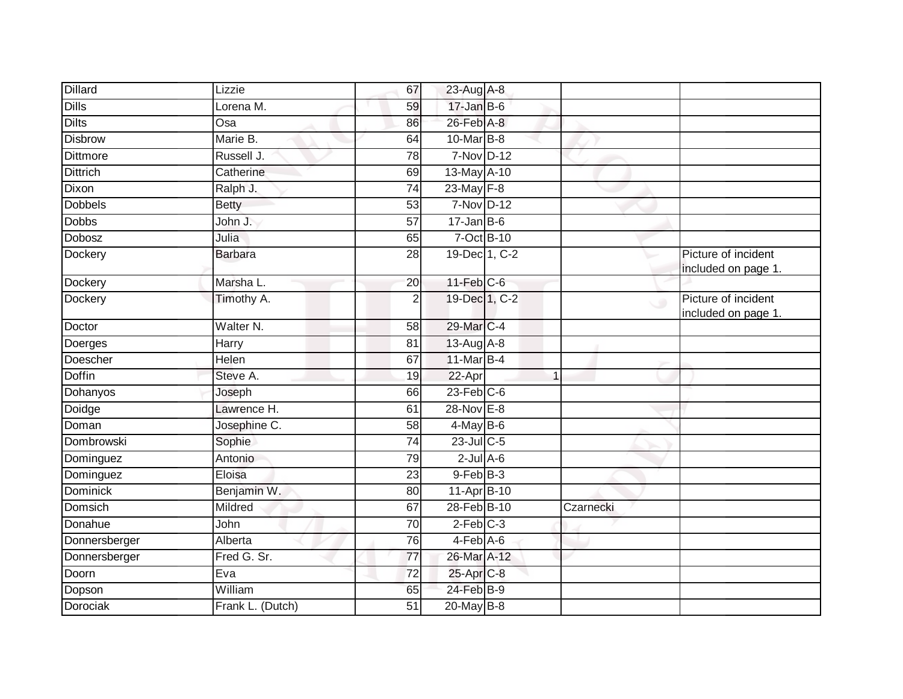| | | | | | | |
|---|---|---|---|---|---|---|
| Dillard | Lizzie | 67 | 23-Aug | A-8 | | |
| Dills | Lorena M. | 59 | 17-Jan | B-6 | | |
| Dilts | Osa | 86 | 26-Feb | A-8 | | |
| Disbrow | Marie B. | 64 | 10-Mar | B-8 | | |
| Dittmore | Russell J. | 78 | 7-Nov | D-12 | | |
| Dittrich | Catherine | 69 | 13-May | A-10 | | |
| Dixon | Ralph J. | 74 | 23-May | F-8 | | |
| Dobbels | Betty | 53 | 7-Nov | D-12 | | |
| Dobbs | John J. | 57 | 17-Jan | B-6 | | |
| Dobosz | Julia | 65 | 7-Oct | B-10 | | |
| Dockery | Barbara | 28 | 19-Dec | 1, C-2 | | Picture of incident included on page 1. |
| Dockery | Marsha L. | 20 | 11-Feb | C-6 | | |
| Dockery | Timothy A. | 2 | 19-Dec | 1, C-2 | | Picture of incident included on page 1. |
| Doctor | Walter N. | 58 | 29-Mar | C-4 | | |
| Doerges | Harry | 81 | 13-Aug | A-8 | | |
| Doescher | Helen | 67 | 11-Mar | B-4 | | |
| Doffin | Steve A. | 19 | 22-Apr | 1 | | |
| Dohanyos | Joseph | 66 | 23-Feb | C-6 | | |
| Doidge | Lawrence H. | 61 | 28-Nov | E-8 | | |
| Doman | Josephine C. | 58 | 4-May | B-6 | | |
| Dombrowski | Sophie | 74 | 23-Jul | C-5 | | |
| Dominguez | Antonio | 79 | 2-Jul | A-6 | | |
| Dominguez | Eloisa | 23 | 9-Feb | B-3 | | |
| Dominick | Benjamin W. | 80 | 11-Apr | B-10 | | |
| Domsich | Mildred | 67 | 28-Feb | B-10 | Czarnecki | |
| Donahue | John | 70 | 2-Feb | C-3 | | |
| Donnersberger | Alberta | 76 | 4-Feb | A-6 | | |
| Donnersberger | Fred G. Sr. | 77 | 26-Mar | A-12 | | |
| Doorn | Eva | 72 | 25-Apr | C-8 | | |
| Dopson | William | 65 | 24-Feb | B-9 | | |
| Dorociak | Frank L. (Dutch) | 51 | 20-May | B-8 | | |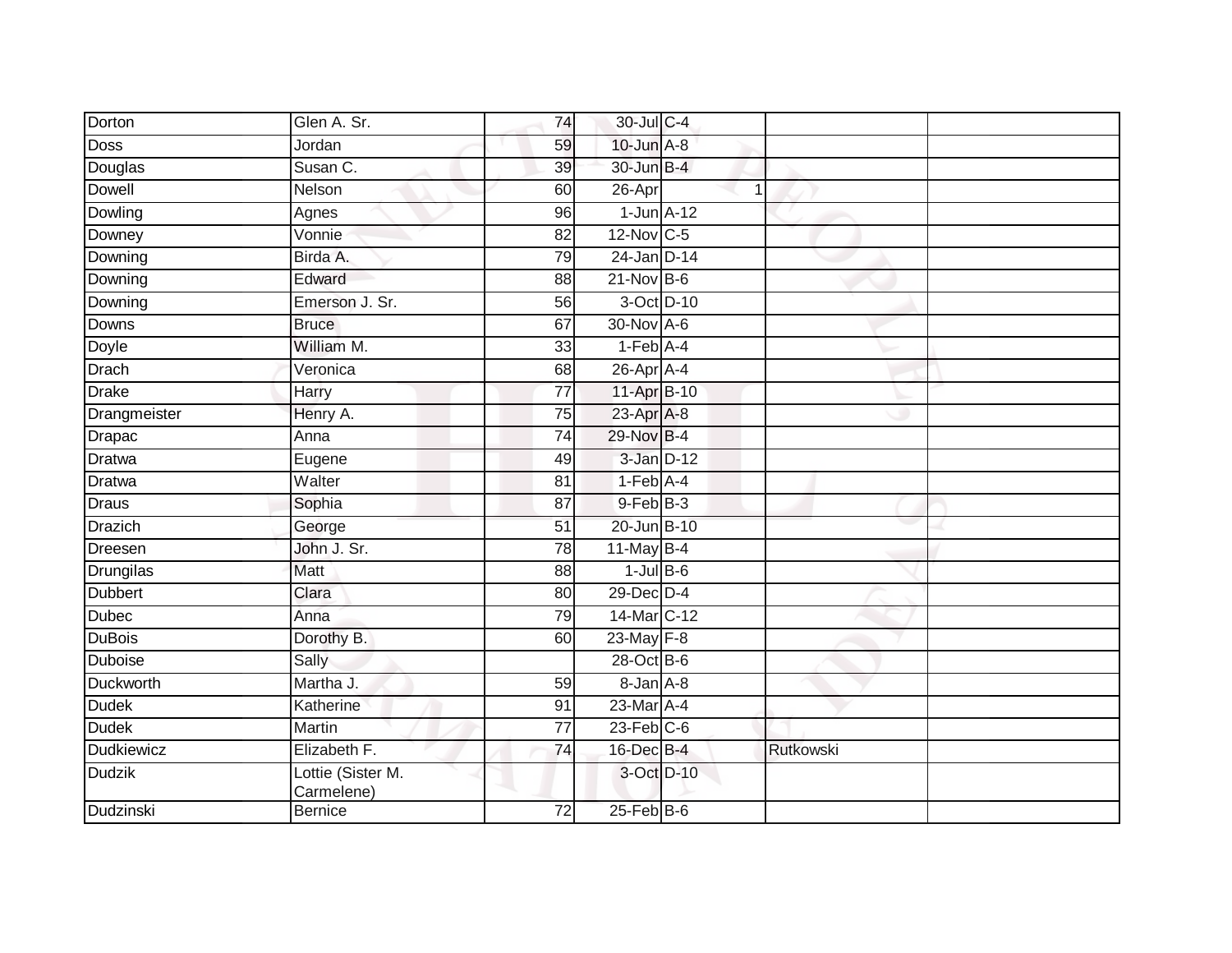| Dorton | Glen A. Sr. | 74 | 30-Jul | C-4 | | |
|---|---|---|---|---|---|---|
| Doss | Jordan | 59 | 10-Jun | A-8 | | |
| Douglas | Susan C. | 39 | 30-Jun | B-4 | | |
| Dowell | Nelson | 60 | 26-Apr | 1 | | |
| Dowling | Agnes | 96 | 1-Jun | A-12 | | |
| Downey | Vonnie | 82 | 12-Nov | C-5 | | |
| Downing | Birda A. | 79 | 24-Jan | D-14 | | |
| Downing | Edward | 88 | 21-Nov | B-6 | | |
| Downing | Emerson J. Sr. | 56 | 3-Oct | D-10 | | |
| Downs | Bruce | 67 | 30-Nov | A-6 | | |
| Doyle | William M. | 33 | 1-Feb | A-4 | | |
| Drach | Veronica | 68 | 26-Apr | A-4 | | |
| Drake | Harry | 77 | 11-Apr | B-10 | | |
| Drangmeister | Henry A. | 75 | 23-Apr | A-8 | | |
| Drapac | Anna | 74 | 29-Nov | B-4 | | |
| Dratwa | Eugene | 49 | 3-Jan | D-12 | | |
| Dratwa | Walter | 81 | 1-Feb | A-4 | | |
| Draus | Sophia | 87 | 9-Feb | B-3 | | |
| Drazich | George | 51 | 20-Jun | B-10 | | |
| Dreesen | John J. Sr. | 78 | 11-May | B-4 | | |
| Drungilas | Matt | 88 | 1-Jul | B-6 | | |
| Dubbert | Clara | 80 | 29-Dec | D-4 | | |
| Dubec | Anna | 79 | 14-Mar | C-12 | | |
| DuBois | Dorothy B. | 60 | 23-May | F-8 | | |
| Duboise | Sally | | 28-Oct | B-6 | | |
| Duckworth | Martha J. | 59 | 8-Jan | A-8 | | |
| Dudek | Katherine | 91 | 23-Mar | A-4 | | |
| Dudek | Martin | 77 | 23-Feb | C-6 | | |
| Dudkiewicz | Elizabeth F. | 74 | 16-Dec | B-4 | Rutkowski | |
| Dudzik | Lottie (Sister M. Carmelene) | | 3-Oct | D-10 | | |
| Dudzinski | Bernice | 72 | 25-Feb | B-6 | | |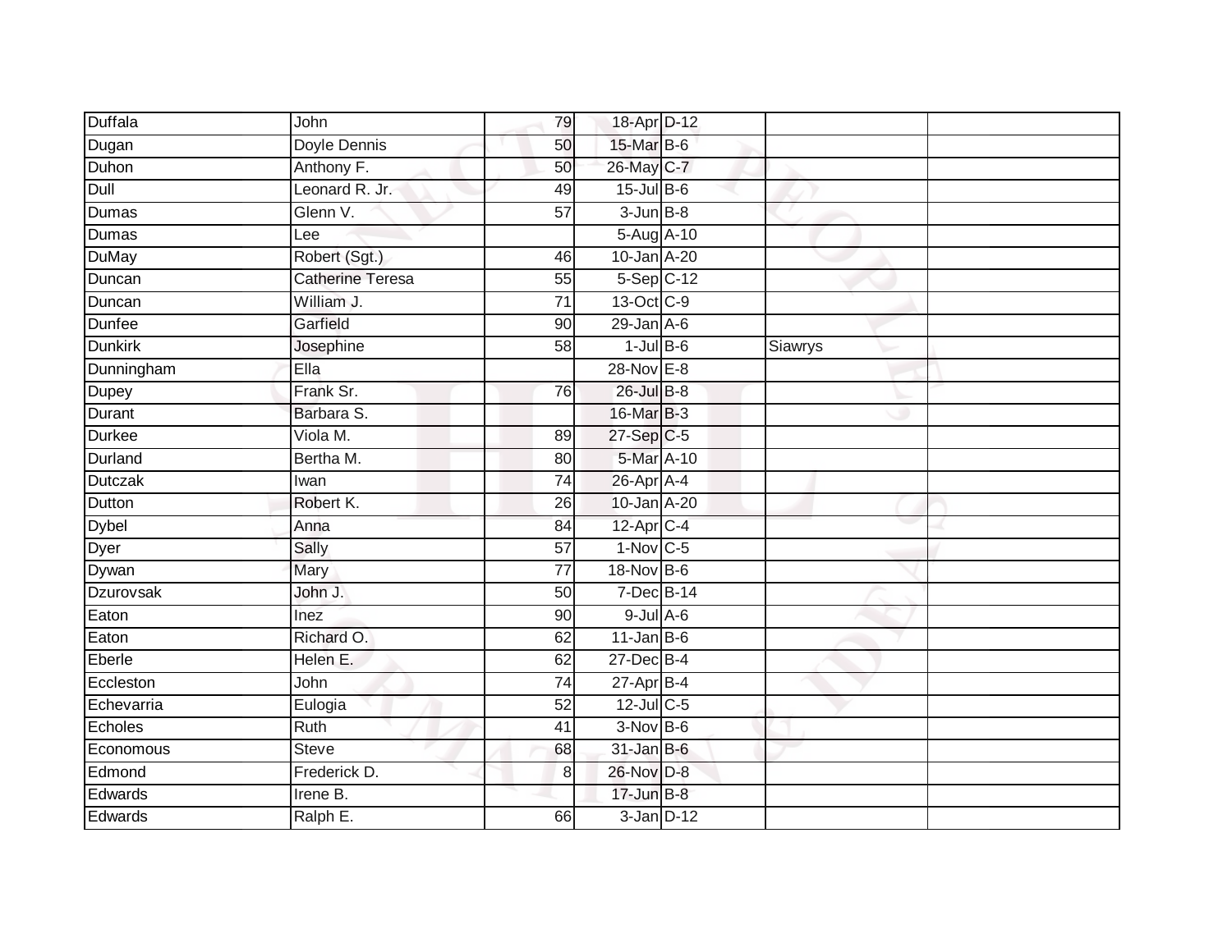| | | | | | | |
|---|---|---|---|---|---|---|
| Duffala | John | 79 | 18-Apr | D-12 | | |
| Dugan | Doyle Dennis | 50 | 15-Mar | B-6 | | |
| Duhon | Anthony F. | 50 | 26-May | C-7 | | |
| Dull | Leonard R. Jr. | 49 | 15-Jul | B-6 | | |
| Dumas | Glenn V. | 57 | 3-Jun | B-8 | | |
| Dumas | Lee | | 5-Aug | A-10 | | |
| DuMay | Robert (Sgt.) | 46 | 10-Jan | A-20 | | |
| Duncan | Catherine Teresa | 55 | 5-Sep | C-12 | | |
| Duncan | William J. | 71 | 13-Oct | C-9 | | |
| Dunfee | Garfield | 90 | 29-Jan | A-6 | | |
| Dunkirk | Josephine | 58 | 1-Jul | B-6 | Siawrys | |
| Dunningham | Ella | | 28-Nov | E-8 | | |
| Dupey | Frank Sr. | 76 | 26-Jul | B-8 | | |
| Durant | Barbara S. | | 16-Mar | B-3 | | |
| Durkee | Viola M. | 89 | 27-Sep | C-5 | | |
| Durland | Bertha M. | 80 | 5-Mar | A-10 | | |
| Dutczak | Iwan | 74 | 26-Apr | A-4 | | |
| Dutton | Robert K. | 26 | 10-Jan | A-20 | | |
| Dybel | Anna | 84 | 12-Apr | C-4 | | |
| Dyer | Sally | 57 | 1-Nov | C-5 | | |
| Dywan | Mary | 77 | 18-Nov | B-6 | | |
| Dzurovsak | John J. | 50 | 7-Dec | B-14 | | |
| Eaton | Inez | 90 | 9-Jul | A-6 | | |
| Eaton | Richard O. | 62 | 11-Jan | B-6 | | |
| Eberle | Helen E. | 62 | 27-Dec | B-4 | | |
| Eccleston | John | 74 | 27-Apr | B-4 | | |
| Echevarria | Eulogia | 52 | 12-Jul | C-5 | | |
| Echoles | Ruth | 41 | 3-Nov | B-6 | | |
| Economous | Steve | 68 | 31-Jan | B-6 | | |
| Edmond | Frederick D. | 8 | 26-Nov | D-8 | | |
| Edwards | Irene B. | | 17-Jun | B-8 | | |
| Edwards | Ralph E. | 66 | 3-Jan | D-12 | | |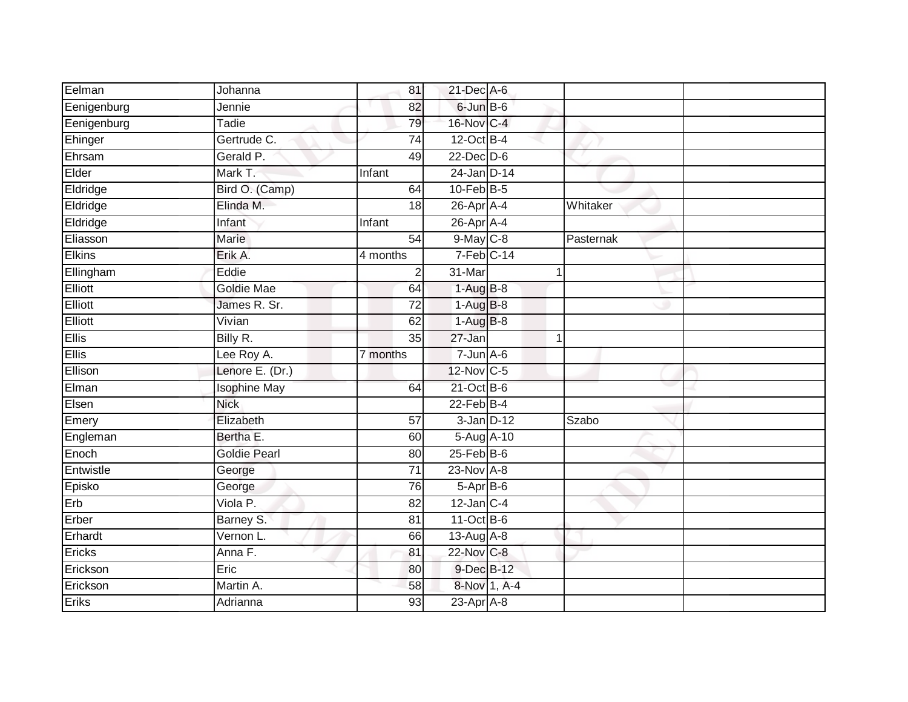| | | | | | | |
|---|---|---|---|---|---|---|
| Eelman | Johanna | 81 | 21-Dec | A-6 | | |
| Eenigenburg | Jennie | 82 | 6-Jun | B-6 | | |
| Eenigenburg | Tadie | 79 | 16-Nov | C-4 | | |
| Ehinger | Gertrude C. | 74 | 12-Oct | B-4 | | |
| Ehrsam | Gerald P. | 49 | 22-Dec | D-6 | | |
| Elder | Mark T. | Infant | 24-Jan | D-14 | | |
| Eldridge | Bird O. (Camp) | 64 | 10-Feb | B-5 | | |
| Eldridge | Elinda M. | 18 | 26-Apr | A-4 | Whitaker | |
| Eldridge | Infant | Infant | 26-Apr | A-4 | | |
| Eliasson | Marie | 54 | 9-May | C-8 | Pasternak | |
| Elkins | Erik A. | 4 months | 7-Feb | C-14 | | |
| Ellingham | Eddie | 2 | 31-Mar | 1 | | |
| Elliott | Goldie Mae | 64 | 1-Aug | B-8 | | |
| Elliott | James R. Sr. | 72 | 1-Aug | B-8 | | |
| Elliott | Vivian | 62 | 1-Aug | B-8 | | |
| Ellis | Billy R. | 35 | 27-Jan | 1 | | |
| Ellis | Lee Roy A. | 7 months | 7-Jun | A-6 | | |
| Ellison | Lenore E. (Dr.) | | 12-Nov | C-5 | | |
| Elman | Isophine May | 64 | 21-Oct | B-6 | | |
| Elsen | Nick | | 22-Feb | B-4 | | |
| Emery | Elizabeth | 57 | 3-Jan | D-12 | Szabo | |
| Engleman | Bertha E. | 60 | 5-Aug | A-10 | | |
| Enoch | Goldie Pearl | 80 | 25-Feb | B-6 | | |
| Entwistle | George | 71 | 23-Nov | A-8 | | |
| Episko | George | 76 | 5-Apr | B-6 | | |
| Erb | Viola P. | 82 | 12-Jan | C-4 | | |
| Erber | Barney S. | 81 | 11-Oct | B-6 | | |
| Erhardt | Vernon L. | 66 | 13-Aug | A-8 | | |
| Ericks | Anna F. | 81 | 22-Nov | C-8 | | |
| Erickson | Eric | 80 | 9-Dec | B-12 | | |
| Erickson | Martin A. | 58 | 8-Nov | 1, A-4 | | |
| Eriks | Adrianna | 93 | 23-Apr | A-8 | | |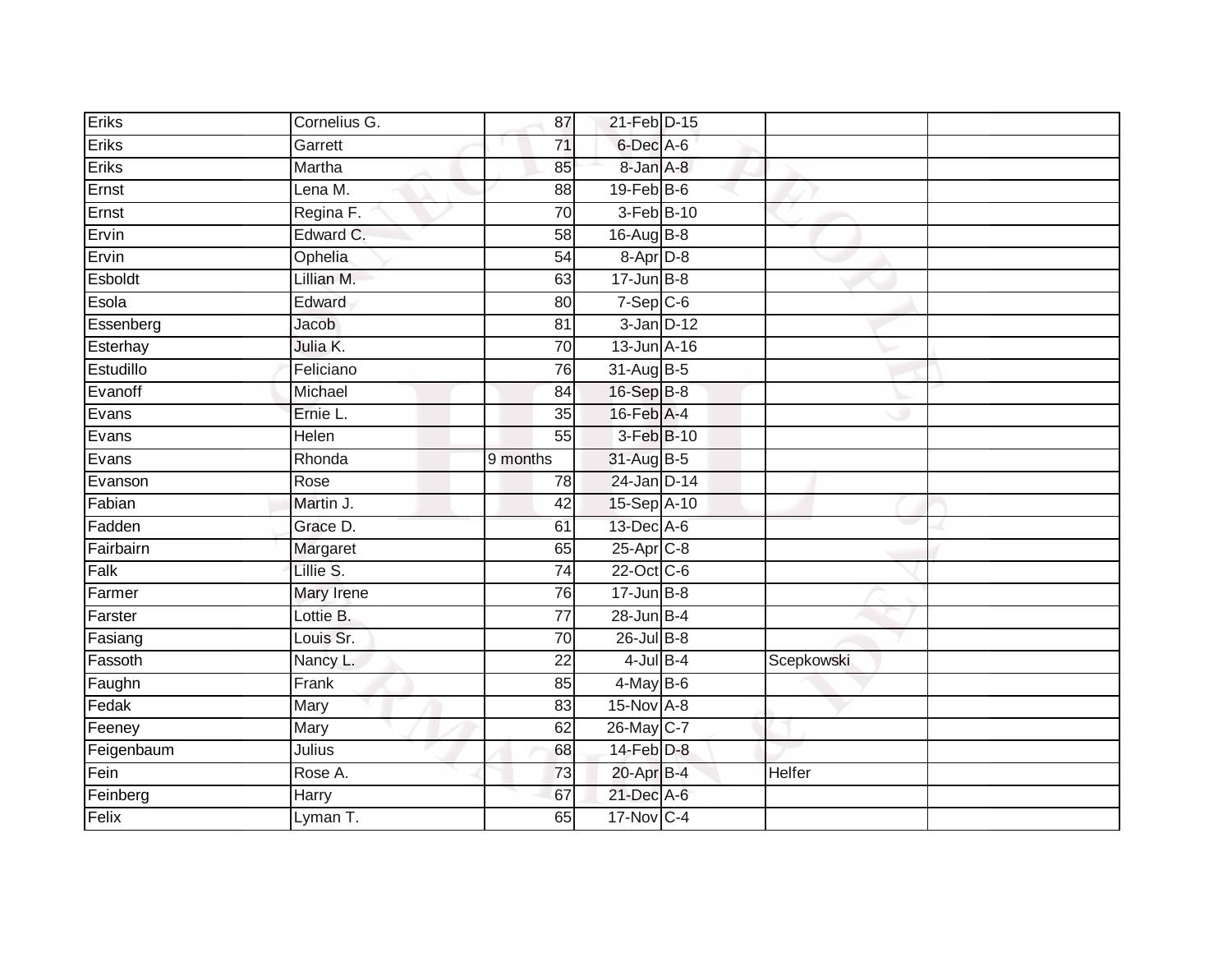| | | | | | | |
|---|---|---|---|---|---|---|
| Eriks | Cornelius G. | 87 | 21-Feb | D-15 | | |
| Eriks | Garrett | 71 | 6-Dec | A-6 | | |
| Eriks | Martha | 85 | 8-Jan | A-8 | | |
| Ernst | Lena M. | 88 | 19-Feb | B-6 | | |
| Ernst | Regina F. | 70 | 3-Feb | B-10 | | |
| Ervin | Edward C. | 58 | 16-Aug | B-8 | | |
| Ervin | Ophelia | 54 | 8-Apr | D-8 | | |
| Esboldt | Lillian M. | 63 | 17-Jun | B-8 | | |
| Esola | Edward | 80 | 7-Sep | C-6 | | |
| Essenberg | Jacob | 81 | 3-Jan | D-12 | | |
| Esterhay | Julia K. | 70 | 13-Jun | A-16 | | |
| Estudillo | Feliciano | 76 | 31-Aug | B-5 | | |
| Evanoff | Michael | 84 | 16-Sep | B-8 | | |
| Evans | Ernie L. | 35 | 16-Feb | A-4 | | |
| Evans | Helen | 55 | 3-Feb | B-10 | | |
| Evans | Rhonda | 9 months | 31-Aug | B-5 | | |
| Evanson | Rose | 78 | 24-Jan | D-14 | | |
| Fabian | Martin J. | 42 | 15-Sep | A-10 | | |
| Fadden | Grace D. | 61 | 13-Dec | A-6 | | |
| Fairbairn | Margaret | 65 | 25-Apr | C-8 | | |
| Falk | Lillie S. | 74 | 22-Oct | C-6 | | |
| Farmer | Mary Irene | 76 | 17-Jun | B-8 | | |
| Farster | Lottie B. | 77 | 28-Jun | B-4 | | |
| Fasiang | Louis Sr. | 70 | 26-Jul | B-8 | | |
| Fassoth | Nancy L. | 22 | 4-Jul | B-4 | Scepkowski | |
| Faughn | Frank | 85 | 4-May | B-6 | | |
| Fedak | Mary | 83 | 15-Nov | A-8 | | |
| Feeney | Mary | 62 | 26-May | C-7 | | |
| Feigenbaum | Julius | 68 | 14-Feb | D-8 | | |
| Fein | Rose A. | 73 | 20-Apr | B-4 | Helfer | |
| Feinberg | Harry | 67 | 21-Dec | A-6 | | |
| Felix | Lyman T. | 65 | 17-Nov | C-4 | | |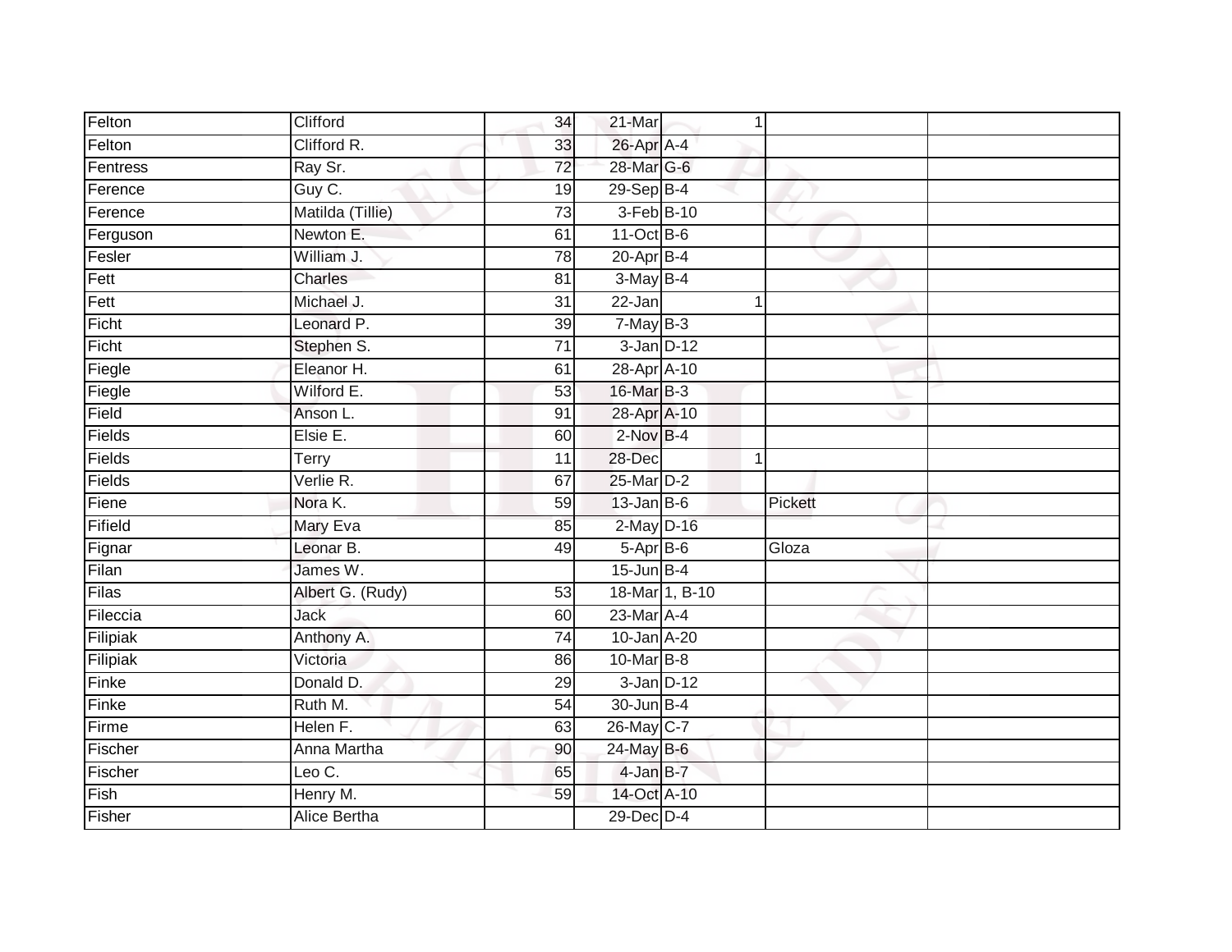| | | | | | | |
|---|---|---|---|---|---|---|
| Felton | Clifford | 34 | 21-Mar | 1 | | |
| Felton | Clifford R. | 33 | 26-Apr | A-4 | | |
| Fentress | Ray Sr. | 72 | 28-Mar | G-6 | | |
| Ference | Guy C. | 19 | 29-Sep | B-4 | | |
| Ference | Matilda (Tillie) | 73 | 3-Feb | B-10 | | |
| Ferguson | Newton E. | 61 | 11-Oct | B-6 | | |
| Fesler | William J. | 78 | 20-Apr | B-4 | | |
| Fett | Charles | 81 | 3-May | B-4 | | |
| Fett | Michael J. | 31 | 22-Jan | 1 | | |
| Ficht | Leonard P. | 39 | 7-May | B-3 | | |
| Ficht | Stephen S. | 71 | 3-Jan | D-12 | | |
| Fiegle | Eleanor H. | 61 | 28-Apr | A-10 | | |
| Fiegle | Wilford E. | 53 | 16-Mar | B-3 | | |
| Field | Anson L. | 91 | 28-Apr | A-10 | | |
| Fields | Elsie E. | 60 | 2-Nov | B-4 | | |
| Fields | Terry | 11 | 28-Dec | 1 | | |
| Fields | Verlie R. | 67 | 25-Mar | D-2 | | |
| Fiene | Nora K. | 59 | 13-Jan | B-6 | Pickett | |
| Fifield | Mary Eva | 85 | 2-May | D-16 | | |
| Fignar | Leonar B. | 49 | 5-Apr | B-6 | Gloza | |
| Filan | James W. | | 15-Jun | B-4 | | |
| Filas | Albert G. (Rudy) | 53 | 18-Mar | 1, B-10 | | |
| Fileccia | Jack | 60 | 23-Mar | A-4 | | |
| Filipiak | Anthony A. | 74 | 10-Jan | A-20 | | |
| Filipiak | Victoria | 86 | 10-Mar | B-8 | | |
| Finke | Donald D. | 29 | 3-Jan | D-12 | | |
| Finke | Ruth M. | 54 | 30-Jun | B-4 | | |
| Firme | Helen F. | 63 | 26-May | C-7 | | |
| Fischer | Anna Martha | 90 | 24-May | B-6 | | |
| Fischer | Leo C. | 65 | 4-Jan | B-7 | | |
| Fish | Henry M. | 59 | 14-Oct | A-10 | | |
| Fisher | Alice Bertha | | 29-Dec | D-4 | | |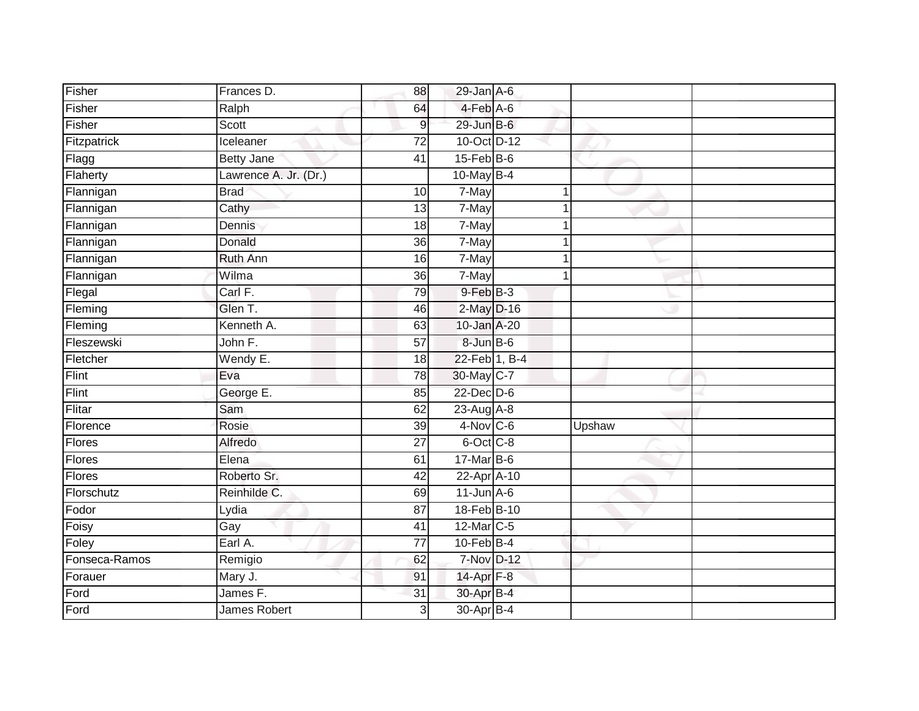| | | | | | | |
|---|---|---|---|---|---|---|
| Fisher | Frances D. | 88 | 29-Jan | A-6 | | |
| Fisher | Ralph | 64 | 4-Feb | A-6 | | |
| Fisher | Scott | 9 | 29-Jun | B-6 | | |
| Fitzpatrick | Iceleaner | 72 | 10-Oct | D-12 | | |
| Flagg | Betty Jane | 41 | 15-Feb | B-6 | | |
| Flaherty | Lawrence A. Jr. (Dr.) | | 10-May | B-4 | | |
| Flannigan | Brad | 10 | 7-May | 1 | | |
| Flannigan | Cathy | 13 | 7-May | 1 | | |
| Flannigan | Dennis | 18 | 7-May | 1 | | |
| Flannigan | Donald | 36 | 7-May | 1 | | |
| Flannigan | Ruth Ann | 16 | 7-May | 1 | | |
| Flannigan | Wilma | 36 | 7-May | 1 | | |
| Flegal | Carl F. | 79 | 9-Feb | B-3 | | |
| Fleming | Glen T. | 46 | 2-May | D-16 | | |
| Fleming | Kenneth A. | 63 | 10-Jan | A-20 | | |
| Fleszewski | John F. | 57 | 8-Jun | B-6 | | |
| Fletcher | Wendy E. | 18 | 22-Feb | 1, B-4 | | |
| Flint | Eva | 78 | 30-May | C-7 | | |
| Flint | George E. | 85 | 22-Dec | D-6 | | |
| Flitar | Sam | 62 | 23-Aug | A-8 | | |
| Florence | Rosie | 39 | 4-Nov | C-6 | Upshaw | |
| Flores | Alfredo | 27 | 6-Oct | C-8 | | |
| Flores | Elena | 61 | 17-Mar | B-6 | | |
| Flores | Roberto Sr. | 42 | 22-Apr | A-10 | | |
| Florschutz | Reinhilde C. | 69 | 11-Jun | A-6 | | |
| Fodor | Lydia | 87 | 18-Feb | B-10 | | |
| Foisy | Gay | 41 | 12-Mar | C-5 | | |
| Foley | Earl A. | 77 | 10-Feb | B-4 | | |
| Fonseca-Ramos | Remigio | 62 | 7-Nov | D-12 | | |
| Forauer | Mary J. | 91 | 14-Apr | F-8 | | |
| Ford | James F. | 31 | 30-Apr | B-4 | | |
| Ford | James Robert | 3 | 30-Apr | B-4 | | |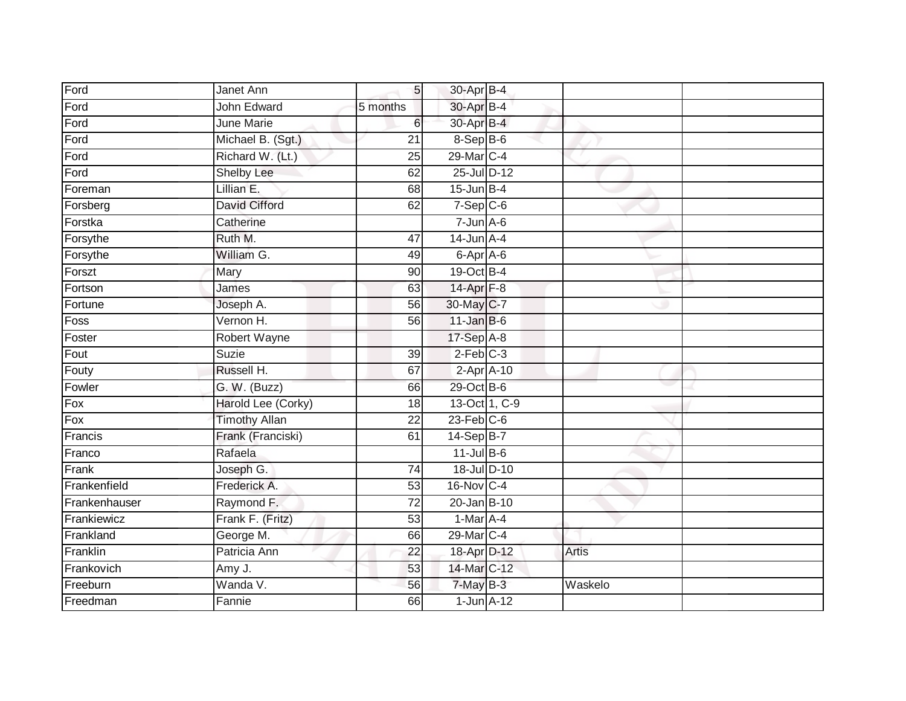| Ford | Janet Ann | 5 | 30-Apr | B-4 | | |
|---|---|---|---|---|---|---|
| Ford | John Edward | 5 months | 30-Apr | B-4 | | |
| Ford | June Marie | 6 | 30-Apr | B-4 | | |
| Ford | Michael B. (Sgt.) | 21 | 8-Sep | B-6 | | |
| Ford | Richard W. (Lt.) | 25 | 29-Mar | C-4 | | |
| Ford | Shelby Lee | 62 | 25-Jul | D-12 | | |
| Foreman | Lillian E. | 68 | 15-Jun | B-4 | | |
| Forsberg | David Cifford | 62 | 7-Sep | C-6 | | |
| Forstka | Catherine | | 7-Jun | A-6 | | |
| Forsythe | Ruth M. | 47 | 14-Jun | A-4 | | |
| Forsythe | William G. | 49 | 6-Apr | A-6 | | |
| Forszt | Mary | 90 | 19-Oct | B-4 | | |
| Fortson | James | 63 | 14-Apr | F-8 | | |
| Fortune | Joseph A. | 56 | 30-May | C-7 | | |
| Foss | Vernon H. | 56 | 11-Jan | B-6 | | |
| Foster | Robert Wayne | | 17-Sep | A-8 | | |
| Fout | Suzie | 39 | 2-Feb | C-3 | | |
| Fouty | Russell H. | 67 | 2-Apr | A-10 | | |
| Fowler | G. W. (Buzz) | 66 | 29-Oct | B-6 | | |
| Fox | Harold Lee (Corky) | 18 | 13-Oct | 1, C-9 | | |
| Fox | Timothy Allan | 22 | 23-Feb | C-6 | | |
| Francis | Frank (Franciski) | 61 | 14-Sep | B-7 | | |
| Franco | Rafaela | | 11-Jul | B-6 | | |
| Frank | Joseph G. | 74 | 18-Jul | D-10 | | |
| Frankenfield | Frederick A. | 53 | 16-Nov | C-4 | | |
| Frankenhauser | Raymond F. | 72 | 20-Jan | B-10 | | |
| Frankiewicz | Frank F. (Fritz) | 53 | 1-Mar | A-4 | | |
| Frankland | George M. | 66 | 29-Mar | C-4 | | |
| Franklin | Patricia Ann | 22 | 18-Apr | D-12 | Artis | |
| Frankovich | Amy J. | 53 | 14-Mar | C-12 | | |
| Freeburn | Wanda V. | 56 | 7-May | B-3 | Waskelo | |
| Freedman | Fannie | 66 | 1-Jun | A-12 | | |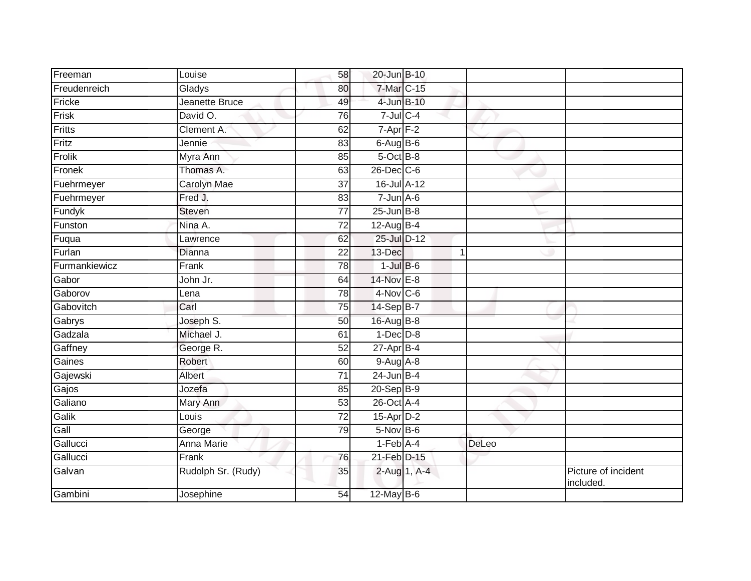| | | | | | | | |
|---|---|---|---|---|---|---|---|
| Freeman | Louise | 58 | 20-Jun | B-10 | | | |
| Freudenreich | Gladys | 80 | 7-Mar | C-15 | | | |
| Fricke | Jeanette Bruce | 49 | 4-Jun | B-10 | | | |
| Frisk | David O. | 76 | 7-Jul | C-4 | | | |
| Fritts | Clement A. | 62 | 7-Apr | F-2 | | | |
| Fritz | Jennie | 83 | 6-Aug | B-6 | | | |
| Frolik | Myra Ann | 85 | 5-Oct | B-8 | | | |
| Fronek | Thomas A. | 63 | 26-Dec | C-6 | | | |
| Fuehrmeyer | Carolyn Mae | 37 | 16-Jul | A-12 | | | |
| Fuehrmeyer | Fred J. | 83 | 7-Jun | A-6 | | | |
| Fundyk | Steven | 77 | 25-Jun | B-8 | | | |
| Funston | Nina A. | 72 | 12-Aug | B-4 | | | |
| Fuqua | Lawrence | 62 | 25-Jul | D-12 | | | |
| Furlan | Dianna | 22 | 13-Dec | | 1 | | |
| Furmankiewicz | Frank | 78 | 1-Jul | B-6 | | | |
| Gabor | John Jr. | 64 | 14-Nov | E-8 | | | |
| Gaborov | Lena | 78 | 4-Nov | C-6 | | | |
| Gabovitch | Carl | 75 | 14-Sep | B-7 | | | |
| Gabrys | Joseph S. | 50 | 16-Aug | B-8 | | | |
| Gadzala | Michael J. | 61 | 1-Dec | D-8 | | | |
| Gaffney | George R. | 52 | 27-Apr | B-4 | | | |
| Gaines | Robert | 60 | 9-Aug | A-8 | | | |
| Gajewski | Albert | 71 | 24-Jun | B-4 | | | |
| Gajos | Jozefa | 85 | 20-Sep | B-9 | | | |
| Galiano | Mary Ann | 53 | 26-Oct | A-4 | | | |
| Galik | Louis | 72 | 15-Apr | D-2 | | | |
| Gall | George | 79 | 5-Nov | B-6 | | | |
| Gallucci | Anna Marie | | 1-Feb | A-4 | | DeLeo | |
| Gallucci | Frank | 76 | 21-Feb | D-15 | | | |
| Galvan | Rudolph Sr. (Rudy) | 35 | 2-Aug | 1, A-4 | | | Picture of incident included. |
| Gambini | Josephine | 54 | 12-May | B-6 | | | |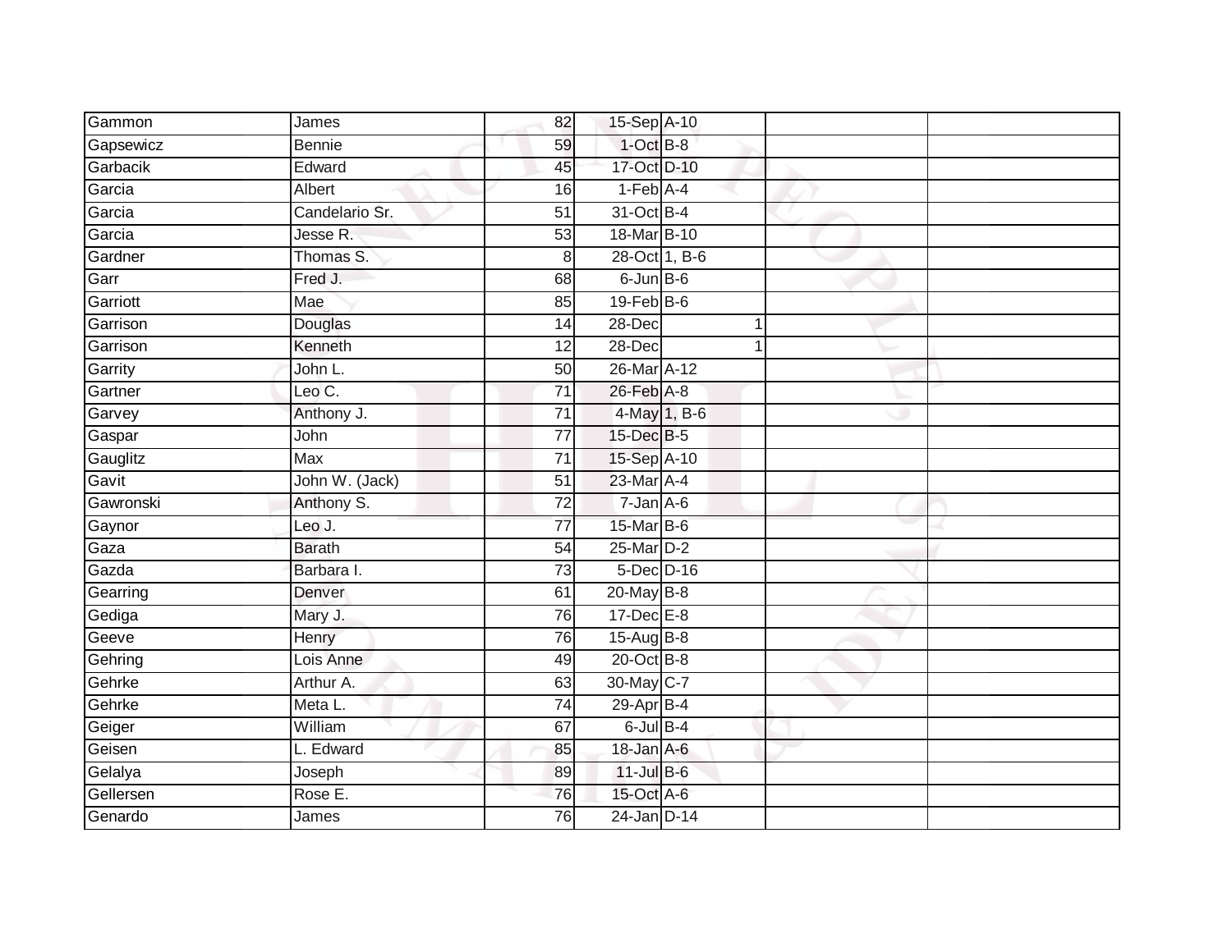| Gammon | James | 82 | 15-Sep | A-10 | | | |
|---|---|---|---|---|---|---|---|
| Gapsewicz | Bennie | 59 | 1-Oct | B-8 | | | |
| Garbacik | Edward | 45 | 17-Oct | D-10 | | | |
| Garcia | Albert | 16 | 1-Feb | A-4 | | | |
| Garcia | Candelario Sr. | 51 | 31-Oct | B-4 | | | |
| Garcia | Jesse R. | 53 | 18-Mar | B-10 | | | |
| Gardner | Thomas S. | 8 | 28-Oct | 1, B-6 | | | |
| Garr | Fred J. | 68 | 6-Jun | B-6 | | | |
| Garriott | Mae | 85 | 19-Feb | B-6 | | | |
| Garrison | Douglas | 14 | 28-Dec | | 1 | | |
| Garrison | Kenneth | 12 | 28-Dec | | 1 | | |
| Garrity | John L. | 50 | 26-Mar | A-12 | | | |
| Gartner | Leo C. | 71 | 26-Feb | A-8 | | | |
| Garvey | Anthony J. | 71 | 4-May | 1, B-6 | | | |
| Gaspar | John | 77 | 15-Dec | B-5 | | | |
| Gauglitz | Max | 71 | 15-Sep | A-10 | | | |
| Gavit | John W. (Jack) | 51 | 23-Mar | A-4 | | | |
| Gawronski | Anthony S. | 72 | 7-Jan | A-6 | | | |
| Gaynor | Leo J. | 77 | 15-Mar | B-6 | | | |
| Gaza | Barath | 54 | 25-Mar | D-2 | | | |
| Gazda | Barbara I. | 73 | 5-Dec | D-16 | | | |
| Gearring | Denver | 61 | 20-May | B-8 | | | |
| Gediga | Mary J. | 76 | 17-Dec | E-8 | | | |
| Geeve | Henry | 76 | 15-Aug | B-8 | | | |
| Gehring | Lois Anne | 49 | 20-Oct | B-8 | | | |
| Gehrke | Arthur A. | 63 | 30-May | C-7 | | | |
| Gehrke | Meta L. | 74 | 29-Apr | B-4 | | | |
| Geiger | William | 67 | 6-Jul | B-4 | | | |
| Geisen | L. Edward | 85 | 18-Jan | A-6 | | | |
| Gelalya | Joseph | 89 | 11-Jul | B-6 | | | |
| Gellersen | Rose E. | 76 | 15-Oct | A-6 | | | |
| Genardo | James | 76 | 24-Jan | D-14 | | | |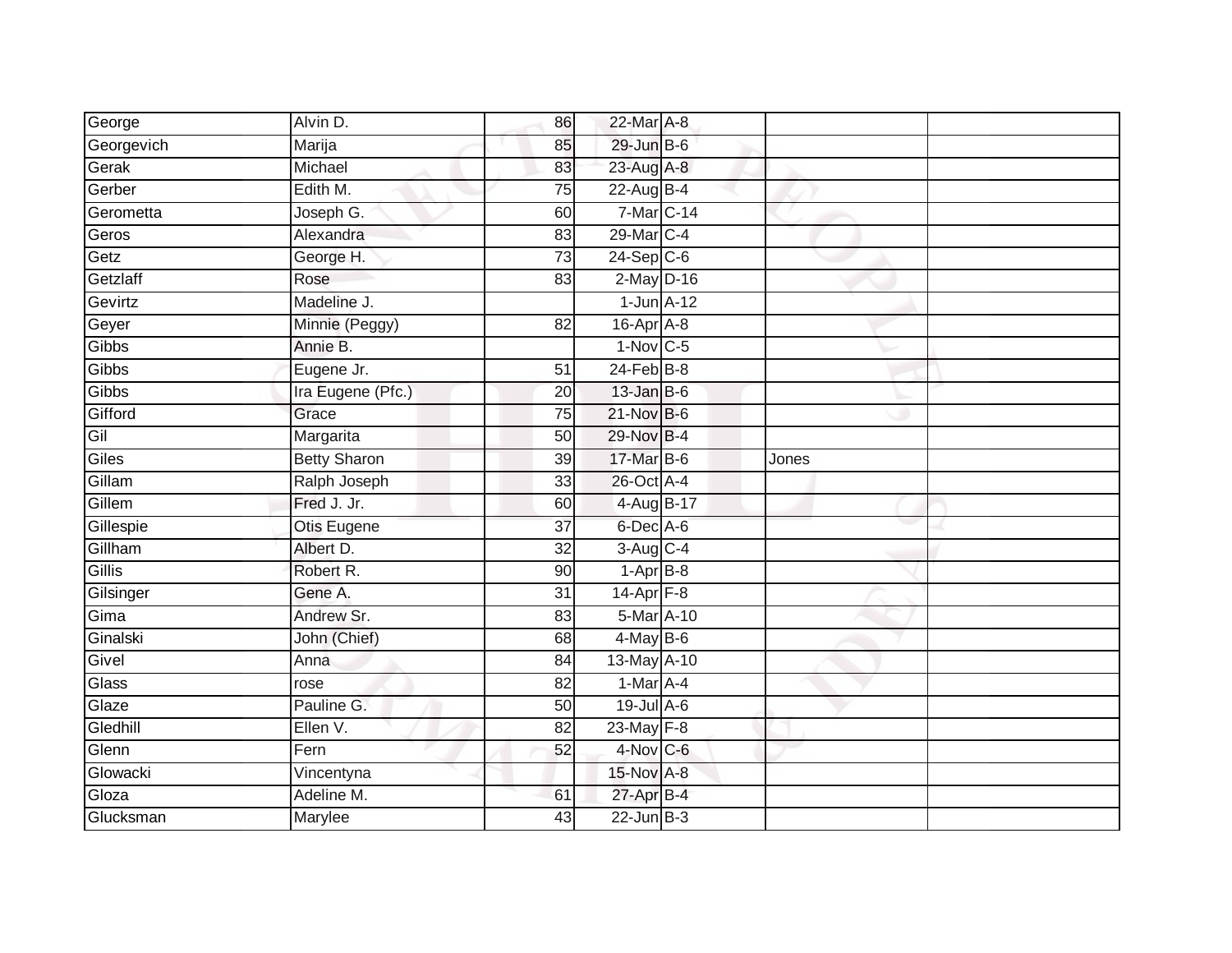| | | | | | | |
|---|---|---|---|---|---|---|
| George | Alvin D. | 86 | 22-Mar | A-8 | | |
| Georgevich | Marija | 85 | 29-Jun | B-6 | | |
| Gerak | Michael | 83 | 23-Aug | A-8 | | |
| Gerber | Edith M. | 75 | 22-Aug | B-4 | | |
| Gerometta | Joseph G. | 60 | 7-Mar | C-14 | | |
| Geros | Alexandra | 83 | 29-Mar | C-4 | | |
| Getz | George H. | 73 | 24-Sep | C-6 | | |
| Getzlaff | Rose | 83 | 2-May | D-16 | | |
| Gevirtz | Madeline J. | | 1-Jun | A-12 | | |
| Geyer | Minnie (Peggy) | 82 | 16-Apr | A-8 | | |
| Gibbs | Annie B. | | 1-Nov | C-5 | | |
| Gibbs | Eugene Jr. | 51 | 24-Feb | B-8 | | |
| Gibbs | Ira Eugene (Pfc.) | 20 | 13-Jan | B-6 | | |
| Gifford | Grace | 75 | 21-Nov | B-6 | | |
| Gil | Margarita | 50 | 29-Nov | B-4 | | |
| Giles | Betty Sharon | 39 | 17-Mar | B-6 | Jones | |
| Gillam | Ralph Joseph | 33 | 26-Oct | A-4 | | |
| Gillem | Fred J. Jr. | 60 | 4-Aug | B-17 | | |
| Gillespie | Otis Eugene | 37 | 6-Dec | A-6 | | |
| Gillham | Albert D. | 32 | 3-Aug | C-4 | | |
| Gillis | Robert R. | 90 | 1-Apr | B-8 | | |
| Gilsinger | Gene A. | 31 | 14-Apr | F-8 | | |
| Gima | Andrew Sr. | 83 | 5-Mar | A-10 | | |
| Ginalski | John (Chief) | 68 | 4-May | B-6 | | |
| Givel | Anna | 84 | 13-May | A-10 | | |
| Glass | rose | 82 | 1-Mar | A-4 | | |
| Glaze | Pauline G. | 50 | 19-Jul | A-6 | | |
| Gledhill | Ellen V. | 82 | 23-May | F-8 | | |
| Glenn | Fern | 52 | 4-Nov | C-6 | | |
| Glowacki | Vincentyna | | 15-Nov | A-8 | | |
| Gloza | Adeline M. | 61 | 27-Apr | B-4 | | |
| Glucksman | Marylee | 43 | 22-Jun | B-3 | | |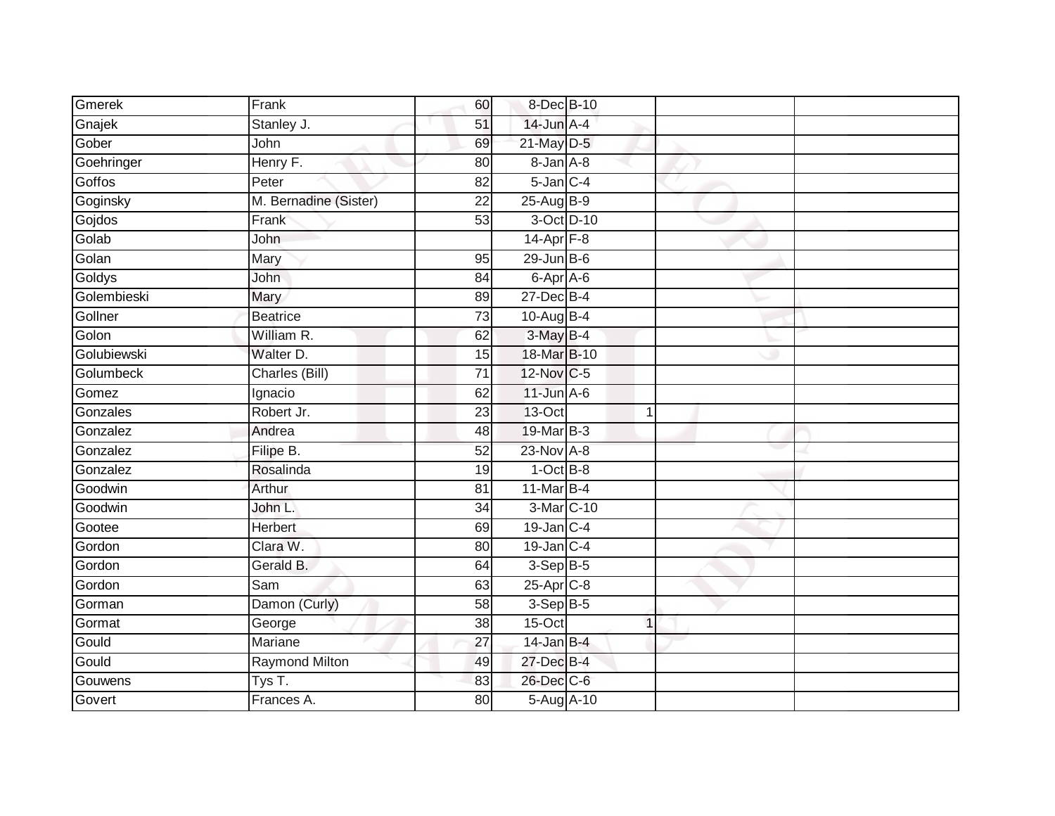| | | | | | | | |
|---|---|---|---|---|---|---|---|
| Gmerek | Frank | 60 | 8-Dec | B-10 | | | |
| Gnajek | Stanley J. | 51 | 14-Jun | A-4 | | | |
| Gober | John | 69 | 21-May | D-5 | | | |
| Goehringer | Henry F. | 80 | 8-Jan | A-8 | | | |
| Goffos | Peter | 82 | 5-Jan | C-4 | | | |
| Goginsky | M. Bernadine (Sister) | 22 | 25-Aug | B-9 | | | |
| Gojdos | Frank | 53 | 3-Oct | D-10 | | | |
| Golab | John | | 14-Apr | F-8 | | | |
| Golan | Mary | 95 | 29-Jun | B-6 | | | |
| Goldys | John | 84 | 6-Apr | A-6 | | | |
| Golembieski | Mary | 89 | 27-Dec | B-4 | | | |
| Gollner | Beatrice | 73 | 10-Aug | B-4 | | | |
| Golon | William R. | 62 | 3-May | B-4 | | | |
| Golubiewski | Walter D. | 15 | 18-Mar | B-10 | | | |
| Golumbeck | Charles (Bill) | 71 | 12-Nov | C-5 | | | |
| Gomez | Ignacio | 62 | 11-Jun | A-6 | | | |
| Gonzales | Robert Jr. | 23 | 13-Oct | | 1 | | |
| Gonzalez | Andrea | 48 | 19-Mar | B-3 | | | |
| Gonzalez | Filipe B. | 52 | 23-Nov | A-8 | | | |
| Gonzalez | Rosalinda | 19 | 1-Oct | B-8 | | | |
| Goodwin | Arthur | 81 | 11-Mar | B-4 | | | |
| Goodwin | John L. | 34 | 3-Mar | C-10 | | | |
| Gootee | Herbert | 69 | 19-Jan | C-4 | | | |
| Gordon | Clara W. | 80 | 19-Jan | C-4 | | | |
| Gordon | Gerald B. | 64 | 3-Sep | B-5 | | | |
| Gordon | Sam | 63 | 25-Apr | C-8 | | | |
| Gorman | Damon (Curly) | 58 | 3-Sep | B-5 | | | |
| Gormat | George | 38 | 15-Oct | | 1 | | |
| Gould | Mariane | 27 | 14-Jan | B-4 | | | |
| Gould | Raymond Milton | 49 | 27-Dec | B-4 | | | |
| Gouwens | Tys T. | 83 | 26-Dec | C-6 | | | |
| Govert | Frances A. | 80 | 5-Aug | A-10 | | | |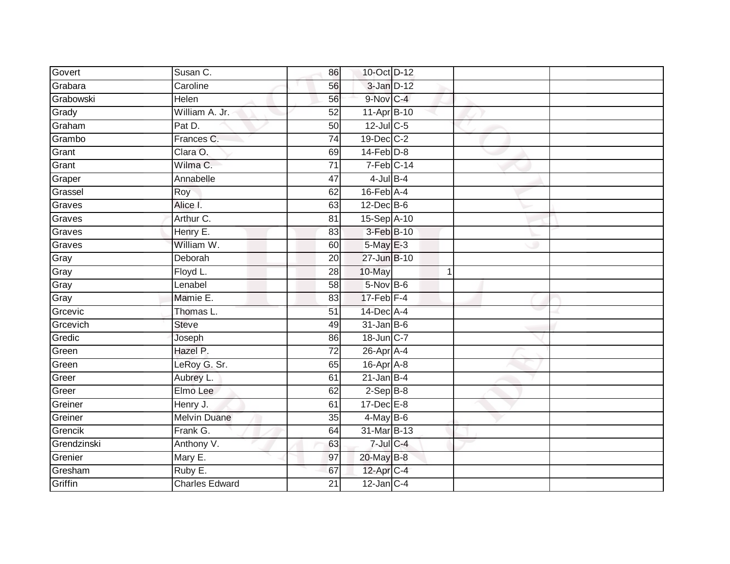| | | | | | | |
|---|---|---|---|---|---|---|
| Govert | Susan C. | 86 | 10-Oct | D-12 | | |
| Grabara | Caroline | 56 | 3-Jan | D-12 | | |
| Grabowski | Helen | 56 | 9-Nov | C-4 | | |
| Grady | William A. Jr. | 52 | 11-Apr | B-10 | | |
| Graham | Pat D. | 50 | 12-Jul | C-5 | | |
| Grambo | Frances C. | 74 | 19-Dec | C-2 | | |
| Grant | Clara O. | 69 | 14-Feb | D-8 | | |
| Grant | Wilma C. | 71 | 7-Feb | C-14 | | |
| Graper | Annabelle | 47 | 4-Jul | B-4 | | |
| Grassel | Roy | 62 | 16-Feb | A-4 | | |
| Graves | Alice I. | 63 | 12-Dec | B-6 | | |
| Graves | Arthur C. | 81 | 15-Sep | A-10 | | |
| Graves | Henry E. | 83 | 3-Feb | B-10 | | |
| Graves | William W. | 60 | 5-May | E-3 | | |
| Gray | Deborah | 20 | 27-Jun | B-10 | | |
| Gray | Floyd L. | 28 | 10-May | 1 | | |
| Gray | Lenabel | 58 | 5-Nov | B-6 | | |
| Gray | Mamie E. | 83 | 17-Feb | F-4 | | |
| Grcevic | Thomas L. | 51 | 14-Dec | A-4 | | |
| Grcevich | Steve | 49 | 31-Jan | B-6 | | |
| Gredic | Joseph | 86 | 18-Jun | C-7 | | |
| Green | Hazel P. | 72 | 26-Apr | A-4 | | |
| Green | LeRoy G. Sr. | 65 | 16-Apr | A-8 | | |
| Greer | Aubrey L. | 61 | 21-Jan | B-4 | | |
| Greer | Elmo Lee | 62 | 2-Sep | B-8 | | |
| Greiner | Henry J. | 61 | 17-Dec | E-8 | | |
| Greiner | Melvin Duane | 35 | 4-May | B-6 | | |
| Grencik | Frank G. | 64 | 31-Mar | B-13 | | |
| Grendzinski | Anthony V. | 63 | 7-Jul | C-4 | | |
| Grenier | Mary E. | 97 | 20-May | B-8 | | |
| Gresham | Ruby E. | 67 | 12-Apr | C-4 | | |
| Griffin | Charles Edward | 21 | 12-Jan | C-4 | | |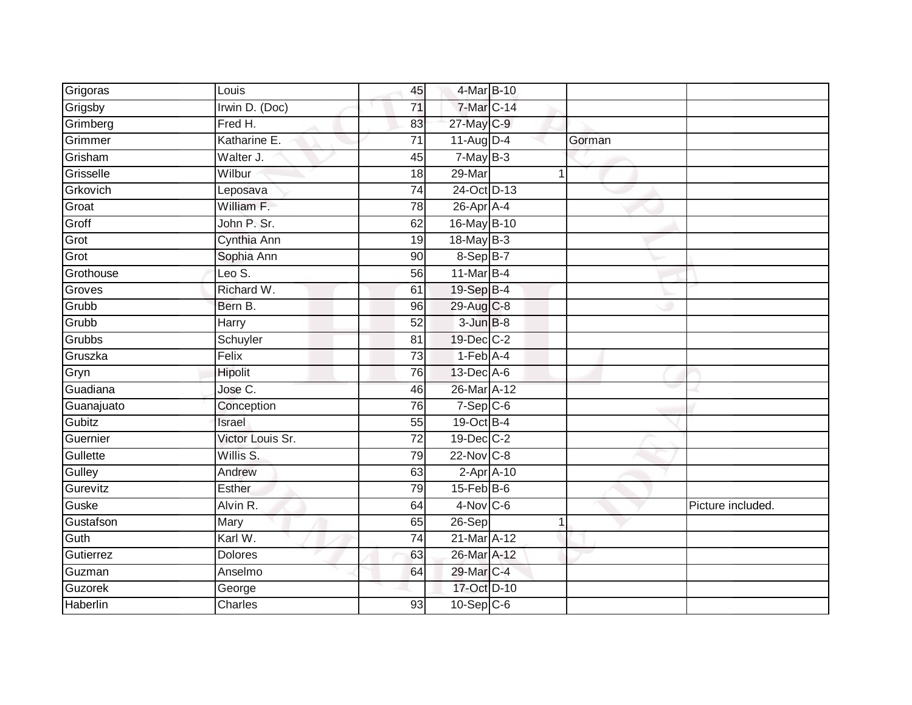| | | | | | | | |
|---|---|---|---|---|---|---|---|
| Grigoras | Louis | 45 | 4-Mar | B-10 | | | |
| Grigsby | Irwin D. (Doc) | 71 | 7-Mar | C-14 | | | |
| Grimberg | Fred H. | 83 | 27-May | C-9 | | | |
| Grimmer | Katharine E. | 71 | 11-Aug | D-4 | | Gorman | |
| Grisham | Walter J. | 45 | 7-May | B-3 | | | |
| Grisselle | Wilbur | 18 | 29-Mar | | 1 | | |
| Grkovich | Leposava | 74 | 24-Oct | D-13 | | | |
| Groat | William F. | 78 | 26-Apr | A-4 | | | |
| Groff | John P. Sr. | 62 | 16-May | B-10 | | | |
| Grot | Cynthia Ann | 19 | 18-May | B-3 | | | |
| Grot | Sophia Ann | 90 | 8-Sep | B-7 | | | |
| Grothouse | Leo S. | 56 | 11-Mar | B-4 | | | |
| Groves | Richard W. | 61 | 19-Sep | B-4 | | | |
| Grubb | Bern B. | 96 | 29-Aug | C-8 | | | |
| Grubb | Harry | 52 | 3-Jun | B-8 | | | |
| Grubbs | Schuyler | 81 | 19-Dec | C-2 | | | |
| Gruszka | Felix | 73 | 1-Feb | A-4 | | | |
| Gryn | Hipolit | 76 | 13-Dec | A-6 | | | |
| Guadiana | Jose C. | 46 | 26-Mar | A-12 | | | |
| Guanajuato | Conception | 76 | 7-Sep | C-6 | | | |
| Gubitz | Israel | 55 | 19-Oct | B-4 | | | |
| Guernier | Victor Louis Sr. | 72 | 19-Dec | C-2 | | | |
| Gullette | Willis S. | 79 | 22-Nov | C-8 | | | |
| Gulley | Andrew | 63 | 2-Apr | A-10 | | | |
| Gurevitz | Esther | 79 | 15-Feb | B-6 | | | |
| Guske | Alvin R. | 64 | 4-Nov | C-6 | | | Picture included. |
| Gustafson | Mary | 65 | 26-Sep | | 1 | | |
| Guth | Karl W. | 74 | 21-Mar | A-12 | | | |
| Gutierrez | Dolores | 63 | 26-Mar | A-12 | | | |
| Guzman | Anselmo | 64 | 29-Mar | C-4 | | | |
| Guzorek | George | | 17-Oct | D-10 | | | |
| Haberlin | Charles | 93 | 10-Sep | C-6 | | | |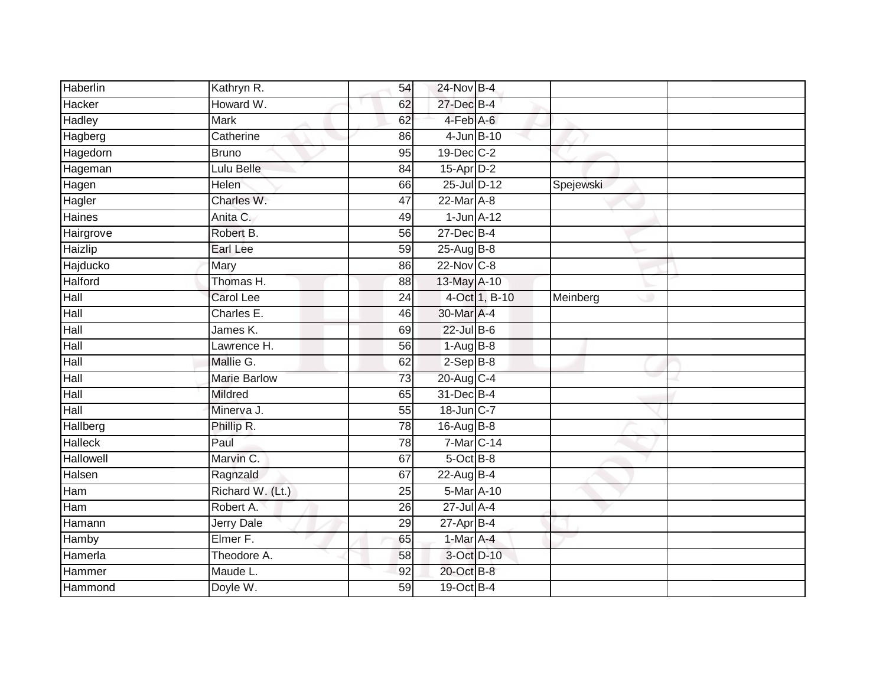| Haberlin | Kathryn R. | 54 | 24-Nov | B-4 | | |
|---|---|---|---|---|---|---|
| Hacker | Howard W. | 62 | 27-Dec | B-4 | | |
| Hadley | Mark | 62 | 4-Feb | A-6 | | |
| Hagberg | Catherine | 86 | 4-Jun | B-10 | | |
| Hagedorn | Bruno | 95 | 19-Dec | C-2 | | |
| Hageman | Lulu Belle | 84 | 15-Apr | D-2 | | |
| Hagen | Helen | 66 | 25-Jul | D-12 | Spejewski | |
| Hagler | Charles W. | 47 | 22-Mar | A-8 | | |
| Haines | Anita C. | 49 | 1-Jun | A-12 | | |
| Hairgrove | Robert B. | 56 | 27-Dec | B-4 | | |
| Haizlip | Earl Lee | 59 | 25-Aug | B-8 | | |
| Hajducko | Mary | 86 | 22-Nov | C-8 | | |
| Halford | Thomas H. | 88 | 13-May | A-10 | | |
| Hall | Carol Lee | 24 | 4-Oct | 1, B-10 | Meinberg | |
| Hall | Charles E. | 46 | 30-Mar | A-4 | | |
| Hall | James K. | 69 | 22-Jul | B-6 | | |
| Hall | Lawrence H. | 56 | 1-Aug | B-8 | | |
| Hall | Mallie G. | 62 | 2-Sep | B-8 | | |
| Hall | Marie Barlow | 73 | 20-Aug | C-4 | | |
| Hall | Mildred | 65 | 31-Dec | B-4 | | |
| Hall | Minerva J. | 55 | 18-Jun | C-7 | | |
| Hallberg | Phillip R. | 78 | 16-Aug | B-8 | | |
| Halleck | Paul | 78 | 7-Mar | C-14 | | |
| Hallowell | Marvin C. | 67 | 5-Oct | B-8 | | |
| Halsen | Ragnzald | 67 | 22-Aug | B-4 | | |
| Ham | Richard W. (Lt.) | 25 | 5-Mar | A-10 | | |
| Ham | Robert A. | 26 | 27-Jul | A-4 | | |
| Hamann | Jerry Dale | 29 | 27-Apr | B-4 | | |
| Hamby | Elmer F. | 65 | 1-Mar | A-4 | | |
| Hamerla | Theodore A. | 58 | 3-Oct | D-10 | | |
| Hammer | Maude L. | 92 | 20-Oct | B-8 | | |
| Hammond | Doyle W. | 59 | 19-Oct | B-4 | | |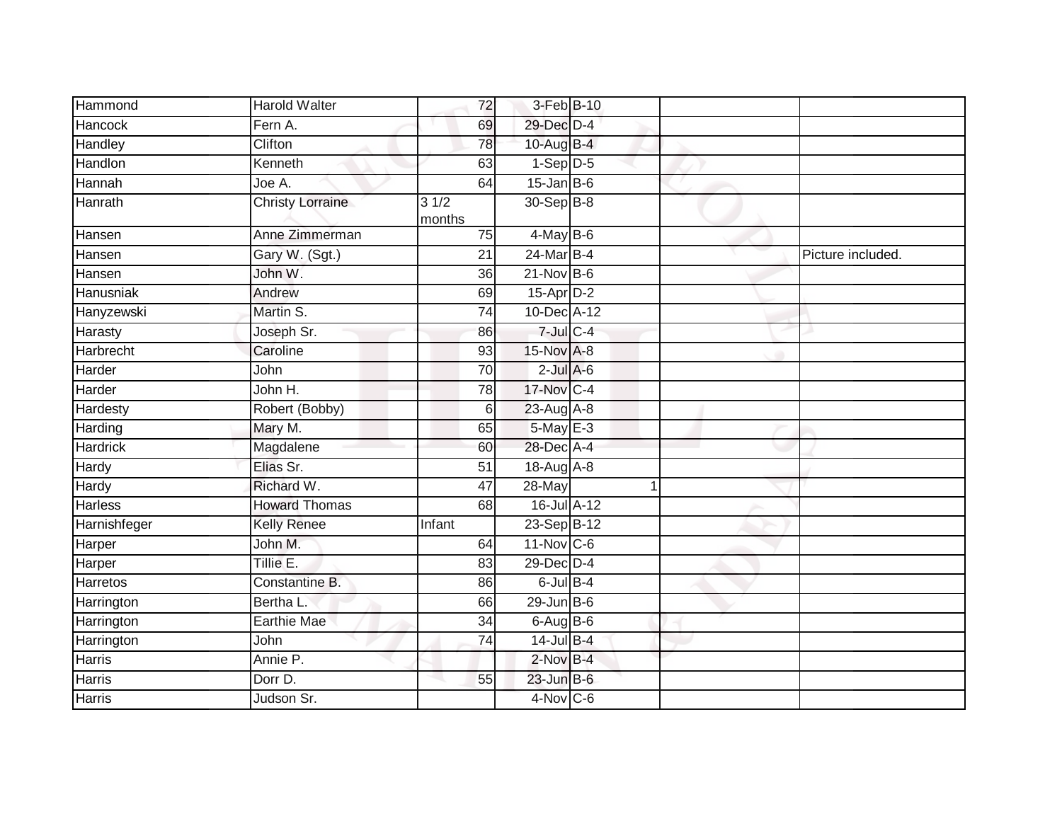| | | | | | | |
|---|---|---|---|---|---|---|
| Hammond | Harold Walter | 72 | 3-Feb | B-10 | | |
| Hancock | Fern A. | 69 | 29-Dec | D-4 | | |
| Handley | Clifton | 78 | 10-Aug | B-4 | | |
| Handlon | Kenneth | 63 | 1-Sep | D-5 | | |
| Hannah | Joe A. | 64 | 15-Jan | B-6 | | |
| Hanrath | Christy Lorraine | 3 1/2 months | 30-Sep | B-8 | | |
| Hansen | Anne Zimmerman | 75 | 4-May | B-6 | | |
| Hansen | Gary W. (Sgt.) | 21 | 24-Mar | B-4 | | Picture included. |
| Hansen | John W. | 36 | 21-Nov | B-6 | | |
| Hanusniak | Andrew | 69 | 15-Apr | D-2 | | |
| Hanyzewski | Martin S. | 74 | 10-Dec | A-12 | | |
| Harasty | Joseph Sr. | 86 | 7-Jul | C-4 | | |
| Harbrecht | Caroline | 93 | 15-Nov | A-8 | | |
| Harder | John | 70 | 2-Jul | A-6 | | |
| Harder | John H. | 78 | 17-Nov | C-4 | | |
| Hardesty | Robert (Bobby) | 6 | 23-Aug | A-8 | | |
| Harding | Mary M. | 65 | 5-May | E-3 | | |
| Hardrick | Magdalene | 60 | 28-Dec | A-4 | | |
| Hardy | Elias Sr. | 51 | 18-Aug | A-8 | | |
| Hardy | Richard W. | 47 | 28-May | 1 | | |
| Harless | Howard Thomas | 68 | 16-Jul | A-12 | | |
| Harnishfeger | Kelly Renee | Infant | 23-Sep | B-12 | | |
| Harper | John M. | 64 | 11-Nov | C-6 | | |
| Harper | Tillie E. | 83 | 29-Dec | D-4 | | |
| Harretos | Constantine B. | 86 | 6-Jul | B-4 | | |
| Harrington | Bertha L. | 66 | 29-Jun | B-6 | | |
| Harrington | Earthie Mae | 34 | 6-Aug | B-6 | | |
| Harrington | John | 74 | 14-Jul | B-4 | | |
| Harris | Annie P. | | 2-Nov | B-4 | | |
| Harris | Dorr D. | 55 | 23-Jun | B-6 | | |
| Harris | Judson Sr. | | 4-Nov | C-6 | | |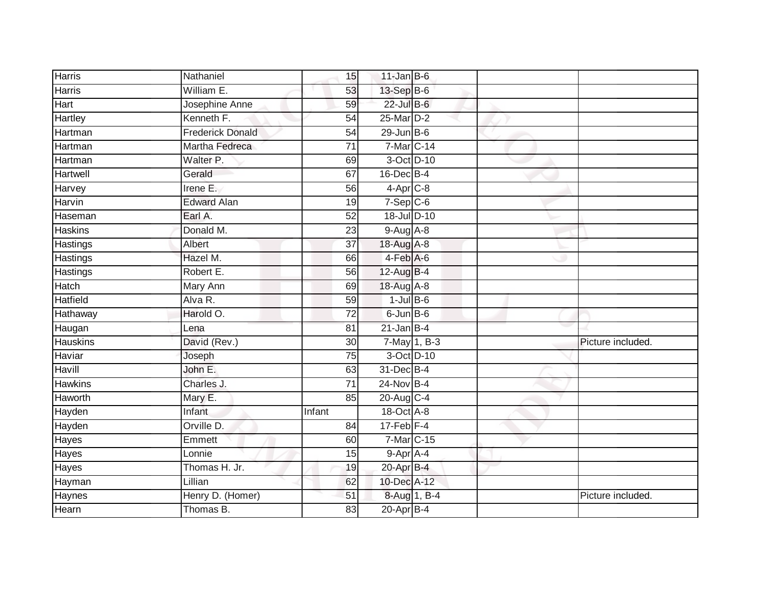| | | | | | | |
|---|---|---|---|---|---|---|
| Harris | Nathaniel | 15 | 11-Jan | B-6 | | |
| Harris | William E. | 53 | 13-Sep | B-6 | | |
| Hart | Josephine Anne | 59 | 22-Jul | B-6 | | |
| Hartley | Kenneth F. | 54 | 25-Mar | D-2 | | |
| Hartman | Frederick Donald | 54 | 29-Jun | B-6 | | |
| Hartman | Martha Fedreca | 71 | 7-Mar | C-14 | | |
| Hartman | Walter P. | 69 | 3-Oct | D-10 | | |
| Hartwell | Gerald | 67 | 16-Dec | B-4 | | |
| Harvey | Irene E. | 56 | 4-Apr | C-8 | | |
| Harvin | Edward Alan | 19 | 7-Sep | C-6 | | |
| Haseman | Earl A. | 52 | 18-Jul | D-10 | | |
| Haskins | Donald M. | 23 | 9-Aug | A-8 | | |
| Hastings | Albert | 37 | 18-Aug | A-8 | | |
| Hastings | Hazel M. | 66 | 4-Feb | A-6 | | |
| Hastings | Robert E. | 56 | 12-Aug | B-4 | | |
| Hatch | Mary Ann | 69 | 18-Aug | A-8 | | |
| Hatfield | Alva R. | 59 | 1-Jul | B-6 | | |
| Hathaway | Harold O. | 72 | 6-Jun | B-6 | | |
| Haugan | Lena | 81 | 21-Jan | B-4 | | |
| Hauskins | David (Rev.) | 30 | 7-May | 1, B-3 | | Picture included. |
| Haviar | Joseph | 75 | 3-Oct | D-10 | | |
| Havill | John E. | 63 | 31-Dec | B-4 | | |
| Hawkins | Charles J. | 71 | 24-Nov | B-4 | | |
| Haworth | Mary E. | 85 | 20-Aug | C-4 | | |
| Hayden | Infant | Infant | 18-Oct | A-8 | | |
| Hayden | Orville D. | 84 | 17-Feb | F-4 | | |
| Hayes | Emmett | 60 | 7-Mar | C-15 | | |
| Hayes | Lonnie | 15 | 9-Apr | A-4 | | |
| Hayes | Thomas H. Jr. | 19 | 20-Apr | B-4 | | |
| Hayman | Lillian | 62 | 10-Dec | A-12 | | |
| Haynes | Henry D. (Homer) | 51 | 8-Aug | 1, B-4 | | Picture included. |
| Hearn | Thomas B. | 83 | 20-Apr | B-4 | | |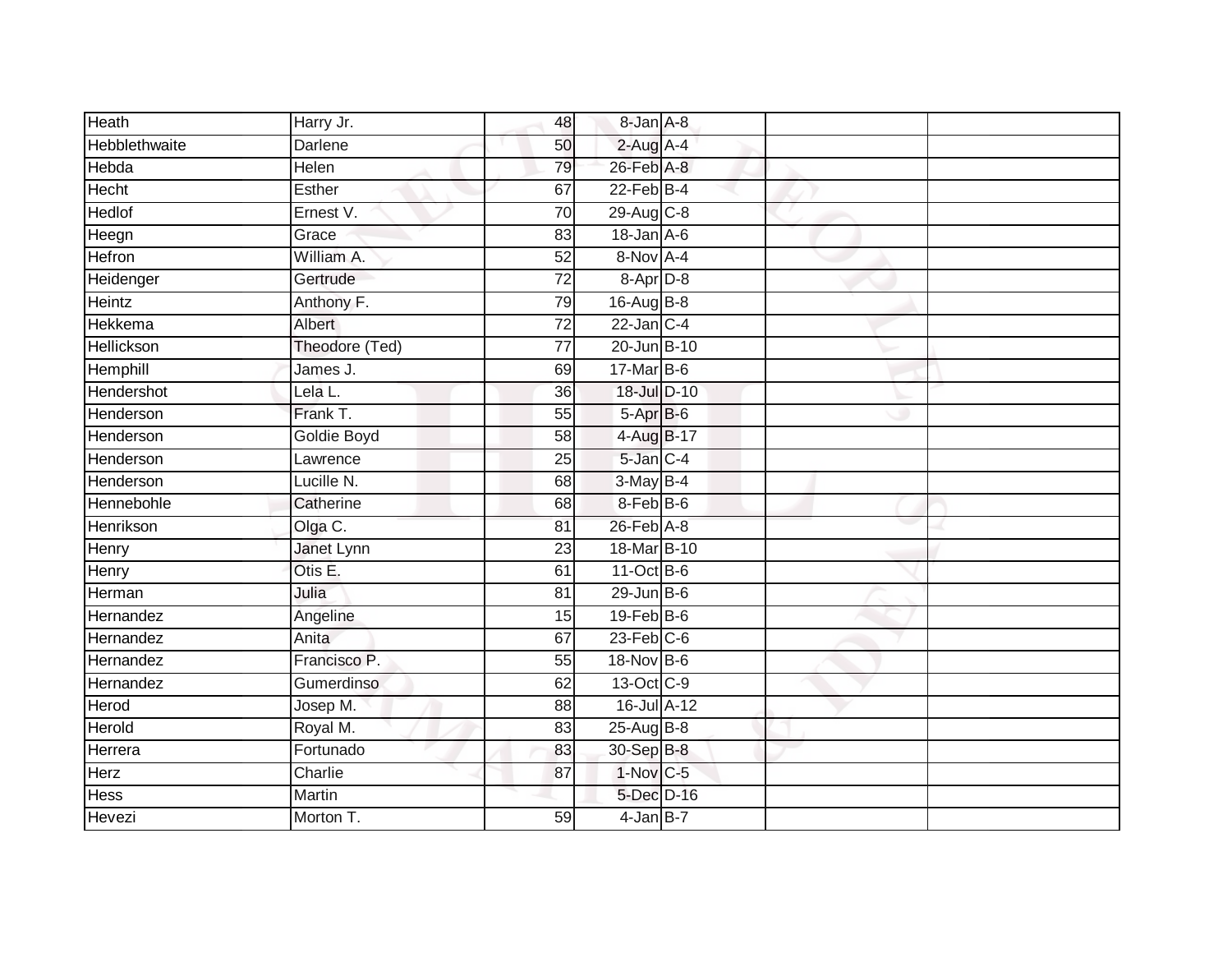| | | | | | | |
|---|---|---|---|---|---|---|
| Heath | Harry Jr. | 48 | 8-Jan | A-8 | | |
| Hebblethwaite | Darlene | 50 | 2-Aug | A-4 | | |
| Hebda | Helen | 79 | 26-Feb | A-8 | | |
| Hecht | Esther | 67 | 22-Feb | B-4 | | |
| Hedlof | Ernest V. | 70 | 29-Aug | C-8 | | |
| Heegn | Grace | 83 | 18-Jan | A-6 | | |
| Hefron | William A. | 52 | 8-Nov | A-4 | | |
| Heidenger | Gertrude | 72 | 8-Apr | D-8 | | |
| Heintz | Anthony F. | 79 | 16-Aug | B-8 | | |
| Hekkema | Albert | 72 | 22-Jan | C-4 | | |
| Hellickson | Theodore (Ted) | 77 | 20-Jun | B-10 | | |
| Hemphill | James J. | 69 | 17-Mar | B-6 | | |
| Hendershot | Lela L. | 36 | 18-Jul | D-10 | | |
| Henderson | Frank T. | 55 | 5-Apr | B-6 | | |
| Henderson | Goldie Boyd | 58 | 4-Aug | B-17 | | |
| Henderson | Lawrence | 25 | 5-Jan | C-4 | | |
| Henderson | Lucille N. | 68 | 3-May | B-4 | | |
| Hennebohle | Catherine | 68 | 8-Feb | B-6 | | |
| Henrikson | Olga C. | 81 | 26-Feb | A-8 | | |
| Henry | Janet Lynn | 23 | 18-Mar | B-10 | | |
| Henry | Otis E. | 61 | 11-Oct | B-6 | | |
| Herman | Julia | 81 | 29-Jun | B-6 | | |
| Hernandez | Angeline | 15 | 19-Feb | B-6 | | |
| Hernandez | Anita | 67 | 23-Feb | C-6 | | |
| Hernandez | Francisco P. | 55 | 18-Nov | B-6 | | |
| Hernandez | Gumerdinso | 62 | 13-Oct | C-9 | | |
| Herod | Josep M. | 88 | 16-Jul | A-12 | | |
| Herold | Royal M. | 83 | 25-Aug | B-8 | | |
| Herrera | Fortunado | 83 | 30-Sep | B-8 | | |
| Herz | Charlie | 87 | 1-Nov | C-5 | | |
| Hess | Martin | | 5-Dec | D-16 | | |
| Hevezi | Morton T. | 59 | 4-Jan | B-7 | | |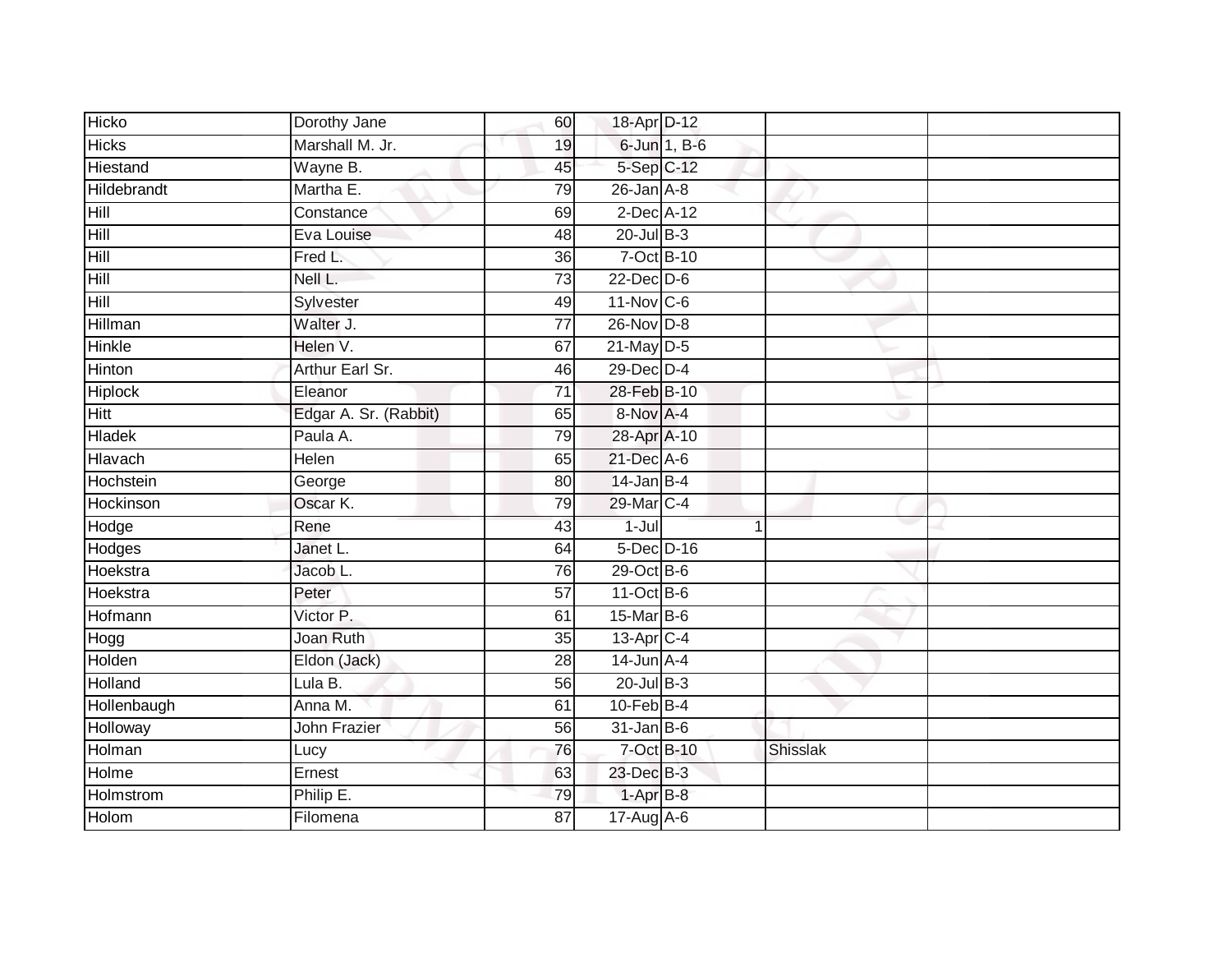| | | | | | | |
|---|---|---|---|---|---|---|
| Hicko | Dorothy Jane | 60 | 18-Apr | D-12 | | |
| Hicks | Marshall M. Jr. | 19 | 6-Jun | 1, B-6 | | |
| Hiestand | Wayne B. | 45 | 5-Sep | C-12 | | |
| Hildebrandt | Martha E. | 79 | 26-Jan | A-8 | | |
| Hill | Constance | 69 | 2-Dec | A-12 | | |
| Hill | Eva Louise | 48 | 20-Jul | B-3 | | |
| Hill | Fred L. | 36 | 7-Oct | B-10 | | |
| Hill | Nell L. | 73 | 22-Dec | D-6 | | |
| Hill | Sylvester | 49 | 11-Nov | C-6 | | |
| Hillman | Walter J. | 77 | 26-Nov | D-8 | | |
| Hinkle | Helen V. | 67 | 21-May | D-5 | | |
| Hinton | Arthur Earl Sr. | 46 | 29-Dec | D-4 | | |
| Hiplock | Eleanor | 71 | 28-Feb | B-10 | | |
| Hitt | Edgar A. Sr. (Rabbit) | 65 | 8-Nov | A-4 | | |
| Hladek | Paula A. | 79 | 28-Apr | A-10 | | |
| Hlavach | Helen | 65 | 21-Dec | A-6 | | |
| Hochstein | George | 80 | 14-Jan | B-4 | | |
| Hockinson | Oscar K. | 79 | 29-Mar | C-4 | | |
| Hodge | Rene | 43 | 1-Jul | 1 | | |
| Hodges | Janet L. | 64 | 5-Dec | D-16 | | |
| Hoekstra | Jacob L. | 76 | 29-Oct | B-6 | | |
| Hoekstra | Peter | 57 | 11-Oct | B-6 | | |
| Hofmann | Victor P. | 61 | 15-Mar | B-6 | | |
| Hogg | Joan Ruth | 35 | 13-Apr | C-4 | | |
| Holden | Eldon (Jack) | 28 | 14-Jun | A-4 | | |
| Holland | Lula B. | 56 | 20-Jul | B-3 | | |
| Hollenbaugh | Anna M. | 61 | 10-Feb | B-4 | | |
| Holloway | John Frazier | 56 | 31-Jan | B-6 | | |
| Holman | Lucy | 76 | 7-Oct | B-10 | Shisslak | |
| Holme | Ernest | 63 | 23-Dec | B-3 | | |
| Holmstrom | Philip E. | 79 | 1-Apr | B-8 | | |
| Holom | Filomena | 87 | 17-Aug | A-6 | | |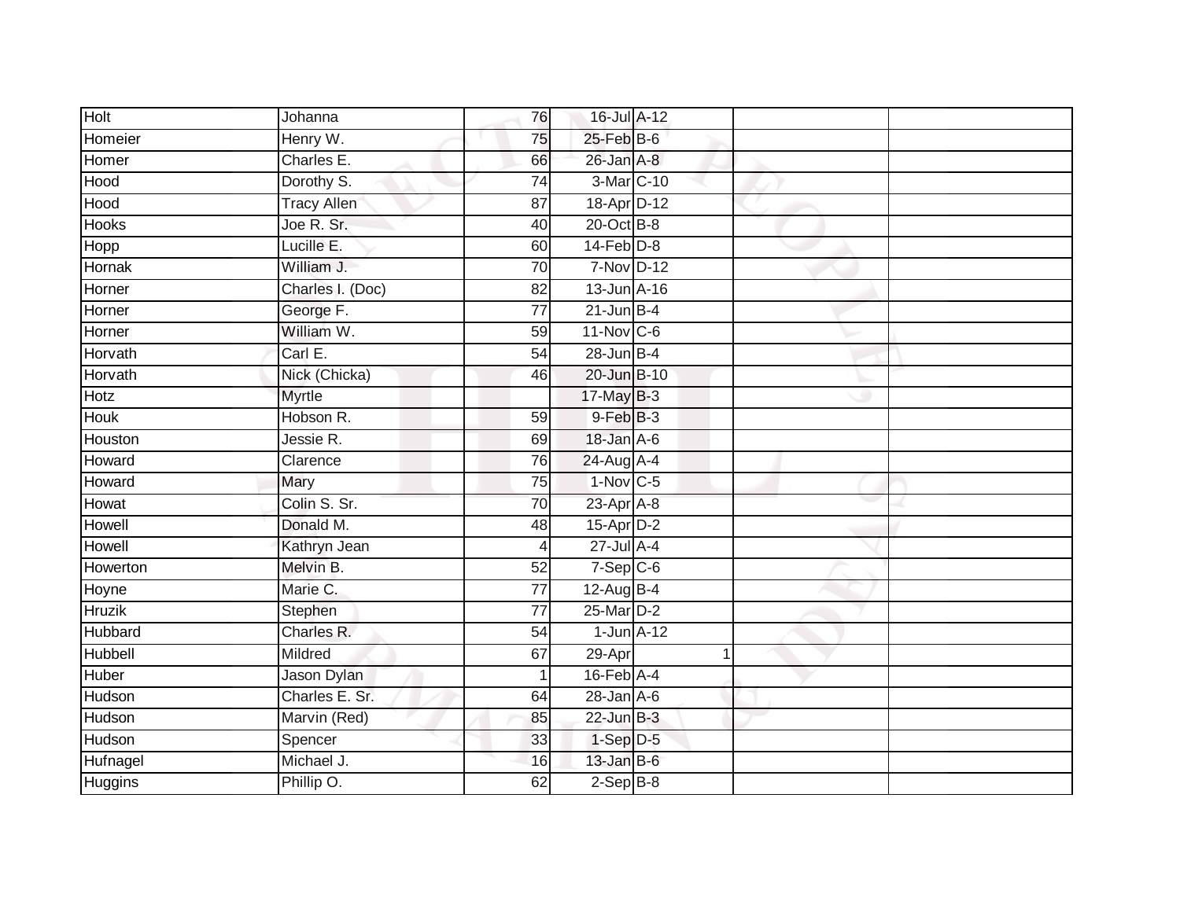| | | | | | | |
|---|---|---|---|---|---|---|
| Holt | Johanna | 76 | 16-Jul | A-12 | | |
| Homeier | Henry W. | 75 | 25-Feb | B-6 | | |
| Homer | Charles E. | 66 | 26-Jan | A-8 | | |
| Hood | Dorothy S. | 74 | 3-Mar | C-10 | | |
| Hood | Tracy Allen | 87 | 18-Apr | D-12 | | |
| Hooks | Joe R. Sr. | 40 | 20-Oct | B-8 | | |
| Hopp | Lucille E. | 60 | 14-Feb | D-8 | | |
| Hornak | William J. | 70 | 7-Nov | D-12 | | |
| Horner | Charles I. (Doc) | 82 | 13-Jun | A-16 | | |
| Horner | George F. | 77 | 21-Jun | B-4 | | |
| Horner | William W. | 59 | 11-Nov | C-6 | | |
| Horvath | Carl E. | 54 | 28-Jun | B-4 | | |
| Horvath | Nick (Chicka) | 46 | 20-Jun | B-10 | | |
| Hotz | Myrtle | | 17-May | B-3 | | |
| Houk | Hobson R. | 59 | 9-Feb | B-3 | | |
| Houston | Jessie R. | 69 | 18-Jan | A-6 | | |
| Howard | Clarence | 76 | 24-Aug | A-4 | | |
| Howard | Mary | 75 | 1-Nov | C-5 | | |
| Howat | Colin S. Sr. | 70 | 23-Apr | A-8 | | |
| Howell | Donald M. | 48 | 15-Apr | D-2 | | |
| Howell | Kathryn Jean | 4 | 27-Jul | A-4 | | |
| Howerton | Melvin B. | 52 | 7-Sep | C-6 | | |
| Hoyne | Marie C. | 77 | 12-Aug | B-4 | | |
| Hruzik | Stephen | 77 | 25-Mar | D-2 | | |
| Hubbard | Charles R. | 54 | 1-Jun | A-12 | | |
| Hubbell | Mildred | 67 | 29-Apr | 1 | | |
| Huber | Jason Dylan | 1 | 16-Feb | A-4 | | |
| Hudson | Charles E. Sr. | 64 | 28-Jan | A-6 | | |
| Hudson | Marvin (Red) | 85 | 22-Jun | B-3 | | |
| Hudson | Spencer | 33 | 1-Sep | D-5 | | |
| Hufnagel | Michael J. | 16 | 13-Jan | B-6 | | |
| Huggins | Phillip O. | 62 | 2-Sep | B-8 | | |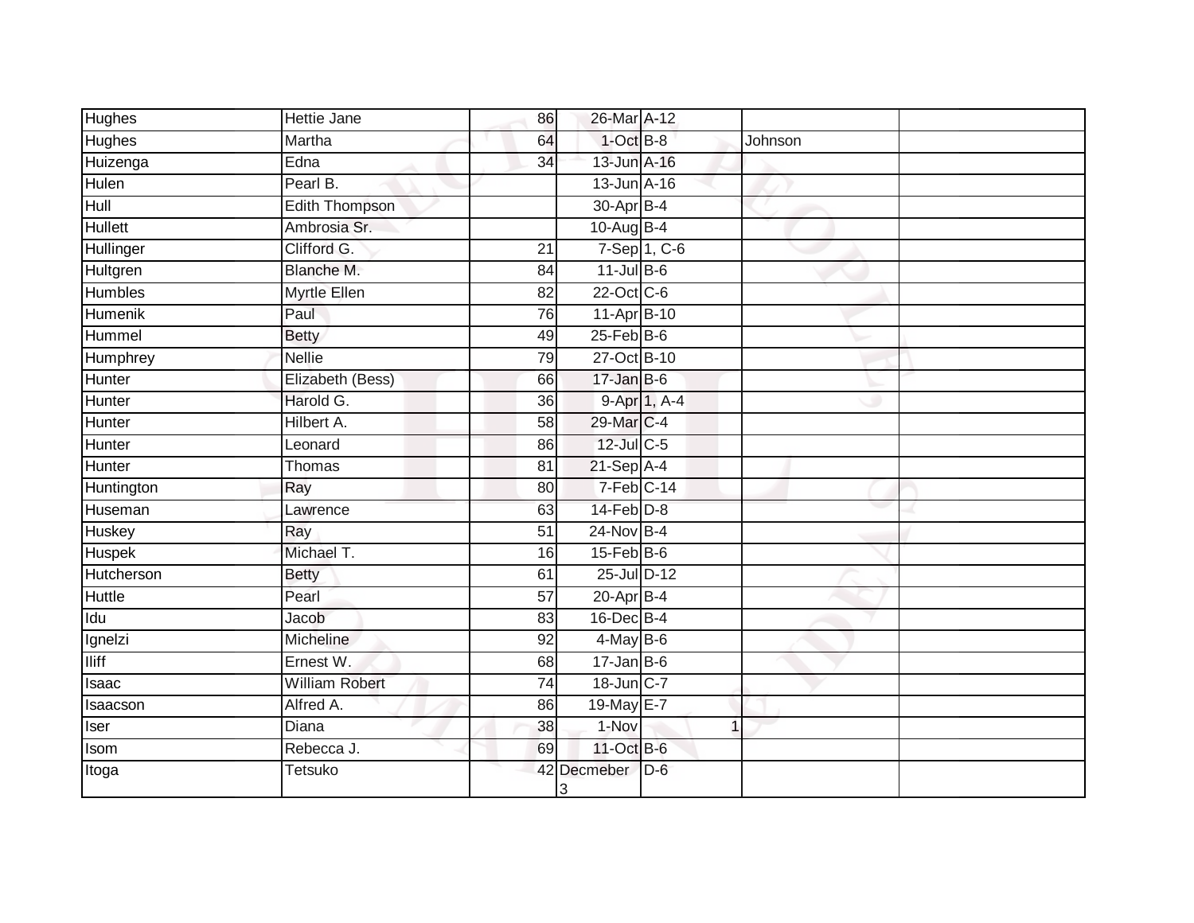| | | | | | | |
|---|---|---|---|---|---|---|
| Hughes | Hettie Jane | 86 | 26-Mar | A-12 | | |
| Hughes | Martha | 64 | 1-Oct | B-8 | Johnson | |
| Huizenga | Edna | 34 | 13-Jun | A-16 | | |
| Hulen | Pearl B. | | 13-Jun | A-16 | | |
| Hull | Edith Thompson | | 30-Apr | B-4 | | |
| Hullett | Ambrosia Sr. | | 10-Aug | B-4 | | |
| Hullinger | Clifford G. | 21 | 7-Sep | 1, C-6 | | |
| Hultgren | Blanche M. | 84 | 11-Jul | B-6 | | |
| Humbles | Myrtle Ellen | 82 | 22-Oct | C-6 | | |
| Humenik | Paul | 76 | 11-Apr | B-10 | | |
| Hummel | Betty | 49 | 25-Feb | B-6 | | |
| Humphrey | Nellie | 79 | 27-Oct | B-10 | | |
| Hunter | Elizabeth (Bess) | 66 | 17-Jan | B-6 | | |
| Hunter | Harold G. | 36 | 9-Apr | 1, A-4 | | |
| Hunter | Hilbert A. | 58 | 29-Mar | C-4 | | |
| Hunter | Leonard | 86 | 12-Jul | C-5 | | |
| Hunter | Thomas | 81 | 21-Sep | A-4 | | |
| Huntington | Ray | 80 | 7-Feb | C-14 | | |
| Huseman | Lawrence | 63 | 14-Feb | D-8 | | |
| Huskey | Ray | 51 | 24-Nov | B-4 | | |
| Huspek | Michael T. | 16 | 15-Feb | B-6 | | |
| Hutcherson | Betty | 61 | 25-Jul | D-12 | | |
| Huttle | Pearl | 57 | 20-Apr | B-4 | | |
| Idu | Jacob | 83 | 16-Dec | B-4 | | |
| Ignelzi | Micheline | 92 | 4-May | B-6 | | |
| Iliff | Ernest W. | 68 | 17-Jan | B-6 | | |
| Isaac | William Robert | 74 | 18-Jun | C-7 | | |
| Isaacson | Alfred A. | 86 | 19-May | E-7 | | |
| Iser | Diana | 38 | 1-Nov | 1 | | |
| Isom | Rebecca J. | 69 | 11-Oct | B-6 | | |
| Itoga | Tetsuko | 42 | Decmeber 3 | D-6 | | |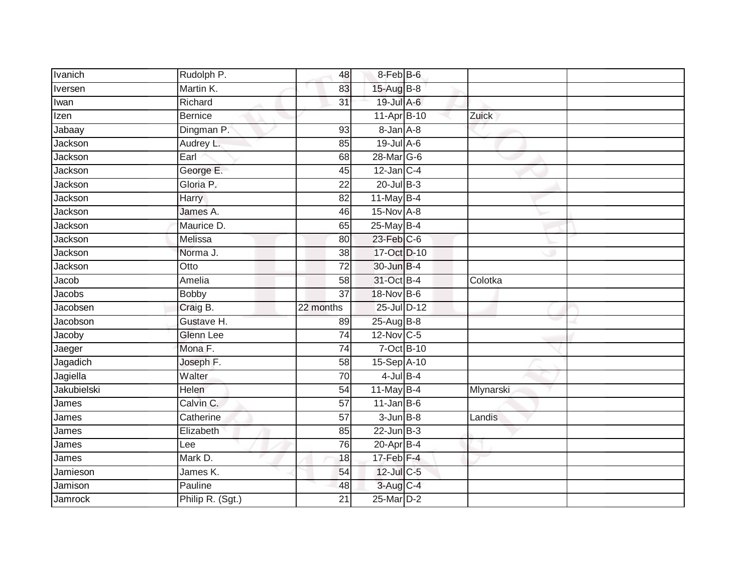| | | | | | | |
|---|---|---|---|---|---|---|
| Ivanich | Rudolph P. | 48 | 8-Feb | B-6 | | |
| Iversen | Martin K. | 83 | 15-Aug | B-8 | | |
| Iwan | Richard | 31 | 19-Jul | A-6 | | |
| Izen | Bernice | | 11-Apr | B-10 | Zuick | |
| Jabaay | Dingman P. | 93 | 8-Jan | A-8 | | |
| Jackson | Audrey L. | 85 | 19-Jul | A-6 | | |
| Jackson | Earl | 68 | 28-Mar | G-6 | | |
| Jackson | George E. | 45 | 12-Jan | C-4 | | |
| Jackson | Gloria P. | 22 | 20-Jul | B-3 | | |
| Jackson | Harry | 82 | 11-May | B-4 | | |
| Jackson | James A. | 46 | 15-Nov | A-8 | | |
| Jackson | Maurice D. | 65 | 25-May | B-4 | | |
| Jackson | Melissa | 80 | 23-Feb | C-6 | | |
| Jackson | Norma J. | 38 | 17-Oct | D-10 | | |
| Jackson | Otto | 72 | 30-Jun | B-4 | | |
| Jacob | Amelia | 58 | 31-Oct | B-4 | Colotka | |
| Jacobs | Bobby | 37 | 18-Nov | B-6 | | |
| Jacobsen | Craig B. | 22 months | 25-Jul | D-12 | | |
| Jacobson | Gustave H. | 89 | 25-Aug | B-8 | | |
| Jacoby | Glenn Lee | 74 | 12-Nov | C-5 | | |
| Jaeger | Mona F. | 74 | 7-Oct | B-10 | | |
| Jagadich | Joseph F. | 58 | 15-Sep | A-10 | | |
| Jagiella | Walter | 70 | 4-Jul | B-4 | | |
| Jakubielski | Helen | 54 | 11-May | B-4 | Mlynarski | |
| James | Calvin C. | 57 | 11-Jan | B-6 | | |
| James | Catherine | 57 | 3-Jun | B-8 | Landis | |
| James | Elizabeth | 85 | 22-Jun | B-3 | | |
| James | Lee | 76 | 20-Apr | B-4 | | |
| James | Mark D. | 18 | 17-Feb | F-4 | | |
| Jamieson | James K. | 54 | 12-Jul | C-5 | | |
| Jamison | Pauline | 48 | 3-Aug | C-4 | | |
| Jamrock | Philip R. (Sgt.) | 21 | 25-Mar | D-2 | | |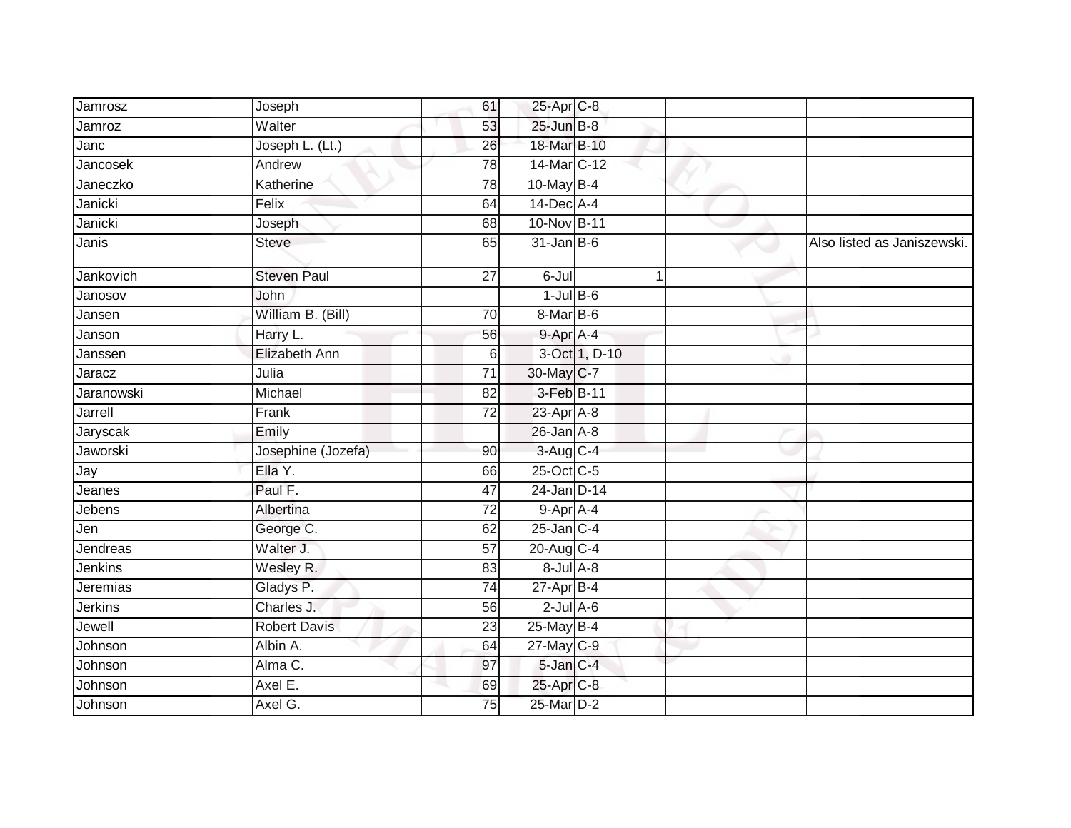| | | | | | | |
|---|---|---|---|---|---|---|
| Jamrosz | Joseph | 61 | 25-Apr | C-8 | | |
| Jamroz | Walter | 53 | 25-Jun | B-8 | | |
| Janc | Joseph L. (Lt.) | 26 | 18-Mar | B-10 | | |
| Jancosek | Andrew | 78 | 14-Mar | C-12 | | |
| Janeczko | Katherine | 78 | 10-May | B-4 | | |
| Janicki | Felix | 64 | 14-Dec | A-4 | | |
| Janicki | Joseph | 68 | 10-Nov | B-11 | | |
| Janis | Steve | 65 | 31-Jan | B-6 | | Also listed as Janiszewski. |
| Jankovich | Steven Paul | 27 | 6-Jul | 1 | | |
| Janosov | John | | 1-Jul | B-6 | | |
| Jansen | William B. (Bill) | 70 | 8-Mar | B-6 | | |
| Janson | Harry L. | 56 | 9-Apr | A-4 | | |
| Janssen | Elizabeth Ann | 6 | 3-Oct | 1, D-10 | | |
| Jaracz | Julia | 71 | 30-May | C-7 | | |
| Jaranowski | Michael | 82 | 3-Feb | B-11 | | |
| Jarrell | Frank | 72 | 23-Apr | A-8 | | |
| Jaryscak | Emily | | 26-Jan | A-8 | | |
| Jaworski | Josephine (Jozefa) | 90 | 3-Aug | C-4 | | |
| Jay | Ella Y. | 66 | 25-Oct | C-5 | | |
| Jeanes | Paul F. | 47 | 24-Jan | D-14 | | |
| Jebens | Albertina | 72 | 9-Apr | A-4 | | |
| Jen | George C. | 62 | 25-Jan | C-4 | | |
| Jendreas | Walter J. | 57 | 20-Aug | C-4 | | |
| Jenkins | Wesley R. | 83 | 8-Jul | A-8 | | |
| Jeremias | Gladys P. | 74 | 27-Apr | B-4 | | |
| Jerkins | Charles J. | 56 | 2-Jul | A-6 | | |
| Jewell | Robert Davis | 23 | 25-May | B-4 | | |
| Johnson | Albin A. | 64 | 27-May | C-9 | | |
| Johnson | Alma C. | 97 | 5-Jan | C-4 | | |
| Johnson | Axel E. | 69 | 25-Apr | C-8 | | |
| Johnson | Axel G. | 75 | 25-Mar | D-2 | | |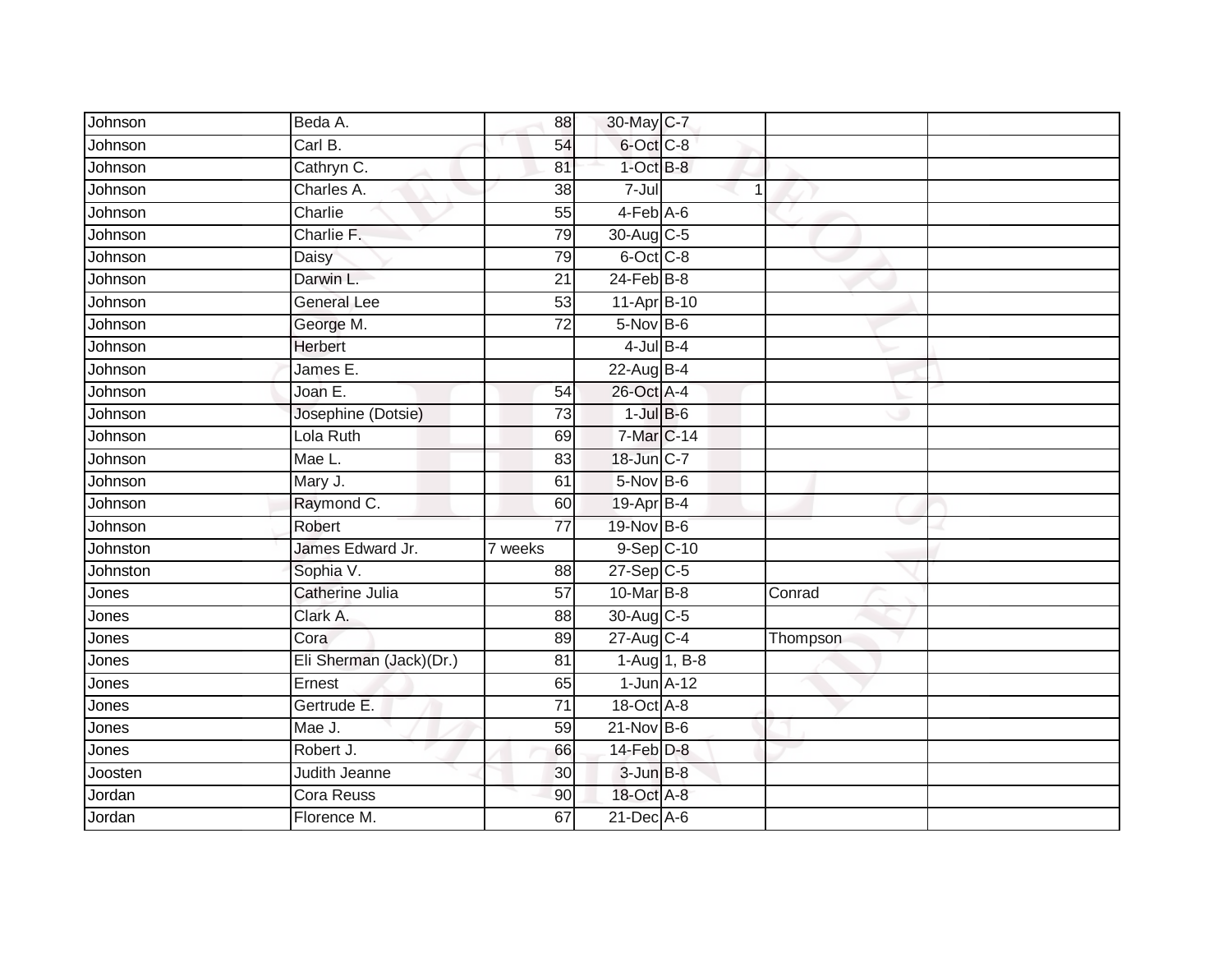| | | | | | | |
|---|---|---|---|---|---|---|
| Johnson | Beda A. | 88 | 30-May | C-7 | | |
| Johnson | Carl B. | 54 | 6-Oct | C-8 | | |
| Johnson | Cathryn C. | 81 | 1-Oct | B-8 | | |
| Johnson | Charles A. | 38 | 7-Jul | 1 | | |
| Johnson | Charlie | 55 | 4-Feb | A-6 | | |
| Johnson | Charlie F. | 79 | 30-Aug | C-5 | | |
| Johnson | Daisy | 79 | 6-Oct | C-8 | | |
| Johnson | Darwin L. | 21 | 24-Feb | B-8 | | |
| Johnson | General Lee | 53 | 11-Apr | B-10 | | |
| Johnson | George M. | 72 | 5-Nov | B-6 | | |
| Johnson | Herbert | | 4-Jul | B-4 | | |
| Johnson | James E. | | 22-Aug | B-4 | | |
| Johnson | Joan E. | 54 | 26-Oct | A-4 | | |
| Johnson | Josephine (Dotsie) | 73 | 1-Jul | B-6 | | |
| Johnson | Lola Ruth | 69 | 7-Mar | C-14 | | |
| Johnson | Mae L. | 83 | 18-Jun | C-7 | | |
| Johnson | Mary J. | 61 | 5-Nov | B-6 | | |
| Johnson | Raymond C. | 60 | 19-Apr | B-4 | | |
| Johnson | Robert | 77 | 19-Nov | B-6 | | |
| Johnston | James Edward Jr. | 7 weeks | 9-Sep | C-10 | | |
| Johnston | Sophia V. | 88 | 27-Sep | C-5 | | |
| Jones | Catherine Julia | 57 | 10-Mar | B-8 | Conrad | |
| Jones | Clark A. | 88 | 30-Aug | C-5 | | |
| Jones | Cora | 89 | 27-Aug | C-4 | Thompson | |
| Jones | Eli Sherman (Jack)(Dr.) | 81 | 1-Aug | 1, B-8 | | |
| Jones | Ernest | 65 | 1-Jun | A-12 | | |
| Jones | Gertrude E. | 71 | 18-Oct | A-8 | | |
| Jones | Mae J. | 59 | 21-Nov | B-6 | | |
| Jones | Robert J. | 66 | 14-Feb | D-8 | | |
| Joosten | Judith Jeanne | 30 | 3-Jun | B-8 | | |
| Jordan | Cora Reuss | 90 | 18-Oct | A-8 | | |
| Jordan | Florence M. | 67 | 21-Dec | A-6 | | |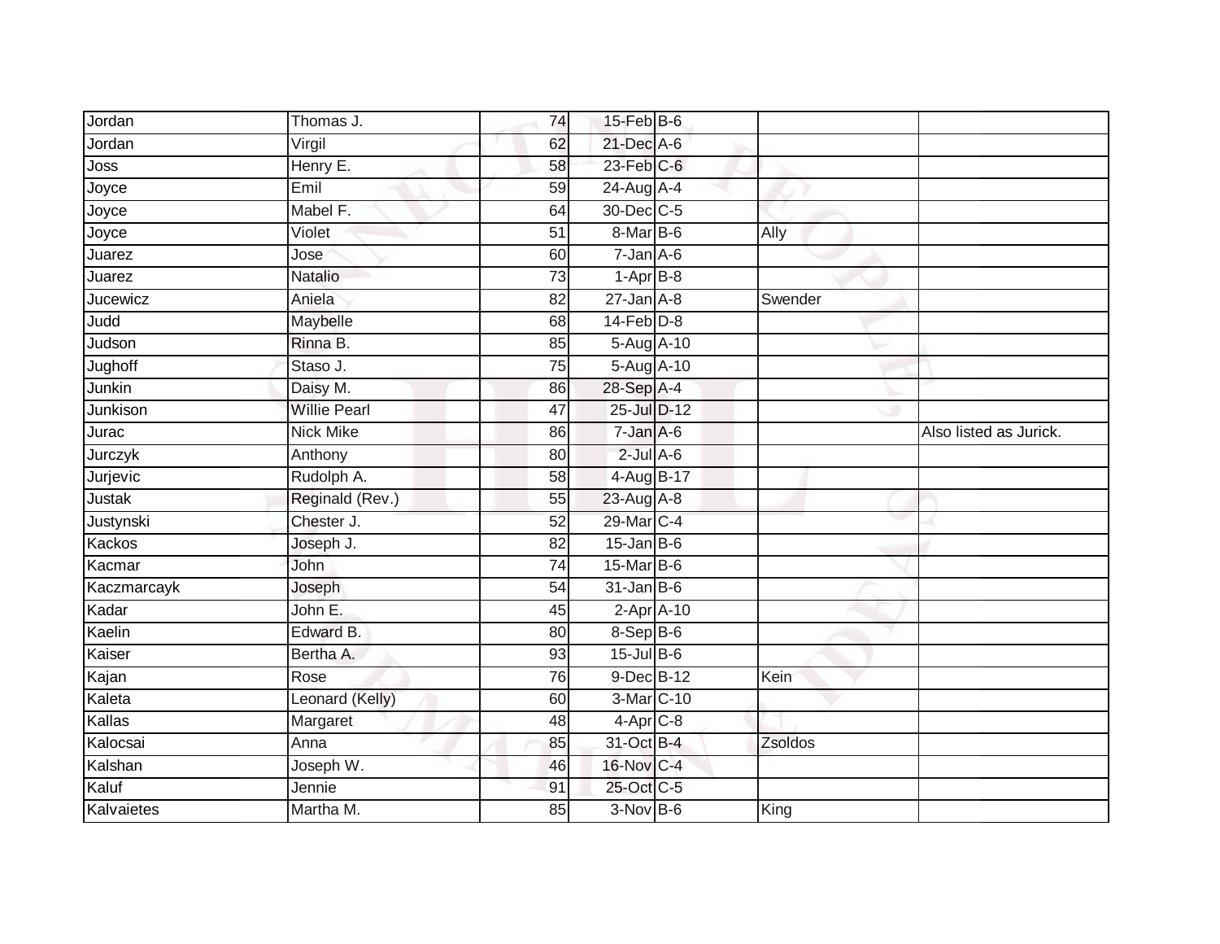| | | | | | | |
|---|---|---|---|---|---|---|
| Jordan | Thomas J. | 74 | 15-Feb | B-6 | | |
| Jordan | Virgil | 62 | 21-Dec | A-6 | | |
| Joss | Henry E. | 58 | 23-Feb | C-6 | | |
| Joyce | Emil | 59 | 24-Aug | A-4 | | |
| Joyce | Mabel F. | 64 | 30-Dec | C-5 | | |
| Joyce | Violet | 51 | 8-Mar | B-6 | Ally | |
| Juarez | Jose | 60 | 7-Jan | A-6 | | |
| Juarez | Natalio | 73 | 1-Apr | B-8 | | |
| Jucewicz | Aniela | 82 | 27-Jan | A-8 | Swender | |
| Judd | Maybelle | 68 | 14-Feb | D-8 | | |
| Judson | Rinna B. | 85 | 5-Aug | A-10 | | |
| Jughoff | Staso J. | 75 | 5-Aug | A-10 | | |
| Junkin | Daisy M. | 86 | 28-Sep | A-4 | | |
| Junkison | Willie Pearl | 47 | 25-Jul | D-12 | | |
| Jurac | Nick Mike | 86 | 7-Jan | A-6 | | Also listed as Jurick. |
| Jurczyk | Anthony | 80 | 2-Jul | A-6 | | |
| Jurjevic | Rudolph A. | 58 | 4-Aug | B-17 | | |
| Justak | Reginald (Rev.) | 55 | 23-Aug | A-8 | | |
| Justynski | Chester J. | 52 | 29-Mar | C-4 | | |
| Kackos | Joseph J. | 82 | 15-Jan | B-6 | | |
| Kacmar | John | 74 | 15-Mar | B-6 | | |
| Kaczmarcayk | Joseph | 54 | 31-Jan | B-6 | | |
| Kadar | John E. | 45 | 2-Apr | A-10 | | |
| Kaelin | Edward B. | 80 | 8-Sep | B-6 | | |
| Kaiser | Bertha A. | 93 | 15-Jul | B-6 | | |
| Kajan | Rose | 76 | 9-Dec | B-12 | Kein | |
| Kaleta | Leonard (Kelly) | 60 | 3-Mar | C-10 | | |
| Kallas | Margaret | 48 | 4-Apr | C-8 | | |
| Kalocsai | Anna | 85 | 31-Oct | B-4 | Zsoldos | |
| Kalshan | Joseph W. | 46 | 16-Nov | C-4 | | |
| Kaluf | Jennie | 91 | 25-Oct | C-5 | | |
| Kalvaietes | Martha M. | 85 | 3-Nov | B-6 | King | |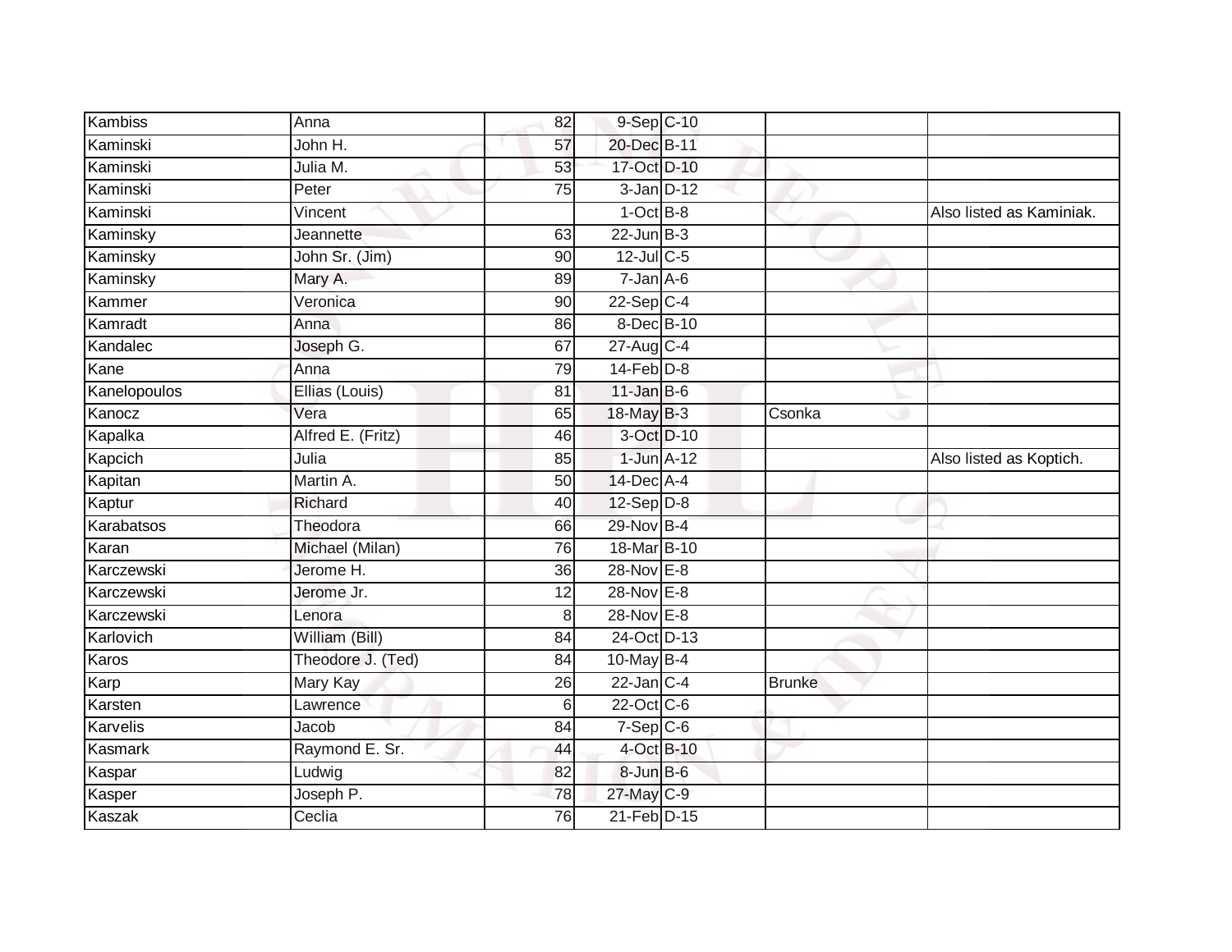| | | | | | | |
|---|---|---|---|---|---|---|
| Kambiss | Anna | 82 | 9-Sep | C-10 | | |
| Kaminski | John H. | 57 | 20-Dec | B-11 | | |
| Kaminski | Julia M. | 53 | 17-Oct | D-10 | | |
| Kaminski | Peter | 75 | 3-Jan | D-12 | | |
| Kaminski | Vincent | | 1-Oct | B-8 | | Also listed as Kaminiak. |
| Kaminsky | Jeannette | 63 | 22-Jun | B-3 | | |
| Kaminsky | John Sr. (Jim) | 90 | 12-Jul | C-5 | | |
| Kaminsky | Mary A. | 89 | 7-Jan | A-6 | | |
| Kammer | Veronica | 90 | 22-Sep | C-4 | | |
| Kamradt | Anna | 86 | 8-Dec | B-10 | | |
| Kandalec | Joseph G. | 67 | 27-Aug | C-4 | | |
| Kane | Anna | 79 | 14-Feb | D-8 | | |
| Kanelopoulos | Ellias (Louis) | 81 | 11-Jan | B-6 | | |
| Kanocz | Vera | 65 | 18-May | B-3 | Csonka | |
| Kapalka | Alfred E. (Fritz) | 46 | 3-Oct | D-10 | | |
| Kapcich | Julia | 85 | 1-Jun | A-12 | | Also listed as Koptich. |
| Kapitan | Martin A. | 50 | 14-Dec | A-4 | | |
| Kaptur | Richard | 40 | 12-Sep | D-8 | | |
| Karabatsos | Theodora | 66 | 29-Nov | B-4 | | |
| Karan | Michael (Milan) | 76 | 18-Mar | B-10 | | |
| Karczewski | Jerome H. | 36 | 28-Nov | E-8 | | |
| Karczewski | Jerome Jr. | 12 | 28-Nov | E-8 | | |
| Karczewski | Lenora | 8 | 28-Nov | E-8 | | |
| Karlovich | William (Bill) | 84 | 24-Oct | D-13 | | |
| Karos | Theodore J. (Ted) | 84 | 10-May | B-4 | | |
| Karp | Mary Kay | 26 | 22-Jan | C-4 | Brunke | |
| Karsten | Lawrence | 6 | 22-Oct | C-6 | | |
| Karvelis | Jacob | 84 | 7-Sep | C-6 | | |
| Kasmark | Raymond E. Sr. | 44 | 4-Oct | B-10 | | |
| Kaspar | Ludwig | 82 | 8-Jun | B-6 | | |
| Kasper | Joseph P. | 78 | 27-May | C-9 | | |
| Kaszak | Ceclia | 76 | 21-Feb | D-15 | | |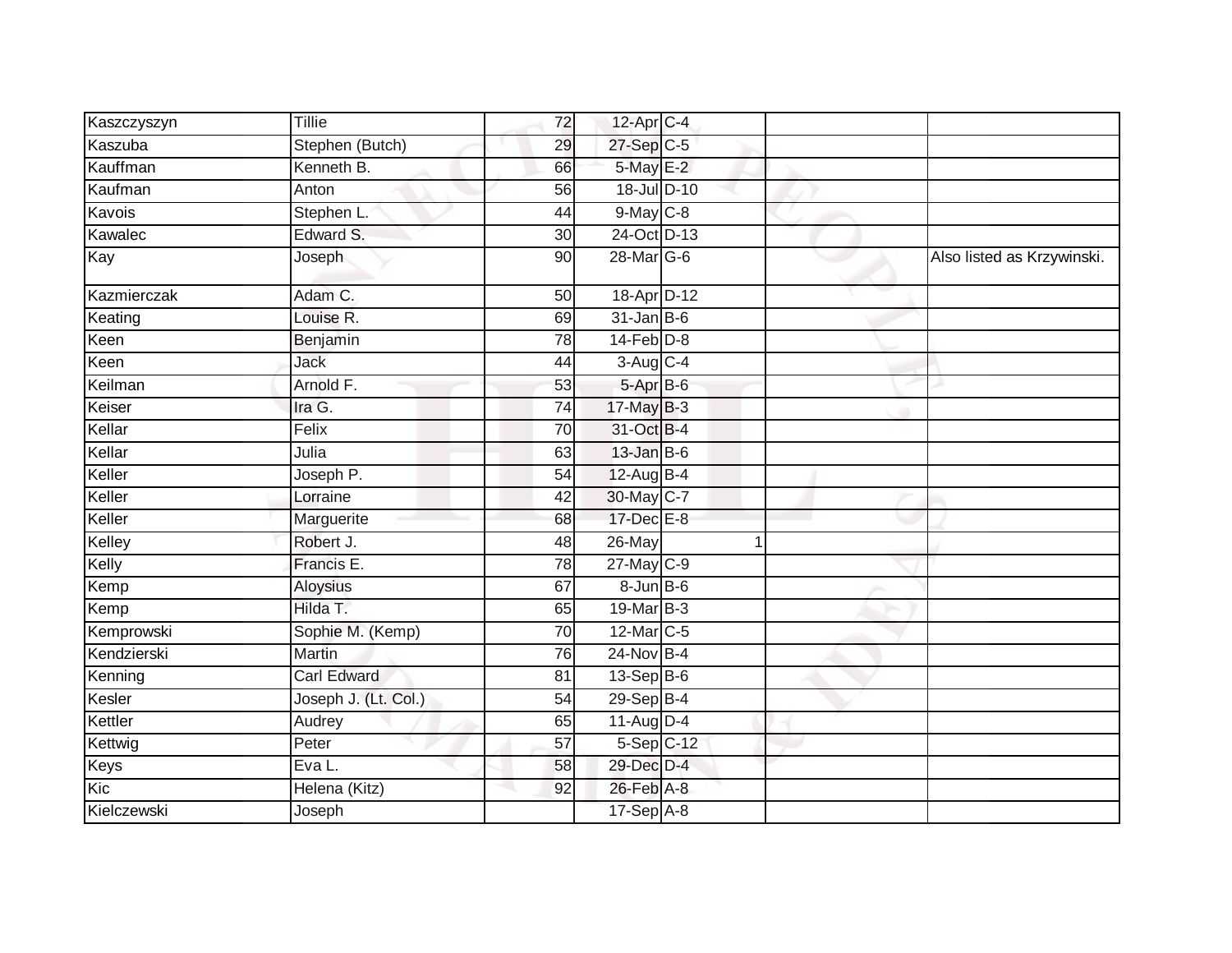| | | | | | | |
|---|---|---|---|---|---|---|
| Kaszczyszyn | Tillie | 72 | 12-Apr | C-4 | | |
| Kaszuba | Stephen (Butch) | 29 | 27-Sep | C-5 | | |
| Kauffman | Kenneth B. | 66 | 5-May | E-2 | | |
| Kaufman | Anton | 56 | 18-Jul | D-10 | | |
| Kavois | Stephen L. | 44 | 9-May | C-8 | | |
| Kawalec | Edward S. | 30 | 24-Oct | D-13 | | |
| Kay | Joseph | 90 | 28-Mar | G-6 | | Also listed as Krzywinski. |
| Kazmierczak | Adam C. | 50 | 18-Apr | D-12 | | |
| Keating | Louise R. | 69 | 31-Jan | B-6 | | |
| Keen | Benjamin | 78 | 14-Feb | D-8 | | |
| Keen | Jack | 44 | 3-Aug | C-4 | | |
| Keilman | Arnold F. | 53 | 5-Apr | B-6 | | |
| Keiser | Ira G. | 74 | 17-May | B-3 | | |
| Kellar | Felix | 70 | 31-Oct | B-4 | | |
| Kellar | Julia | 63 | 13-Jan | B-6 | | |
| Keller | Joseph P. | 54 | 12-Aug | B-4 | | |
| Keller | Lorraine | 42 | 30-May | C-7 | | |
| Keller | Marguerite | 68 | 17-Dec | E-8 | | |
| Kelley | Robert J. | 48 | 26-May | 1 | | |
| Kelly | Francis E. | 78 | 27-May | C-9 | | |
| Kemp | Aloysius | 67 | 8-Jun | B-6 | | |
| Kemp | Hilda T. | 65 | 19-Mar | B-3 | | |
| Kemprowski | Sophie M. (Kemp) | 70 | 12-Mar | C-5 | | |
| Kendzierski | Martin | 76 | 24-Nov | B-4 | | |
| Kenning | Carl Edward | 81 | 13-Sep | B-6 | | |
| Kesler | Joseph J. (Lt. Col.) | 54 | 29-Sep | B-4 | | |
| Kettler | Audrey | 65 | 11-Aug | D-4 | | |
| Kettwig | Peter | 57 | 5-Sep | C-12 | | |
| Keys | Eva L. | 58 | 29-Dec | D-4 | | |
| Kic | Helena (Kitz) | 92 | 26-Feb | A-8 | | |
| Kielczewski | Joseph | | 17-Sep | A-8 | | |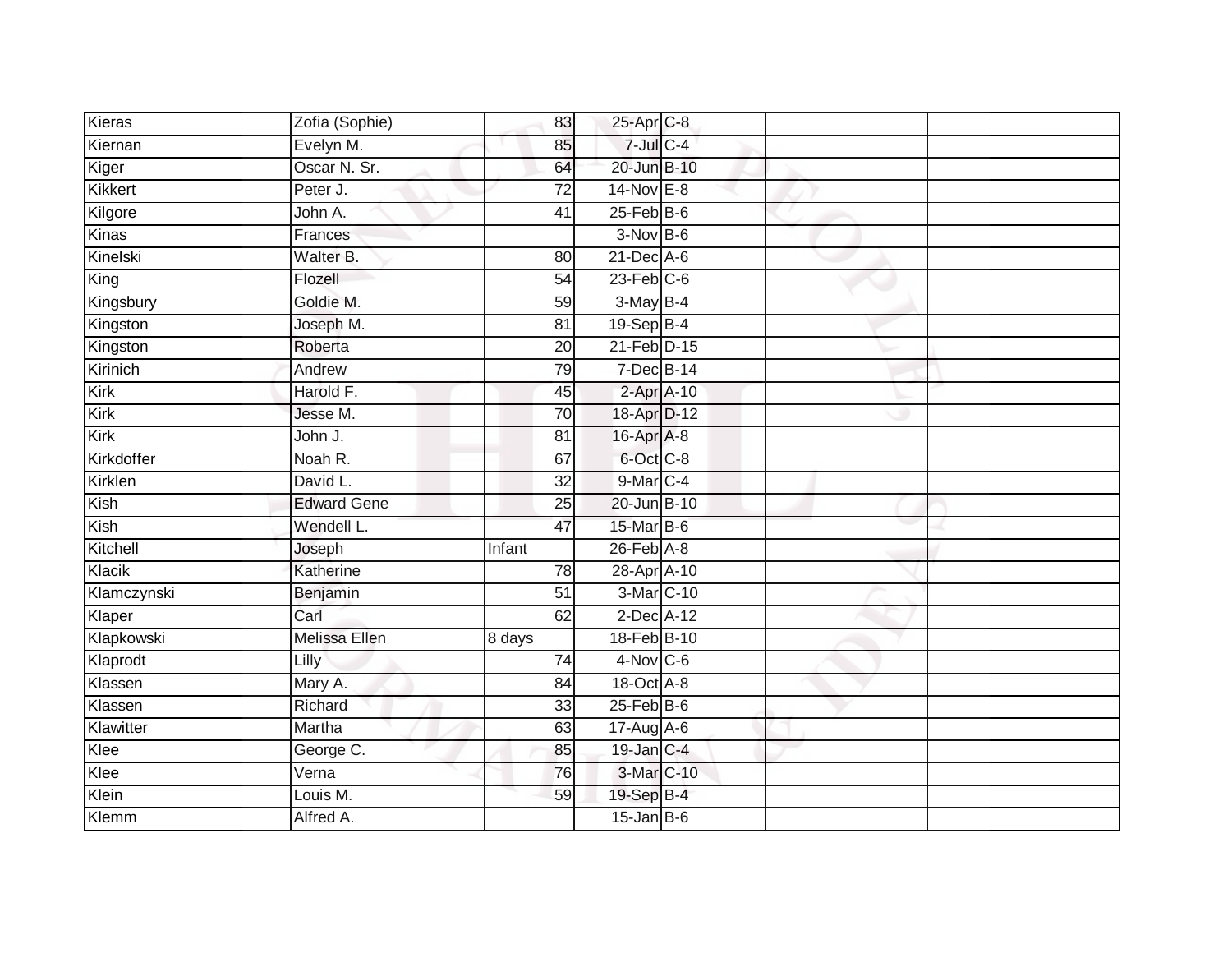| Kieras | Zofia (Sophie) | 83 | 25-Apr | C-8 | | |
|---|---|---|---|---|---|---|
| Kiernan | Evelyn M. | 85 | 7-Jul | C-4 | | |
| Kiger | Oscar N. Sr. | 64 | 20-Jun | B-10 | | |
| Kikkert | Peter J. | 72 | 14-Nov | E-8 | | |
| Kilgore | John A. | 41 | 25-Feb | B-6 | | |
| Kinas | Frances | | 3-Nov | B-6 | | |
| Kinelski | Walter B. | 80 | 21-Dec | A-6 | | |
| King | Flozell | 54 | 23-Feb | C-6 | | |
| Kingsbury | Goldie M. | 59 | 3-May | B-4 | | |
| Kingston | Joseph M. | 81 | 19-Sep | B-4 | | |
| Kingston | Roberta | 20 | 21-Feb | D-15 | | |
| Kirinich | Andrew | 79 | 7-Dec | B-14 | | |
| Kirk | Harold F. | 45 | 2-Apr | A-10 | | |
| Kirk | Jesse M. | 70 | 18-Apr | D-12 | | |
| Kirk | John J. | 81 | 16-Apr | A-8 | | |
| Kirkdoffer | Noah R. | 67 | 6-Oct | C-8 | | |
| Kirklen | David L. | 32 | 9-Mar | C-4 | | |
| Kish | Edward Gene | 25 | 20-Jun | B-10 | | |
| Kish | Wendell L. | 47 | 15-Mar | B-6 | | |
| Kitchell | Joseph | Infant | 26-Feb | A-8 | | |
| Klacik | Katherine | 78 | 28-Apr | A-10 | | |
| Klamczynski | Benjamin | 51 | 3-Mar | C-10 | | |
| Klaper | Carl | 62 | 2-Dec | A-12 | | |
| Klapkowski | Melissa Ellen | 8 days | 18-Feb | B-10 | | |
| Klaprodt | Lilly | 74 | 4-Nov | C-6 | | |
| Klassen | Mary A. | 84 | 18-Oct | A-8 | | |
| Klassen | Richard | 33 | 25-Feb | B-6 | | |
| Klawitter | Martha | 63 | 17-Aug | A-6 | | |
| Klee | George C. | 85 | 19-Jan | C-4 | | |
| Klee | Verna | 76 | 3-Mar | C-10 | | |
| Klein | Louis M. | 59 | 19-Sep | B-4 | | |
| Klemm | Alfred A. | | 15-Jan | B-6 | | |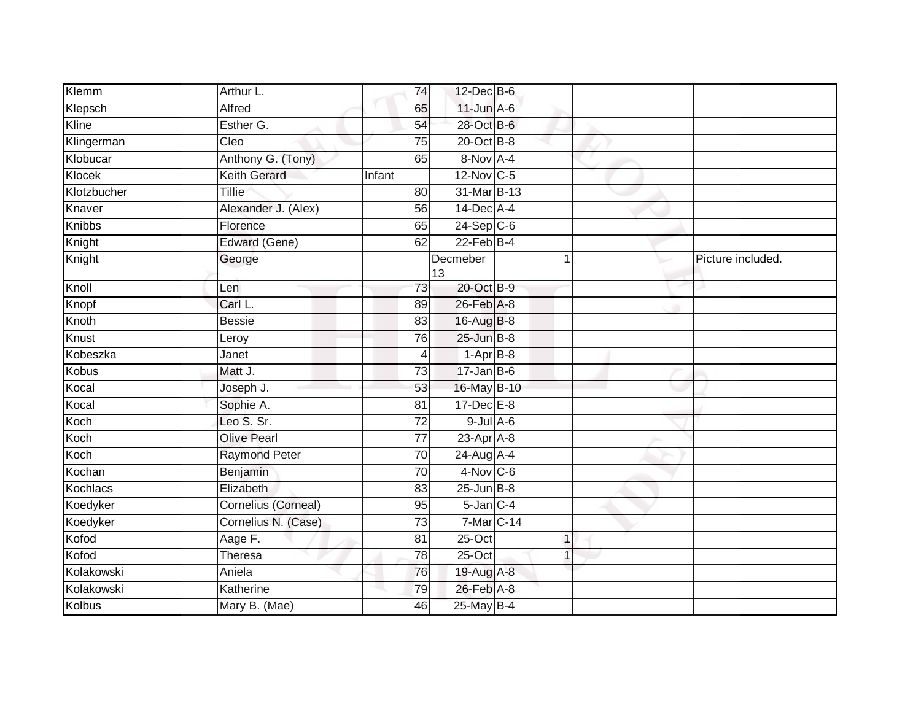| Klemm | Arthur L. | 74 | 12-Dec | B-6 | | | |
|---|---|---|---|---|---|---|---|
| Klepsch | Alfred | 65 | 11-Jun | A-6 | | | |
| Kline | Esther G. | 54 | 28-Oct | B-6 | | | |
| Klingerman | Cleo | 75 | 20-Oct | B-8 | | | |
| Klobucar | Anthony G. (Tony) | 65 | 8-Nov | A-4 | | | |
| Klocek | Keith Gerard | Infant | 12-Nov | C-5 | | | |
| Klotzbucher | Tillie | 80 | 31-Mar | B-13 | | | |
| Knaver | Alexander J. (Alex) | 56 | 14-Dec | A-4 | | | |
| Knibbs | Florence | 65 | 24-Sep | C-6 | | | |
| Knight | Edward (Gene) | 62 | 22-Feb | B-4 | | | |
| Knight | George | | Decmeber 13 | | 1 | | Picture included. |
| Knoll | Len | 73 | 20-Oct | B-9 | | | |
| Knopf | Carl L. | 89 | 26-Feb | A-8 | | | |
| Knoth | Bessie | 83 | 16-Aug | B-8 | | | |
| Knust | Leroy | 76 | 25-Jun | B-8 | | | |
| Kobeszka | Janet | 4 | 1-Apr | B-8 | | | |
| Kobus | Matt J. | 73 | 17-Jan | B-6 | | | |
| Kocal | Joseph J. | 53 | 16-May | B-10 | | | |
| Kocal | Sophie A. | 81 | 17-Dec | E-8 | | | |
| Koch | Leo S. Sr. | 72 | 9-Jul | A-6 | | | |
| Koch | Olive Pearl | 77 | 23-Apr | A-8 | | | |
| Koch | Raymond Peter | 70 | 24-Aug | A-4 | | | |
| Kochan | Benjamin | 70 | 4-Nov | C-6 | | | |
| Kochlacs | Elizabeth | 83 | 25-Jun | B-8 | | | |
| Koedyker | Cornelius (Corneal) | 95 | 5-Jan | C-4 | | | |
| Koedyker | Cornelius N. (Case) | 73 | 7-Mar | C-14 | | | |
| Kofod | Aage F. | 81 | 25-Oct | | 1 | | |
| Kofod | Theresa | 78 | 25-Oct | | 1 | | |
| Kolakowski | Aniela | 76 | 19-Aug | A-8 | | | |
| Kolakowski | Katherine | 79 | 26-Feb | A-8 | | | |
| Kolbus | Mary B. (Mae) | 46 | 25-May | B-4 | | | |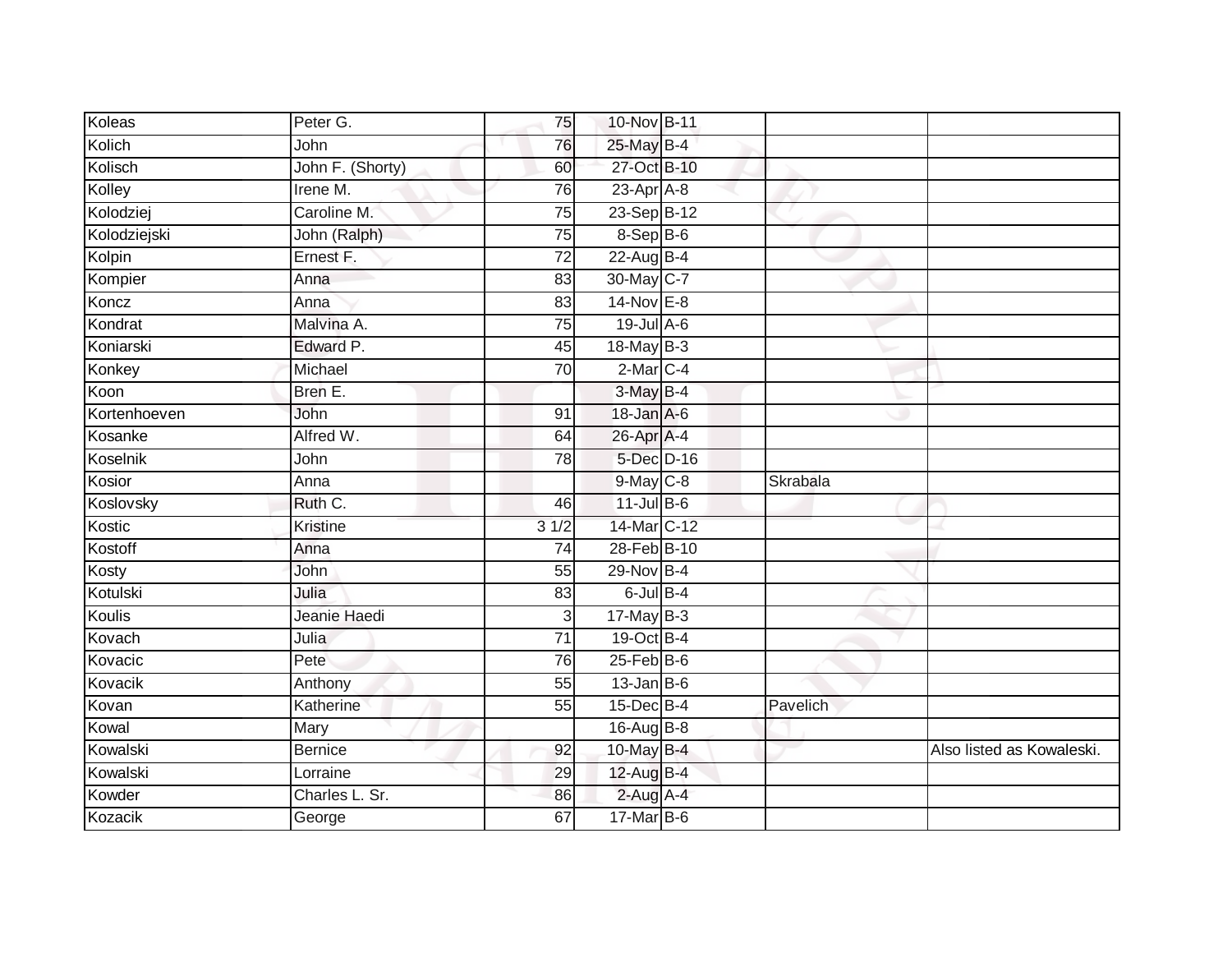| | | | | | | |
|---|---|---|---|---|---|---|
| Koleas | Peter G. | 75 | 10-Nov | B-11 | | |
| Kolich | John | 76 | 25-May | B-4 | | |
| Kolisch | John F. (Shorty) | 60 | 27-Oct | B-10 | | |
| Kolley | Irene M. | 76 | 23-Apr | A-8 | | |
| Kolodziej | Caroline M. | 75 | 23-Sep | B-12 | | |
| Kolodziejski | John (Ralph) | 75 | 8-Sep | B-6 | | |
| Kolpin | Ernest F. | 72 | 22-Aug | B-4 | | |
| Kompier | Anna | 83 | 30-May | C-7 | | |
| Koncz | Anna | 83 | 14-Nov | E-8 | | |
| Kondrat | Malvina A. | 75 | 19-Jul | A-6 | | |
| Koniarski | Edward P. | 45 | 18-May | B-3 | | |
| Konkey | Michael | 70 | 2-Mar | C-4 | | |
| Koon | Bren E. | | 3-May | B-4 | | |
| Kortenhoeven | John | 91 | 18-Jan | A-6 | | |
| Kosanke | Alfred W. | 64 | 26-Apr | A-4 | | |
| Koselnik | John | 78 | 5-Dec | D-16 | | |
| Kosior | Anna | | 9-May | C-8 | Skrabala | |
| Koslovsky | Ruth C. | 46 | 11-Jul | B-6 | | |
| Kostic | Kristine | 3 1/2 | 14-Mar | C-12 | | |
| Kostoff | Anna | 74 | 28-Feb | B-10 | | |
| Kosty | John | 55 | 29-Nov | B-4 | | |
| Kotulski | Julia | 83 | 6-Jul | B-4 | | |
| Koulis | Jeanie Haedi | 3 | 17-May | B-3 | | |
| Kovach | Julia | 71 | 19-Oct | B-4 | | |
| Kovacic | Pete | 76 | 25-Feb | B-6 | | |
| Kovacik | Anthony | 55 | 13-Jan | B-6 | | |
| Kovan | Katherine | 55 | 15-Dec | B-4 | Pavelich | |
| Kowal | Mary | | 16-Aug | B-8 | | |
| Kowalski | Bernice | 92 | 10-May | B-4 | | Also listed as Kowaleski. |
| Kowalski | Lorraine | 29 | 12-Aug | B-4 | | |
| Kowder | Charles L. Sr. | 86 | 2-Aug | A-4 | | |
| Kozacik | George | 67 | 17-Mar | B-6 | | |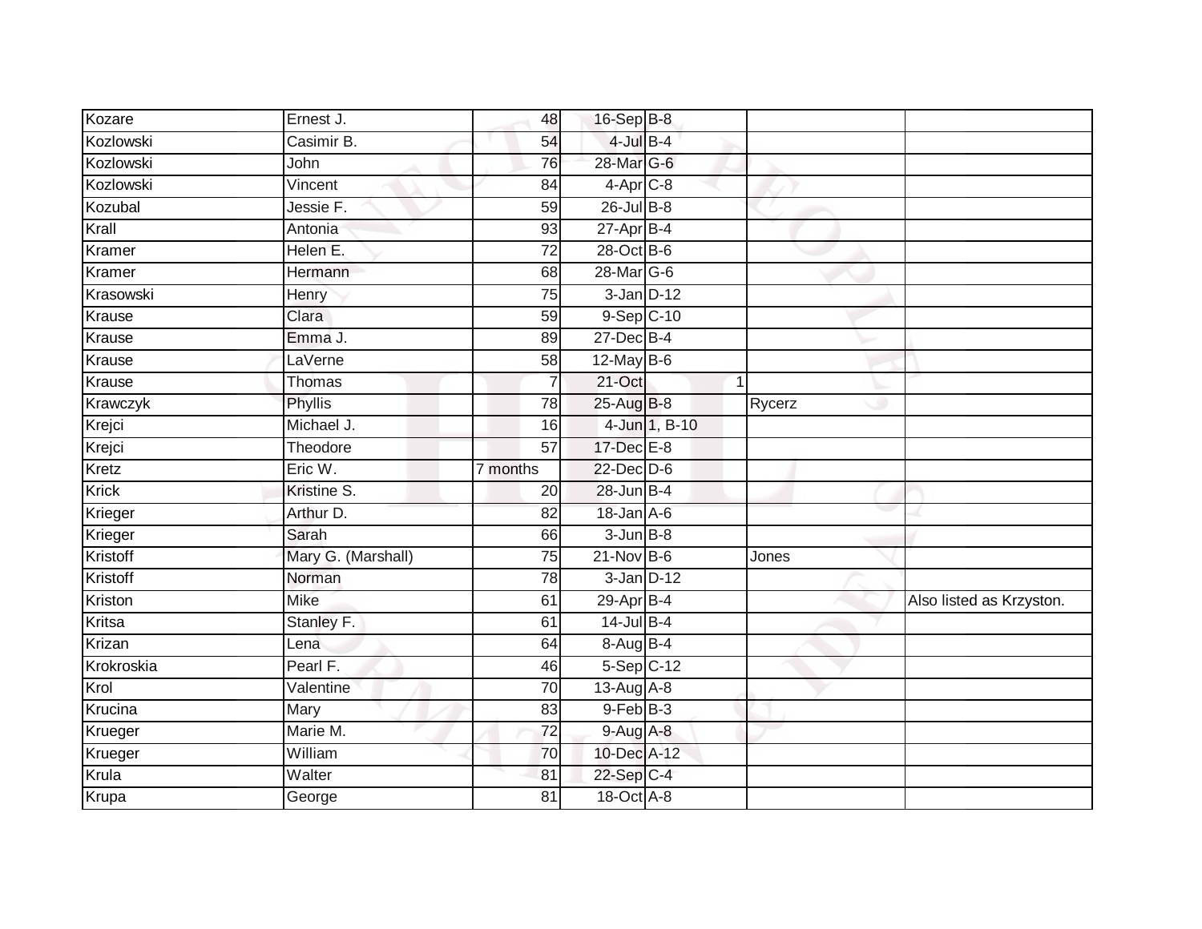| | | | | | | |
|---|---|---|---|---|---|---|
| Kozare | Ernest J. | 48 | 16-Sep | B-8 | | |
| Kozlowski | Casimir B. | 54 | 4-Jul | B-4 | | |
| Kozlowski | John | 76 | 28-Mar | G-6 | | |
| Kozlowski | Vincent | 84 | 4-Apr | C-8 | | |
| Kozubal | Jessie F. | 59 | 26-Jul | B-8 | | |
| Krall | Antonia | 93 | 27-Apr | B-4 | | |
| Kramer | Helen E. | 72 | 28-Oct | B-6 | | |
| Kramer | Hermann | 68 | 28-Mar | G-6 | | |
| Krasowski | Henry | 75 | 3-Jan | D-12 | | |
| Krause | Clara | 59 | 9-Sep | C-10 | | |
| Krause | Emma J. | 89 | 27-Dec | B-4 | | |
| Krause | LaVerne | 58 | 12-May | B-6 | | |
| Krause | Thomas | 7 | 21-Oct | 1 | | |
| Krawczyk | Phyllis | 78 | 25-Aug | B-8 | Rycerz | |
| Krejci | Michael J. | 16 | 4-Jun | 1, B-10 | | |
| Krejci | Theodore | 57 | 17-Dec | E-8 | | |
| Kretz | Eric W. | 7 months | 22-Dec | D-6 | | |
| Krick | Kristine S. | 20 | 28-Jun | B-4 | | |
| Krieger | Arthur D. | 82 | 18-Jan | A-6 | | |
| Krieger | Sarah | 66 | 3-Jun | B-8 | | |
| Kristoff | Mary G. (Marshall) | 75 | 21-Nov | B-6 | Jones | |
| Kristoff | Norman | 78 | 3-Jan | D-12 | | |
| Kriston | Mike | 61 | 29-Apr | B-4 | | Also listed as Krzyston. |
| Kritsa | Stanley F. | 61 | 14-Jul | B-4 | | |
| Krizan | Lena | 64 | 8-Aug | B-4 | | |
| Krokroskia | Pearl F. | 46 | 5-Sep | C-12 | | |
| Krol | Valentine | 70 | 13-Aug | A-8 | | |
| Krucina | Mary | 83 | 9-Feb | B-3 | | |
| Krueger | Marie M. | 72 | 9-Aug | A-8 | | |
| Krueger | William | 70 | 10-Dec | A-12 | | |
| Krula | Walter | 81 | 22-Sep | C-4 | | |
| Krupa | George | 81 | 18-Oct | A-8 | | |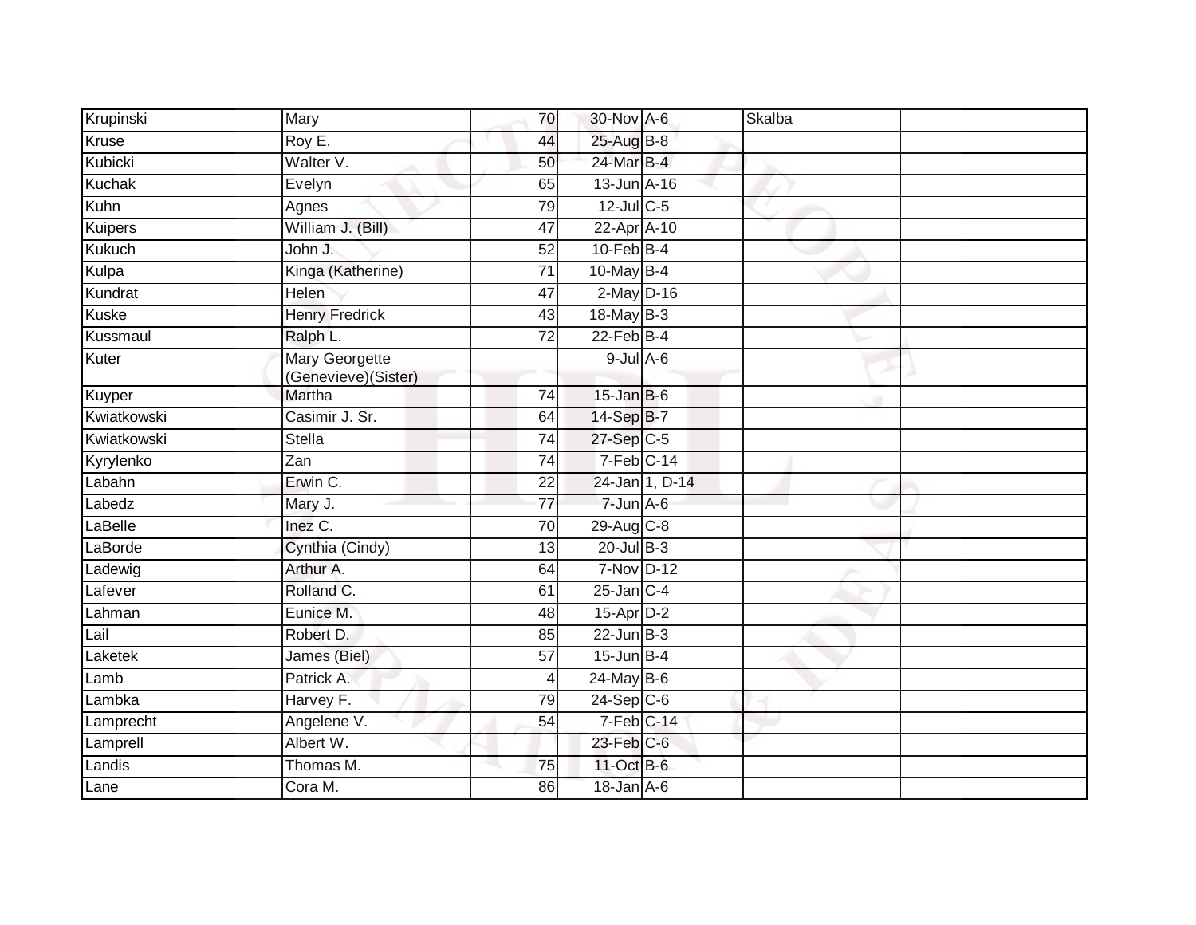| | | | | | | |
|---|---|---|---|---|---|---|
| Krupinski | Mary | 70 | 30-Nov | A-6 | Skalba | |
| Kruse | Roy E. | 44 | 25-Aug | B-8 | | |
| Kubicki | Walter V. | 50 | 24-Mar | B-4 | | |
| Kuchak | Evelyn | 65 | 13-Jun | A-16 | | |
| Kuhn | Agnes | 79 | 12-Jul | C-5 | | |
| Kuipers | William J. (Bill) | 47 | 22-Apr | A-10 | | |
| Kukuch | John J. | 52 | 10-Feb | B-4 | | |
| Kulpa | Kinga (Katherine) | 71 | 10-May | B-4 | | |
| Kundrat | Helen | 47 | 2-May | D-16 | | |
| Kuske | Henry Fredrick | 43 | 18-May | B-3 | | |
| Kussmaul | Ralph L. | 72 | 22-Feb | B-4 | | |
| Kuter | Mary Georgette (Genevieve)(Sister) | | 9-Jul | A-6 | | |
| Kuyper | Martha | 74 | 15-Jan | B-6 | | |
| Kwiatkowski | Casimir J. Sr. | 64 | 14-Sep | B-7 | | |
| Kwiatkowski | Stella | 74 | 27-Sep | C-5 | | |
| Kyrylenko | Zan | 74 | 7-Feb | C-14 | | |
| Labahn | Erwin C. | 22 | 24-Jan | 1, D-14 | | |
| Labedz | Mary J. | 77 | 7-Jun | A-6 | | |
| LaBelle | Inez C. | 70 | 29-Aug | C-8 | | |
| LaBorde | Cynthia (Cindy) | 13 | 20-Jul | B-3 | | |
| Ladewig | Arthur A. | 64 | 7-Nov | D-12 | | |
| Lafever | Rolland C. | 61 | 25-Jan | C-4 | | |
| Lahman | Eunice M. | 48 | 15-Apr | D-2 | | |
| Lail | Robert D. | 85 | 22-Jun | B-3 | | |
| Laketek | James (Biel) | 57 | 15-Jun | B-4 | | |
| Lamb | Patrick A. | 4 | 24-May | B-6 | | |
| Lambka | Harvey F. | 79 | 24-Sep | C-6 | | |
| Lamprecht | Angelene V. | 54 | 7-Feb | C-14 | | |
| Lamprell | Albert W. | | 23-Feb | C-6 | | |
| Landis | Thomas M. | 75 | 11-Oct | B-6 | | |
| Lane | Cora M. | 86 | 18-Jan | A-6 | | |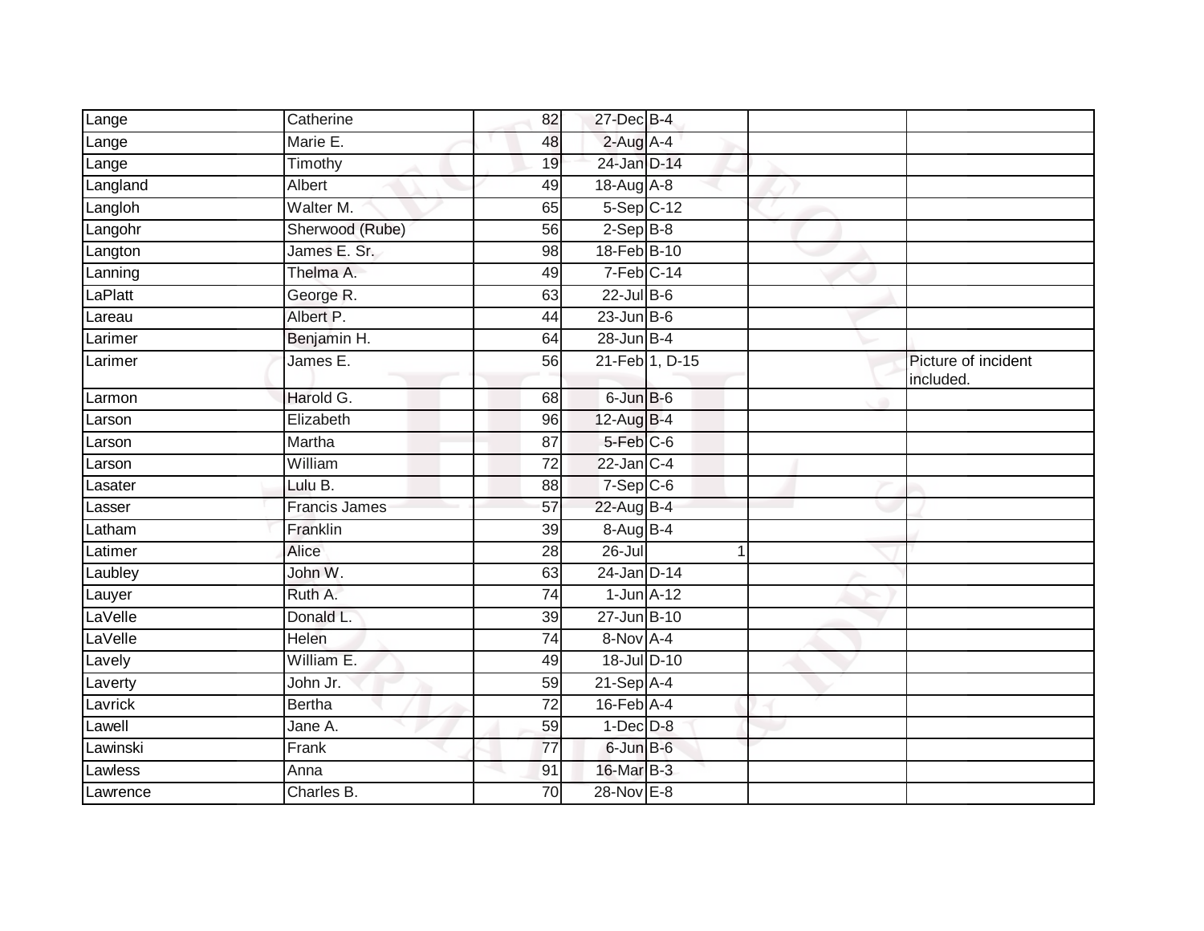| | | | | | | |
|---|---|---|---|---|---|---|
| Lange | Catherine | 82 | 27-Dec | B-4 | | |
| Lange | Marie E. | 48 | 2-Aug | A-4 | | |
| Lange | Timothy | 19 | 24-Jan | D-14 | | |
| Langland | Albert | 49 | 18-Aug | A-8 | | |
| Langloh | Walter M. | 65 | 5-Sep | C-12 | | |
| Langohr | Sherwood (Rube) | 56 | 2-Sep | B-8 | | |
| Langton | James E. Sr. | 98 | 18-Feb | B-10 | | |
| Lanning | Thelma A. | 49 | 7-Feb | C-14 | | |
| LaPlatt | George R. | 63 | 22-Jul | B-6 | | |
| Lareau | Albert P. | 44 | 23-Jun | B-6 | | |
| Larimer | Benjamin H. | 64 | 28-Jun | B-4 | | |
| Larimer | James E. | 56 | 21-Feb | 1, D-15 | | Picture of incident included. |
| Larmon | Harold G. | 68 | 6-Jun | B-6 | | |
| Larson | Elizabeth | 96 | 12-Aug | B-4 | | |
| Larson | Martha | 87 | 5-Feb | C-6 | | |
| Larson | William | 72 | 22-Jan | C-4 | | |
| Lasater | Lulu B. | 88 | 7-Sep | C-6 | | |
| Lasser | Francis James | 57 | 22-Aug | B-4 | | |
| Latham | Franklin | 39 | 8-Aug | B-4 | | |
| Latimer | Alice | 28 | 26-Jul | 1 | | |
| Laubley | John W. | 63 | 24-Jan | D-14 | | |
| Lauyer | Ruth A. | 74 | 1-Jun | A-12 | | |
| LaVelle | Donald L. | 39 | 27-Jun | B-10 | | |
| LaVelle | Helen | 74 | 8-Nov | A-4 | | |
| Lavely | William E. | 49 | 18-Jul | D-10 | | |
| Laverty | John Jr. | 59 | 21-Sep | A-4 | | |
| Lavrick | Bertha | 72 | 16-Feb | A-4 | | |
| Lawell | Jane A. | 59 | 1-Dec | D-8 | | |
| Lawinski | Frank | 77 | 6-Jun | B-6 | | |
| Lawless | Anna | 91 | 16-Mar | B-3 | | |
| Lawrence | Charles B. | 70 | 28-Nov | E-8 | | |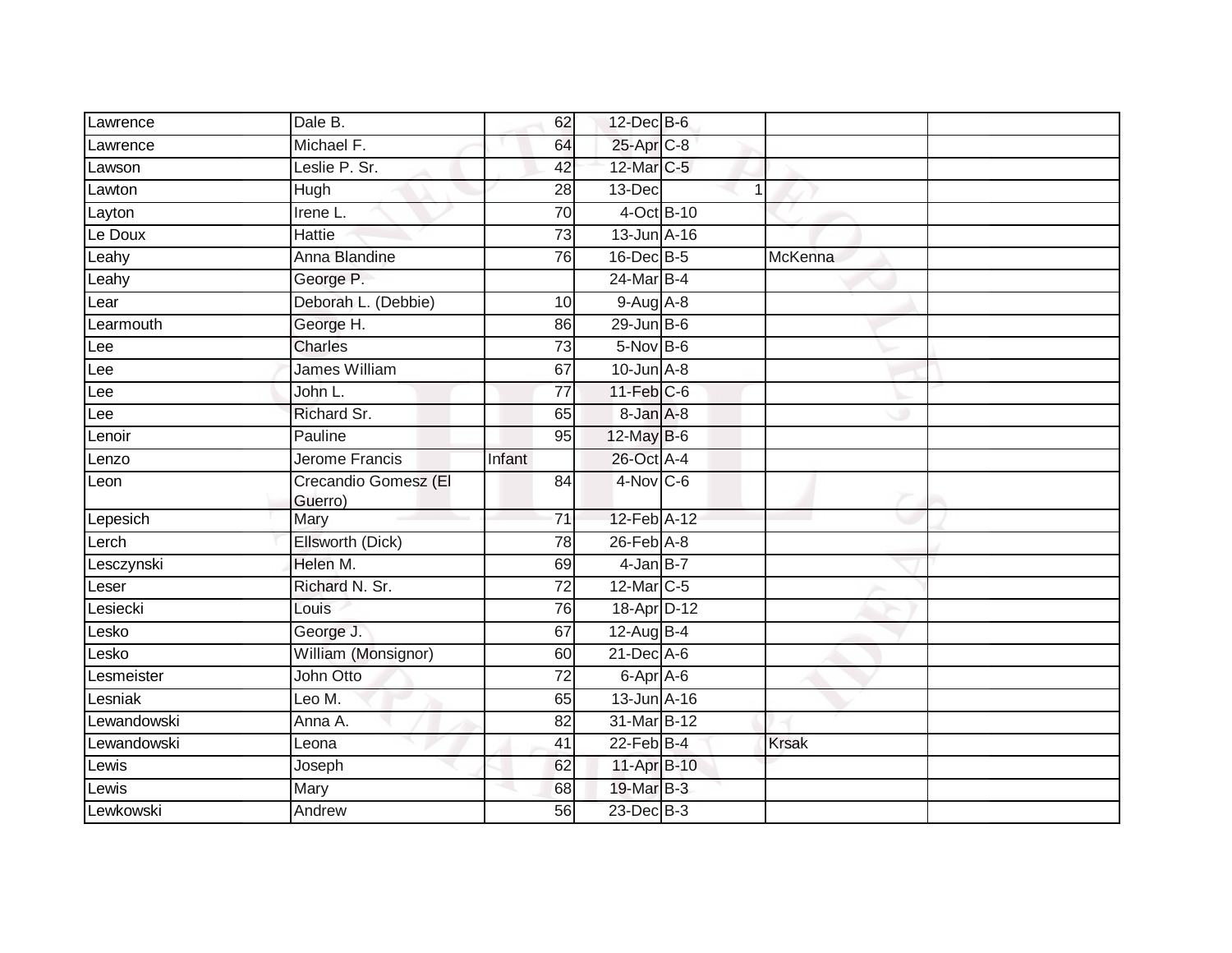| | | | | | | |
|---|---|---|---|---|---|---|
| Lawrence | Dale B. | 62 | 12-Dec | B-6 | | |
| Lawrence | Michael F. | 64 | 25-Apr | C-8 | | |
| Lawson | Leslie P. Sr. | 42 | 12-Mar | C-5 | | |
| Lawton | Hugh | 28 | 13-Dec | 1 | | |
| Layton | Irene L. | 70 | 4-Oct | B-10 | | |
| Le Doux | Hattie | 73 | 13-Jun | A-16 | | |
| Leahy | Anna Blandine | 76 | 16-Dec | B-5 | McKenna | |
| Leahy | George P. | | 24-Mar | B-4 | | |
| Lear | Deborah L. (Debbie) | 10 | 9-Aug | A-8 | | |
| Learmouth | George H. | 86 | 29-Jun | B-6 | | |
| Lee | Charles | 73 | 5-Nov | B-6 | | |
| Lee | James William | 67 | 10-Jun | A-8 | | |
| Lee | John L. | 77 | 11-Feb | C-6 | | |
| Lee | Richard Sr. | 65 | 8-Jan | A-8 | | |
| Lenoir | Pauline | 95 | 12-May | B-6 | | |
| Lenzo | Jerome Francis | Infant | 26-Oct | A-4 | | |
| Leon | Crecandio Gomesz (El Guerro) | 84 | 4-Nov | C-6 | | |
| Lepesich | Mary | 71 | 12-Feb | A-12 | | |
| Lerch | Ellsworth (Dick) | 78 | 26-Feb | A-8 | | |
| Lesczynski | Helen M. | 69 | 4-Jan | B-7 | | |
| Leser | Richard N. Sr. | 72 | 12-Mar | C-5 | | |
| Lesiecki | Louis | 76 | 18-Apr | D-12 | | |
| Lesko | George J. | 67 | 12-Aug | B-4 | | |
| Lesko | William (Monsignor) | 60 | 21-Dec | A-6 | | |
| Lesmeister | John Otto | 72 | 6-Apr | A-6 | | |
| Lesniak | Leo M. | 65 | 13-Jun | A-16 | | |
| Lewandowski | Anna A. | 82 | 31-Mar | B-12 | | |
| Lewandowski | Leona | 41 | 22-Feb | B-4 | Krsak | |
| Lewis | Joseph | 62 | 11-Apr | B-10 | | |
| Lewis | Mary | 68 | 19-Mar | B-3 | | |
| Lewkowski | Andrew | 56 | 23-Dec | B-3 | | |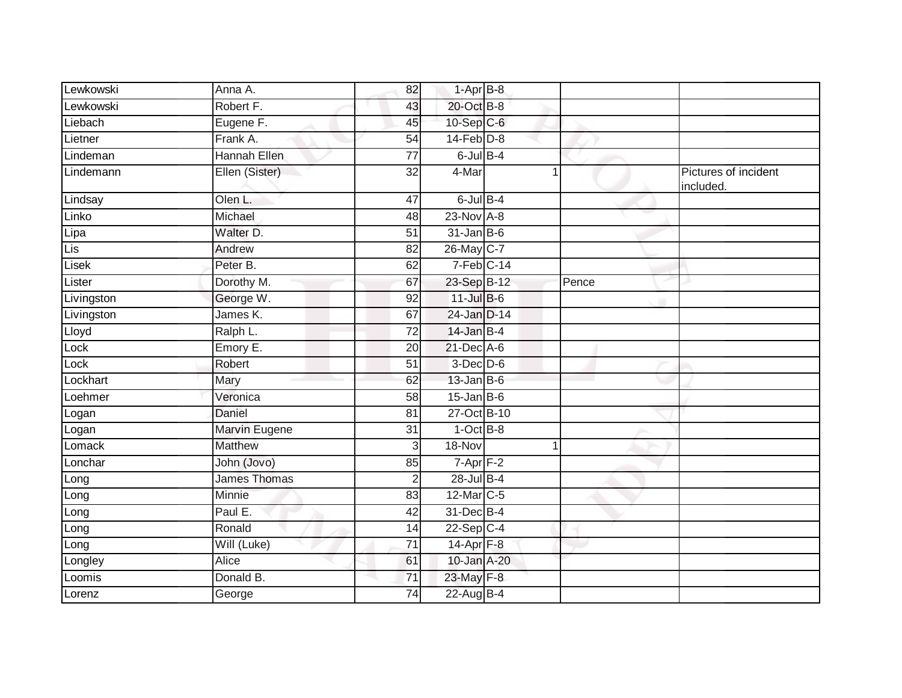| Lewkowski | Anna A. | 82 | 1-Apr | B-8 | | |
|---|---|---|---|---|---|---|
| Lewkowski | Robert F. | 43 | 20-Oct | B-8 | | |
| Liebach | Eugene F. | 45 | 10-Sep | C-6 | | |
| Lietner | Frank A. | 54 | 14-Feb | D-8 | | |
| Lindeman | Hannah Ellen | 77 | 6-Jul | B-4 | | |
| Lindemann | Ellen (Sister) | 32 | 4-Mar | 1 | | Pictures of incident included. |
| Lindsay | Olen L. | 47 | 6-Jul | B-4 | | |
| Linko | Michael | 48 | 23-Nov | A-8 | | |
| Lipa | Walter D. | 51 | 31-Jan | B-6 | | |
| Lis | Andrew | 82 | 26-May | C-7 | | |
| Lisek | Peter B. | 62 | 7-Feb | C-14 | | |
| Lister | Dorothy M. | 67 | 23-Sep | B-12 | Pence | |
| Livingston | George W. | 92 | 11-Jul | B-6 | | |
| Livingston | James K. | 67 | 24-Jan | D-14 | | |
| Lloyd | Ralph L. | 72 | 14-Jan | B-4 | | |
| Lock | Emory E. | 20 | 21-Dec | A-6 | | |
| Lock | Robert | 51 | 3-Dec | D-6 | | |
| Lockhart | Mary | 62 | 13-Jan | B-6 | | |
| Loehmer | Veronica | 58 | 15-Jan | B-6 | | |
| Logan | Daniel | 81 | 27-Oct | B-10 | | |
| Logan | Marvin Eugene | 31 | 1-Oct | B-8 | | |
| Lomack | Matthew | 3 | 18-Nov | 1 | | |
| Lonchar | John (Jovo) | 85 | 7-Apr | F-2 | | |
| Long | James Thomas | 2 | 28-Jul | B-4 | | |
| Long | Minnie | 83 | 12-Mar | C-5 | | |
| Long | Paul E. | 42 | 31-Dec | B-4 | | |
| Long | Ronald | 14 | 22-Sep | C-4 | | |
| Long | Will (Luke) | 71 | 14-Apr | F-8 | | |
| Longley | Alice | 61 | 10-Jan | A-20 | | |
| Loomis | Donald B. | 71 | 23-May | F-8 | | |
| Lorenz | George | 74 | 22-Aug | B-4 | | |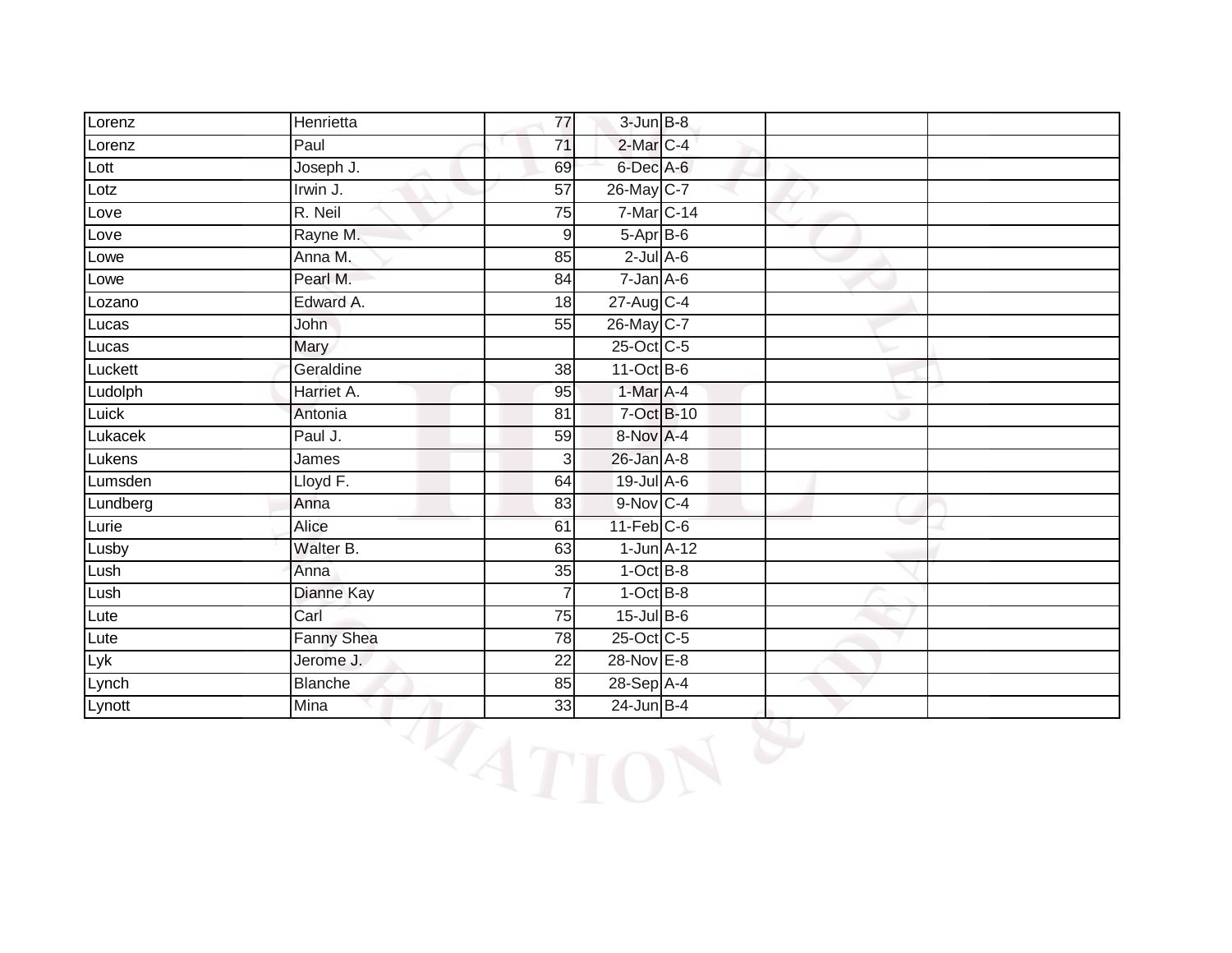| Lorenz | Henrietta | 77 | 3-Jun | B-8 | | |
|---|---|---|---|---|---|---|
| Lorenz | Paul | 71 | 2-Mar | C-4 | | |
| Lott | Joseph J. | 69 | 6-Dec | A-6 | | |
| Lotz | Irwin J. | 57 | 26-May | C-7 | | |
| Love | R. Neil | 75 | 7-Mar | C-14 | | |
| Love | Rayne M. | 9 | 5-Apr | B-6 | | |
| Lowe | Anna M. | 85 | 2-Jul | A-6 | | |
| Lowe | Pearl M. | 84 | 7-Jan | A-6 | | |
| Lozano | Edward A. | 18 | 27-Aug | C-4 | | |
| Lucas | John | 55 | 26-May | C-7 | | |
| Lucas | Mary | | 25-Oct | C-5 | | |
| Luckett | Geraldine | 38 | 11-Oct | B-6 | | |
| Ludolph | Harriet A. | 95 | 1-Mar | A-4 | | |
| Luick | Antonia | 81 | 7-Oct | B-10 | | |
| Lukacek | Paul J. | 59 | 8-Nov | A-4 | | |
| Lukens | James | 3 | 26-Jan | A-8 | | |
| Lumsden | Lloyd F. | 64 | 19-Jul | A-6 | | |
| Lundberg | Anna | 83 | 9-Nov | C-4 | | |
| Lurie | Alice | 61 | 11-Feb | C-6 | | |
| Lusby | Walter B. | 63 | 1-Jun | A-12 | | |
| Lush | Anna | 35 | 1-Oct | B-8 | | |
| Lush | Dianne Kay | 7 | 1-Oct | B-8 | | |
| Lute | Carl | 75 | 15-Jul | B-6 | | |
| Lute | Fanny Shea | 78 | 25-Oct | C-5 | | |
| Lyk | Jerome J. | 22 | 28-Nov | E-8 | | |
| Lynch | Blanche | 85 | 28-Sep | A-4 | | |
| Lynott | Mina | 33 | 24-Jun | B-4 | | |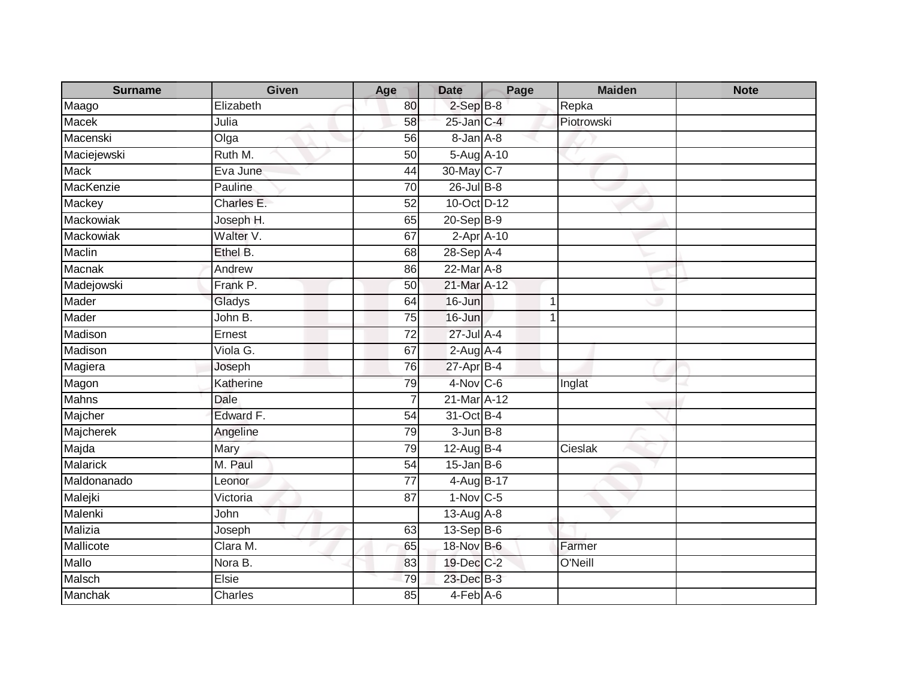| Surname | Given | Age | Date | Page | Maiden | Note |
| --- | --- | --- | --- | --- | --- | --- |
| Maago | Elizabeth | 80 | 2-Sep | B-8 | Repka | |
| Macek | Julia | 58 | 25-Jan | C-4 | Piotrowski | |
| Macenski | Olga | 56 | 8-Jan | A-8 | | |
| Maciejewski | Ruth M. | 50 | 5-Aug | A-10 | | |
| Mack | Eva June | 44 | 30-May | C-7 | | |
| MacKenzie | Pauline | 70 | 26-Jul | B-8 | | |
| Mackey | Charles E. | 52 | 10-Oct | D-12 | | |
| Mackowiak | Joseph H. | 65 | 20-Sep | B-9 | | |
| Mackowiak | Walter V. | 67 | 2-Apr | A-10 | | |
| Maclin | Ethel B. | 68 | 28-Sep | A-4 | | |
| Macnak | Andrew | 86 | 22-Mar | A-8 | | |
| Madejowski | Frank P. | 50 | 21-Mar | A-12 | | |
| Mader | Gladys | 64 | 16-Jun | 1 | | |
| Mader | John B. | 75 | 16-Jun | 1 | | |
| Madison | Ernest | 72 | 27-Jul | A-4 | | |
| Madison | Viola G. | 67 | 2-Aug | A-4 | | |
| Magiera | Joseph | 76 | 27-Apr | B-4 | | |
| Magon | Katherine | 79 | 4-Nov | C-6 | Inglat | |
| Mahns | Dale | 7 | 21-Mar | A-12 | | |
| Majcher | Edward F. | 54 | 31-Oct | B-4 | | |
| Majcherek | Angeline | 79 | 3-Jun | B-8 | | |
| Majda | Mary | 79 | 12-Aug | B-4 | Cieslak | |
| Malarick | M. Paul | 54 | 15-Jan | B-6 | | |
| Maldonanado | Leonor | 77 | 4-Aug | B-17 | | |
| Malejki | Victoria | 87 | 1-Nov | C-5 | | |
| Malenki | John | | 13-Aug | A-8 | | |
| Malizia | Joseph | 63 | 13-Sep | B-6 | | |
| Mallicote | Clara M. | 65 | 18-Nov | B-6 | Farmer | |
| Mallo | Nora B. | 83 | 19-Dec | C-2 | O'Neill | |
| Malsch | Elsie | 79 | 23-Dec | B-3 | | |
| Manchak | Charles | 85 | 4-Feb | A-6 | | |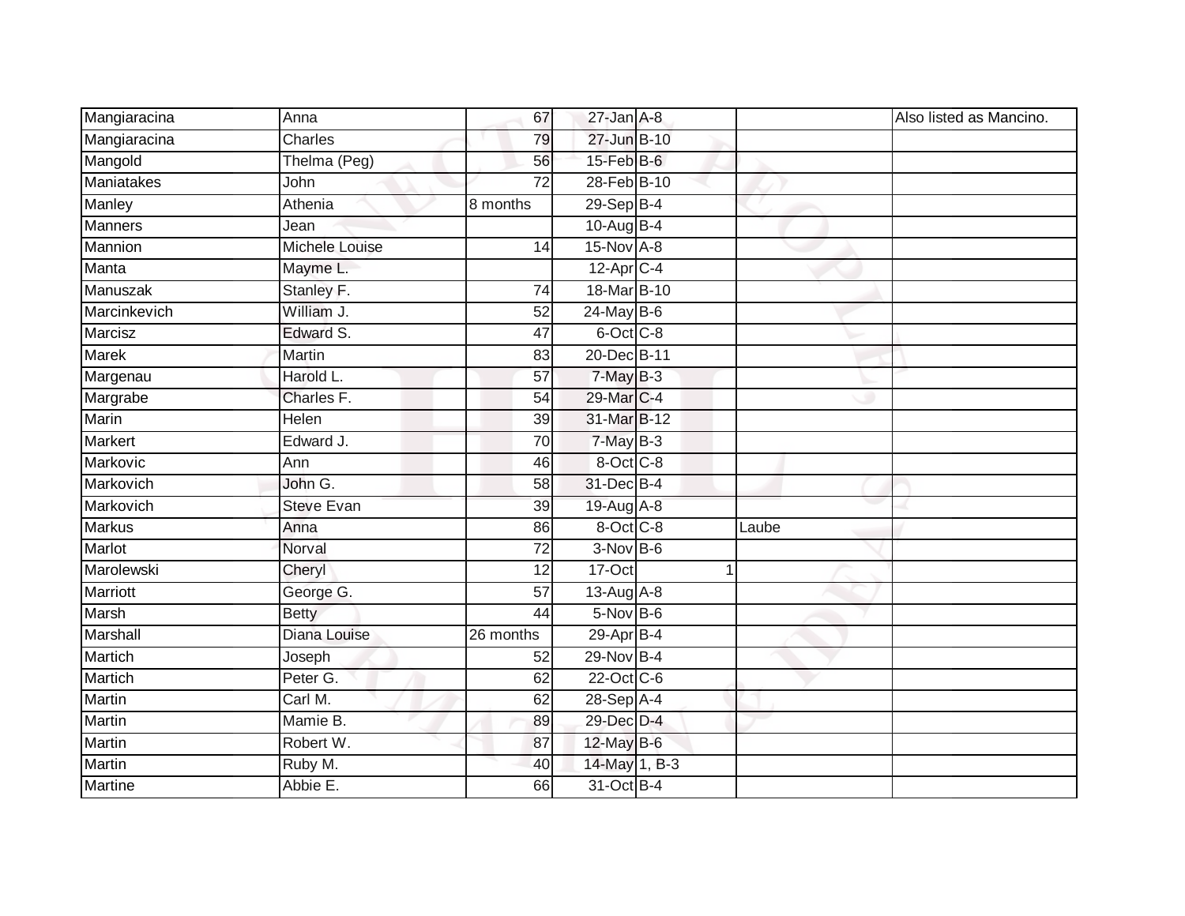| | | | | | | |
|---|---|---|---|---|---|---|
| Mangiaracina | Anna | 67 | 27-Jan | A-8 | | Also listed as Mancino. |
| Mangiaracina | Charles | 79 | 27-Jun | B-10 | | |
| Mangold | Thelma (Peg) | 56 | 15-Feb | B-6 | | |
| Maniatakes | John | 72 | 28-Feb | B-10 | | |
| Manley | Athenia | 8 months | 29-Sep | B-4 | | |
| Manners | Jean | | 10-Aug | B-4 | | |
| Mannion | Michele Louise | 14 | 15-Nov | A-8 | | |
| Manta | Mayme L. | | 12-Apr | C-4 | | |
| Manuszak | Stanley F. | 74 | 18-Mar | B-10 | | |
| Marcinkevich | William J. | 52 | 24-May | B-6 | | |
| Marcisz | Edward S. | 47 | 6-Oct | C-8 | | |
| Marek | Martin | 83 | 20-Dec | B-11 | | |
| Margenau | Harold L. | 57 | 7-May | B-3 | | |
| Margrabe | Charles F. | 54 | 29-Mar | C-4 | | |
| Marin | Helen | 39 | 31-Mar | B-12 | | |
| Markert | Edward J. | 70 | 7-May | B-3 | | |
| Markovic | Ann | 46 | 8-Oct | C-8 | | |
| Markovich | John G. | 58 | 31-Dec | B-4 | | |
| Markovich | Steve Evan | 39 | 19-Aug | A-8 | | |
| Markus | Anna | 86 | 8-Oct | C-8 | Laube | |
| Marlot | Norval | 72 | 3-Nov | B-6 | | |
| Marolewski | Cheryl | 12 | 17-Oct | 1 | | |
| Marriott | George G. | 57 | 13-Aug | A-8 | | |
| Marsh | Betty | 44 | 5-Nov | B-6 | | |
| Marshall | Diana Louise | 26 months | 29-Apr | B-4 | | |
| Martich | Joseph | 52 | 29-Nov | B-4 | | |
| Martich | Peter G. | 62 | 22-Oct | C-6 | | |
| Martin | Carl M. | 62 | 28-Sep | A-4 | | |
| Martin | Mamie B. | 89 | 29-Dec | D-4 | | |
| Martin | Robert W. | 87 | 12-May | B-6 | | |
| Martin | Ruby M. | 40 | 14-May | 1, B-3 | | |
| Martine | Abbie E. | 66 | 31-Oct | B-4 | | |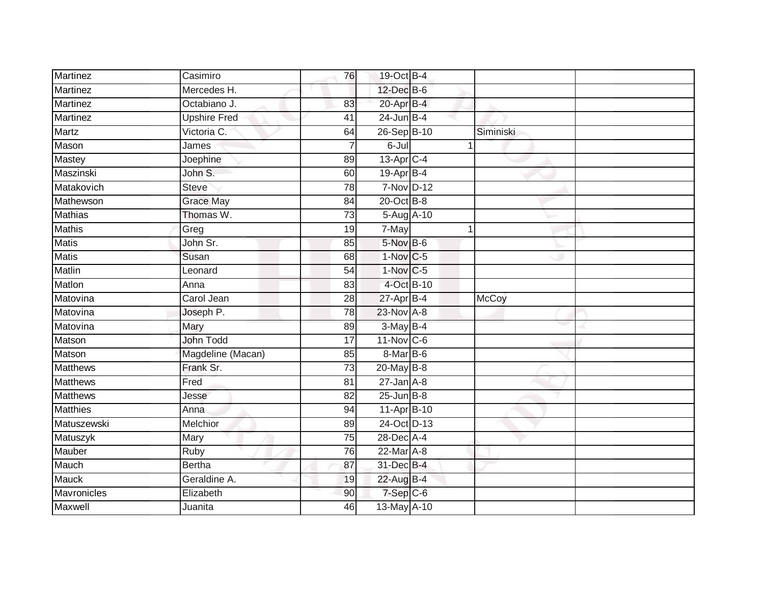| Martinez | Casimiro | 76 | 19-Oct | B-4 | | | |
|---|---|---|---|---|---|---|---|
| Martinez | Mercedes H. | | 12-Dec | B-6 | | | |
| Martinez | Octabiano J. | 83 | 20-Apr | B-4 | | | |
| Martinez | Upshire Fred | 41 | 24-Jun | B-4 | | | |
| Martz | Victoria C. | 64 | 26-Sep | B-10 | | Siminiski | |
| Mason | James | 7 | 6-Jul | | 1 | | |
| Mastey | Joephine | 89 | 13-Apr | C-4 | | | |
| Maszinski | John S. | 60 | 19-Apr | B-4 | | | |
| Matakovich | Steve | 78 | 7-Nov | D-12 | | | |
| Mathewson | Grace May | 84 | 20-Oct | B-8 | | | |
| Mathias | Thomas W. | 73 | 5-Aug | A-10 | | | |
| Mathis | Greg | 19 | 7-May | | 1 | | |
| Matis | John Sr. | 85 | 5-Nov | B-6 | | | |
| Matis | Susan | 68 | 1-Nov | C-5 | | | |
| Matlin | Leonard | 54 | 1-Nov | C-5 | | | |
| Matlon | Anna | 83 | 4-Oct | B-10 | | | |
| Matovina | Carol Jean | 28 | 27-Apr | B-4 | | McCoy | |
| Matovina | Joseph P. | 78 | 23-Nov | A-8 | | | |
| Matovina | Mary | 89 | 3-May | B-4 | | | |
| Matson | John Todd | 17 | 11-Nov | C-6 | | | |
| Matson | Magdeline (Macan) | 85 | 8-Mar | B-6 | | | |
| Matthews | Frank Sr. | 73 | 20-May | B-8 | | | |
| Matthews | Fred | 81 | 27-Jan | A-8 | | | |
| Matthews | Jesse | 82 | 25-Jun | B-8 | | | |
| Matthies | Anna | 94 | 11-Apr | B-10 | | | |
| Matuszewski | Melchior | 89 | 24-Oct | D-13 | | | |
| Matuszyk | Mary | 75 | 28-Dec | A-4 | | | |
| Mauber | Ruby | 76 | 22-Mar | A-8 | | | |
| Mauch | Bertha | 87 | 31-Dec | B-4 | | | |
| Mauck | Geraldine A. | 19 | 22-Aug | B-4 | | | |
| Mavronicles | Elizabeth | 90 | 7-Sep | C-6 | | | |
| Maxwell | Juanita | 46 | 13-May | A-10 | | | |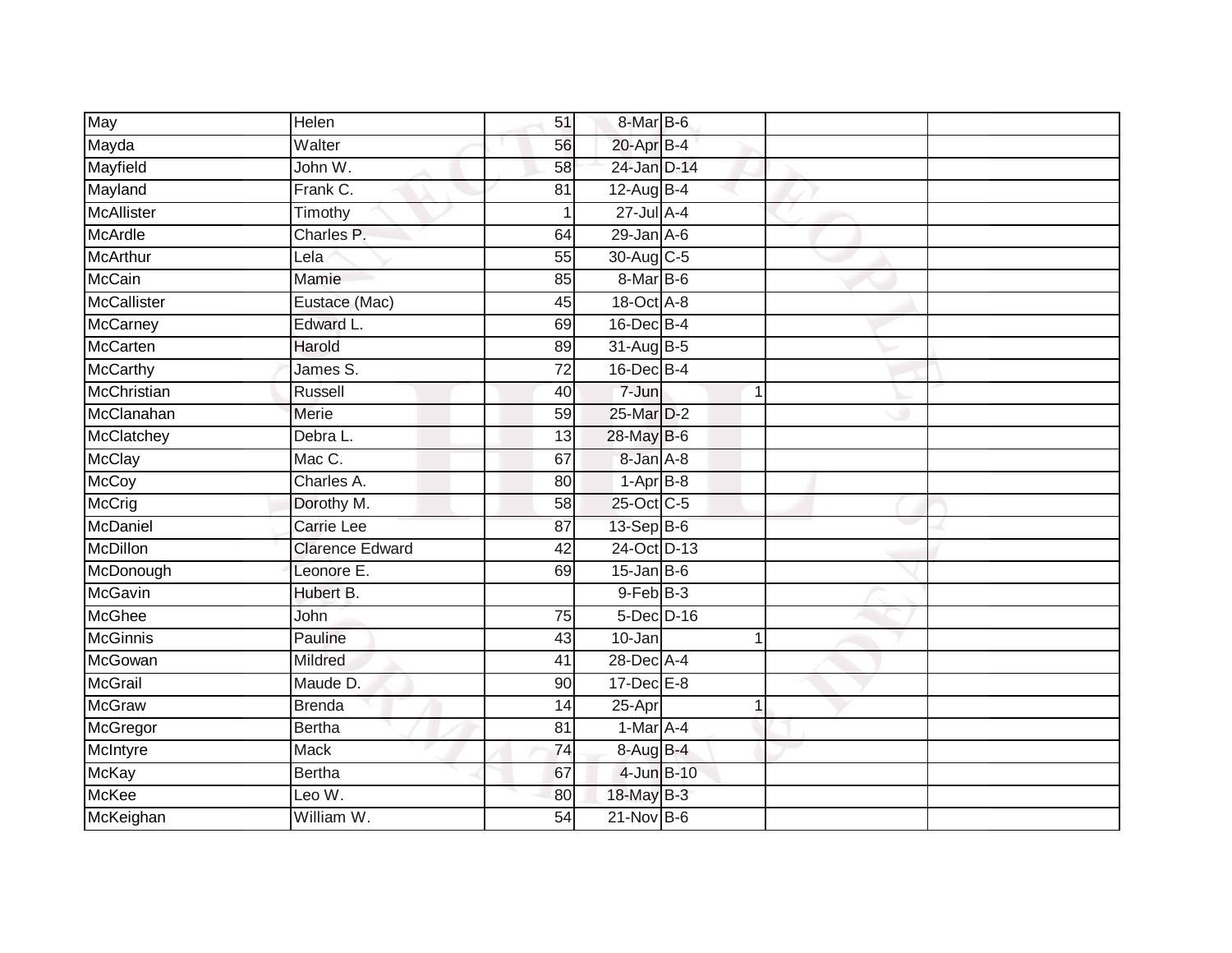| May | Helen | 51 | 8-Mar | B-6 | | | |
|---|---|---|---|---|---|---|---|
| Mayda | Walter | 56 | 20-Apr | B-4 | | | |
| Mayfield | John W. | 58 | 24-Jan | D-14 | | | |
| Mayland | Frank C. | 81 | 12-Aug | B-4 | | | |
| McAllister | Timothy | 1 | 27-Jul | A-4 | | | |
| McArdle | Charles P. | 64 | 29-Jan | A-6 | | | |
| McArthur | Lela | 55 | 30-Aug | C-5 | | | |
| McCain | Mamie | 85 | 8-Mar | B-6 | | | |
| McCallister | Eustace (Mac) | 45 | 18-Oct | A-8 | | | |
| McCarney | Edward L. | 69 | 16-Dec | B-4 | | | |
| McCarten | Harold | 89 | 31-Aug | B-5 | | | |
| McCarthy | James S. | 72 | 16-Dec | B-4 | | | |
| McChristian | Russell | 40 | 7-Jun | | 1 | | |
| McClanahan | Merie | 59 | 25-Mar | D-2 | | | |
| McClatchey | Debra L. | 13 | 28-May | B-6 | | | |
| McClay | Mac C. | 67 | 8-Jan | A-8 | | | |
| McCoy | Charles A. | 80 | 1-Apr | B-8 | | | |
| McCrig | Dorothy M. | 58 | 25-Oct | C-5 | | | |
| McDaniel | Carrie Lee | 87 | 13-Sep | B-6 | | | |
| McDillon | Clarence Edward | 42 | 24-Oct | D-13 | | | |
| McDonough | Leonore E. | 69 | 15-Jan | B-6 | | | |
| McGavin | Hubert B. | | 9-Feb | B-3 | | | |
| McGhee | John | 75 | 5-Dec | D-16 | | | |
| McGinnis | Pauline | 43 | 10-Jan | | 1 | | |
| McGowan | Mildred | 41 | 28-Dec | A-4 | | | |
| McGrail | Maude D. | 90 | 17-Dec | E-8 | | | |
| McGraw | Brenda | 14 | 25-Apr | | 1 | | |
| McGregor | Bertha | 81 | 1-Mar | A-4 | | | |
| McIntyre | Mack | 74 | 8-Aug | B-4 | | | |
| McKay | Bertha | 67 | 4-Jun | B-10 | | | |
| McKee | Leo W. | 80 | 18-May | B-3 | | | |
| McKeighan | William W. | 54 | 21-Nov | B-6 | | | |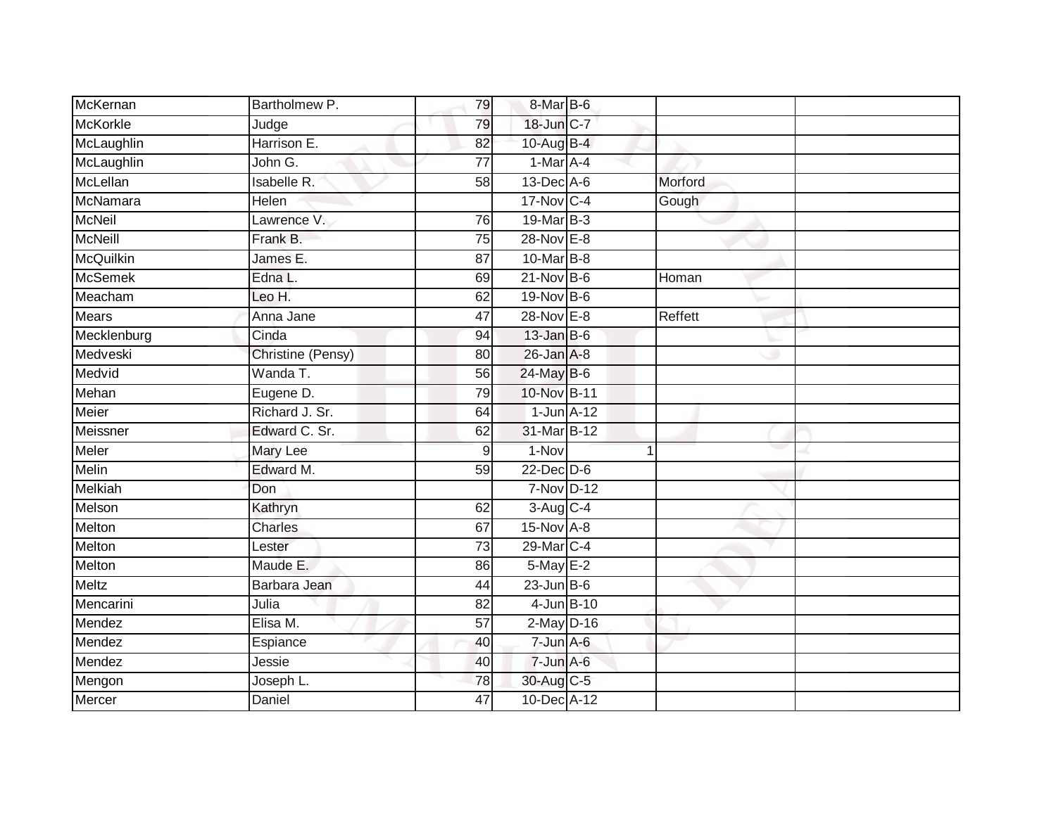| | | | | | | |
|---|---|---|---|---|---|---|
| McKernan | Bartholmew P. | 79 | 8-Mar | B-6 | | |
| McKorkle | Judge | 79 | 18-Jun | C-7 | | |
| McLaughlin | Harrison E. | 82 | 10-Aug | B-4 | | |
| McLaughlin | John G. | 77 | 1-Mar | A-4 | | |
| McLellan | Isabelle R. | 58 | 13-Dec | A-6 | Morford | |
| McNamara | Helen | | 17-Nov | C-4 | Gough | |
| McNeil | Lawrence V. | 76 | 19-Mar | B-3 | | |
| McNeill | Frank B. | 75 | 28-Nov | E-8 | | |
| McQuilkin | James E. | 87 | 10-Mar | B-8 | | |
| McSemek | Edna L. | 69 | 21-Nov | B-6 | Homan | |
| Meacham | Leo H. | 62 | 19-Nov | B-6 | | |
| Mears | Anna Jane | 47 | 28-Nov | E-8 | Reffett | |
| Mecklenburg | Cinda | 94 | 13-Jan | B-6 | | |
| Medveski | Christine (Pensy) | 80 | 26-Jan | A-8 | | |
| Medvid | Wanda T. | 56 | 24-May | B-6 | | |
| Mehan | Eugene D. | 79 | 10-Nov | B-11 | | |
| Meier | Richard J. Sr. | 64 | 1-Jun | A-12 | | |
| Meissner | Edward C. Sr. | 62 | 31-Mar | B-12 | | |
| Meler | Mary Lee | 9 | 1-Nov | 1 | | |
| Melin | Edward M. | 59 | 22-Dec | D-6 | | |
| Melkiah | Don | | 7-Nov | D-12 | | |
| Melson | Kathryn | 62 | 3-Aug | C-4 | | |
| Melton | Charles | 67 | 15-Nov | A-8 | | |
| Melton | Lester | 73 | 29-Mar | C-4 | | |
| Melton | Maude E. | 86 | 5-May | E-2 | | |
| Meltz | Barbara Jean | 44 | 23-Jun | B-6 | | |
| Mencarini | Julia | 82 | 4-Jun | B-10 | | |
| Mendez | Elisa M. | 57 | 2-May | D-16 | | |
| Mendez | Espiance | 40 | 7-Jun | A-6 | | |
| Mendez | Jessie | 40 | 7-Jun | A-6 | | |
| Mengon | Joseph L. | 78 | 30-Aug | C-5 | | |
| Mercer | Daniel | 47 | 10-Dec | A-12 | | |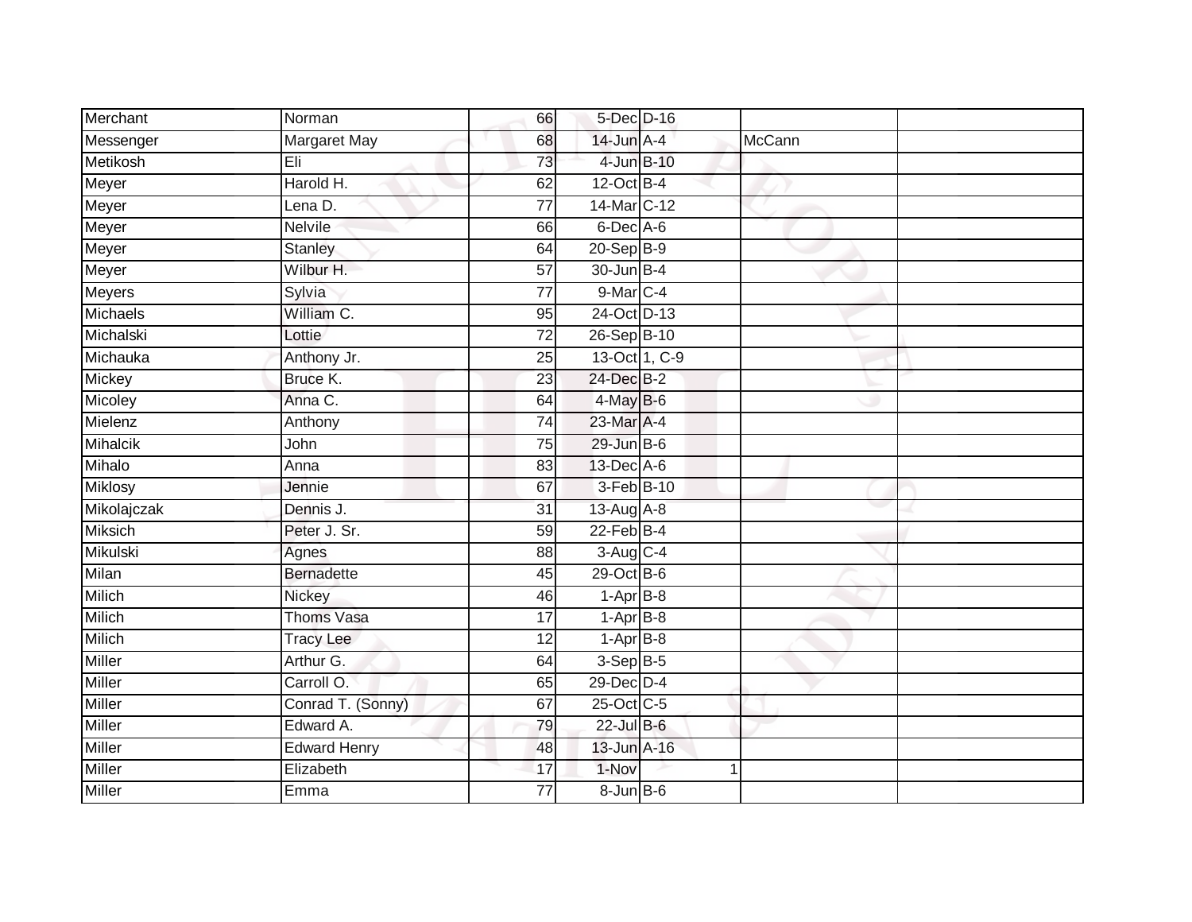| | | | | | | |
|---|---|---|---|---|---|---|
| Merchant | Norman | 66 | 5-Dec | D-16 | | |
| Messenger | Margaret May | 68 | 14-Jun | A-4 | McCann | |
| Metikosh | Eli | 73 | 4-Jun | B-10 | | |
| Meyer | Harold H. | 62 | 12-Oct | B-4 | | |
| Meyer | Lena D. | 77 | 14-Mar | C-12 | | |
| Meyer | Nelvile | 66 | 6-Dec | A-6 | | |
| Meyer | Stanley | 64 | 20-Sep | B-9 | | |
| Meyer | Wilbur H. | 57 | 30-Jun | B-4 | | |
| Meyers | Sylvia | 77 | 9-Mar | C-4 | | |
| Michaels | William C. | 95 | 24-Oct | D-13 | | |
| Michalski | Lottie | 72 | 26-Sep | B-10 | | |
| Michauka | Anthony Jr. | 25 | 13-Oct | 1, C-9 | | |
| Mickey | Bruce K. | 23 | 24-Dec | B-2 | | |
| Micoley | Anna C. | 64 | 4-May | B-6 | | |
| Mielenz | Anthony | 74 | 23-Mar | A-4 | | |
| Mihalcik | John | 75 | 29-Jun | B-6 | | |
| Mihalo | Anna | 83 | 13-Dec | A-6 | | |
| Miklosy | Jennie | 67 | 3-Feb | B-10 | | |
| Mikolajczak | Dennis J. | 31 | 13-Aug | A-8 | | |
| Miksich | Peter J. Sr. | 59 | 22-Feb | B-4 | | |
| Mikulski | Agnes | 88 | 3-Aug | C-4 | | |
| Milan | Bernadette | 45 | 29-Oct | B-6 | | |
| Milich | Nickey | 46 | 1-Apr | B-8 | | |
| Milich | Thoms Vasa | 17 | 1-Apr | B-8 | | |
| Milich | Tracy Lee | 12 | 1-Apr | B-8 | | |
| Miller | Arthur G. | 64 | 3-Sep | B-5 | | |
| Miller | Carroll O. | 65 | 29-Dec | D-4 | | |
| Miller | Conrad T. (Sonny) | 67 | 25-Oct | C-5 | | |
| Miller | Edward A. | 79 | 22-Jul | B-6 | | |
| Miller | Edward Henry | 48 | 13-Jun | A-16 | | |
| Miller | Elizabeth | 17 | 1-Nov | 1 | | |
| Miller | Emma | 77 | 8-Jun | B-6 | | |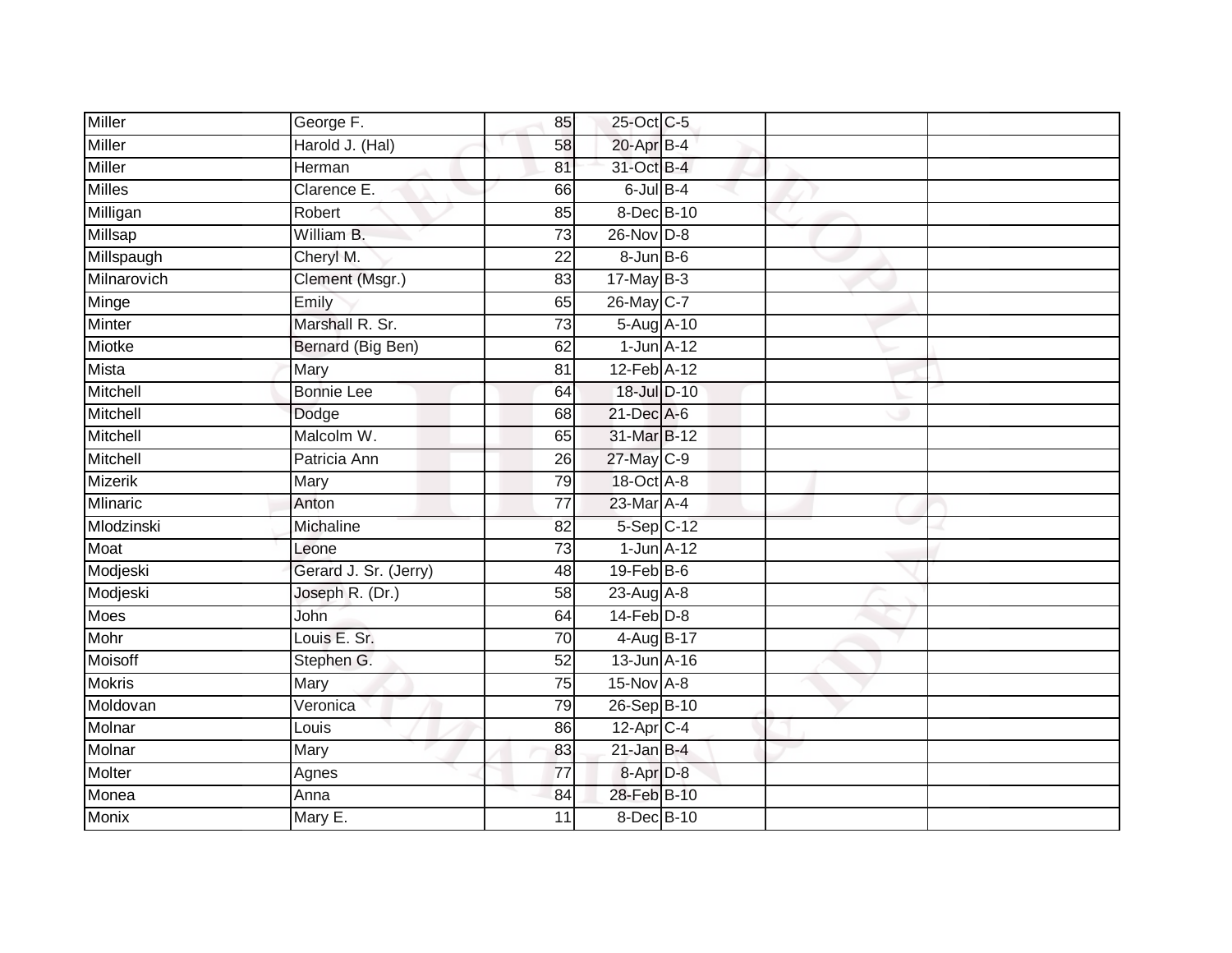| | | | | | | |
|---|---|---|---|---|---|---|
| Miller | George F. | 85 | 25-Oct | C-5 | | |
| Miller | Harold J. (Hal) | 58 | 20-Apr | B-4 | | |
| Miller | Herman | 81 | 31-Oct | B-4 | | |
| Milles | Clarence E. | 66 | 6-Jul | B-4 | | |
| Milligan | Robert | 85 | 8-Dec | B-10 | | |
| Millsap | William B. | 73 | 26-Nov | D-8 | | |
| Millspaugh | Cheryl M. | 22 | 8-Jun | B-6 | | |
| Milnarovich | Clement (Msgr.) | 83 | 17-May | B-3 | | |
| Minge | Emily | 65 | 26-May | C-7 | | |
| Minter | Marshall R. Sr. | 73 | 5-Aug | A-10 | | |
| Miotke | Bernard (Big Ben) | 62 | 1-Jun | A-12 | | |
| Mista | Mary | 81 | 12-Feb | A-12 | | |
| Mitchell | Bonnie Lee | 64 | 18-Jul | D-10 | | |
| Mitchell | Dodge | 68 | 21-Dec | A-6 | | |
| Mitchell | Malcolm W. | 65 | 31-Mar | B-12 | | |
| Mitchell | Patricia Ann | 26 | 27-May | C-9 | | |
| Mizerik | Mary | 79 | 18-Oct | A-8 | | |
| Mlinaric | Anton | 77 | 23-Mar | A-4 | | |
| Mlodzinski | Michaline | 82 | 5-Sep | C-12 | | |
| Moat | Leone | 73 | 1-Jun | A-12 | | |
| Modjeski | Gerard J. Sr. (Jerry) | 48 | 19-Feb | B-6 | | |
| Modjeski | Joseph R. (Dr.) | 58 | 23-Aug | A-8 | | |
| Moes | John | 64 | 14-Feb | D-8 | | |
| Mohr | Louis E. Sr. | 70 | 4-Aug | B-17 | | |
| Moisoff | Stephen G. | 52 | 13-Jun | A-16 | | |
| Mokris | Mary | 75 | 15-Nov | A-8 | | |
| Moldovan | Veronica | 79 | 26-Sep | B-10 | | |
| Molnar | Louis | 86 | 12-Apr | C-4 | | |
| Molnar | Mary | 83 | 21-Jan | B-4 | | |
| Molter | Agnes | 77 | 8-Apr | D-8 | | |
| Monea | Anna | 84 | 28-Feb | B-10 | | |
| Monix | Mary E. | 11 | 8-Dec | B-10 | | |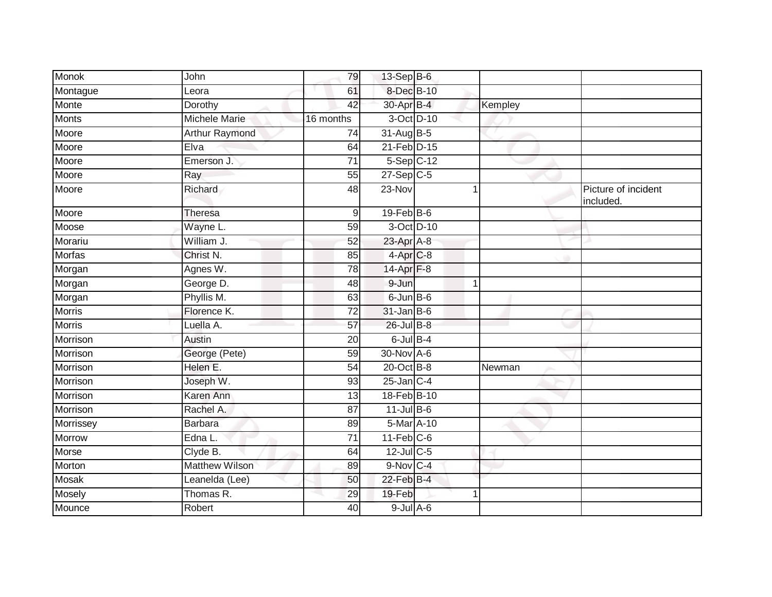| | | | | | | |
|---|---|---|---|---|---|---|
| Monok | John | 79 | 13-Sep | B-6 | | |
| Montague | Leora | 61 | 8-Dec | B-10 | | |
| Monte | Dorothy | 42 | 30-Apr | B-4 | Kempley | |
| Monts | Michele Marie | 16 months | 3-Oct | D-10 | | |
| Moore | Arthur Raymond | 74 | 31-Aug | B-5 | | |
| Moore | Elva | 64 | 21-Feb | D-15 | | |
| Moore | Emerson J. | 71 | 5-Sep | C-12 | | |
| Moore | Ray | 55 | 27-Sep | C-5 | | |
| Moore | Richard | 48 | 23-Nov | 1 | | Picture of incident included. |
| Moore | Theresa | 9 | 19-Feb | B-6 | | |
| Moose | Wayne L. | 59 | 3-Oct | D-10 | | |
| Morariu | William J. | 52 | 23-Apr | A-8 | | |
| Morfas | Christ N. | 85 | 4-Apr | C-8 | | |
| Morgan | Agnes W. | 78 | 14-Apr | F-8 | | |
| Morgan | George D. | 48 | 9-Jun | 1 | | |
| Morgan | Phyllis M. | 63 | 6-Jun | B-6 | | |
| Morris | Florence K. | 72 | 31-Jan | B-6 | | |
| Morris | Luella A. | 57 | 26-Jul | B-8 | | |
| Morrison | Austin | 20 | 6-Jul | B-4 | | |
| Morrison | George (Pete) | 59 | 30-Nov | A-6 | | |
| Morrison | Helen E. | 54 | 20-Oct | B-8 | Newman | |
| Morrison | Joseph W. | 93 | 25-Jan | C-4 | | |
| Morrison | Karen Ann | 13 | 18-Feb | B-10 | | |
| Morrison | Rachel A. | 87 | 11-Jul | B-6 | | |
| Morrissey | Barbara | 89 | 5-Mar | A-10 | | |
| Morrow | Edna L. | 71 | 11-Feb | C-6 | | |
| Morse | Clyde B. | 64 | 12-Jul | C-5 | | |
| Morton | Matthew Wilson | 89 | 9-Nov | C-4 | | |
| Mosak | Leanelda (Lee) | 50 | 22-Feb | B-4 | | |
| Mosely | Thomas R. | 29 | 19-Feb | 1 | | |
| Mounce | Robert | 40 | 9-Jul | A-6 | | |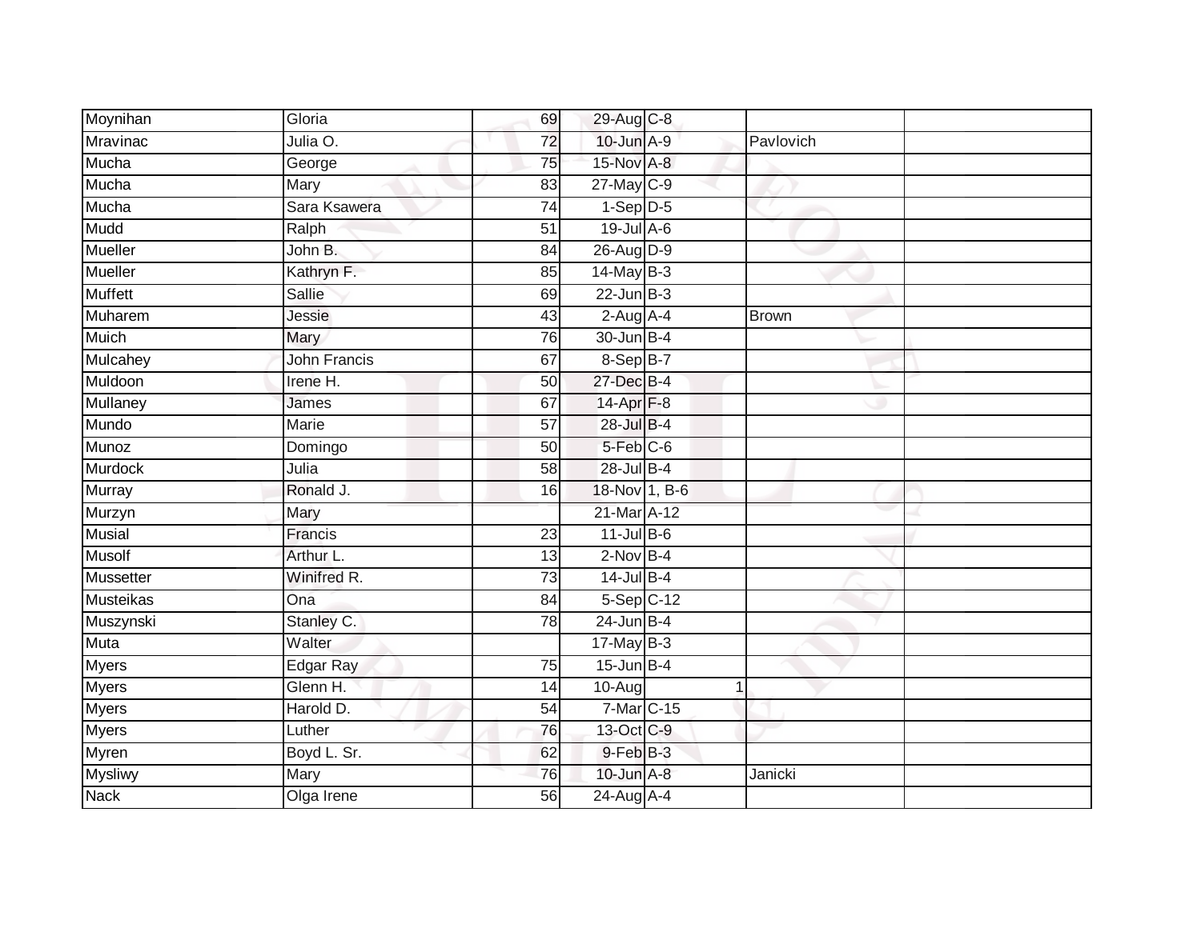| | | | | | | |
|---|---|---|---|---|---|---|
| Moynihan | Gloria | 69 | 29-Aug | C-8 | | |
| Mravinac | Julia O. | 72 | 10-Jun | A-9 | Pavlovich | |
| Mucha | George | 75 | 15-Nov | A-8 | | |
| Mucha | Mary | 83 | 27-May | C-9 | | |
| Mucha | Sara Ksawera | 74 | 1-Sep | D-5 | | |
| Mudd | Ralph | 51 | 19-Jul | A-6 | | |
| Mueller | John B. | 84 | 26-Aug | D-9 | | |
| Mueller | Kathryn F. | 85 | 14-May | B-3 | | |
| Muffett | Sallie | 69 | 22-Jun | B-3 | | |
| Muharem | Jessie | 43 | 2-Aug | A-4 | Brown | |
| Muich | Mary | 76 | 30-Jun | B-4 | | |
| Mulcahey | John Francis | 67 | 8-Sep | B-7 | | |
| Muldoon | Irene H. | 50 | 27-Dec | B-4 | | |
| Mullaney | James | 67 | 14-Apr | F-8 | | |
| Mundo | Marie | 57 | 28-Jul | B-4 | | |
| Munoz | Domingo | 50 | 5-Feb | C-6 | | |
| Murdock | Julia | 58 | 28-Jul | B-4 | | |
| Murray | Ronald J. | 16 | 18-Nov | 1, B-6 | | |
| Murzyn | Mary | | 21-Mar | A-12 | | |
| Musial | Francis | 23 | 11-Jul | B-6 | | |
| Musolf | Arthur L. | 13 | 2-Nov | B-4 | | |
| Mussetter | Winifred R. | 73 | 14-Jul | B-4 | | |
| Musteikas | Ona | 84 | 5-Sep | C-12 | | |
| Muszynski | Stanley C. | 78 | 24-Jun | B-4 | | |
| Muta | Walter | | 17-May | B-3 | | |
| Myers | Edgar Ray | 75 | 15-Jun | B-4 | | |
| Myers | Glenn H. | 14 | 10-Aug | 1 | | |
| Myers | Harold D. | 54 | 7-Mar | C-15 | | |
| Myers | Luther | 76 | 13-Oct | C-9 | | |
| Myren | Boyd L. Sr. | 62 | 9-Feb | B-3 | | |
| Mysliwy | Mary | 76 | 10-Jun | A-8 | Janicki | |
| Nack | Olga Irene | 56 | 24-Aug | A-4 | | |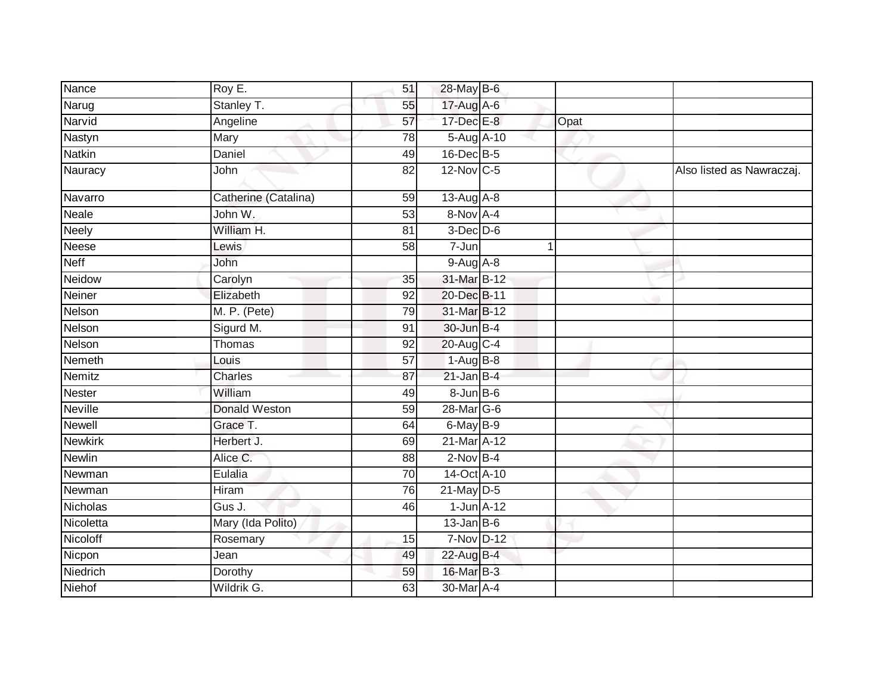| | | | | | | |
|---|---|---|---|---|---|---|
| Nance | Roy E. | 51 | 28-May | B-6 | | |
| Narug | Stanley T. | 55 | 17-Aug | A-6 | | |
| Narvid | Angeline | 57 | 17-Dec | E-8 | Opat | |
| Nastyn | Mary | 78 | 5-Aug | A-10 | | |
| Natkin | Daniel | 49 | 16-Dec | B-5 | | |
| Nauracy | John | 82 | 12-Nov | C-5 | | Also listed as Nawraczaj. |
| Navarro | Catherine (Catalina) | 59 | 13-Aug | A-8 | | |
| Neale | John W. | 53 | 8-Nov | A-4 | | |
| Neely | William H. | 81 | 3-Dec | D-6 | | |
| Neese | Lewis | 58 | 7-Jun | 1 | | |
| Neff | John | | 9-Aug | A-8 | | |
| Neidow | Carolyn | 35 | 31-Mar | B-12 | | |
| Neiner | Elizabeth | 92 | 20-Dec | B-11 | | |
| Nelson | M. P. (Pete) | 79 | 31-Mar | B-12 | | |
| Nelson | Sigurd M. | 91 | 30-Jun | B-4 | | |
| Nelson | Thomas | 92 | 20-Aug | C-4 | | |
| Nemeth | Louis | 57 | 1-Aug | B-8 | | |
| Nemitz | Charles | 87 | 21-Jan | B-4 | | |
| Nester | William | 49 | 8-Jun | B-6 | | |
| Neville | Donald Weston | 59 | 28-Mar | G-6 | | |
| Newell | Grace T. | 64 | 6-May | B-9 | | |
| Newkirk | Herbert J. | 69 | 21-Mar | A-12 | | |
| Newlin | Alice C. | 88 | 2-Nov | B-4 | | |
| Newman | Eulalia | 70 | 14-Oct | A-10 | | |
| Newman | Hiram | 76 | 21-May | D-5 | | |
| Nicholas | Gus J. | 46 | 1-Jun | A-12 | | |
| Nicoletta | Mary (Ida Polito) | | 13-Jan | B-6 | | |
| Nicoloff | Rosemary | 15 | 7-Nov | D-12 | | |
| Nicpon | Jean | 49 | 22-Aug | B-4 | | |
| Niedrich | Dorothy | 59 | 16-Mar | B-3 | | |
| Niehof | Wildrik G. | 63 | 30-Mar | A-4 | | |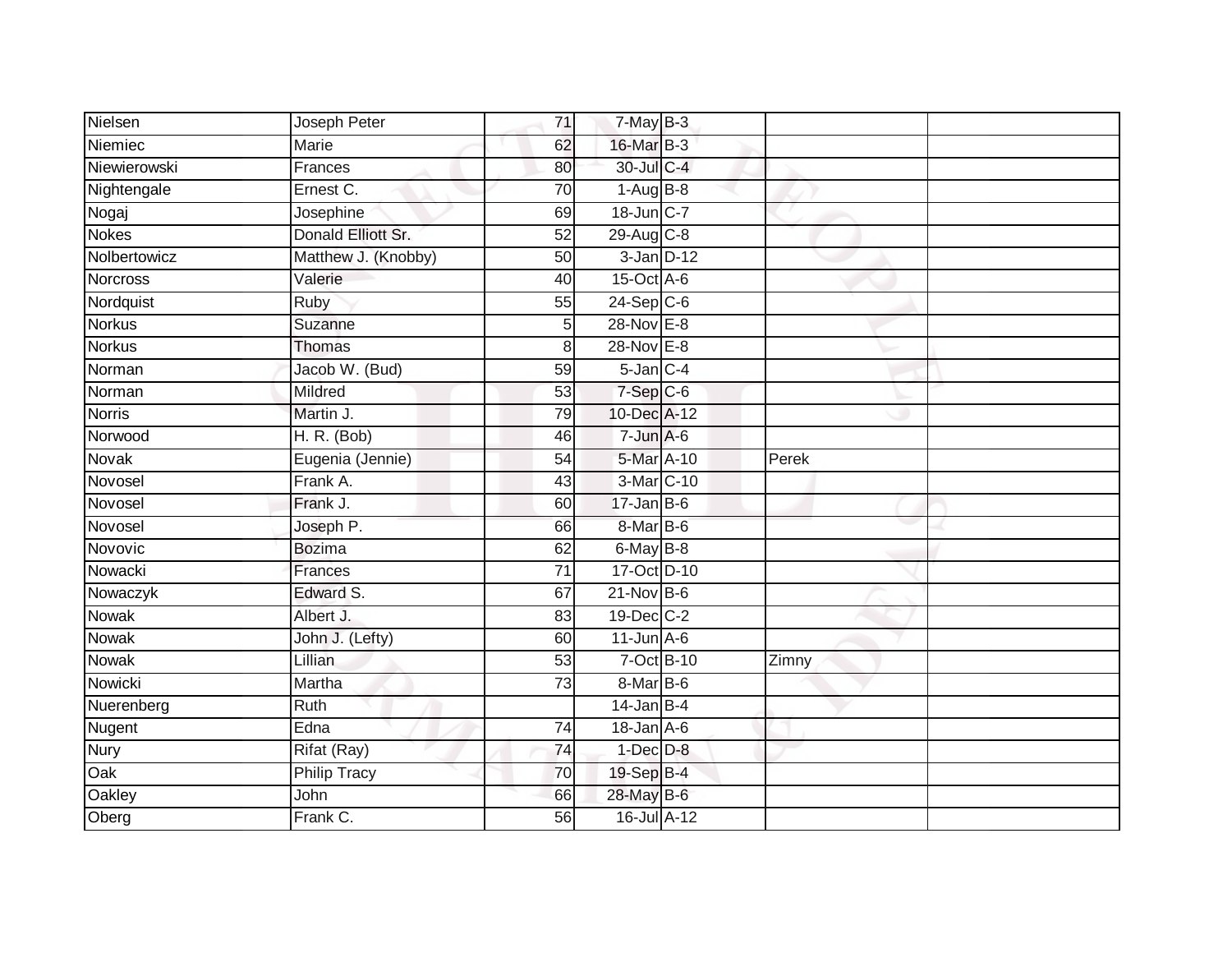| | | | | | | |
|---|---|---|---|---|---|---|
| Nielsen | Joseph Peter | 71 | 7-May | B-3 | | |
| Niemiec | Marie | 62 | 16-Mar | B-3 | | |
| Niewierowski | Frances | 80 | 30-Jul | C-4 | | |
| Nightengale | Ernest C. | 70 | 1-Aug | B-8 | | |
| Nogaj | Josephine | 69 | 18-Jun | C-7 | | |
| Nokes | Donald Elliott Sr. | 52 | 29-Aug | C-8 | | |
| Nolbertowicz | Matthew J. (Knobby) | 50 | 3-Jan | D-12 | | |
| Norcross | Valerie | 40 | 15-Oct | A-6 | | |
| Nordquist | Ruby | 55 | 24-Sep | C-6 | | |
| Norkus | Suzanne | 5 | 28-Nov | E-8 | | |
| Norkus | Thomas | 8 | 28-Nov | E-8 | | |
| Norman | Jacob W. (Bud) | 59 | 5-Jan | C-4 | | |
| Norman | Mildred | 53 | 7-Sep | C-6 | | |
| Norris | Martin J. | 79 | 10-Dec | A-12 | | |
| Norwood | H. R. (Bob) | 46 | 7-Jun | A-6 | | |
| Novak | Eugenia (Jennie) | 54 | 5-Mar | A-10 | Perek | |
| Novosel | Frank A. | 43 | 3-Mar | C-10 | | |
| Novosel | Frank J. | 60 | 17-Jan | B-6 | | |
| Novosel | Joseph P. | 66 | 8-Mar | B-6 | | |
| Novovic | Bozima | 62 | 6-May | B-8 | | |
| Nowacki | Frances | 71 | 17-Oct | D-10 | | |
| Nowaczyk | Edward S. | 67 | 21-Nov | B-6 | | |
| Nowak | Albert J. | 83 | 19-Dec | C-2 | | |
| Nowak | John J. (Lefty) | 60 | 11-Jun | A-6 | | |
| Nowak | Lillian | 53 | 7-Oct | B-10 | Zimny | |
| Nowicki | Martha | 73 | 8-Mar | B-6 | | |
| Nuerenberg | Ruth | | 14-Jan | B-4 | | |
| Nugent | Edna | 74 | 18-Jan | A-6 | | |
| Nury | Rifat (Ray) | 74 | 1-Dec | D-8 | | |
| Oak | Philip Tracy | 70 | 19-Sep | B-4 | | |
| Oakley | John | 66 | 28-May | B-6 | | |
| Oberg | Frank C. | 56 | 16-Jul | A-12 | | |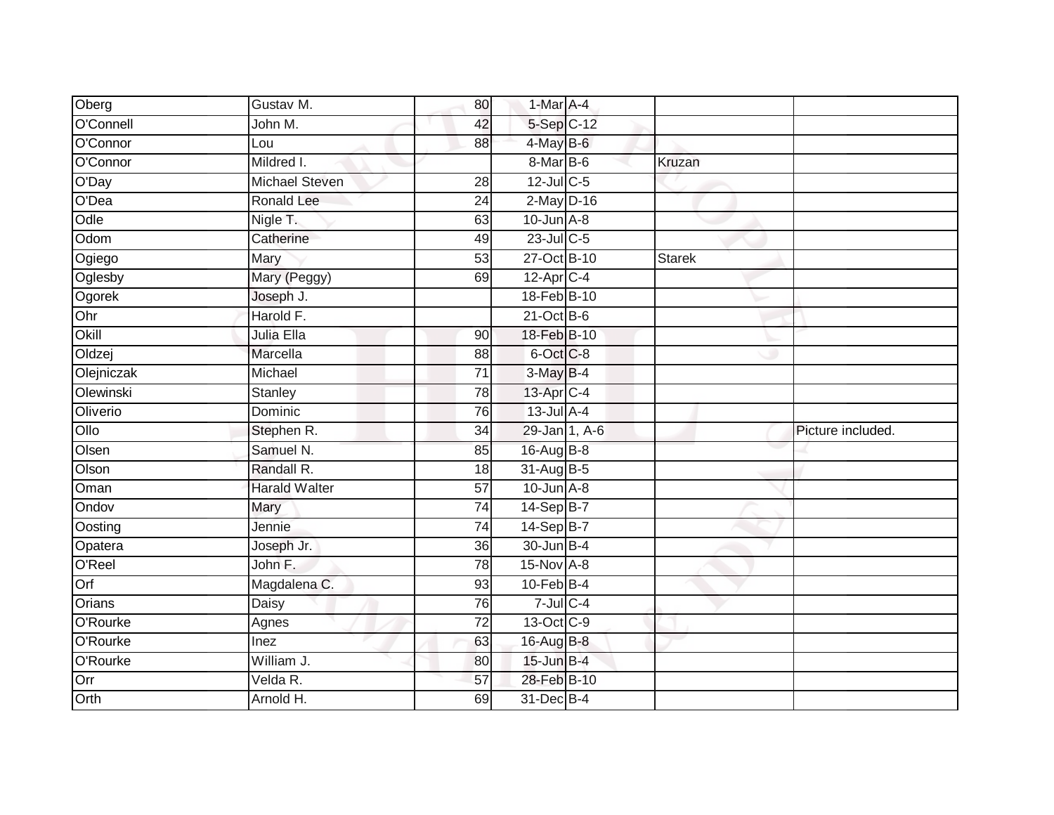| | | | | | | |
|---|---|---|---|---|---|---|
| Oberg | Gustav M. | 80 | 1-Mar | A-4 | | |
| O'Connell | John M. | 42 | 5-Sep | C-12 | | |
| O'Connor | Lou | 88 | 4-May | B-6 | | |
| O'Connor | Mildred I. | | 8-Mar | B-6 | Kruzan | |
| O'Day | Michael Steven | 28 | 12-Jul | C-5 | | |
| O'Dea | Ronald Lee | 24 | 2-May | D-16 | | |
| Odle | Nigle T. | 63 | 10-Jun | A-8 | | |
| Odom | Catherine | 49 | 23-Jul | C-5 | | |
| Ogiego | Mary | 53 | 27-Oct | B-10 | Starek | |
| Oglesby | Mary (Peggy) | 69 | 12-Apr | C-4 | | |
| Ogorek | Joseph J. | | 18-Feb | B-10 | | |
| Ohr | Harold F. | | 21-Oct | B-6 | | |
| Okill | Julia Ella | 90 | 18-Feb | B-10 | | |
| Oldzej | Marcella | 88 | 6-Oct | C-8 | | |
| Olejniczak | Michael | 71 | 3-May | B-4 | | |
| Olewinski | Stanley | 78 | 13-Apr | C-4 | | |
| Oliverio | Dominic | 76 | 13-Jul | A-4 | | |
| Ollo | Stephen R. | 34 | 29-Jan | 1, A-6 | | Picture included. |
| Olsen | Samuel N. | 85 | 16-Aug | B-8 | | |
| Olson | Randall R. | 18 | 31-Aug | B-5 | | |
| Oman | Harald Walter | 57 | 10-Jun | A-8 | | |
| Ondov | Mary | 74 | 14-Sep | B-7 | | |
| Oosting | Jennie | 74 | 14-Sep | B-7 | | |
| Opatera | Joseph Jr. | 36 | 30-Jun | B-4 | | |
| O'Reel | John F. | 78 | 15-Nov | A-8 | | |
| Orf | Magdalena C. | 93 | 10-Feb | B-4 | | |
| Orians | Daisy | 76 | 7-Jul | C-4 | | |
| O'Rourke | Agnes | 72 | 13-Oct | C-9 | | |
| O'Rourke | Inez | 63 | 16-Aug | B-8 | | |
| O'Rourke | William J. | 80 | 15-Jun | B-4 | | |
| Orr | Velda R. | 57 | 28-Feb | B-10 | | |
| Orth | Arnold H. | 69 | 31-Dec | B-4 | | |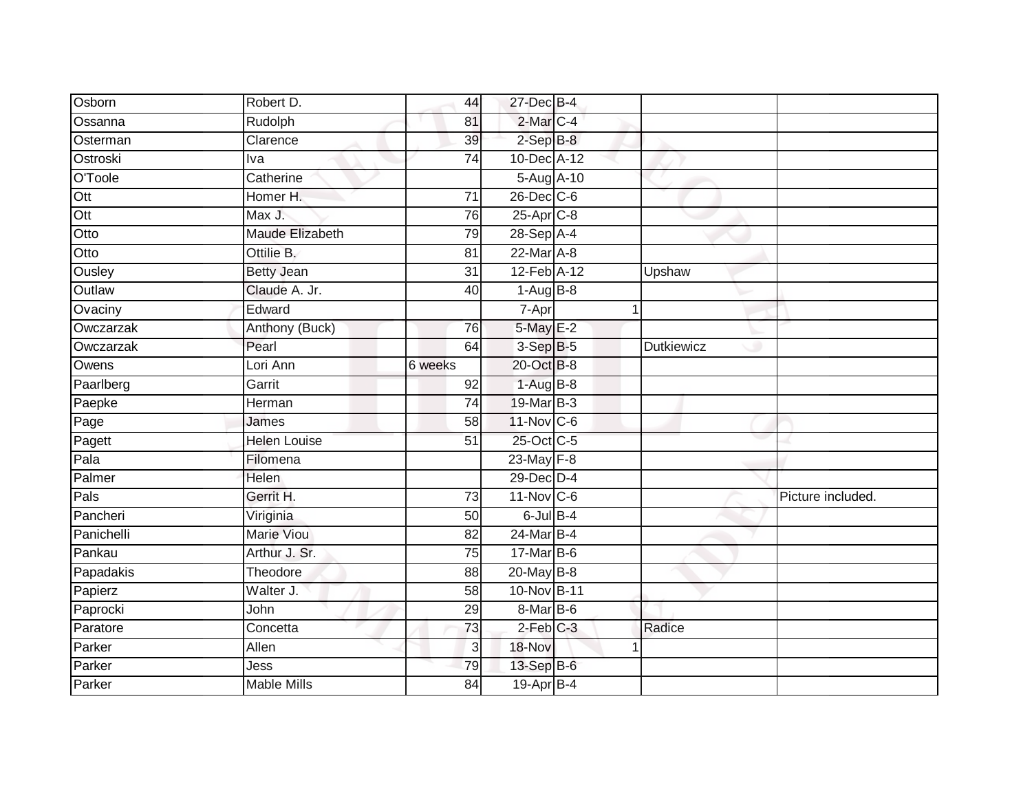| | | | | | | |
|---|---|---|---|---|---|---|
| Osborn | Robert D. | 44 | 27-Dec | B-4 | | |
| Ossanna | Rudolph | 81 | 2-Mar | C-4 | | |
| Osterman | Clarence | 39 | 2-Sep | B-8 | | |
| Ostroski | Iva | 74 | 10-Dec | A-12 | | |
| O'Toole | Catherine | | 5-Aug | A-10 | | |
| Ott | Homer H. | 71 | 26-Dec | C-6 | | |
| Ott | Max J. | 76 | 25-Apr | C-8 | | |
| Otto | Maude Elizabeth | 79 | 28-Sep | A-4 | | |
| Otto | Ottilie B. | 81 | 22-Mar | A-8 | | |
| Ousley | Betty Jean | 31 | 12-Feb | A-12 | Upshaw | |
| Outlaw | Claude A. Jr. | 40 | 1-Aug | B-8 | | |
| Ovaciny | Edward | | 7-Apr | 1 | | |
| Owczarzak | Anthony (Buck) | 76 | 5-May | E-2 | | |
| Owczarzak | Pearl | 64 | 3-Sep | B-5 | Dutkiewicz | |
| Owens | Lori Ann | 6 weeks | 20-Oct | B-8 | | |
| Paarlberg | Garrit | 92 | 1-Aug | B-8 | | |
| Paepke | Herman | 74 | 19-Mar | B-3 | | |
| Page | James | 58 | 11-Nov | C-6 | | |
| Pagett | Helen Louise | 51 | 25-Oct | C-5 | | |
| Pala | Filomena | | 23-May | F-8 | | |
| Palmer | Helen | | 29-Dec | D-4 | | |
| Pals | Gerrit H. | 73 | 11-Nov | C-6 | | Picture included. |
| Pancheri | Viriginia | 50 | 6-Jul | B-4 | | |
| Panichelli | Marie Viou | 82 | 24-Mar | B-4 | | |
| Pankau | Arthur J. Sr. | 75 | 17-Mar | B-6 | | |
| Papadakis | Theodore | 88 | 20-May | B-8 | | |
| Papierz | Walter J. | 58 | 10-Nov | B-11 | | |
| Paprocki | John | 29 | 8-Mar | B-6 | | |
| Paratore | Concetta | 73 | 2-Feb | C-3 | Radice | |
| Parker | Allen | 3 | 18-Nov | 1 | | |
| Parker | Jess | 79 | 13-Sep | B-6 | | |
| Parker | Mable Mills | 84 | 19-Apr | B-4 | | |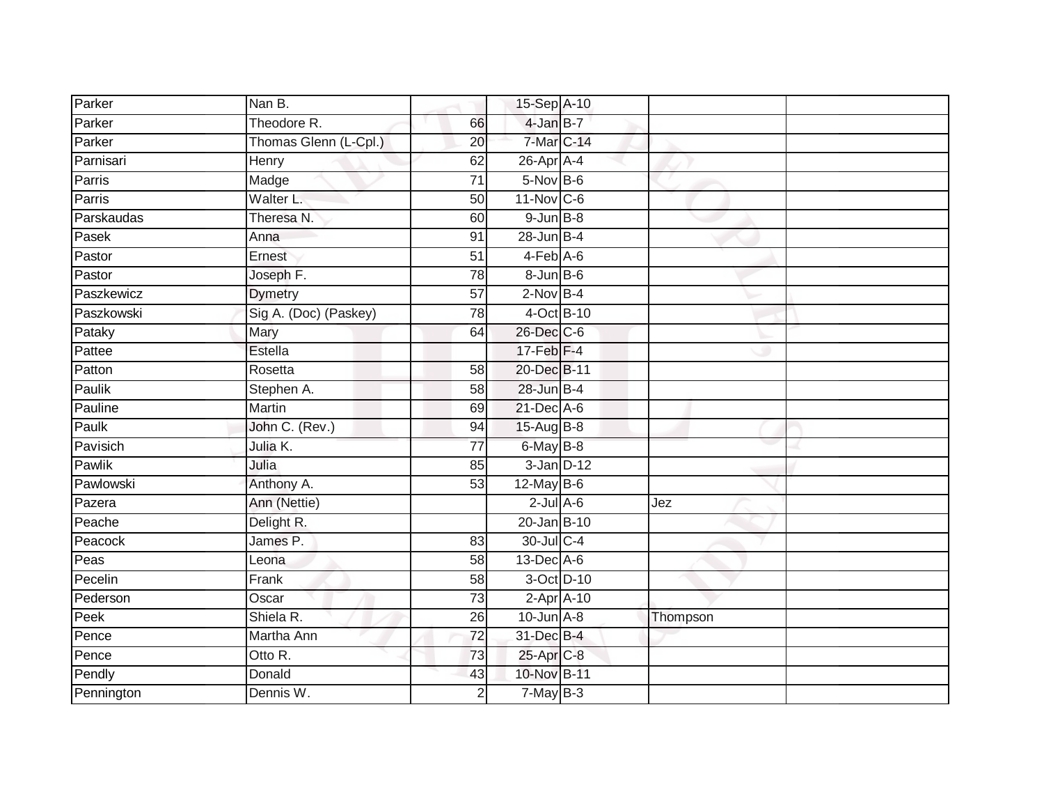| | | | | | | |
|---|---|---|---|---|---|---|
| Parker | Nan B. | | 15-Sep | A-10 | | |
| Parker | Theodore R. | 66 | 4-Jan | B-7 | | |
| Parker | Thomas Glenn (L-Cpl.) | 20 | 7-Mar | C-14 | | |
| Parnisari | Henry | 62 | 26-Apr | A-4 | | |
| Parris | Madge | 71 | 5-Nov | B-6 | | |
| Parris | Walter L. | 50 | 11-Nov | C-6 | | |
| Parskaudas | Theresa N. | 60 | 9-Jun | B-8 | | |
| Pasek | Anna | 91 | 28-Jun | B-4 | | |
| Pastor | Ernest | 51 | 4-Feb | A-6 | | |
| Pastor | Joseph F. | 78 | 8-Jun | B-6 | | |
| Paszkewicz | Dymetry | 57 | 2-Nov | B-4 | | |
| Paszkowski | Sig A. (Doc) (Paskey) | 78 | 4-Oct | B-10 | | |
| Pataky | Mary | 64 | 26-Dec | C-6 | | |
| Pattee | Estella | | 17-Feb | F-4 | | |
| Patton | Rosetta | 58 | 20-Dec | B-11 | | |
| Paulik | Stephen A. | 58 | 28-Jun | B-4 | | |
| Pauline | Martin | 69 | 21-Dec | A-6 | | |
| Paulk | John C. (Rev.) | 94 | 15-Aug | B-8 | | |
| Pavisich | Julia K. | 77 | 6-May | B-8 | | |
| Pawlik | Julia | 85 | 3-Jan | D-12 | | |
| Pawlowski | Anthony A. | 53 | 12-May | B-6 | | |
| Pazera | Ann (Nettie) | | 2-Jul | A-6 | Jez | |
| Peache | Delight R. | | 20-Jan | B-10 | | |
| Peacock | James P. | 83 | 30-Jul | C-4 | | |
| Peas | Leona | 58 | 13-Dec | A-6 | | |
| Pecelin | Frank | 58 | 3-Oct | D-10 | | |
| Pederson | Oscar | 73 | 2-Apr | A-10 | | |
| Peek | Shiela R. | 26 | 10-Jun | A-8 | Thompson | |
| Pence | Martha Ann | 72 | 31-Dec | B-4 | | |
| Pence | Otto R. | 73 | 25-Apr | C-8 | | |
| Pendly | Donald | 43 | 10-Nov | B-11 | | |
| Pennington | Dennis W. | 2 | 7-May | B-3 | | |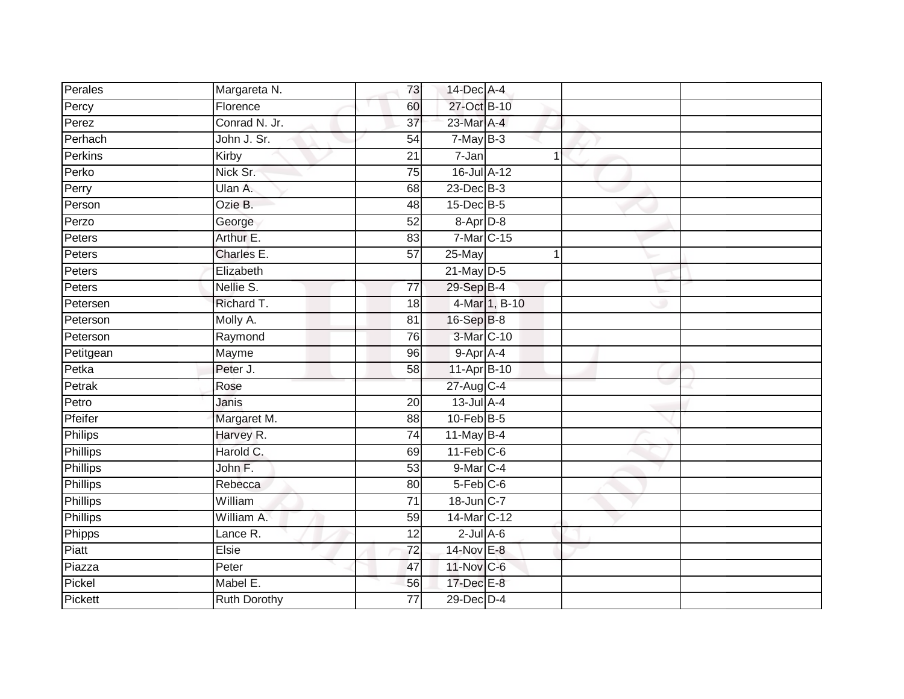| | | | | | | |
|---|---|---|---|---|---|---|
| Perales | Margareta N. | 73 | 14-Dec | A-4 | | |
| Percy | Florence | 60 | 27-Oct | B-10 | | |
| Perez | Conrad N. Jr. | 37 | 23-Mar | A-4 | | |
| Perhach | John J. Sr. | 54 | 7-May | B-3 | | |
| Perkins | Kirby | 21 | 7-Jan | 1 | | |
| Perko | Nick Sr. | 75 | 16-Jul | A-12 | | |
| Perry | Ulan A. | 68 | 23-Dec | B-3 | | |
| Person | Ozie B. | 48 | 15-Dec | B-5 | | |
| Perzo | George | 52 | 8-Apr | D-8 | | |
| Peters | Arthur E. | 83 | 7-Mar | C-15 | | |
| Peters | Charles E. | 57 | 25-May | 1 | | |
| Peters | Elizabeth | | 21-May | D-5 | | |
| Peters | Nellie S. | 77 | 29-Sep | B-4 | | |
| Petersen | Richard T. | 18 | 4-Mar | 1, B-10 | | |
| Peterson | Molly A. | 81 | 16-Sep | B-8 | | |
| Peterson | Raymond | 76 | 3-Mar | C-10 | | |
| Petitgean | Mayme | 96 | 9-Apr | A-4 | | |
| Petka | Peter J. | 58 | 11-Apr | B-10 | | |
| Petrak | Rose | | 27-Aug | C-4 | | |
| Petro | Janis | 20 | 13-Jul | A-4 | | |
| Pfeifer | Margaret M. | 88 | 10-Feb | B-5 | | |
| Philips | Harvey R. | 74 | 11-May | B-4 | | |
| Phillips | Harold C. | 69 | 11-Feb | C-6 | | |
| Phillips | John F. | 53 | 9-Mar | C-4 | | |
| Phillips | Rebecca | 80 | 5-Feb | C-6 | | |
| Phillips | William | 71 | 18-Jun | C-7 | | |
| Phillips | William A. | 59 | 14-Mar | C-12 | | |
| Phipps | Lance R. | 12 | 2-Jul | A-6 | | |
| Piatt | Elsie | 72 | 14-Nov | E-8 | | |
| Piazza | Peter | 47 | 11-Nov | C-6 | | |
| Pickel | Mabel E. | 56 | 17-Dec | E-8 | | |
| Pickett | Ruth Dorothy | 77 | 29-Dec | D-4 | | |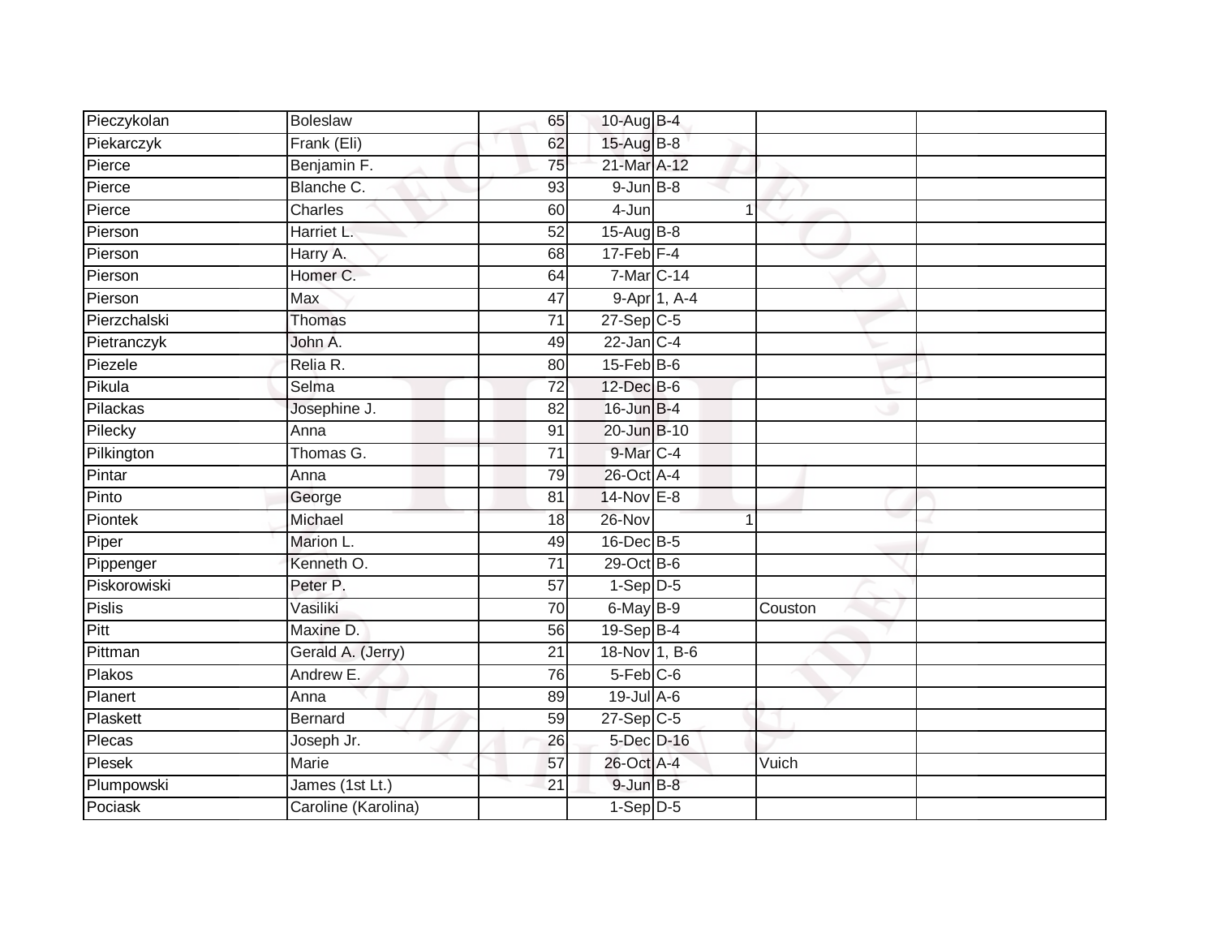| | | | | | | |
|---|---|---|---|---|---|---|
| Pieczykolan | Boleslaw | 65 | 10-Aug | B-4 | | |
| Piekarczyk | Frank (Eli) | 62 | 15-Aug | B-8 | | |
| Pierce | Benjamin F. | 75 | 21-Mar | A-12 | | |
| Pierce | Blanche C. | 93 | 9-Jun | B-8 | | |
| Pierce | Charles | 60 | 4-Jun | 1 | | |
| Pierson | Harriet L. | 52 | 15-Aug | B-8 | | |
| Pierson | Harry A. | 68 | 17-Feb | F-4 | | |
| Pierson | Homer C. | 64 | 7-Mar | C-14 | | |
| Pierson | Max | 47 | 9-Apr | 1, A-4 | | |
| Pierzchalski | Thomas | 71 | 27-Sep | C-5 | | |
| Pietranczyk | John A. | 49 | 22-Jan | C-4 | | |
| Piezele | Relia R. | 80 | 15-Feb | B-6 | | |
| Pikula | Selma | 72 | 12-Dec | B-6 | | |
| Pilackas | Josephine J. | 82 | 16-Jun | B-4 | | |
| Pilecky | Anna | 91 | 20-Jun | B-10 | | |
| Pilkington | Thomas G. | 71 | 9-Mar | C-4 | | |
| Pintar | Anna | 79 | 26-Oct | A-4 | | |
| Pinto | George | 81 | 14-Nov | E-8 | | |
| Piontek | Michael | 18 | 26-Nov | 1 | | |
| Piper | Marion L. | 49 | 16-Dec | B-5 | | |
| Pippenger | Kenneth O. | 71 | 29-Oct | B-6 | | |
| Piskorowiski | Peter P. | 57 | 1-Sep | D-5 | | |
| Pislis | Vasiliki | 70 | 6-May | B-9 | Couston | |
| Pitt | Maxine D. | 56 | 19-Sep | B-4 | | |
| Pittman | Gerald A. (Jerry) | 21 | 18-Nov | 1, B-6 | | |
| Plakos | Andrew E. | 76 | 5-Feb | C-6 | | |
| Planert | Anna | 89 | 19-Jul | A-6 | | |
| Plaskett | Bernard | 59 | 27-Sep | C-5 | | |
| Plecas | Joseph Jr. | 26 | 5-Dec | D-16 | | |
| Plesek | Marie | 57 | 26-Oct | A-4 | Vuich | |
| Plumpowski | James (1st Lt.) | 21 | 9-Jun | B-8 | | |
| Pociask | Caroline (Karolina) | | 1-Sep | D-5 | | |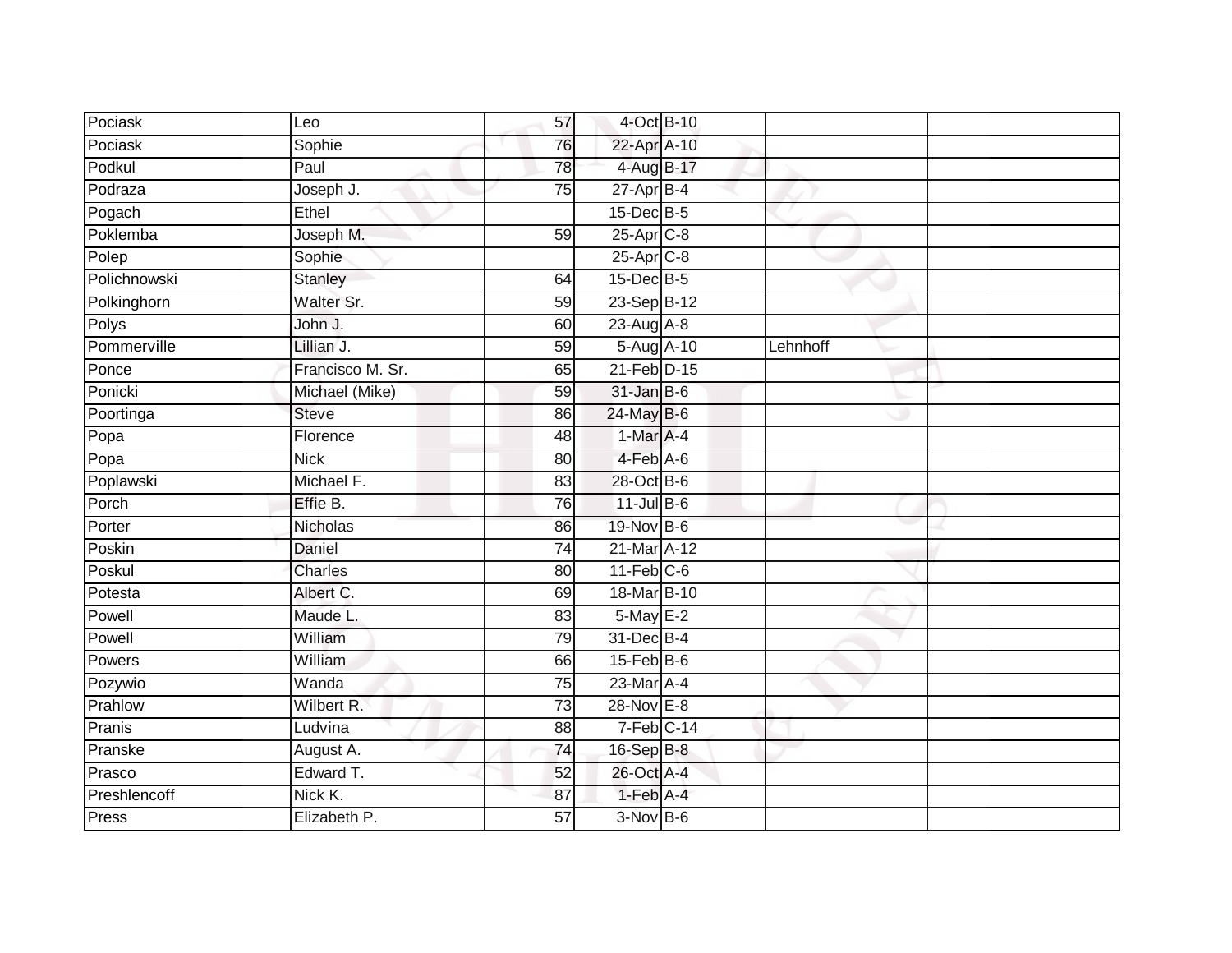| | | | | | | |
|---|---|---|---|---|---|---|
| Pociask | Leo | 57 | 4-Oct | B-10 | | |
| Pociask | Sophie | 76 | 22-Apr | A-10 | | |
| Podkul | Paul | 78 | 4-Aug | B-17 | | |
| Podraza | Joseph J. | 75 | 27-Apr | B-4 | | |
| Pogach | Ethel | | 15-Dec | B-5 | | |
| Poklemba | Joseph M. | 59 | 25-Apr | C-8 | | |
| Polep | Sophie | | 25-Apr | C-8 | | |
| Polichnowski | Stanley | 64 | 15-Dec | B-5 | | |
| Polkinghorn | Walter Sr. | 59 | 23-Sep | B-12 | | |
| Polys | John J. | 60 | 23-Aug | A-8 | | |
| Pommerville | Lillian J. | 59 | 5-Aug | A-10 | Lehnhoff | |
| Ponce | Francisco M. Sr. | 65 | 21-Feb | D-15 | | |
| Ponicki | Michael (Mike) | 59 | 31-Jan | B-6 | | |
| Poortinga | Steve | 86 | 24-May | B-6 | | |
| Popa | Florence | 48 | 1-Mar | A-4 | | |
| Popa | Nick | 80 | 4-Feb | A-6 | | |
| Poplawski | Michael F. | 83 | 28-Oct | B-6 | | |
| Porch | Effie B. | 76 | 11-Jul | B-6 | | |
| Porter | Nicholas | 86 | 19-Nov | B-6 | | |
| Poskin | Daniel | 74 | 21-Mar | A-12 | | |
| Poskul | Charles | 80 | 11-Feb | C-6 | | |
| Potesta | Albert C. | 69 | 18-Mar | B-10 | | |
| Powell | Maude L. | 83 | 5-May | E-2 | | |
| Powell | William | 79 | 31-Dec | B-4 | | |
| Powers | William | 66 | 15-Feb | B-6 | | |
| Pozywio | Wanda | 75 | 23-Mar | A-4 | | |
| Prahlow | Wilbert R. | 73 | 28-Nov | E-8 | | |
| Pranis | Ludvina | 88 | 7-Feb | C-14 | | |
| Pranske | August A. | 74 | 16-Sep | B-8 | | |
| Prasco | Edward T. | 52 | 26-Oct | A-4 | | |
| Preshlencoff | Nick K. | 87 | 1-Feb | A-4 | | |
| Press | Elizabeth P. | 57 | 3-Nov | B-6 | | |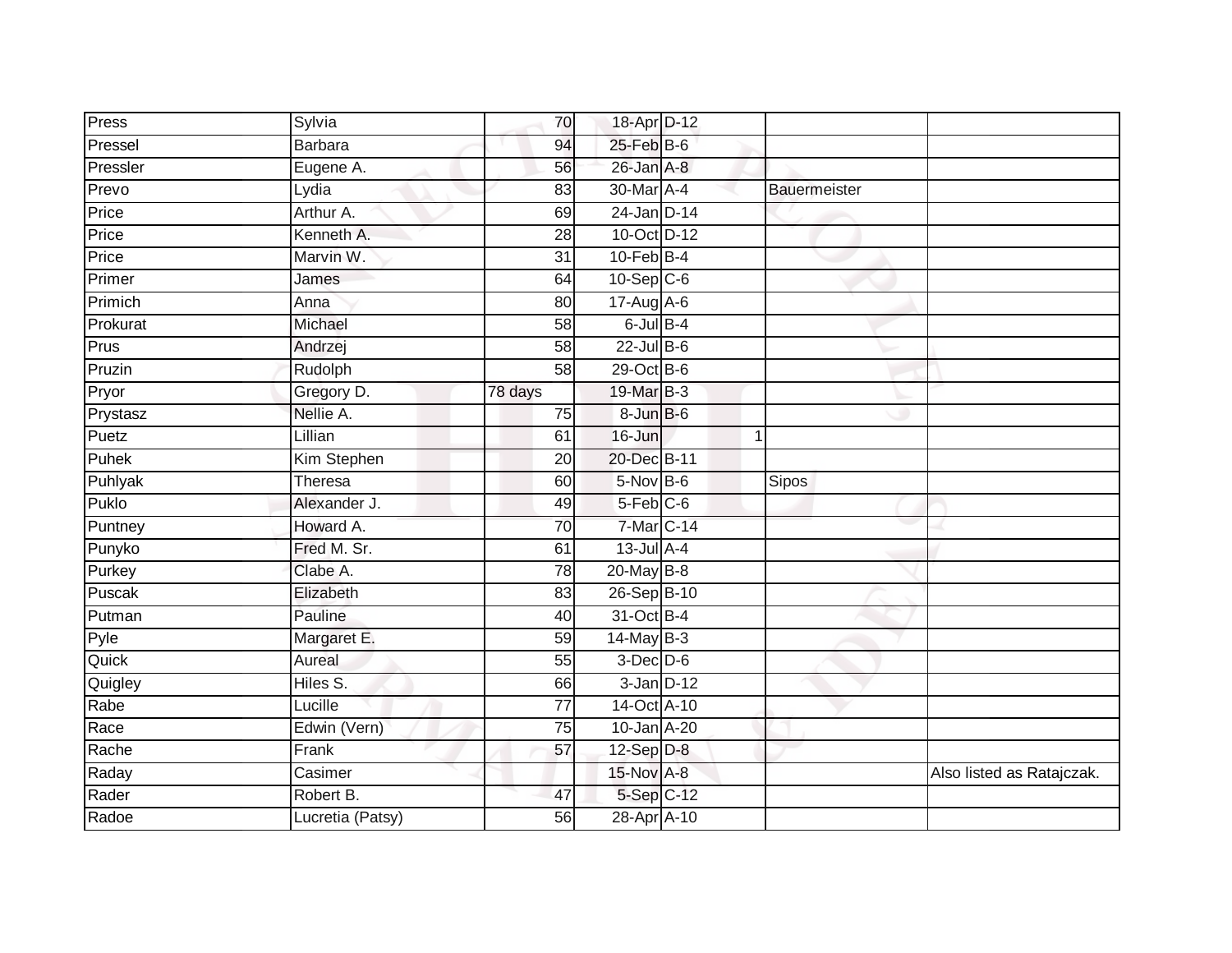| | | | | | | | |
|---|---|---|---|---|---|---|---|
| Press | Sylvia | 70 | 18-Apr | D-12 | | | |
| Pressel | Barbara | 94 | 25-Feb | B-6 | | | |
| Pressler | Eugene A. | 56 | 26-Jan | A-8 | | | |
| Prevo | Lydia | 83 | 30-Mar | A-4 | | Bauermeister | |
| Price | Arthur A. | 69 | 24-Jan | D-14 | | | |
| Price | Kenneth A. | 28 | 10-Oct | D-12 | | | |
| Price | Marvin W. | 31 | 10-Feb | B-4 | | | |
| Primer | James | 64 | 10-Sep | C-6 | | | |
| Primich | Anna | 80 | 17-Aug | A-6 | | | |
| Prokurat | Michael | 58 | 6-Jul | B-4 | | | |
| Prus | Andrzej | 58 | 22-Jul | B-6 | | | |
| Pruzin | Rudolph | 58 | 29-Oct | B-6 | | | |
| Pryor | Gregory D. | 78 days | 19-Mar | B-3 | | | |
| Prystasz | Nellie A. | 75 | 8-Jun | B-6 | | | |
| Puetz | Lillian | 61 | 16-Jun | | 1 | | |
| Puhek | Kim Stephen | 20 | 20-Dec | B-11 | | | |
| Puhlyak | Theresa | 60 | 5-Nov | B-6 | | Sipos | |
| Puklo | Alexander J. | 49 | 5-Feb | C-6 | | | |
| Puntney | Howard A. | 70 | 7-Mar | C-14 | | | |
| Punyko | Fred M. Sr. | 61 | 13-Jul | A-4 | | | |
| Purkey | Clabe A. | 78 | 20-May | B-8 | | | |
| Puscak | Elizabeth | 83 | 26-Sep | B-10 | | | |
| Putman | Pauline | 40 | 31-Oct | B-4 | | | |
| Pyle | Margaret E. | 59 | 14-May | B-3 | | | |
| Quick | Aureal | 55 | 3-Dec | D-6 | | | |
| Quigley | Hiles S. | 66 | 3-Jan | D-12 | | | |
| Rabe | Lucille | 77 | 14-Oct | A-10 | | | |
| Race | Edwin (Vern) | 75 | 10-Jan | A-20 | | | |
| Rache | Frank | 57 | 12-Sep | D-8 | | | |
| Raday | Casimer | | 15-Nov | A-8 | | | Also listed as Ratajczak. |
| Rader | Robert B. | 47 | 5-Sep | C-12 | | | |
| Radoe | Lucretia (Patsy) | 56 | 28-Apr | A-10 | | | |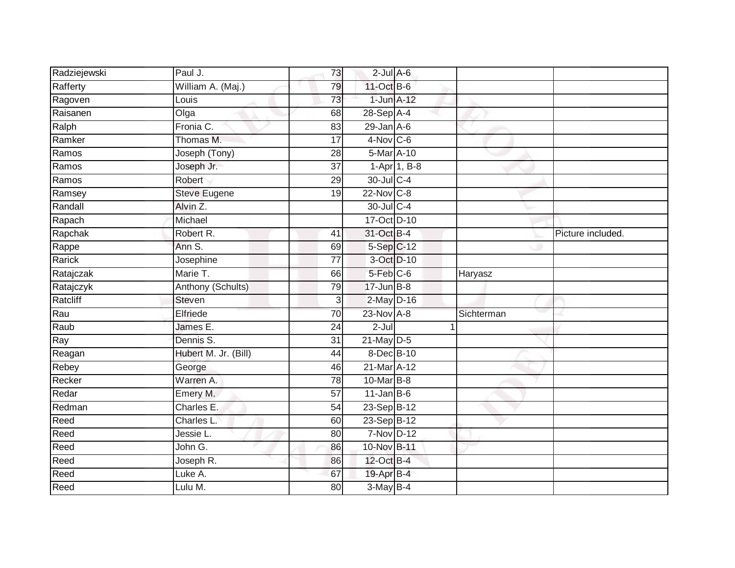| | | | | | | |
|---|---|---|---|---|---|---|
| Radziejewski | Paul J. | 73 | 2-Jul | A-6 | | |
| Rafferty | William A. (Maj.) | 79 | 11-Oct | B-6 | | |
| Ragoven | Louis | 73 | 1-Jun | A-12 | | |
| Raisanen | Olga | 68 | 28-Sep | A-4 | | |
| Ralph | Fronia C. | 83 | 29-Jan | A-6 | | |
| Ramker | Thomas M. | 17 | 4-Nov | C-6 | | |
| Ramos | Joseph (Tony) | 28 | 5-Mar | A-10 | | |
| Ramos | Joseph Jr. | 37 | 1-Apr | 1, B-8 | | |
| Ramos | Robert | 29 | 30-Jul | C-4 | | |
| Ramsey | Steve Eugene | 19 | 22-Nov | C-8 | | |
| Randall | Alvin Z. | | 30-Jul | C-4 | | |
| Rapach | Michael | | 17-Oct | D-10 | | |
| Rapchak | Robert R. | 41 | 31-Oct | B-4 | | Picture included. |
| Rappe | Ann S. | 69 | 5-Sep | C-12 | | |
| Rarick | Josephine | 77 | 3-Oct | D-10 | | |
| Ratajczak | Marie T. | 66 | 5-Feb | C-6 | Haryasz | |
| Ratajczyk | Anthony (Schults) | 79 | 17-Jun | B-8 | | |
| Ratcliff | Steven | 3 | 2-May | D-16 | | |
| Rau | Elfriede | 70 | 23-Nov | A-8 | Sichterman | |
| Raub | James E. | 24 | 2-Jul | 1 | | |
| Ray | Dennis S. | 31 | 21-May | D-5 | | |
| Reagan | Hubert M. Jr. (Bill) | 44 | 8-Dec | B-10 | | |
| Rebey | George | 46 | 21-Mar | A-12 | | |
| Recker | Warren A. | 78 | 10-Mar | B-8 | | |
| Redar | Emery M. | 57 | 11-Jan | B-6 | | |
| Redman | Charles E. | 54 | 23-Sep | B-12 | | |
| Reed | Charles L. | 60 | 23-Sep | B-12 | | |
| Reed | Jessie L. | 80 | 7-Nov | D-12 | | |
| Reed | John G. | 86 | 10-Nov | B-11 | | |
| Reed | Joseph R. | 86 | 12-Oct | B-4 | | |
| Reed | Luke A. | 67 | 19-Apr | B-4 | | |
| Reed | Lulu M. | 80 | 3-May | B-4 | | |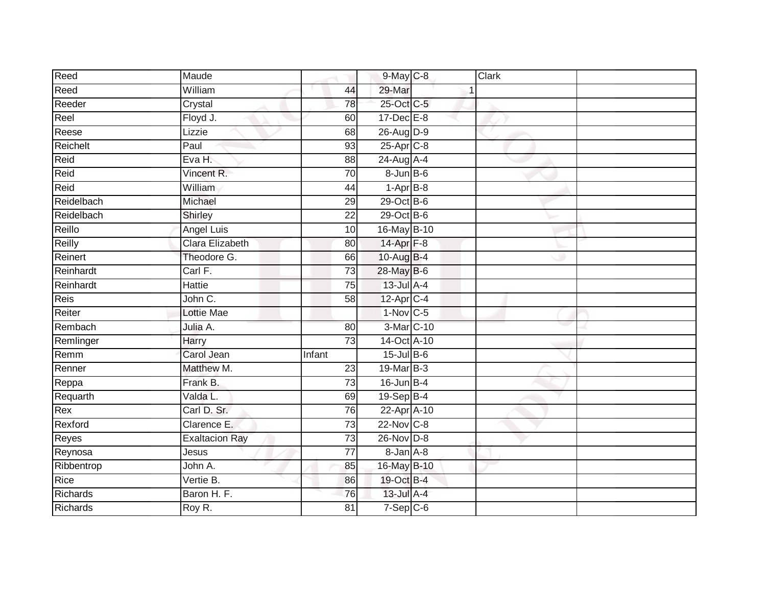| Reed | Maude | | 9-May | C-8 | Clark | |
|---|---|---|---|---|---|---|
| Reed | William | 44 | 29-Mar | 1 | | |
| Reeder | Crystal | 78 | 25-Oct | C-5 | | |
| Reel | Floyd J. | 60 | 17-Dec | E-8 | | |
| Reese | Lizzie | 68 | 26-Aug | D-9 | | |
| Reichelt | Paul | 93 | 25-Apr | C-8 | | |
| Reid | Eva H. | 88 | 24-Aug | A-4 | | |
| Reid | Vincent R. | 70 | 8-Jun | B-6 | | |
| Reid | William | 44 | 1-Apr | B-8 | | |
| Reidelbach | Michael | 29 | 29-Oct | B-6 | | |
| Reidelbach | Shirley | 22 | 29-Oct | B-6 | | |
| Reillo | Angel Luis | 10 | 16-May | B-10 | | |
| Reilly | Clara Elizabeth | 80 | 14-Apr | F-8 | | |
| Reinert | Theodore G. | 66 | 10-Aug | B-4 | | |
| Reinhardt | Carl F. | 73 | 28-May | B-6 | | |
| Reinhardt | Hattie | 75 | 13-Jul | A-4 | | |
| Reis | John C. | 58 | 12-Apr | C-4 | | |
| Reiter | Lottie Mae | | 1-Nov | C-5 | | |
| Rembach | Julia A. | 80 | 3-Mar | C-10 | | |
| Remlinger | Harry | 73 | 14-Oct | A-10 | | |
| Remm | Carol Jean | Infant | 15-Jul | B-6 | | |
| Renner | Matthew M. | 23 | 19-Mar | B-3 | | |
| Reppa | Frank B. | 73 | 16-Jun | B-4 | | |
| Requarth | Valda L. | 69 | 19-Sep | B-4 | | |
| Rex | Carl D. Sr. | 76 | 22-Apr | A-10 | | |
| Rexford | Clarence E. | 73 | 22-Nov | C-8 | | |
| Reyes | Exaltacion Ray | 73 | 26-Nov | D-8 | | |
| Reynosa | Jesus | 77 | 8-Jan | A-8 | | |
| Ribbentrop | John A. | 85 | 16-May | B-10 | | |
| Rice | Vertie B. | 86 | 19-Oct | B-4 | | |
| Richards | Baron H. F. | 76 | 13-Jul | A-4 | | |
| Richards | Roy R. | 81 | 7-Sep | C-6 | | |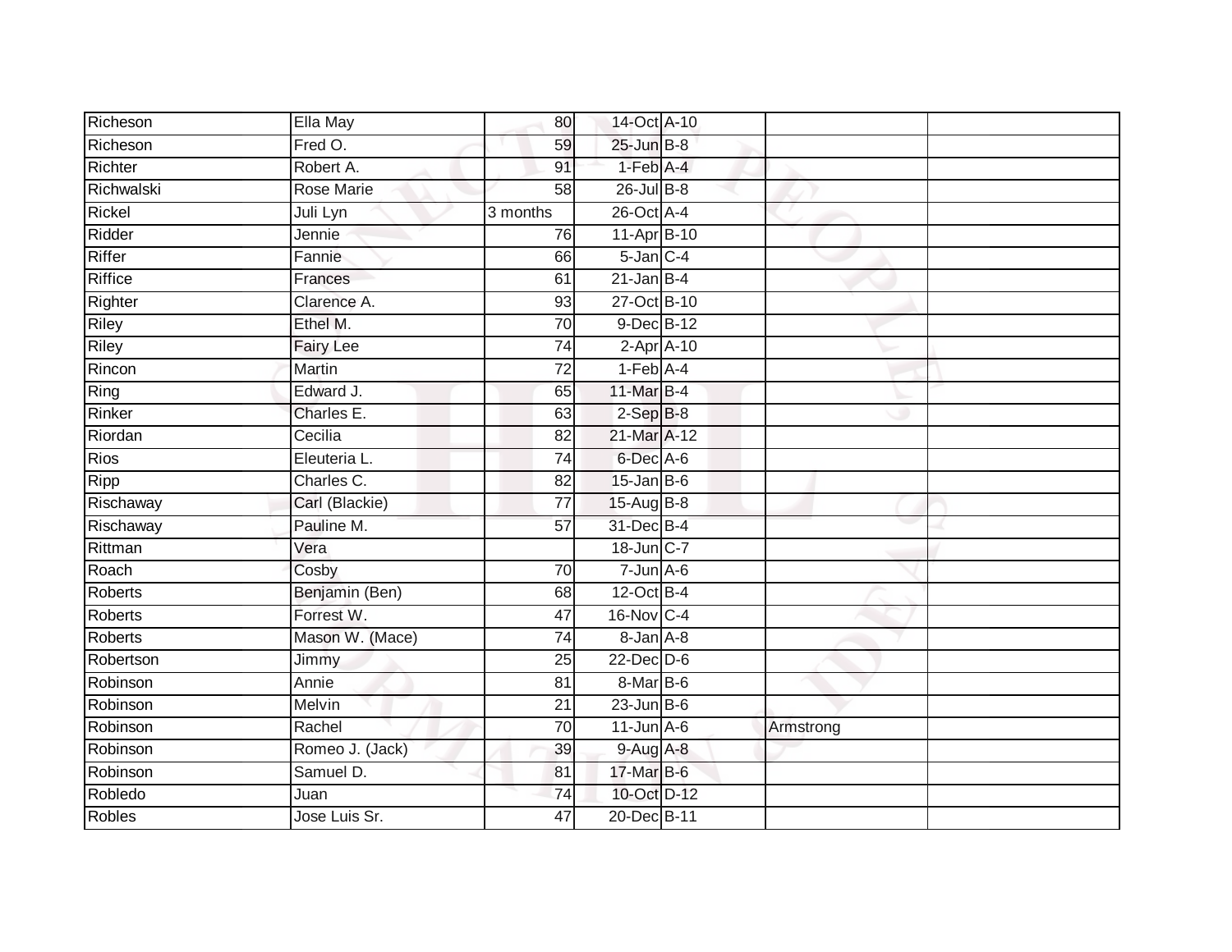| Richeson | Ella May | 80 | 14-Oct | A-10 | | |
|---|---|---|---|---|---|---|
| Richeson | Fred O. | 59 | 25-Jun | B-8 | | |
| Richter | Robert A. | 91 | 1-Feb | A-4 | | |
| Richwalski | Rose Marie | 58 | 26-Jul | B-8 | | |
| Rickel | Juli Lyn | 3 months | 26-Oct | A-4 | | |
| Ridder | Jennie | 76 | 11-Apr | B-10 | | |
| Riffer | Fannie | 66 | 5-Jan | C-4 | | |
| Riffice | Frances | 61 | 21-Jan | B-4 | | |
| Righter | Clarence A. | 93 | 27-Oct | B-10 | | |
| Riley | Ethel M. | 70 | 9-Dec | B-12 | | |
| Riley | Fairy Lee | 74 | 2-Apr | A-10 | | |
| Rincon | Martin | 72 | 1-Feb | A-4 | | |
| Ring | Edward J. | 65 | 11-Mar | B-4 | | |
| Rinker | Charles E. | 63 | 2-Sep | B-8 | | |
| Riordan | Cecilia | 82 | 21-Mar | A-12 | | |
| Rios | Eleuteria L. | 74 | 6-Dec | A-6 | | |
| Ripp | Charles C. | 82 | 15-Jan | B-6 | | |
| Rischaway | Carl (Blackie) | 77 | 15-Aug | B-8 | | |
| Rischaway | Pauline M. | 57 | 31-Dec | B-4 | | |
| Rittman | Vera | | 18-Jun | C-7 | | |
| Roach | Cosby | 70 | 7-Jun | A-6 | | |
| Roberts | Benjamin (Ben) | 68 | 12-Oct | B-4 | | |
| Roberts | Forrest W. | 47 | 16-Nov | C-4 | | |
| Roberts | Mason W. (Mace) | 74 | 8-Jan | A-8 | | |
| Robertson | Jimmy | 25 | 22-Dec | D-6 | | |
| Robinson | Annie | 81 | 8-Mar | B-6 | | |
| Robinson | Melvin | 21 | 23-Jun | B-6 | | |
| Robinson | Rachel | 70 | 11-Jun | A-6 | Armstrong | |
| Robinson | Romeo J. (Jack) | 39 | 9-Aug | A-8 | | |
| Robinson | Samuel D. | 81 | 17-Mar | B-6 | | |
| Robledo | Juan | 74 | 10-Oct | D-12 | | |
| Robles | Jose Luis Sr. | 47 | 20-Dec | B-11 | | |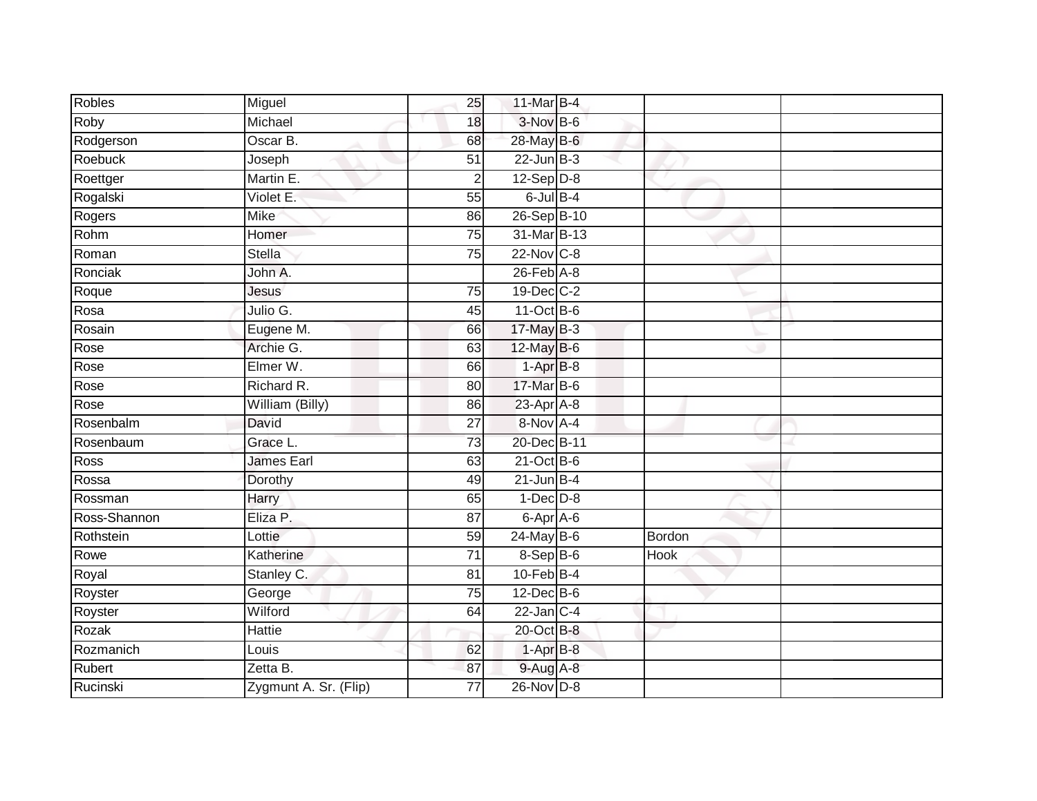| Robles | Miguel | 25 | 11-Mar | B-4 | | |
|---|---|---|---|---|---|---|
| Roby | Michael | 18 | 3-Nov | B-6 | | |
| Rodgerson | Oscar B. | 68 | 28-May | B-6 | | |
| Roebuck | Joseph | 51 | 22-Jun | B-3 | | |
| Roettger | Martin E. | 2 | 12-Sep | D-8 | | |
| Rogalski | Violet E. | 55 | 6-Jul | B-4 | | |
| Rogers | Mike | 86 | 26-Sep | B-10 | | |
| Rohm | Homer | 75 | 31-Mar | B-13 | | |
| Roman | Stella | 75 | 22-Nov | C-8 | | |
| Ronciak | John A. | | 26-Feb | A-8 | | |
| Roque | Jesus | 75 | 19-Dec | C-2 | | |
| Rosa | Julio G. | 45 | 11-Oct | B-6 | | |
| Rosain | Eugene M. | 66 | 17-May | B-3 | | |
| Rose | Archie G. | 63 | 12-May | B-6 | | |
| Rose | Elmer W. | 66 | 1-Apr | B-8 | | |
| Rose | Richard R. | 80 | 17-Mar | B-6 | | |
| Rose | William (Billy) | 86 | 23-Apr | A-8 | | |
| Rosenbalm | David | 27 | 8-Nov | A-4 | | |
| Rosenbaum | Grace L. | 73 | 20-Dec | B-11 | | |
| Ross | James Earl | 63 | 21-Oct | B-6 | | |
| Rossa | Dorothy | 49 | 21-Jun | B-4 | | |
| Rossman | Harry | 65 | 1-Dec | D-8 | | |
| Ross-Shannon | Eliza P. | 87 | 6-Apr | A-6 | | |
| Rothstein | Lottie | 59 | 24-May | B-6 | Bordon | |
| Rowe | Katherine | 71 | 8-Sep | B-6 | Hook | |
| Royal | Stanley C. | 81 | 10-Feb | B-4 | | |
| Royster | George | 75 | 12-Dec | B-6 | | |
| Royster | Wilford | 64 | 22-Jan | C-4 | | |
| Rozak | Hattie | | 20-Oct | B-8 | | |
| Rozmanich | Louis | 62 | 1-Apr | B-8 | | |
| Rubert | Zetta B. | 87 | 9-Aug | A-8 | | |
| Rucinski | Zygmunt A. Sr. (Flip) | 77 | 26-Nov | D-8 | | |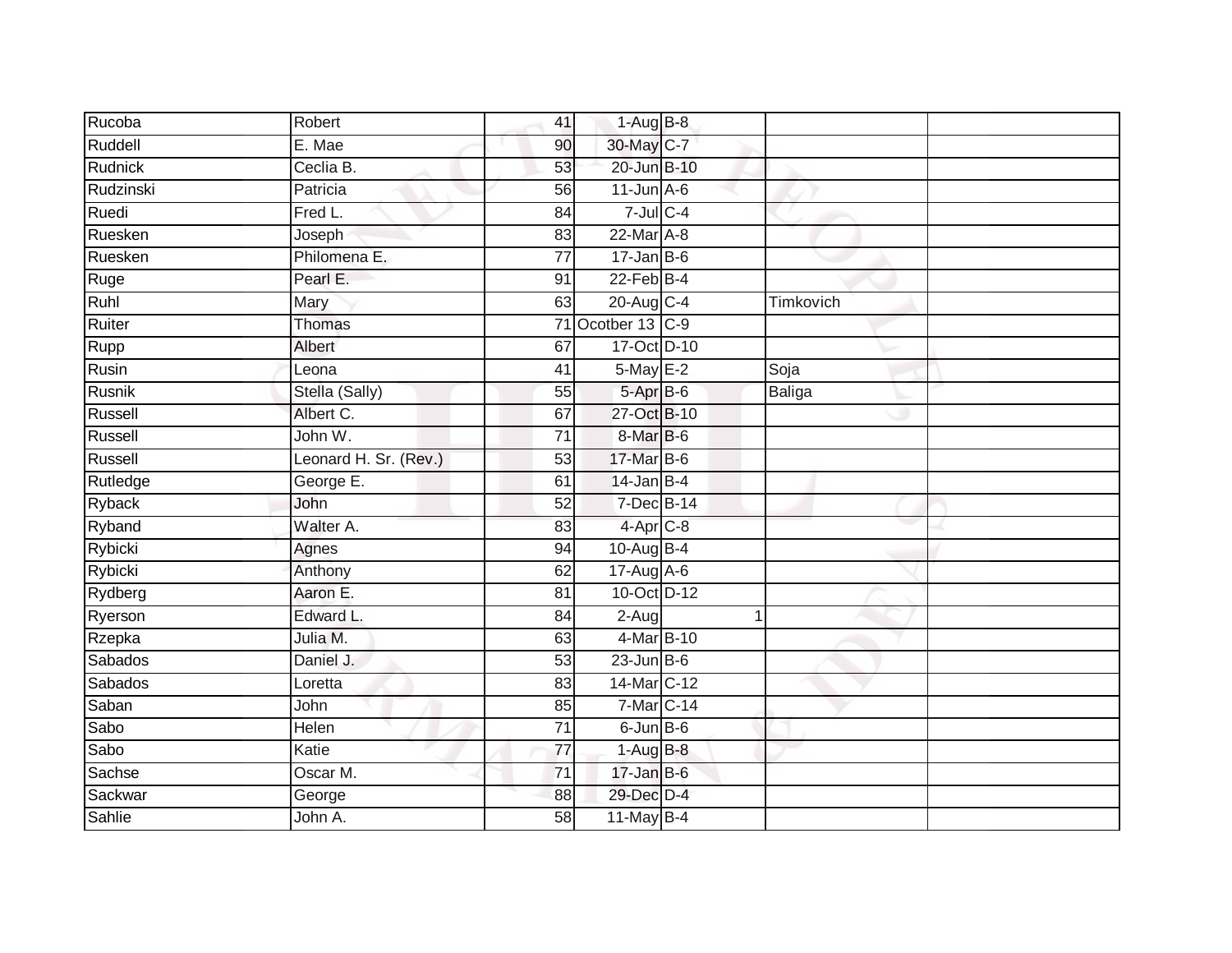| | | | | | | |
|---|---|---|---|---|---|---|
| Rucoba | Robert | 41 | 1-Aug | B-8 | | |
| Ruddell | E. Mae | 90 | 30-May | C-7 | | |
| Rudnick | Ceclia B. | 53 | 20-Jun | B-10 | | |
| Rudzinski | Patricia | 56 | 11-Jun | A-6 | | |
| Ruedi | Fred L. | 84 | 7-Jul | C-4 | | |
| Ruesken | Joseph | 83 | 22-Mar | A-8 | | |
| Ruesken | Philomena E. | 77 | 17-Jan | B-6 | | |
| Ruge | Pearl E. | 91 | 22-Feb | B-4 | | |
| Ruhl | Mary | 63 | 20-Aug | C-4 | Timkovich | |
| Ruiter | Thomas | 71 | Ocotber 13 | C-9 | | |
| Rupp | Albert | 67 | 17-Oct | D-10 | | |
| Rusin | Leona | 41 | 5-May | E-2 | Soja | |
| Rusnik | Stella (Sally) | 55 | 5-Apr | B-6 | Baliga | |
| Russell | Albert C. | 67 | 27-Oct | B-10 | | |
| Russell | John W. | 71 | 8-Mar | B-6 | | |
| Russell | Leonard H. Sr. (Rev.) | 53 | 17-Mar | B-6 | | |
| Rutledge | George E. | 61 | 14-Jan | B-4 | | |
| Ryback | John | 52 | 7-Dec | B-14 | | |
| Ryband | Walter A. | 83 | 4-Apr | C-8 | | |
| Rybicki | Agnes | 94 | 10-Aug | B-4 | | |
| Rybicki | Anthony | 62 | 17-Aug | A-6 | | |
| Rydberg | Aaron E. | 81 | 10-Oct | D-12 | | |
| Ryerson | Edward L. | 84 | 2-Aug | 1 | | |
| Rzepka | Julia M. | 63 | 4-Mar | B-10 | | |
| Sabados | Daniel J. | 53 | 23-Jun | B-6 | | |
| Sabados | Loretta | 83 | 14-Mar | C-12 | | |
| Saban | John | 85 | 7-Mar | C-14 | | |
| Sabo | Helen | 71 | 6-Jun | B-6 | | |
| Sabo | Katie | 77 | 1-Aug | B-8 | | |
| Sachse | Oscar M. | 71 | 17-Jan | B-6 | | |
| Sackwar | George | 88 | 29-Dec | D-4 | | |
| Sahlie | John A. | 58 | 11-May | B-4 | | |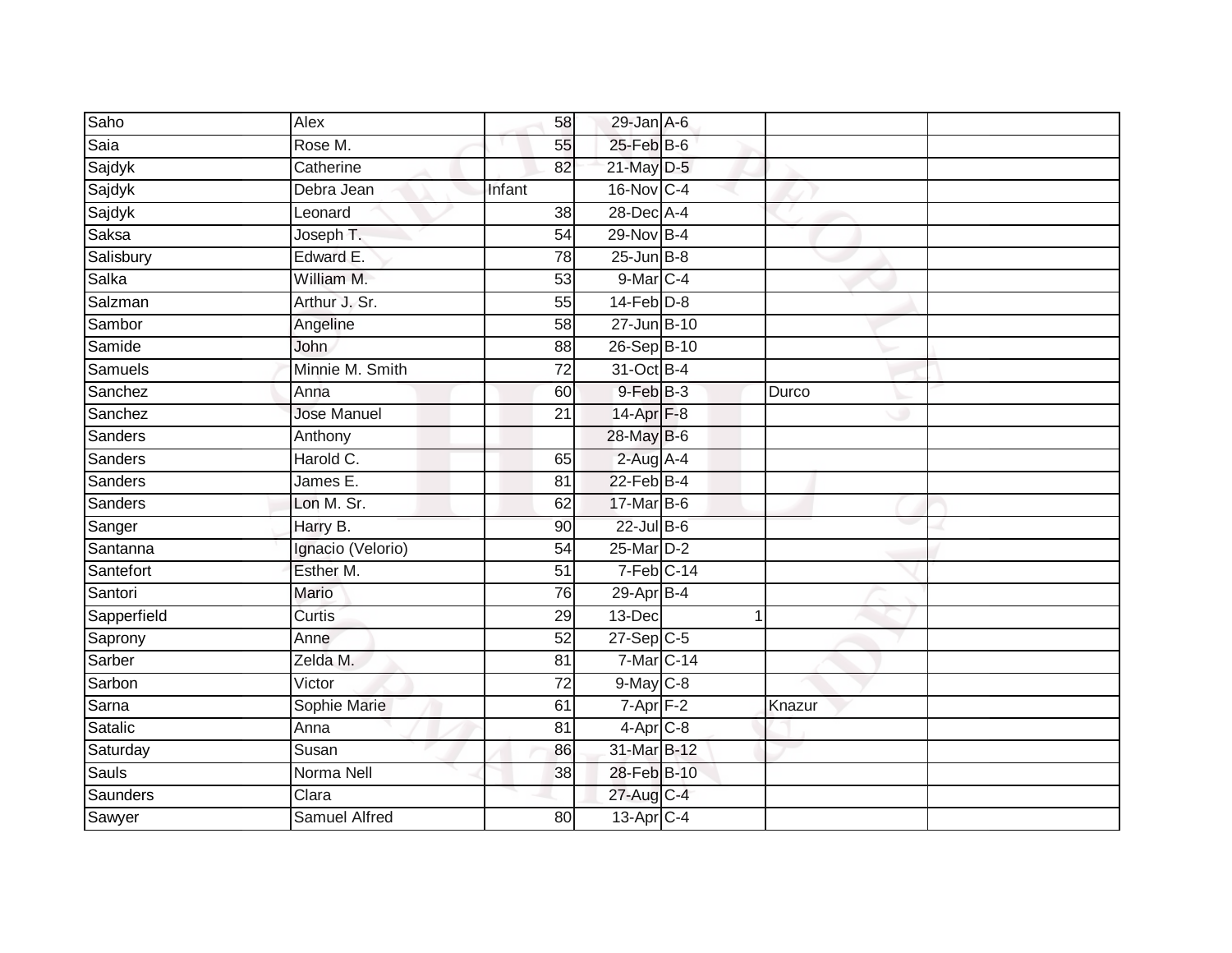| Saho | Alex | 58 | 29-Jan | A-6 | | |
|---|---|---|---|---|---|---|
| Saia | Rose M. | 55 | 25-Feb | B-6 | | |
| Sajdyk | Catherine | 82 | 21-May | D-5 | | |
| Sajdyk | Debra Jean | Infant | 16-Nov | C-4 | | |
| Sajdyk | Leonard | 38 | 28-Dec | A-4 | | |
| Saksa | Joseph T. | 54 | 29-Nov | B-4 | | |
| Salisbury | Edward E. | 78 | 25-Jun | B-8 | | |
| Salka | William M. | 53 | 9-Mar | C-4 | | |
| Salzman | Arthur J. Sr. | 55 | 14-Feb | D-8 | | |
| Sambor | Angeline | 58 | 27-Jun | B-10 | | |
| Samide | John | 88 | 26-Sep | B-10 | | |
| Samuels | Minnie M. Smith | 72 | 31-Oct | B-4 | | |
| Sanchez | Anna | 60 | 9-Feb | B-3 | Durco | |
| Sanchez | Jose Manuel | 21 | 14-Apr | F-8 | | |
| Sanders | Anthony | | 28-May | B-6 | | |
| Sanders | Harold C. | 65 | 2-Aug | A-4 | | |
| Sanders | James E. | 81 | 22-Feb | B-4 | | |
| Sanders | Lon M. Sr. | 62 | 17-Mar | B-6 | | |
| Sanger | Harry B. | 90 | 22-Jul | B-6 | | |
| Santanna | Ignacio (Velorio) | 54 | 25-Mar | D-2 | | |
| Santefort | Esther M. | 51 | 7-Feb | C-14 | | |
| Santori | Mario | 76 | 29-Apr | B-4 | | |
| Sapperfield | Curtis | 29 | 13-Dec | 1 | | |
| Saprony | Anne | 52 | 27-Sep | C-5 | | |
| Sarber | Zelda M. | 81 | 7-Mar | C-14 | | |
| Sarbon | Victor | 72 | 9-May | C-8 | | |
| Sarna | Sophie Marie | 61 | 7-Apr | F-2 | Knazur | |
| Satalic | Anna | 81 | 4-Apr | C-8 | | |
| Saturday | Susan | 86 | 31-Mar | B-12 | | |
| Sauls | Norma Nell | 38 | 28-Feb | B-10 | | |
| Saunders | Clara | | 27-Aug | C-4 | | |
| Sawyer | Samuel Alfred | 80 | 13-Apr | C-4 | | |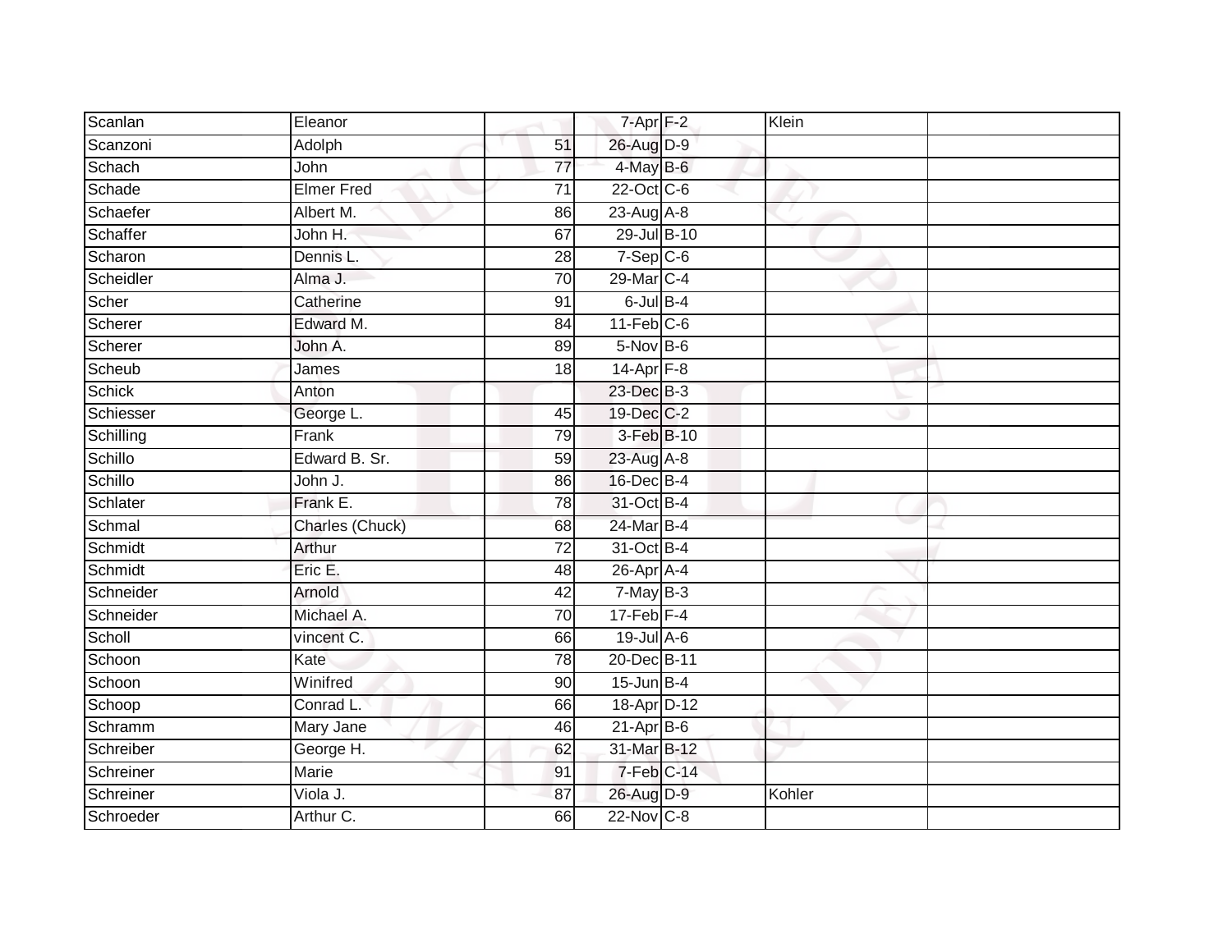| | | | | | | |
|---|---|---|---|---|---|---|
| Scanlan | Eleanor | | 7-Apr | F-2 | Klein | |
| Scanzoni | Adolph | 51 | 26-Aug | D-9 | | |
| Schach | John | 77 | 4-May | B-6 | | |
| Schade | Elmer Fred | 71 | 22-Oct | C-6 | | |
| Schaefer | Albert M. | 86 | 23-Aug | A-8 | | |
| Schaffer | John H. | 67 | 29-Jul | B-10 | | |
| Scharon | Dennis L. | 28 | 7-Sep | C-6 | | |
| Scheidler | Alma J. | 70 | 29-Mar | C-4 | | |
| Scher | Catherine | 91 | 6-Jul | B-4 | | |
| Scherer | Edward M. | 84 | 11-Feb | C-6 | | |
| Scherer | John A. | 89 | 5-Nov | B-6 | | |
| Scheub | James | 18 | 14-Apr | F-8 | | |
| Schick | Anton | | 23-Dec | B-3 | | |
| Schiesser | George L. | 45 | 19-Dec | C-2 | | |
| Schilling | Frank | 79 | 3-Feb | B-10 | | |
| Schillo | Edward B. Sr. | 59 | 23-Aug | A-8 | | |
| Schillo | John J. | 86 | 16-Dec | B-4 | | |
| Schlater | Frank E. | 78 | 31-Oct | B-4 | | |
| Schmal | Charles (Chuck) | 68 | 24-Mar | B-4 | | |
| Schmidt | Arthur | 72 | 31-Oct | B-4 | | |
| Schmidt | Eric E. | 48 | 26-Apr | A-4 | | |
| Schneider | Arnold | 42 | 7-May | B-3 | | |
| Schneider | Michael A. | 70 | 17-Feb | F-4 | | |
| Scholl | vincent C. | 66 | 19-Jul | A-6 | | |
| Schoon | Kate | 78 | 20-Dec | B-11 | | |
| Schoon | Winifred | 90 | 15-Jun | B-4 | | |
| Schoop | Conrad L. | 66 | 18-Apr | D-12 | | |
| Schramm | Mary Jane | 46 | 21-Apr | B-6 | | |
| Schreiber | George H. | 62 | 31-Mar | B-12 | | |
| Schreiner | Marie | 91 | 7-Feb | C-14 | | |
| Schreiner | Viola J. | 87 | 26-Aug | D-9 | Kohler | |
| Schroeder | Arthur C. | 66 | 22-Nov | C-8 | | |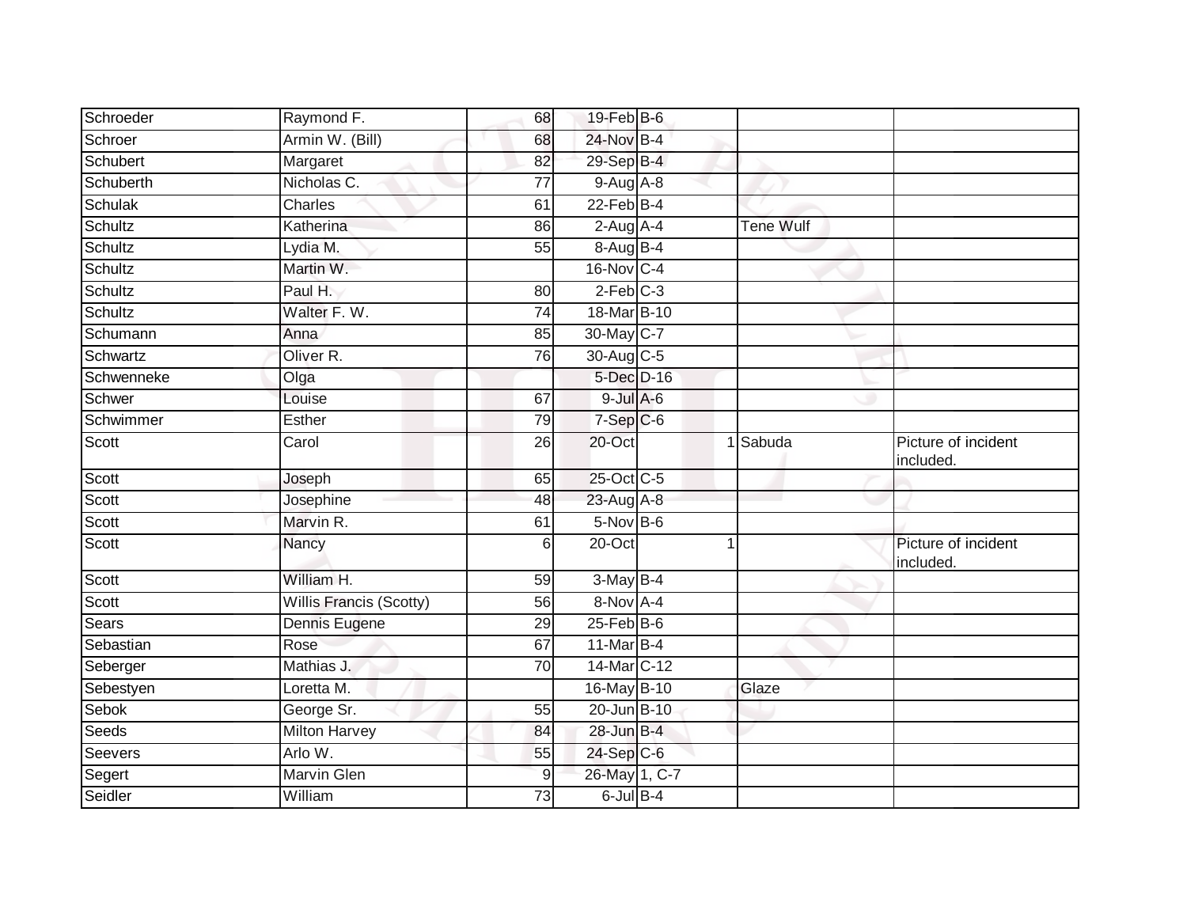| | | | | | | |
|---|---|---|---|---|---|---|
| Schroeder | Raymond F. | 68 | 19-Feb | B-6 | | |
| Schroer | Armin W. (Bill) | 68 | 24-Nov | B-4 | | |
| Schubert | Margaret | 82 | 29-Sep | B-4 | | |
| Schuberth | Nicholas C. | 77 | 9-Aug | A-8 | | |
| Schulak | Charles | 61 | 22-Feb | B-4 | | |
| Schultz | Katherina | 86 | 2-Aug | A-4 | Tene Wulf | |
| Schultz | Lydia M. | 55 | 8-Aug | B-4 | | |
| Schultz | Martin W. | | 16-Nov | C-4 | | |
| Schultz | Paul H. | 80 | 2-Feb | C-3 | | |
| Schultz | Walter F. W. | 74 | 18-Mar | B-10 | | |
| Schumann | Anna | 85 | 30-May | C-7 | | |
| Schwartz | Oliver R. | 76 | 30-Aug | C-5 | | |
| Schwenneke | Olga | | 5-Dec | D-16 | | |
| Schwer | Louise | 67 | 9-Jul | A-6 | | |
| Schwimmer | Esther | 79 | 7-Sep | C-6 | | |
| Scott | Carol | 26 | 20-Oct | 1 | Sabuda | Picture of incident included. |
| Scott | Joseph | 65 | 25-Oct | C-5 | | |
| Scott | Josephine | 48 | 23-Aug | A-8 | | |
| Scott | Marvin R. | 61 | 5-Nov | B-6 | | |
| Scott | Nancy | 6 | 20-Oct | 1 | | Picture of incident included. |
| Scott | William H. | 59 | 3-May | B-4 | | |
| Scott | Willis Francis (Scotty) | 56 | 8-Nov | A-4 | | |
| Sears | Dennis Eugene | 29 | 25-Feb | B-6 | | |
| Sebastian | Rose | 67 | 11-Mar | B-4 | | |
| Seberger | Mathias J. | 70 | 14-Mar | C-12 | | |
| Sebestyen | Loretta M. | | 16-May | B-10 | Glaze | |
| Sebok | George Sr. | 55 | 20-Jun | B-10 | | |
| Seeds | Milton Harvey | 84 | 28-Jun | B-4 | | |
| Seevers | Arlo W. | 55 | 24-Sep | C-6 | | |
| Segert | Marvin Glen | 9 | 26-May | 1, C-7 | | |
| Seidler | William | 73 | 6-Jul | B-4 | | |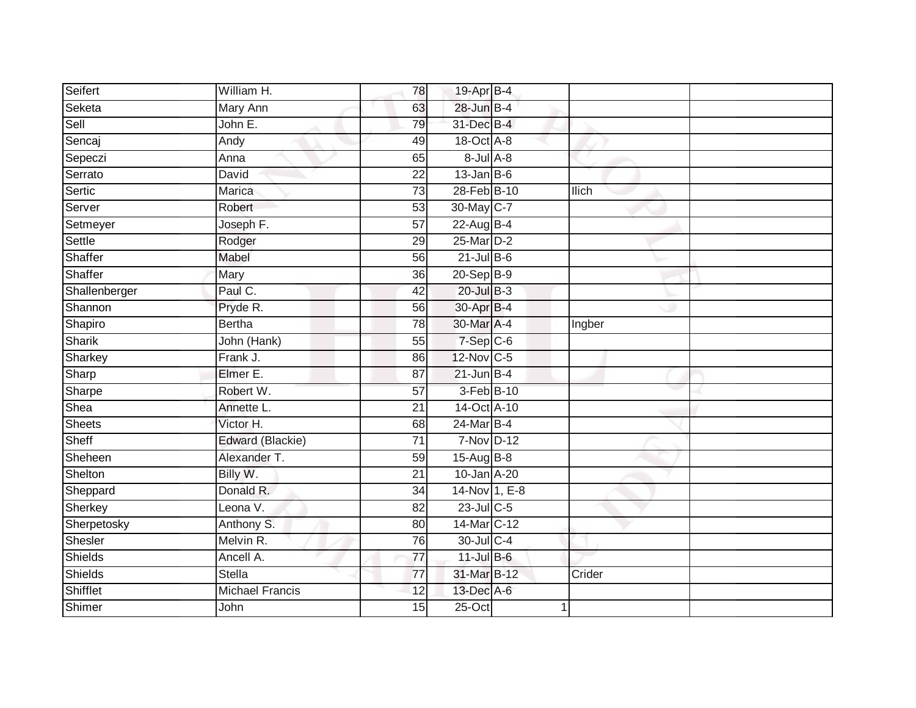| Seifert | William H. | 78 | 19-Apr | B-4 | | |
|---|---|---|---|---|---|---|
| Seketa | Mary Ann | 63 | 28-Jun | B-4 | | |
| Sell | John E. | 79 | 31-Dec | B-4 | | |
| Sencaj | Andy | 49 | 18-Oct | A-8 | | |
| Sepeczi | Anna | 65 | 8-Jul | A-8 | | |
| Serrato | David | 22 | 13-Jan | B-6 | | |
| Sertic | Marica | 73 | 28-Feb | B-10 | Ilich | |
| Server | Robert | 53 | 30-May | C-7 | | |
| Setmeyer | Joseph F. | 57 | 22-Aug | B-4 | | |
| Settle | Rodger | 29 | 25-Mar | D-2 | | |
| Shaffer | Mabel | 56 | 21-Jul | B-6 | | |
| Shaffer | Mary | 36 | 20-Sep | B-9 | | |
| Shallenberger | Paul C. | 42 | 20-Jul | B-3 | | |
| Shannon | Pryde R. | 56 | 30-Apr | B-4 | | |
| Shapiro | Bertha | 78 | 30-Mar | A-4 | Ingber | |
| Sharik | John (Hank) | 55 | 7-Sep | C-6 | | |
| Sharkey | Frank J. | 86 | 12-Nov | C-5 | | |
| Sharp | Elmer E. | 87 | 21-Jun | B-4 | | |
| Sharpe | Robert W. | 57 | 3-Feb | B-10 | | |
| Shea | Annette L. | 21 | 14-Oct | A-10 | | |
| Sheets | Victor H. | 68 | 24-Mar | B-4 | | |
| Sheff | Edward (Blackie) | 71 | 7-Nov | D-12 | | |
| Sheheen | Alexander T. | 59 | 15-Aug | B-8 | | |
| Shelton | Billy W. | 21 | 10-Jan | A-20 | | |
| Sheppard | Donald R. | 34 | 14-Nov | 1, E-8 | | |
| Sherkey | Leona V. | 82 | 23-Jul | C-5 | | |
| Sherpetosky | Anthony S. | 80 | 14-Mar | C-12 | | |
| Shesler | Melvin R. | 76 | 30-Jul | C-4 | | |
| Shields | Ancell A. | 77 | 11-Jul | B-6 | | |
| Shields | Stella | 77 | 31-Mar | B-12 | Crider | |
| Shifflet | Michael Francis | 12 | 13-Dec | A-6 | | |
| Shimer | John | 15 | 25-Oct | 1 | | |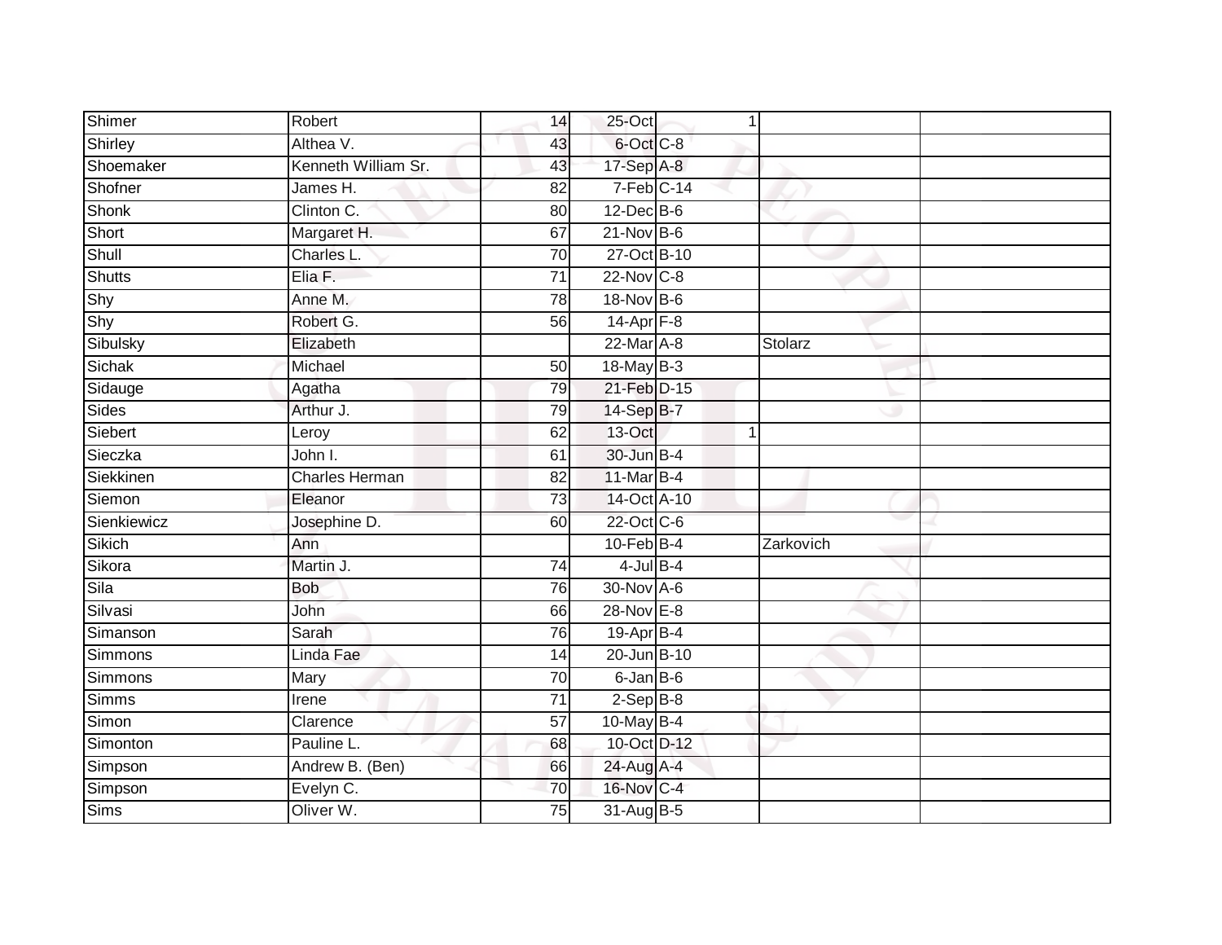| | | | | | | |
|---|---|---|---|---|---|---|
| Shimer | Robert | 14 | 25-Oct | 1 | | |
| Shirley | Althea V. | 43 | 6-Oct | C-8 | | |
| Shoemaker | Kenneth William Sr. | 43 | 17-Sep | A-8 | | |
| Shofner | James H. | 82 | 7-Feb | C-14 | | |
| Shonk | Clinton C. | 80 | 12-Dec | B-6 | | |
| Short | Margaret H. | 67 | 21-Nov | B-6 | | |
| Shull | Charles L. | 70 | 27-Oct | B-10 | | |
| Shutts | Elia F. | 71 | 22-Nov | C-8 | | |
| Shy | Anne M. | 78 | 18-Nov | B-6 | | |
| Shy | Robert G. | 56 | 14-Apr | F-8 | | |
| Sibulsky | Elizabeth | | 22-Mar | A-8 | Stolarz | |
| Sichak | Michael | 50 | 18-May | B-3 | | |
| Sidauge | Agatha | 79 | 21-Feb | D-15 | | |
| Sides | Arthur J. | 79 | 14-Sep | B-7 | | |
| Siebert | Leroy | 62 | 13-Oct | 1 | | |
| Sieczka | John I. | 61 | 30-Jun | B-4 | | |
| Siekkinen | Charles Herman | 82 | 11-Mar | B-4 | | |
| Siemon | Eleanor | 73 | 14-Oct | A-10 | | |
| Sienkiewicz | Josephine D. | 60 | 22-Oct | C-6 | | |
| Sikich | Ann | | 10-Feb | B-4 | Zarkovich | |
| Sikora | Martin J. | 74 | 4-Jul | B-4 | | |
| Sila | Bob | 76 | 30-Nov | A-6 | | |
| Silvasi | John | 66 | 28-Nov | E-8 | | |
| Simanson | Sarah | 76 | 19-Apr | B-4 | | |
| Simmons | Linda Fae | 14 | 20-Jun | B-10 | | |
| Simmons | Mary | 70 | 6-Jan | B-6 | | |
| Simms | Irene | 71 | 2-Sep | B-8 | | |
| Simon | Clarence | 57 | 10-May | B-4 | | |
| Simonton | Pauline L. | 68 | 10-Oct | D-12 | | |
| Simpson | Andrew B. (Ben) | 66 | 24-Aug | A-4 | | |
| Simpson | Evelyn C. | 70 | 16-Nov | C-4 | | |
| Sims | Oliver W. | 75 | 31-Aug | B-5 | | |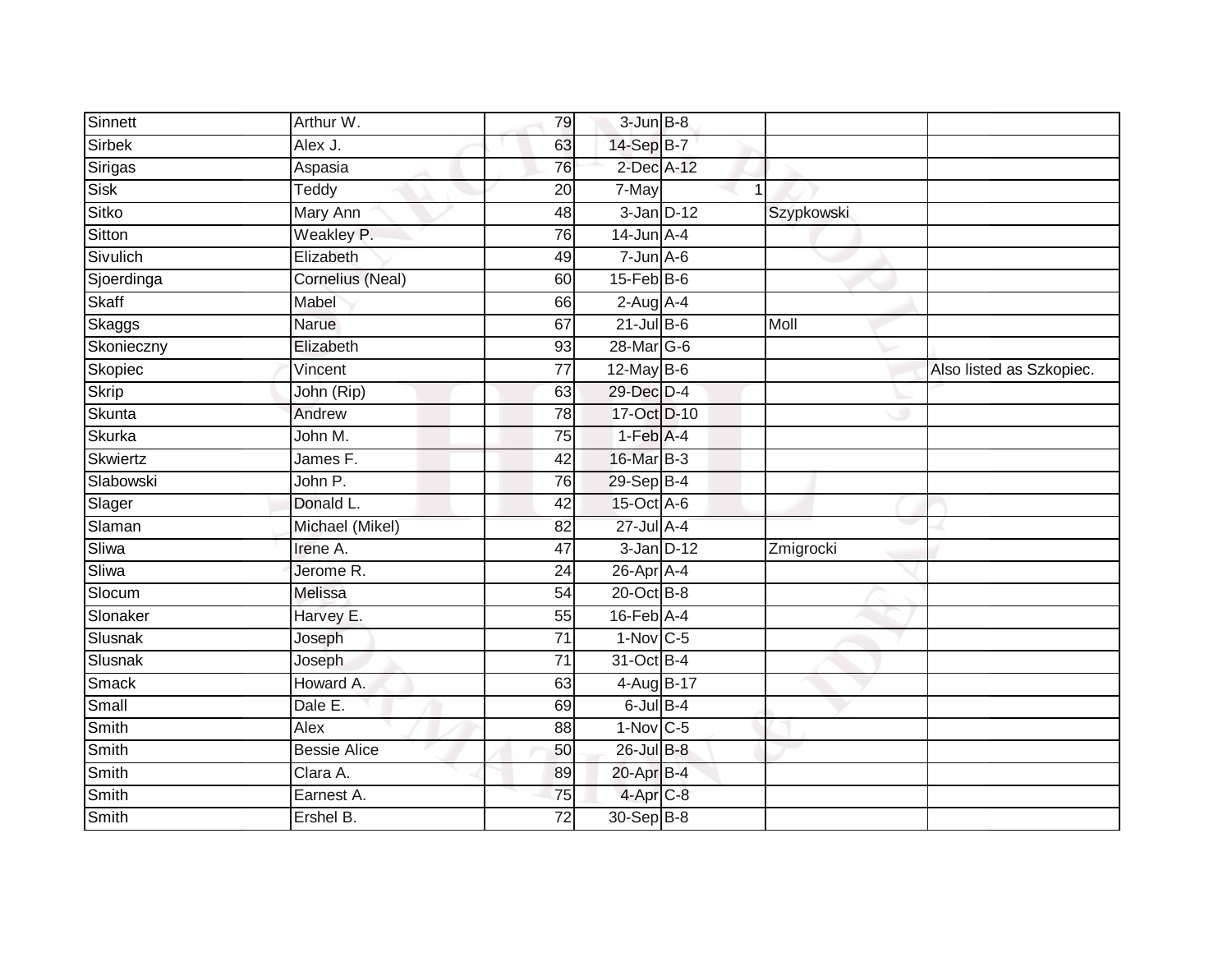| | | | | | | |
|---|---|---|---|---|---|---|
| Sinnett | Arthur W. | 79 | 3-Jun | B-8 | | |
| Sirbek | Alex J. | 63 | 14-Sep | B-7 | | |
| Sirigas | Aspasia | 76 | 2-Dec | A-12 | | |
| Sisk | Teddy | 20 | 7-May | 1 | | |
| Sitko | Mary Ann | 48 | 3-Jan | D-12 | Szypkowski | |
| Sitton | Weakley P. | 76 | 14-Jun | A-4 | | |
| Sivulich | Elizabeth | 49 | 7-Jun | A-6 | | |
| Sjoerdinga | Cornelius (Neal) | 60 | 15-Feb | B-6 | | |
| Skaff | Mabel | 66 | 2-Aug | A-4 | | |
| Skaggs | Narue | 67 | 21-Jul | B-6 | Moll | |
| Skonieczny | Elizabeth | 93 | 28-Mar | G-6 | | |
| Skopiec | Vincent | 77 | 12-May | B-6 | | Also listed as Szkopiec. |
| Skrip | John (Rip) | 63 | 29-Dec | D-4 | | |
| Skunta | Andrew | 78 | 17-Oct | D-10 | | |
| Skurka | John M. | 75 | 1-Feb | A-4 | | |
| Skwiertz | James F. | 42 | 16-Mar | B-3 | | |
| Slabowski | John P. | 76 | 29-Sep | B-4 | | |
| Slager | Donald L. | 42 | 15-Oct | A-6 | | |
| Slaman | Michael (Mikel) | 82 | 27-Jul | A-4 | | |
| Sliwa | Irene A. | 47 | 3-Jan | D-12 | Zmigrocki | |
| Sliwa | Jerome R. | 24 | 26-Apr | A-4 | | |
| Slocum | Melissa | 54 | 20-Oct | B-8 | | |
| Slonaker | Harvey E. | 55 | 16-Feb | A-4 | | |
| Slusnak | Joseph | 71 | 1-Nov | C-5 | | |
| Slusnak | Joseph | 71 | 31-Oct | B-4 | | |
| Smack | Howard A. | 63 | 4-Aug | B-17 | | |
| Small | Dale E. | 69 | 6-Jul | B-4 | | |
| Smith | Alex | 88 | 1-Nov | C-5 | | |
| Smith | Bessie Alice | 50 | 26-Jul | B-8 | | |
| Smith | Clara A. | 89 | 20-Apr | B-4 | | |
| Smith | Earnest A. | 75 | 4-Apr | C-8 | | |
| Smith | Ershel B. | 72 | 30-Sep | B-8 | | |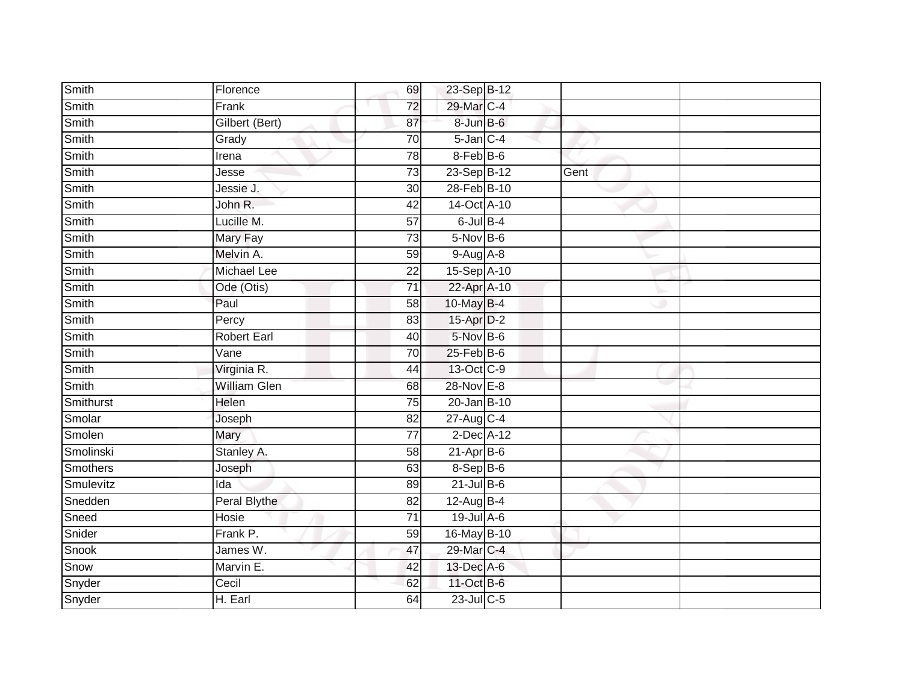| | | | | | | |
|---|---|---|---|---|---|---|
| Smith | Florence | 69 | 23-Sep | B-12 | | |
| Smith | Frank | 72 | 29-Mar | C-4 | | |
| Smith | Gilbert (Bert) | 87 | 8-Jun | B-6 | | |
| Smith | Grady | 70 | 5-Jan | C-4 | | |
| Smith | Irena | 78 | 8-Feb | B-6 | | |
| Smith | Jesse | 73 | 23-Sep | B-12 | Gent | |
| Smith | Jessie J. | 30 | 28-Feb | B-10 | | |
| Smith | John R. | 42 | 14-Oct | A-10 | | |
| Smith | Lucille M. | 57 | 6-Jul | B-4 | | |
| Smith | Mary Fay | 73 | 5-Nov | B-6 | | |
| Smith | Melvin A. | 59 | 9-Aug | A-8 | | |
| Smith | Michael Lee | 22 | 15-Sep | A-10 | | |
| Smith | Ode (Otis) | 71 | 22-Apr | A-10 | | |
| Smith | Paul | 58 | 10-May | B-4 | | |
| Smith | Percy | 83 | 15-Apr | D-2 | | |
| Smith | Robert Earl | 40 | 5-Nov | B-6 | | |
| Smith | Vane | 70 | 25-Feb | B-6 | | |
| Smith | Virginia R. | 44 | 13-Oct | C-9 | | |
| Smith | William Glen | 68 | 28-Nov | E-8 | | |
| Smithurst | Helen | 75 | 20-Jan | B-10 | | |
| Smolar | Joseph | 82 | 27-Aug | C-4 | | |
| Smolen | Mary | 77 | 2-Dec | A-12 | | |
| Smolinski | Stanley A. | 58 | 21-Apr | B-6 | | |
| Smothers | Joseph | 63 | 8-Sep | B-6 | | |
| Smulevitz | Ida | 89 | 21-Jul | B-6 | | |
| Snedden | Peral Blythe | 82 | 12-Aug | B-4 | | |
| Sneed | Hosie | 71 | 19-Jul | A-6 | | |
| Snider | Frank P. | 59 | 16-May | B-10 | | |
| Snook | James W. | 47 | 29-Mar | C-4 | | |
| Snow | Marvin E. | 42 | 13-Dec | A-6 | | |
| Snyder | Cecil | 62 | 11-Oct | B-6 | | |
| Snyder | H. Earl | 64 | 23-Jul | C-5 | | |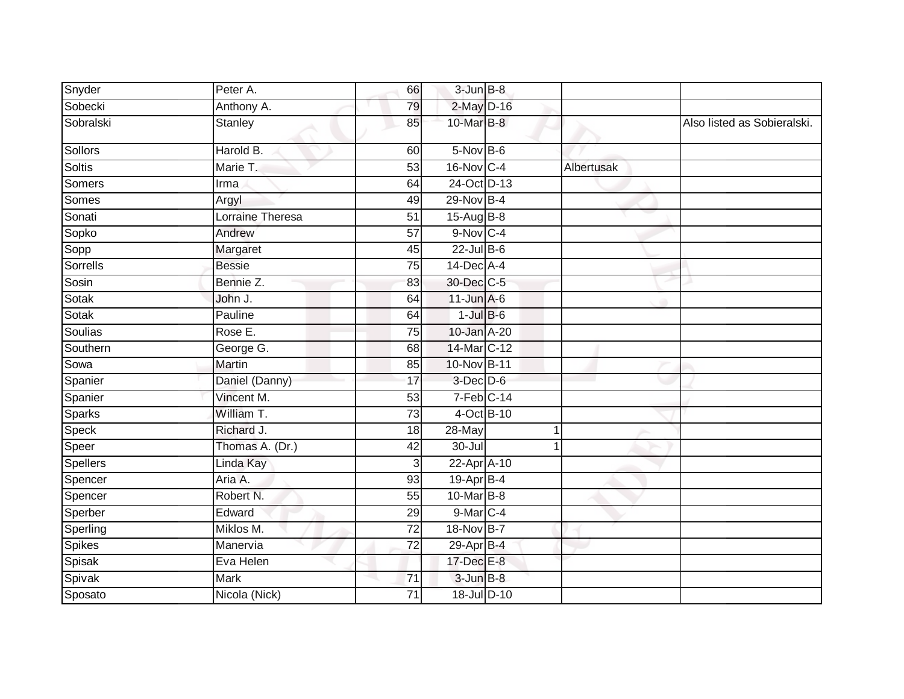| | | | | | | |
|---|---|---|---|---|---|---|
| Snyder | Peter A. | 66 | 3-Jun | B-8 | | |
| Sobecki | Anthony A. | 79 | 2-May | D-16 | | |
| Sobralski | Stanley | 85 | 10-Mar | B-8 | | Also listed as Sobieralski. |
| Sollors | Harold B. | 60 | 5-Nov | B-6 | | |
| Soltis | Marie T. | 53 | 16-Nov | C-4 | Albertusak | |
| Somers | Irma | 64 | 24-Oct | D-13 | | |
| Somes | Argyl | 49 | 29-Nov | B-4 | | |
| Sonati | Lorraine Theresa | 51 | 15-Aug | B-8 | | |
| Sopko | Andrew | 57 | 9-Nov | C-4 | | |
| Sopp | Margaret | 45 | 22-Jul | B-6 | | |
| Sorrells | Bessie | 75 | 14-Dec | A-4 | | |
| Sosin | Bennie Z. | 83 | 30-Dec | C-5 | | |
| Sotak | John J. | 64 | 11-Jun | A-6 | | |
| Sotak | Pauline | 64 | 1-Jul | B-6 | | |
| Soulias | Rose E. | 75 | 10-Jan | A-20 | | |
| Southern | George G. | 68 | 14-Mar | C-12 | | |
| Sowa | Martin | 85 | 10-Nov | B-11 | | |
| Spanier | Daniel (Danny) | 17 | 3-Dec | D-6 | | |
| Spanier | Vincent M. | 53 | 7-Feb | C-14 | | |
| Sparks | William T. | 73 | 4-Oct | B-10 | | |
| Speck | Richard J. | 18 | 28-May | 1 | | |
| Speer | Thomas A. (Dr.) | 42 | 30-Jul | 1 | | |
| Spellers | Linda Kay | 3 | 22-Apr | A-10 | | |
| Spencer | Aria A. | 93 | 19-Apr | B-4 | | |
| Spencer | Robert N. | 55 | 10-Mar | B-8 | | |
| Sperber | Edward | 29 | 9-Mar | C-4 | | |
| Sperling | Miklos M. | 72 | 18-Nov | B-7 | | |
| Spikes | Manervia | 72 | 29-Apr | B-4 | | |
| Spisak | Eva Helen | | 17-Dec | E-8 | | |
| Spivak | Mark | 71 | 3-Jun | B-8 | | |
| Sposato | Nicola (Nick) | 71 | 18-Jul | D-10 | | |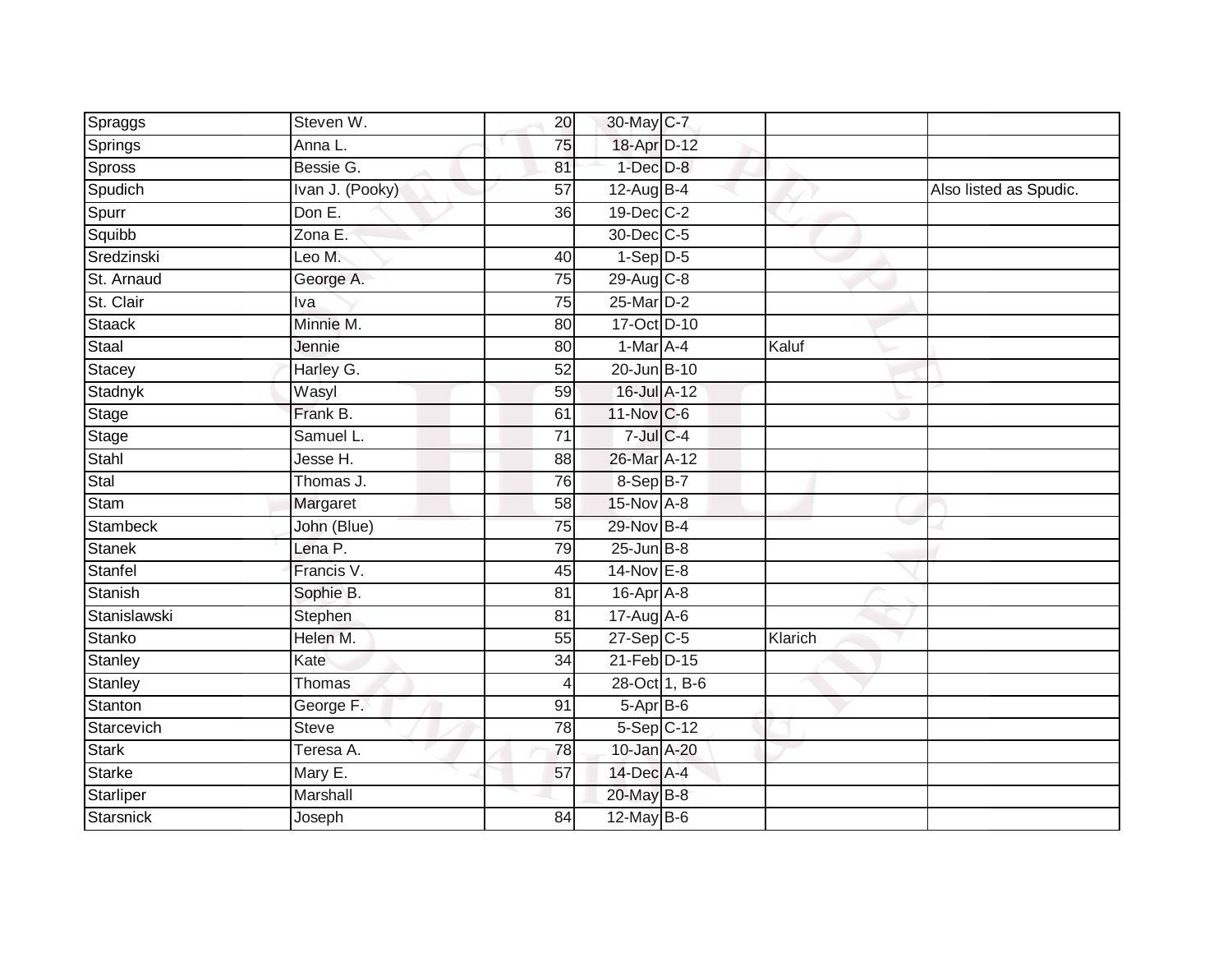| | | | | | | |
|---|---|---|---|---|---|---|
| Spraggs | Steven W. | 20 | 30-May | C-7 | | |
| Springs | Anna L. | 75 | 18-Apr | D-12 | | |
| Spross | Bessie G. | 81 | 1-Dec | D-8 | | |
| Spudich | Ivan J. (Pooky) | 57 | 12-Aug | B-4 | | Also listed as Spudic. |
| Spurr | Don E. | 36 | 19-Dec | C-2 | | |
| Squibb | Zona E. | | 30-Dec | C-5 | | |
| Sredzinski | Leo M. | 40 | 1-Sep | D-5 | | |
| St. Arnaud | George A. | 75 | 29-Aug | C-8 | | |
| St. Clair | Iva | 75 | 25-Mar | D-2 | | |
| Staack | Minnie M. | 80 | 17-Oct | D-10 | | |
| Staal | Jennie | 80 | 1-Mar | A-4 | Kaluf | |
| Stacey | Harley G. | 52 | 20-Jun | B-10 | | |
| Stadnyk | Wasyl | 59 | 16-Jul | A-12 | | |
| Stage | Frank B. | 61 | 11-Nov | C-6 | | |
| Stage | Samuel L. | 71 | 7-Jul | C-4 | | |
| Stahl | Jesse H. | 88 | 26-Mar | A-12 | | |
| Stal | Thomas J. | 76 | 8-Sep | B-7 | | |
| Stam | Margaret | 58 | 15-Nov | A-8 | | |
| Stambeck | John (Blue) | 75 | 29-Nov | B-4 | | |
| Stanek | Lena P. | 79 | 25-Jun | B-8 | | |
| Stanfel | Francis V. | 45 | 14-Nov | E-8 | | |
| Stanish | Sophie B. | 81 | 16-Apr | A-8 | | |
| Stanislawski | Stephen | 81 | 17-Aug | A-6 | | |
| Stanko | Helen M. | 55 | 27-Sep | C-5 | Klarich | |
| Stanley | Kate | 34 | 21-Feb | D-15 | | |
| Stanley | Thomas | 4 | 28-Oct | 1, B-6 | | |
| Stanton | George F. | 91 | 5-Apr | B-6 | | |
| Starcevich | Steve | 78 | 5-Sep | C-12 | | |
| Stark | Teresa A. | 78 | 10-Jan | A-20 | | |
| Starke | Mary E. | 57 | 14-Dec | A-4 | | |
| Starliper | Marshall | | 20-May | B-8 | | |
| Starsnick | Joseph | 84 | 12-May | B-6 | | |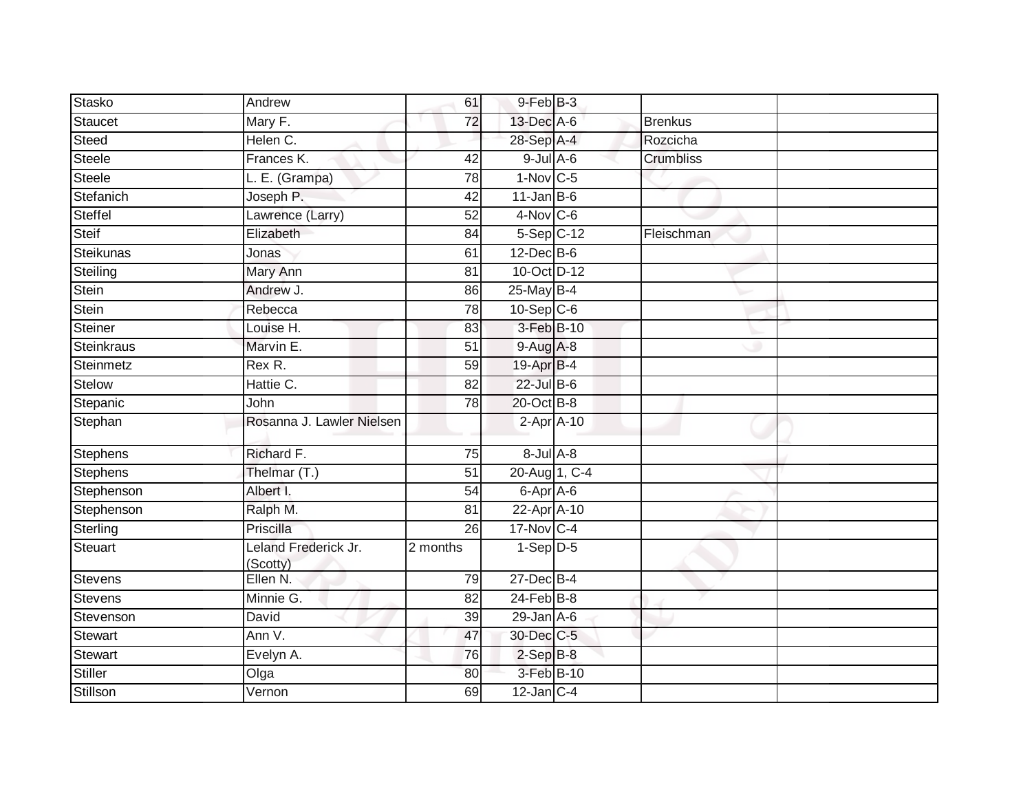| | | | | | | |
|---|---|---|---|---|---|---|
| Stasko | Andrew | 61 | 9-Feb | B-3 | | |
| Staucet | Mary F. | 72 | 13-Dec | A-6 | Brenkus | |
| Steed | Helen C. | | 28-Sep | A-4 | Rozcicha | |
| Steele | Frances K. | 42 | 9-Jul | A-6 | Crumbliss | |
| Steele | L. E. (Grampa) | 78 | 1-Nov | C-5 | | |
| Stefanich | Joseph P. | 42 | 11-Jan | B-6 | | |
| Steffel | Lawrence (Larry) | 52 | 4-Nov | C-6 | | |
| Steif | Elizabeth | 84 | 5-Sep | C-12 | Fleischman | |
| Steikunas | Jonas | 61 | 12-Dec | B-6 | | |
| Steiling | Mary Ann | 81 | 10-Oct | D-12 | | |
| Stein | Andrew J. | 86 | 25-May | B-4 | | |
| Stein | Rebecca | 78 | 10-Sep | C-6 | | |
| Steiner | Louise H. | 83 | 3-Feb | B-10 | | |
| Steinkraus | Marvin E. | 51 | 9-Aug | A-8 | | |
| Steinmetz | Rex R. | 59 | 19-Apr | B-4 | | |
| Stelow | Hattie C. | 82 | 22-Jul | B-6 | | |
| Stepanic | John | 78 | 20-Oct | B-8 | | |
| Stephan | Rosanna J. Lawler Nielsen | | 2-Apr | A-10 | | |
| Stephens | Richard F. | 75 | 8-Jul | A-8 | | |
| Stephens | Thelmar (T.) | 51 | 20-Aug | 1, C-4 | | |
| Stephenson | Albert I. | 54 | 6-Apr | A-6 | | |
| Stephenson | Ralph M. | 81 | 22-Apr | A-10 | | |
| Sterling | Priscilla | 26 | 17-Nov | C-4 | | |
| Steuart | Leland Frederick Jr. (Scotty) | 2 months | 1-Sep | D-5 | | |
| Stevens | Ellen N. | 79 | 27-Dec | B-4 | | |
| Stevens | Minnie G. | 82 | 24-Feb | B-8 | | |
| Stevenson | David | 39 | 29-Jan | A-6 | | |
| Stewart | Ann V. | 47 | 30-Dec | C-5 | | |
| Stewart | Evelyn A. | 76 | 2-Sep | B-8 | | |
| Stiller | Olga | 80 | 3-Feb | B-10 | | |
| Stillson | Vernon | 69 | 12-Jan | C-4 | | |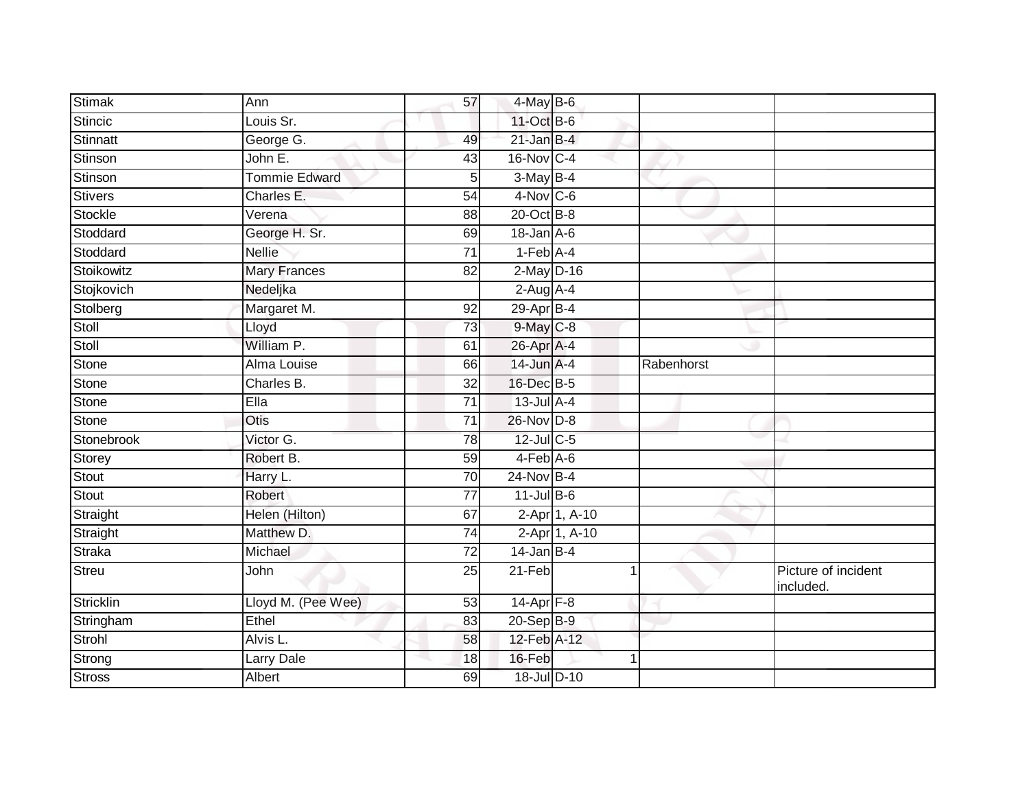| | | | | | | |
|---|---|---|---|---|---|---|
| Stimak | Ann | 57 | 4-May | B-6 | | |
| Stincic | Louis Sr. | | 11-Oct | B-6 | | |
| Stinnatt | George G. | 49 | 21-Jan | B-4 | | |
| Stinson | John E. | 43 | 16-Nov | C-4 | | |
| Stinson | Tommie Edward | 5 | 3-May | B-4 | | |
| Stivers | Charles E. | 54 | 4-Nov | C-6 | | |
| Stockle | Verena | 88 | 20-Oct | B-8 | | |
| Stoddard | George H. Sr. | 69 | 18-Jan | A-6 | | |
| Stoddard | Nellie | 71 | 1-Feb | A-4 | | |
| Stoikowitz | Mary Frances | 82 | 2-May | D-16 | | |
| Stojkovich | Nedeljka | | 2-Aug | A-4 | | |
| Stolberg | Margaret M. | 92 | 29-Apr | B-4 | | |
| Stoll | Lloyd | 73 | 9-May | C-8 | | |
| Stoll | William P. | 61 | 26-Apr | A-4 | | |
| Stone | Alma Louise | 66 | 14-Jun | A-4 | Rabenhorst | |
| Stone | Charles B. | 32 | 16-Dec | B-5 | | |
| Stone | Ella | 71 | 13-Jul | A-4 | | |
| Stone | Otis | 71 | 26-Nov | D-8 | | |
| Stonebrook | Victor G. | 78 | 12-Jul | C-5 | | |
| Storey | Robert B. | 59 | 4-Feb | A-6 | | |
| Stout | Harry L. | 70 | 24-Nov | B-4 | | |
| Stout | Robert | 77 | 11-Jul | B-6 | | |
| Straight | Helen (Hilton) | 67 | 2-Apr | 1, A-10 | | |
| Straight | Matthew D. | 74 | 2-Apr | 1, A-10 | | |
| Straka | Michael | 72 | 14-Jan | B-4 | | |
| Streu | John | 25 | 21-Feb | 1 | | Picture of incident included. |
| Stricklin | Lloyd M. (Pee Wee) | 53 | 14-Apr | F-8 | | |
| Stringham | Ethel | 83 | 20-Sep | B-9 | | |
| Strohl | Alvis L. | 58 | 12-Feb | A-12 | | |
| Strong | Larry Dale | 18 | 16-Feb | 1 | | |
| Stross | Albert | 69 | 18-Jul | D-10 | | |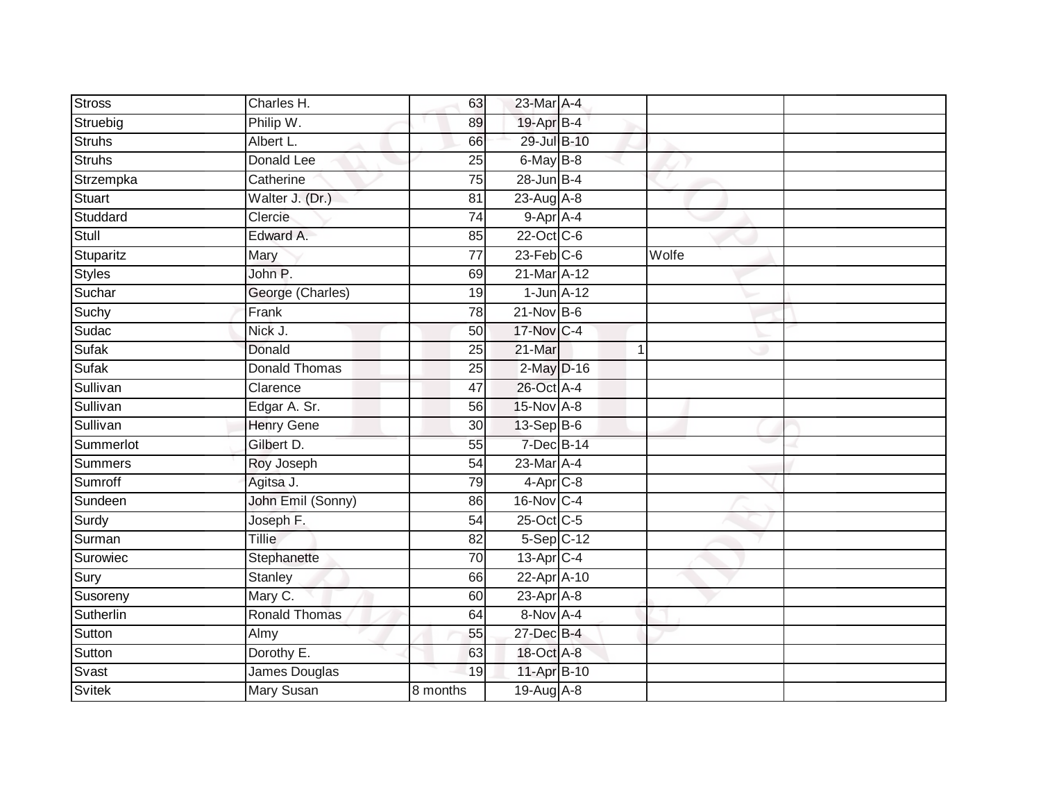| | | | | | | | |
|---|---|---|---|---|---|---|---|
| Stross | Charles H. | 63 | 23-Mar | A-4 | | | |
| Struebig | Philip W. | 89 | 19-Apr | B-4 | | | |
| Struhs | Albert L. | 66 | 29-Jul | B-10 | | | |
| Struhs | Donald Lee | 25 | 6-May | B-8 | | | |
| Strzempka | Catherine | 75 | 28-Jun | B-4 | | | |
| Stuart | Walter J. (Dr.) | 81 | 23-Aug | A-8 | | | |
| Studdard | Clercie | 74 | 9-Apr | A-4 | | | |
| Stull | Edward A. | 85 | 22-Oct | C-6 | | | |
| Stuparitz | Mary | 77 | 23-Feb | C-6 | | Wolfe | |
| Styles | John P. | 69 | 21-Mar | A-12 | | | |
| Suchar | George (Charles) | 19 | 1-Jun | A-12 | | | |
| Suchy | Frank | 78 | 21-Nov | B-6 | | | |
| Sudac | Nick J. | 50 | 17-Nov | C-4 | | | |
| Sufak | Donald | 25 | 21-Mar | | 1 | | |
| Sufak | Donald Thomas | 25 | 2-May | D-16 | | | |
| Sullivan | Clarence | 47 | 26-Oct | A-4 | | | |
| Sullivan | Edgar A. Sr. | 56 | 15-Nov | A-8 | | | |
| Sullivan | Henry Gene | 30 | 13-Sep | B-6 | | | |
| Summerlot | Gilbert D. | 55 | 7-Dec | B-14 | | | |
| Summers | Roy Joseph | 54 | 23-Mar | A-4 | | | |
| Sumroff | Agitsa J. | 79 | 4-Apr | C-8 | | | |
| Sundeen | John Emil (Sonny) | 86 | 16-Nov | C-4 | | | |
| Surdy | Joseph F. | 54 | 25-Oct | C-5 | | | |
| Surman | Tillie | 82 | 5-Sep | C-12 | | | |
| Surowiec | Stephanette | 70 | 13-Apr | C-4 | | | |
| Sury | Stanley | 66 | 22-Apr | A-10 | | | |
| Susoreny | Mary C. | 60 | 23-Apr | A-8 | | | |
| Sutherlin | Ronald Thomas | 64 | 8-Nov | A-4 | | | |
| Sutton | Almy | 55 | 27-Dec | B-4 | | | |
| Sutton | Dorothy E. | 63 | 18-Oct | A-8 | | | |
| Svast | James Douglas | 19 | 11-Apr | B-10 | | | |
| Svitek | Mary Susan | 8 months | 19-Aug | A-8 | | | |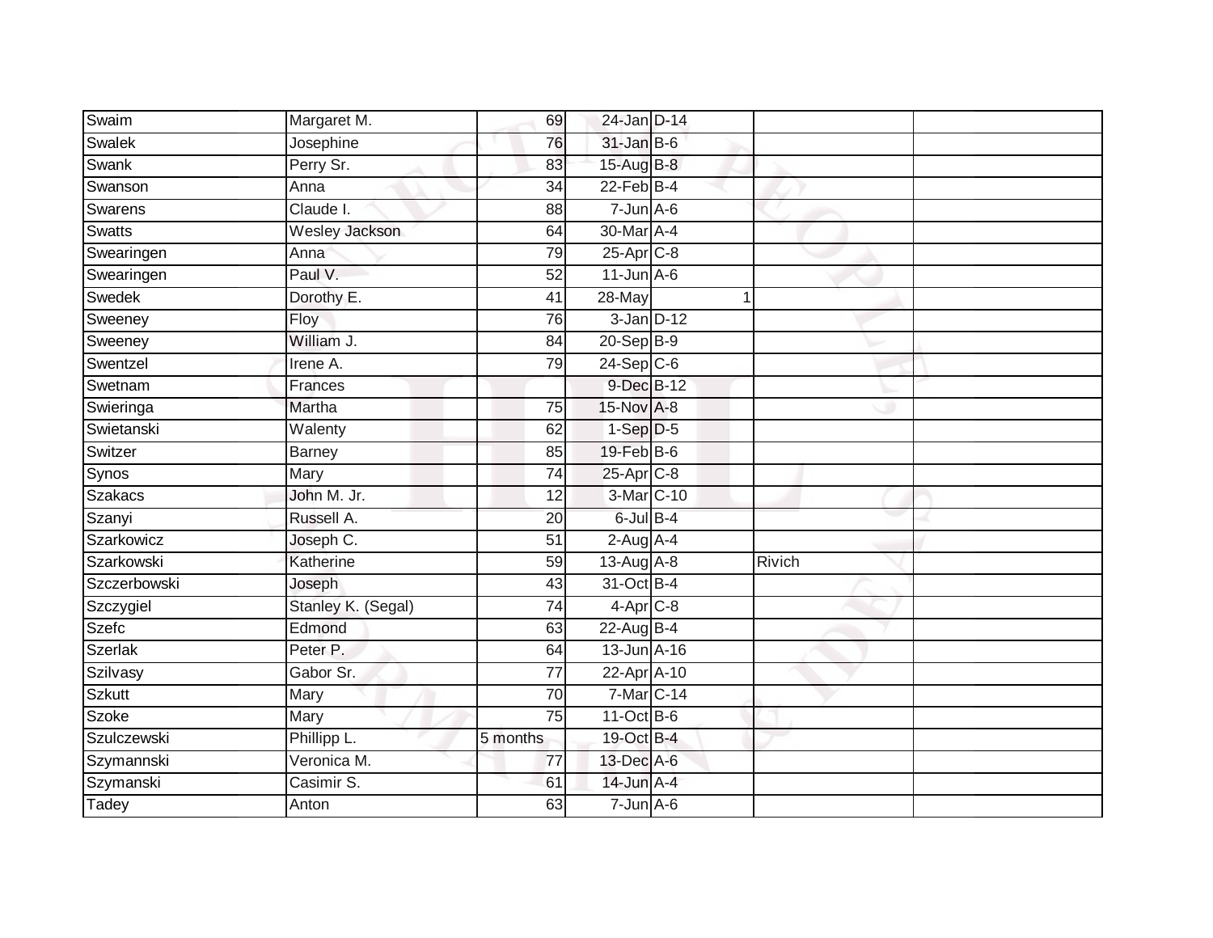| | | | | | | |
|---|---|---|---|---|---|---|
| Swaim | Margaret M. | 69 | 24-Jan | D-14 | | |
| Swalek | Josephine | 76 | 31-Jan | B-6 | | |
| Swank | Perry Sr. | 83 | 15-Aug | B-8 | | |
| Swanson | Anna | 34 | 22-Feb | B-4 | | |
| Swarens | Claude I. | 88 | 7-Jun | A-6 | | |
| Swatts | Wesley Jackson | 64 | 30-Mar | A-4 | | |
| Swearingen | Anna | 79 | 25-Apr | C-8 | | |
| Swearingen | Paul V. | 52 | 11-Jun | A-6 | | |
| Swedek | Dorothy E. | 41 | 28-May | 1 | | |
| Sweeney | Floy | 76 | 3-Jan | D-12 | | |
| Sweeney | William J. | 84 | 20-Sep | B-9 | | |
| Swentzel | Irene A. | 79 | 24-Sep | C-6 | | |
| Swetnam | Frances | | 9-Dec | B-12 | | |
| Swieringa | Martha | 75 | 15-Nov | A-8 | | |
| Swietanski | Walenty | 62 | 1-Sep | D-5 | | |
| Switzer | Barney | 85 | 19-Feb | B-6 | | |
| Synos | Mary | 74 | 25-Apr | C-8 | | |
| Szakacs | John M. Jr. | 12 | 3-Mar | C-10 | | |
| Szanyi | Russell A. | 20 | 6-Jul | B-4 | | |
| Szarkowicz | Joseph C. | 51 | 2-Aug | A-4 | | |
| Szarkowski | Katherine | 59 | 13-Aug | A-8 | Rivich | |
| Szczerbowski | Joseph | 43 | 31-Oct | B-4 | | |
| Szczygiel | Stanley K. (Segal) | 74 | 4-Apr | C-8 | | |
| Szefc | Edmond | 63 | 22-Aug | B-4 | | |
| Szerlak | Peter P. | 64 | 13-Jun | A-16 | | |
| Szilvasy | Gabor Sr. | 77 | 22-Apr | A-10 | | |
| Szkutt | Mary | 70 | 7-Mar | C-14 | | |
| Szoke | Mary | 75 | 11-Oct | B-6 | | |
| Szulczewski | Phillipp L. | 5 months | 19-Oct | B-4 | | |
| Szymannski | Veronica M. | 77 | 13-Dec | A-6 | | |
| Szymanski | Casimir S. | 61 | 14-Jun | A-4 | | |
| Tadey | Anton | 63 | 7-Jun | A-6 | | |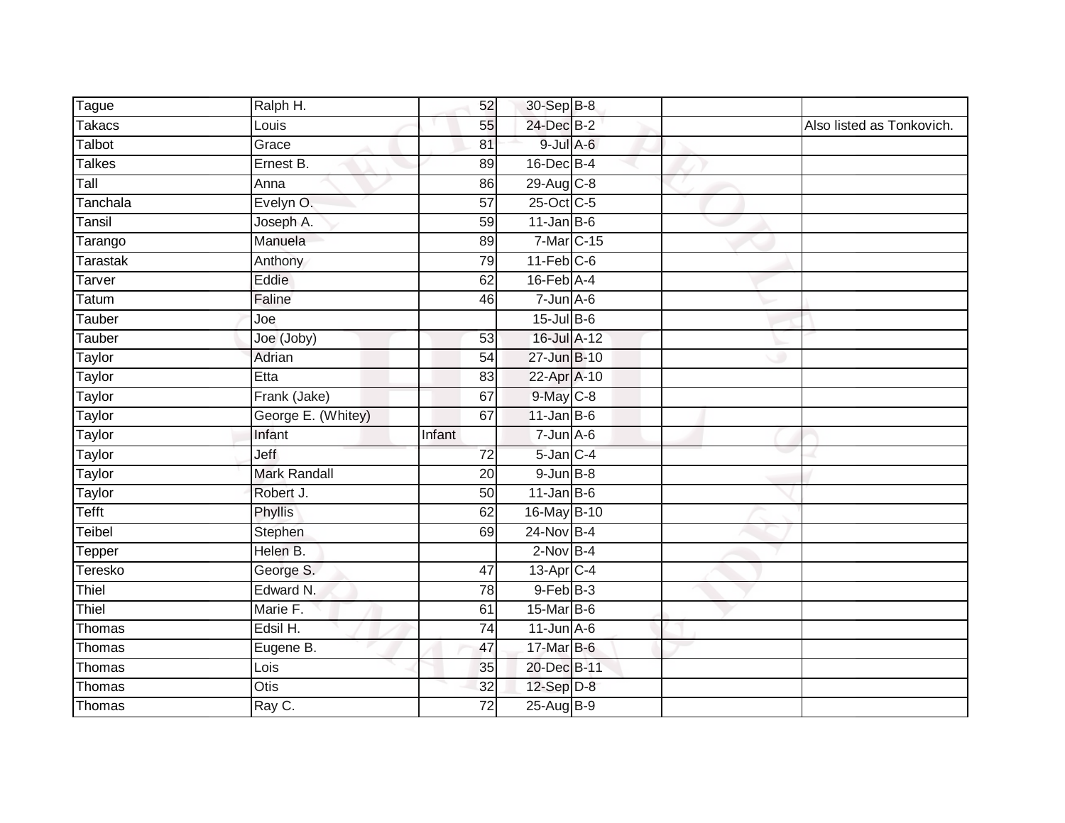| | | | | | | |
|---|---|---|---|---|---|---|
| Tague | Ralph H. | 52 | 30-Sep | B-8 | | |
| Takacs | Louis | 55 | 24-Dec | B-2 | | Also listed as Tonkovich. |
| Talbot | Grace | 81 | 9-Jul | A-6 | | |
| Talkes | Ernest B. | 89 | 16-Dec | B-4 | | |
| Tall | Anna | 86 | 29-Aug | C-8 | | |
| Tanchala | Evelyn O. | 57 | 25-Oct | C-5 | | |
| Tansil | Joseph A. | 59 | 11-Jan | B-6 | | |
| Tarango | Manuela | 89 | 7-Mar | C-15 | | |
| Tarastak | Anthony | 79 | 11-Feb | C-6 | | |
| Tarver | Eddie | 62 | 16-Feb | A-4 | | |
| Tatum | Faline | 46 | 7-Jun | A-6 | | |
| Tauber | Joe | | 15-Jul | B-6 | | |
| Tauber | Joe (Joby) | 53 | 16-Jul | A-12 | | |
| Taylor | Adrian | 54 | 27-Jun | B-10 | | |
| Taylor | Etta | 83 | 22-Apr | A-10 | | |
| Taylor | Frank (Jake) | 67 | 9-May | C-8 | | |
| Taylor | George E. (Whitey) | 67 | 11-Jan | B-6 | | |
| Taylor | Infant | Infant | 7-Jun | A-6 | | |
| Taylor | Jeff | 72 | 5-Jan | C-4 | | |
| Taylor | Mark Randall | 20 | 9-Jun | B-8 | | |
| Taylor | Robert J. | 50 | 11-Jan | B-6 | | |
| Tefft | Phyllis | 62 | 16-May | B-10 | | |
| Teibel | Stephen | 69 | 24-Nov | B-4 | | |
| Tepper | Helen B. | | 2-Nov | B-4 | | |
| Teresko | George S. | 47 | 13-Apr | C-4 | | |
| Thiel | Edward N. | 78 | 9-Feb | B-3 | | |
| Thiel | Marie F. | 61 | 15-Mar | B-6 | | |
| Thomas | Edsil H. | 74 | 11-Jun | A-6 | | |
| Thomas | Eugene B. | 47 | 17-Mar | B-6 | | |
| Thomas | Lois | 35 | 20-Dec | B-11 | | |
| Thomas | Otis | 32 | 12-Sep | D-8 | | |
| Thomas | Ray C. | 72 | 25-Aug | B-9 | | |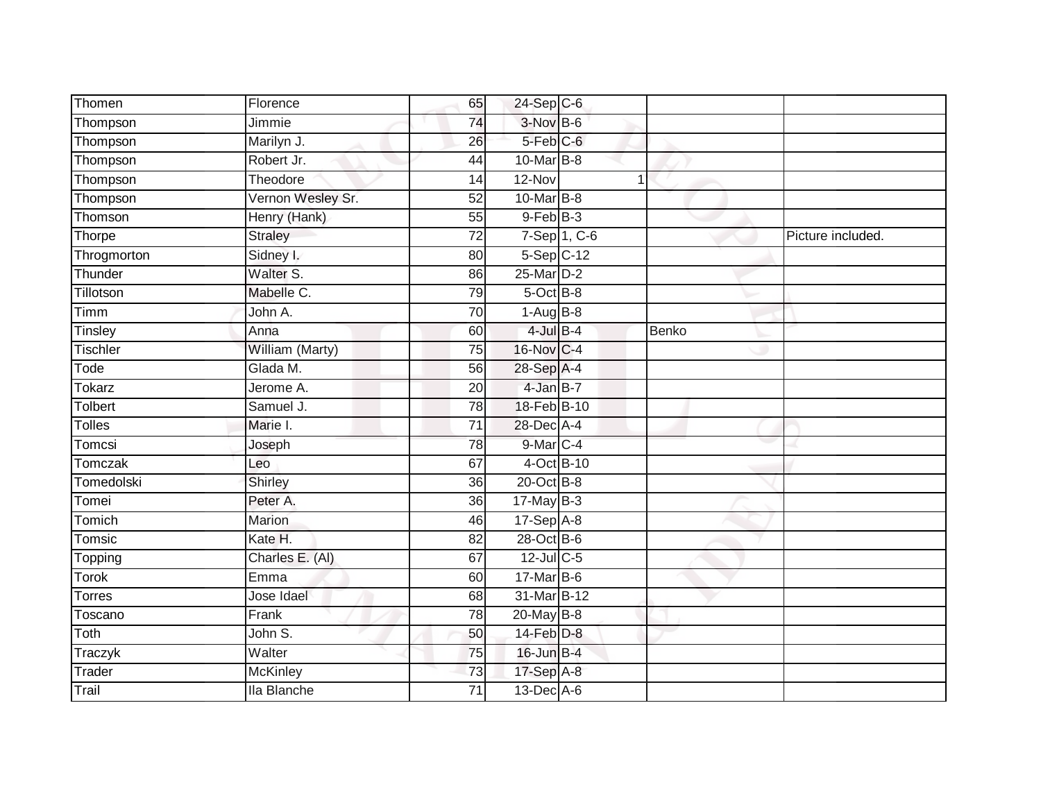| Thomen | Florence | 65 | 24-Sep | C-6 | | |
|---|---|---|---|---|---|---|
| Thompson | Jimmie | 74 | 3-Nov | B-6 | | |
| Thompson | Marilyn J. | 26 | 5-Feb | C-6 | | |
| Thompson | Robert Jr. | 44 | 10-Mar | B-8 | | |
| Thompson | Theodore | 14 | 12-Nov | 1 | | |
| Thompson | Vernon Wesley Sr. | 52 | 10-Mar | B-8 | | |
| Thomson | Henry (Hank) | 55 | 9-Feb | B-3 | | |
| Thorpe | Straley | 72 | 7-Sep | 1, C-6 | | Picture included. |
| Throgmorton | Sidney I. | 80 | 5-Sep | C-12 | | |
| Thunder | Walter S. | 86 | 25-Mar | D-2 | | |
| Tillotson | Mabelle C. | 79 | 5-Oct | B-8 | | |
| Timm | John A. | 70 | 1-Aug | B-8 | | |
| Tinsley | Anna | 60 | 4-Jul | B-4 | Benko | |
| Tischler | William (Marty) | 75 | 16-Nov | C-4 | | |
| Tode | Glada M. | 56 | 28-Sep | A-4 | | |
| Tokarz | Jerome A. | 20 | 4-Jan | B-7 | | |
| Tolbert | Samuel J. | 78 | 18-Feb | B-10 | | |
| Tolles | Marie I. | 71 | 28-Dec | A-4 | | |
| Tomcsi | Joseph | 78 | 9-Mar | C-4 | | |
| Tomczak | Leo | 67 | 4-Oct | B-10 | | |
| Tomedolski | Shirley | 36 | 20-Oct | B-8 | | |
| Tomei | Peter A. | 36 | 17-May | B-3 | | |
| Tomich | Marion | 46 | 17-Sep | A-8 | | |
| Tomsic | Kate H. | 82 | 28-Oct | B-6 | | |
| Topping | Charles E. (Al) | 67 | 12-Jul | C-5 | | |
| Torok | Emma | 60 | 17-Mar | B-6 | | |
| Torres | Jose Idael | 68 | 31-Mar | B-12 | | |
| Toscano | Frank | 78 | 20-May | B-8 | | |
| Toth | John S. | 50 | 14-Feb | D-8 | | |
| Traczyk | Walter | 75 | 16-Jun | B-4 | | |
| Trader | McKinley | 73 | 17-Sep | A-8 | | |
| Trail | Ila Blanche | 71 | 13-Dec | A-6 | | |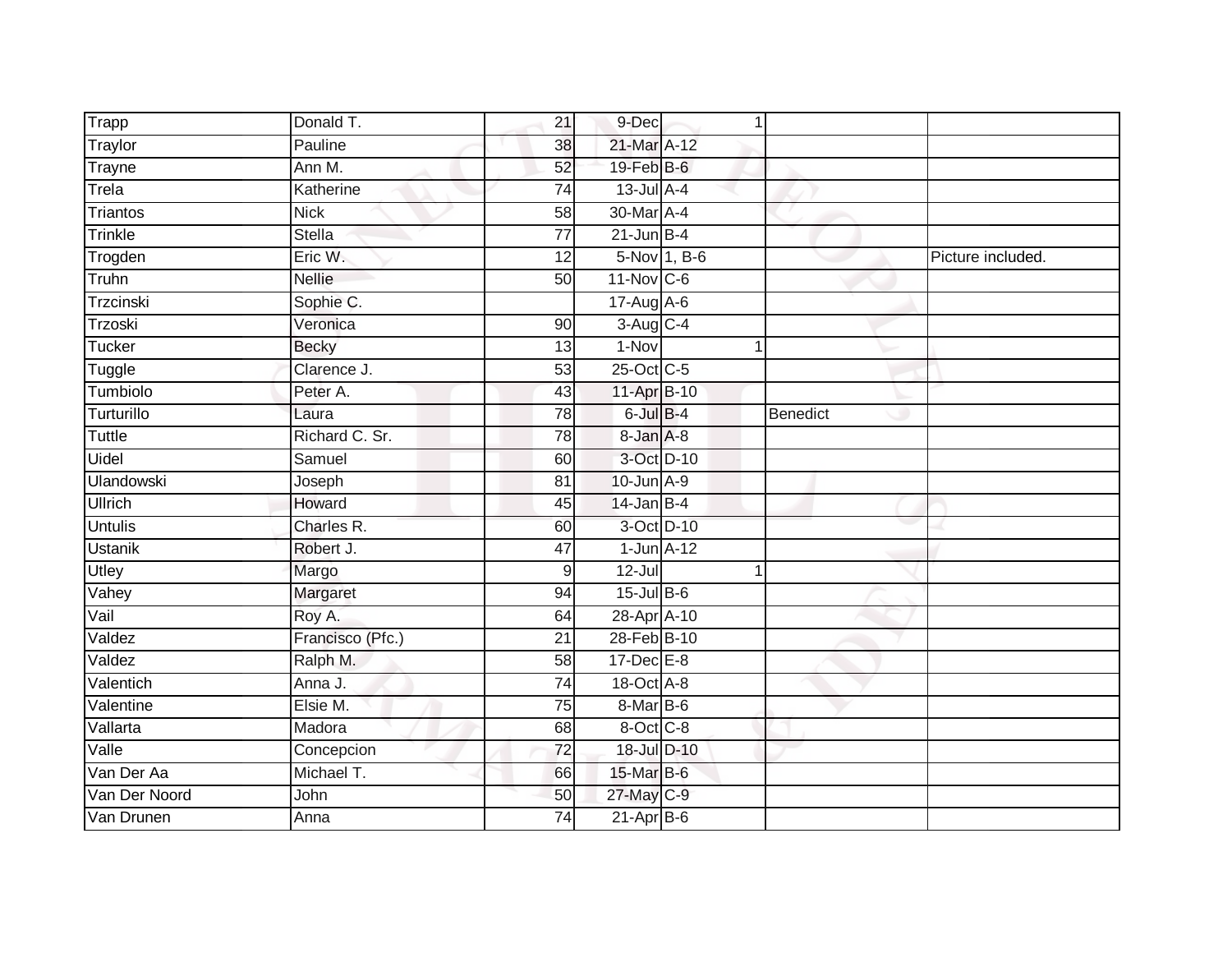| | | | | | | |
|---|---|---|---|---|---|---|
| Trapp | Donald T. | 21 | 9-Dec | 1 | | |
| Traylor | Pauline | 38 | 21-Mar | A-12 | | |
| Trayne | Ann M. | 52 | 19-Feb | B-6 | | |
| Trela | Katherine | 74 | 13-Jul | A-4 | | |
| Triantos | Nick | 58 | 30-Mar | A-4 | | |
| Trinkle | Stella | 77 | 21-Jun | B-4 | | |
| Trogden | Eric W. | 12 | 5-Nov | 1, B-6 | | Picture included. |
| Truhn | Nellie | 50 | 11-Nov | C-6 | | |
| Trzcinski | Sophie C. | | 17-Aug | A-6 | | |
| Trzoski | Veronica | 90 | 3-Aug | C-4 | | |
| Tucker | Becky | 13 | 1-Nov | 1 | | |
| Tuggle | Clarence J. | 53 | 25-Oct | C-5 | | |
| Tumbiolo | Peter A. | 43 | 11-Apr | B-10 | | |
| Turturillo | Laura | 78 | 6-Jul | B-4 | Benedict | |
| Tuttle | Richard C. Sr. | 78 | 8-Jan | A-8 | | |
| Uidel | Samuel | 60 | 3-Oct | D-10 | | |
| Ulandowski | Joseph | 81 | 10-Jun | A-9 | | |
| Ullrich | Howard | 45 | 14-Jan | B-4 | | |
| Untulis | Charles R. | 60 | 3-Oct | D-10 | | |
| Ustanik | Robert J. | 47 | 1-Jun | A-12 | | |
| Utley | Margo | 9 | 12-Jul | 1 | | |
| Vahey | Margaret | 94 | 15-Jul | B-6 | | |
| Vail | Roy A. | 64 | 28-Apr | A-10 | | |
| Valdez | Francisco (Pfc.) | 21 | 28-Feb | B-10 | | |
| Valdez | Ralph M. | 58 | 17-Dec | E-8 | | |
| Valentich | Anna J. | 74 | 18-Oct | A-8 | | |
| Valentine | Elsie M. | 75 | 8-Mar | B-6 | | |
| Vallarta | Madora | 68 | 8-Oct | C-8 | | |
| Valle | Concepcion | 72 | 18-Jul | D-10 | | |
| Van Der Aa | Michael T. | 66 | 15-Mar | B-6 | | |
| Van Der Noord | John | 50 | 27-May | C-9 | | |
| Van Drunen | Anna | 74 | 21-Apr | B-6 | | |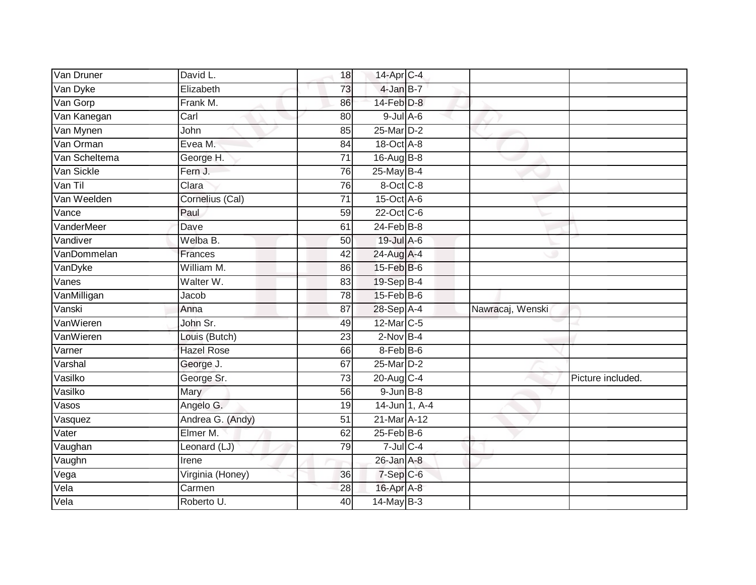| | | | | | | |
|---|---|---|---|---|---|---|
| Van Druner | David L. | 18 | 14-Apr | C-4 | | |
| Van Dyke | Elizabeth | 73 | 4-Jan | B-7 | | |
| Van Gorp | Frank M. | 86 | 14-Feb | D-8 | | |
| Van Kanegan | Carl | 80 | 9-Jul | A-6 | | |
| Van Mynen | John | 85 | 25-Mar | D-2 | | |
| Van Orman | Evea M. | 84 | 18-Oct | A-8 | | |
| Van Scheltema | George H. | 71 | 16-Aug | B-8 | | |
| Van Sickle | Fern J. | 76 | 25-May | B-4 | | |
| Van Til | Clara | 76 | 8-Oct | C-8 | | |
| Van Weelden | Cornelius (Cal) | 71 | 15-Oct | A-6 | | |
| Vance | Paul | 59 | 22-Oct | C-6 | | |
| VanderMeer | Dave | 61 | 24-Feb | B-8 | | |
| Vandiver | Welba B. | 50 | 19-Jul | A-6 | | |
| VanDommelan | Frances | 42 | 24-Aug | A-4 | | |
| VanDyke | William M. | 86 | 15-Feb | B-6 | | |
| Vanes | Walter W. | 83 | 19-Sep | B-4 | | |
| VanMilligan | Jacob | 78 | 15-Feb | B-6 | | |
| Vanski | Anna | 87 | 28-Sep | A-4 | Nawracaj, Wenski | |
| VanWieren | John Sr. | 49 | 12-Mar | C-5 | | |
| VanWieren | Louis (Butch) | 23 | 2-Nov | B-4 | | |
| Varner | Hazel Rose | 66 | 8-Feb | B-6 | | |
| Varshal | George J. | 67 | 25-Mar | D-2 | | |
| Vasilko | George Sr. | 73 | 20-Aug | C-4 | | Picture included. |
| Vasilko | Mary | 56 | 9-Jun | B-8 | | |
| Vasos | Angelo G. | 19 | 14-Jun | 1, A-4 | | |
| Vasquez | Andrea G. (Andy) | 51 | 21-Mar | A-12 | | |
| Vater | Elmer M. | 62 | 25-Feb | B-6 | | |
| Vaughan | Leonard (LJ) | 79 | 7-Jul | C-4 | | |
| Vaughn | Irene | | 26-Jan | A-8 | | |
| Vega | Virginia (Honey) | 36 | 7-Sep | C-6 | | |
| Vela | Carmen | 28 | 16-Apr | A-8 | | |
| Vela | Roberto U. | 40 | 14-May | B-3 | | |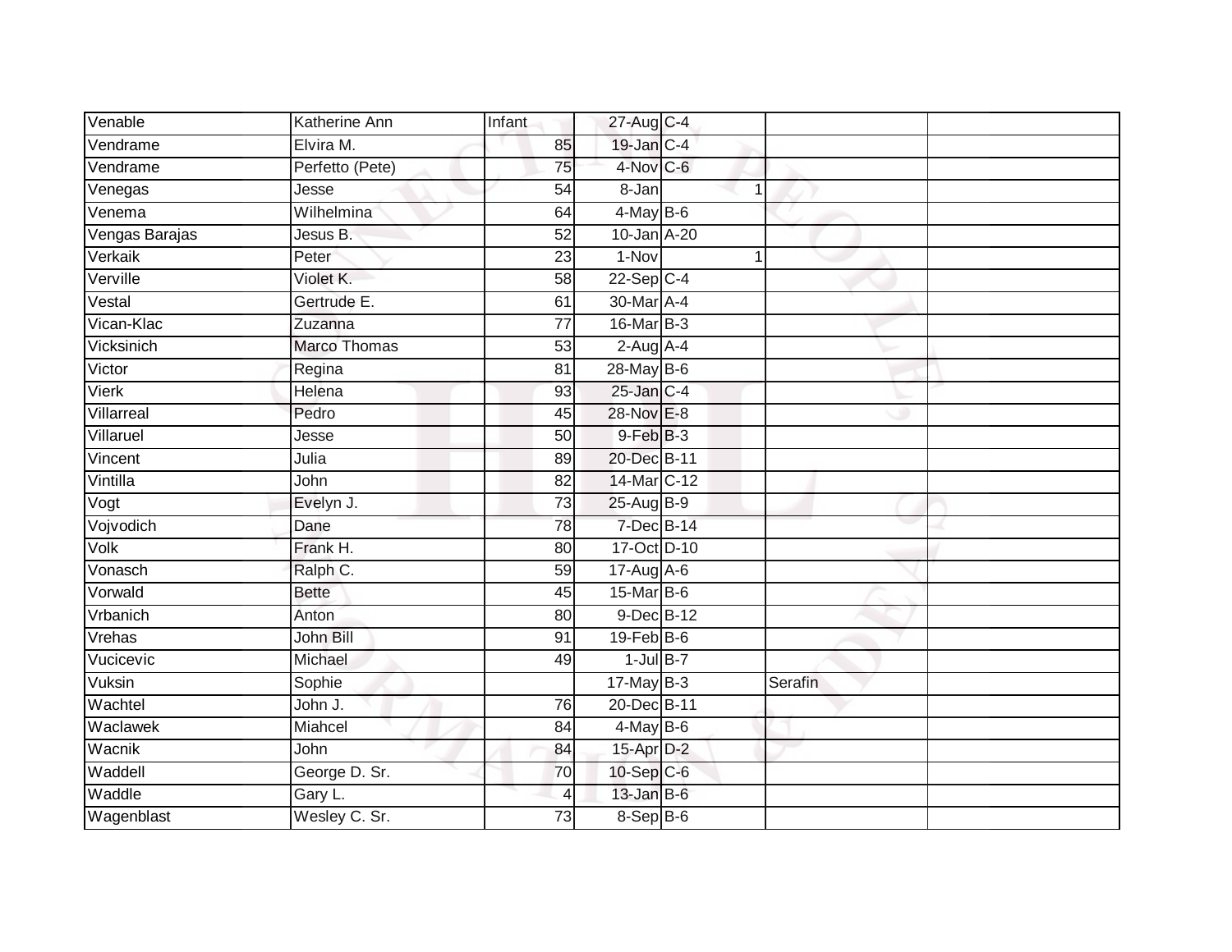| | | | | | | | |
|---|---|---|---|---|---|---|---|
| Venable | Katherine Ann | Infant | 27-Aug | C-4 | | | |
| Vendrame | Elvira M. | 85 | 19-Jan | C-4 | | | |
| Vendrame | Perfetto (Pete) | 75 | 4-Nov | C-6 | | | |
| Venegas | Jesse | 54 | 8-Jan | | 1 | | |
| Venema | Wilhelmina | 64 | 4-May | B-6 | | | |
| Vengas Barajas | Jesus B. | 52 | 10-Jan | A-20 | | | |
| Verkaik | Peter | 23 | 1-Nov | | 1 | | |
| Verville | Violet K. | 58 | 22-Sep | C-4 | | | |
| Vestal | Gertrude E. | 61 | 30-Mar | A-4 | | | |
| Vican-Klac | Zuzanna | 77 | 16-Mar | B-3 | | | |
| Vicksinich | Marco Thomas | 53 | 2-Aug | A-4 | | | |
| Victor | Regina | 81 | 28-May | B-6 | | | |
| Vierk | Helena | 93 | 25-Jan | C-4 | | | |
| Villarreal | Pedro | 45 | 28-Nov | E-8 | | | |
| Villaruel | Jesse | 50 | 9-Feb | B-3 | | | |
| Vincent | Julia | 89 | 20-Dec | B-11 | | | |
| Vintilla | John | 82 | 14-Mar | C-12 | | | |
| Vogt | Evelyn J. | 73 | 25-Aug | B-9 | | | |
| Vojvodich | Dane | 78 | 7-Dec | B-14 | | | |
| Volk | Frank H. | 80 | 17-Oct | D-10 | | | |
| Vonasch | Ralph C. | 59 | 17-Aug | A-6 | | | |
| Vorwald | Bette | 45 | 15-Mar | B-6 | | | |
| Vrbanich | Anton | 80 | 9-Dec | B-12 | | | |
| Vrehas | John Bill | 91 | 19-Feb | B-6 | | | |
| Vucicevic | Michael | 49 | 1-Jul | B-7 | | | |
| Vuksin | Sophie | | 17-May | B-3 | | Serafin | |
| Wachtel | John J. | 76 | 20-Dec | B-11 | | | |
| Waclawek | Miahcel | 84 | 4-May | B-6 | | | |
| Wacnik | John | 84 | 15-Apr | D-2 | | | |
| Waddell | George D. Sr. | 70 | 10-Sep | C-6 | | | |
| Waddle | Gary L. | 4 | 13-Jan | B-6 | | | |
| Wagenblast | Wesley C. Sr. | 73 | 8-Sep | B-6 | | | |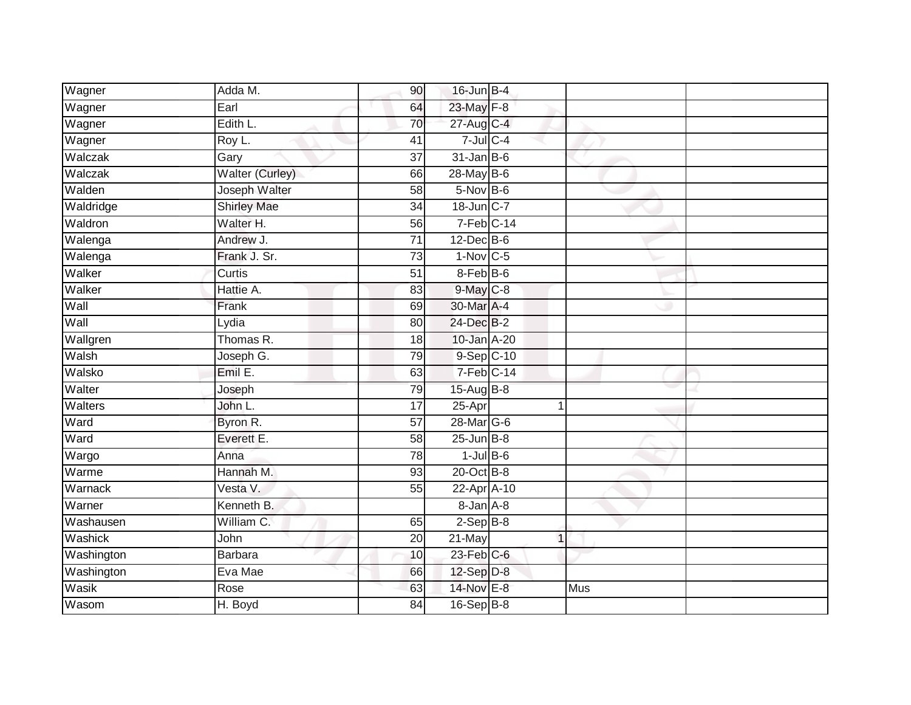| | | | | | | |
|---|---|---|---|---|---|---|
| Wagner | Adda M. | 90 | 16-Jun | B-4 | | |
| Wagner | Earl | 64 | 23-May | F-8 | | |
| Wagner | Edith L. | 70 | 27-Aug | C-4 | | |
| Wagner | Roy L. | 41 | 7-Jul | C-4 | | |
| Walczak | Gary | 37 | 31-Jan | B-6 | | |
| Walczak | Walter (Curley) | 66 | 28-May | B-6 | | |
| Walden | Joseph Walter | 58 | 5-Nov | B-6 | | |
| Waldridge | Shirley Mae | 34 | 18-Jun | C-7 | | |
| Waldron | Walter H. | 56 | 7-Feb | C-14 | | |
| Walenga | Andrew J. | 71 | 12-Dec | B-6 | | |
| Walenga | Frank J. Sr. | 73 | 1-Nov | C-5 | | |
| Walker | Curtis | 51 | 8-Feb | B-6 | | |
| Walker | Hattie A. | 83 | 9-May | C-8 | | |
| Wall | Frank | 69 | 30-Mar | A-4 | | |
| Wall | Lydia | 80 | 24-Dec | B-2 | | |
| Wallgren | Thomas R. | 18 | 10-Jan | A-20 | | |
| Walsh | Joseph G. | 79 | 9-Sep | C-10 | | |
| Walsko | Emil E. | 63 | 7-Feb | C-14 | | |
| Walter | Joseph | 79 | 15-Aug | B-8 | | |
| Walters | John L. | 17 | 25-Apr | 1 | | |
| Ward | Byron R. | 57 | 28-Mar | G-6 | | |
| Ward | Everett E. | 58 | 25-Jun | B-8 | | |
| Wargo | Anna | 78 | 1-Jul | B-6 | | |
| Warme | Hannah M. | 93 | 20-Oct | B-8 | | |
| Warnack | Vesta V. | 55 | 22-Apr | A-10 | | |
| Warner | Kenneth B. | | 8-Jan | A-8 | | |
| Washausen | William C. | 65 | 2-Sep | B-8 | | |
| Washick | John | 20 | 21-May | 1 | | |
| Washington | Barbara | 10 | 23-Feb | C-6 | | |
| Washington | Eva Mae | 66 | 12-Sep | D-8 | | |
| Wasik | Rose | 63 | 14-Nov | E-8 | Mus | |
| Wasom | H. Boyd | 84 | 16-Sep | B-8 | | |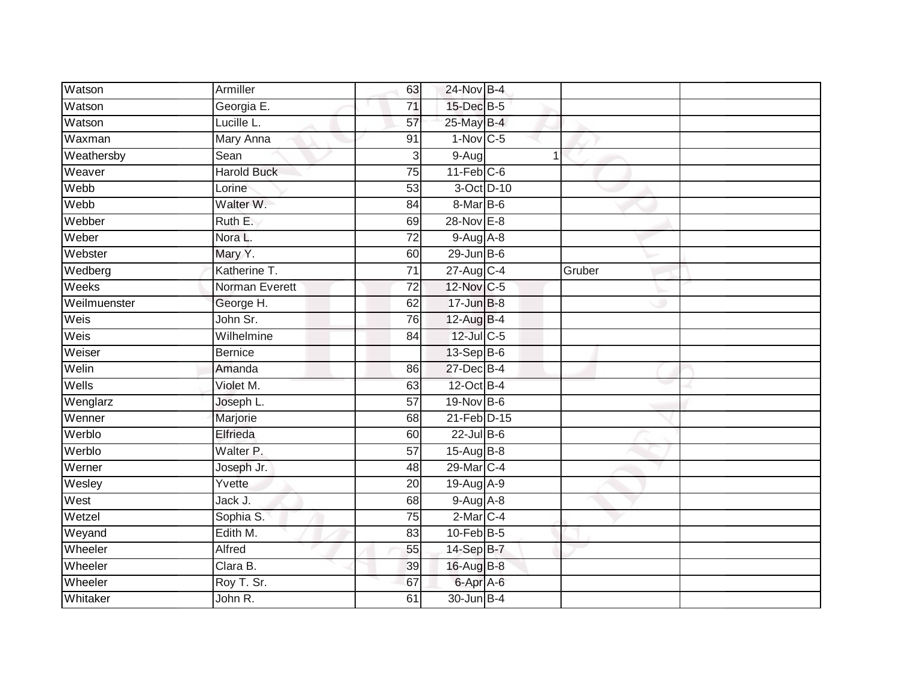| | | | | | | |
|---|---|---|---|---|---|---|
| Watson | Armiller | 63 | 24-Nov | B-4 | | |
| Watson | Georgia E. | 71 | 15-Dec | B-5 | | |
| Watson | Lucille L. | 57 | 25-May | B-4 | | |
| Waxman | Mary Anna | 91 | 1-Nov | C-5 | | |
| Weathersby | Sean | 3 | 9-Aug | 1 | | |
| Weaver | Harold Buck | 75 | 11-Feb | C-6 | | |
| Webb | Lorine | 53 | 3-Oct | D-10 | | |
| Webb | Walter W. | 84 | 8-Mar | B-6 | | |
| Webber | Ruth E. | 69 | 28-Nov | E-8 | | |
| Weber | Nora L. | 72 | 9-Aug | A-8 | | |
| Webster | Mary Y. | 60 | 29-Jun | B-6 | | |
| Wedberg | Katherine T. | 71 | 27-Aug | C-4 | Gruber | |
| Weeks | Norman Everett | 72 | 12-Nov | C-5 | | |
| Weilmuenster | George H. | 62 | 17-Jun | B-8 | | |
| Weis | John Sr. | 76 | 12-Aug | B-4 | | |
| Weis | Wilhelmine | 84 | 12-Jul | C-5 | | |
| Weiser | Bernice | | 13-Sep | B-6 | | |
| Welin | Amanda | 86 | 27-Dec | B-4 | | |
| Wells | Violet M. | 63 | 12-Oct | B-4 | | |
| Wenglarz | Joseph L. | 57 | 19-Nov | B-6 | | |
| Wenner | Marjorie | 68 | 21-Feb | D-15 | | |
| Werblo | Elfrieda | 60 | 22-Jul | B-6 | | |
| Werblo | Walter P. | 57 | 15-Aug | B-8 | | |
| Werner | Joseph Jr. | 48 | 29-Mar | C-4 | | |
| Wesley | Yvette | 20 | 19-Aug | A-9 | | |
| West | Jack J. | 68 | 9-Aug | A-8 | | |
| Wetzel | Sophia S. | 75 | 2-Mar | C-4 | | |
| Weyand | Edith M. | 83 | 10-Feb | B-5 | | |
| Wheeler | Alfred | 55 | 14-Sep | B-7 | | |
| Wheeler | Clara B. | 39 | 16-Aug | B-8 | | |
| Wheeler | Roy T. Sr. | 67 | 6-Apr | A-6 | | |
| Whitaker | John R. | 61 | 30-Jun | B-4 | | |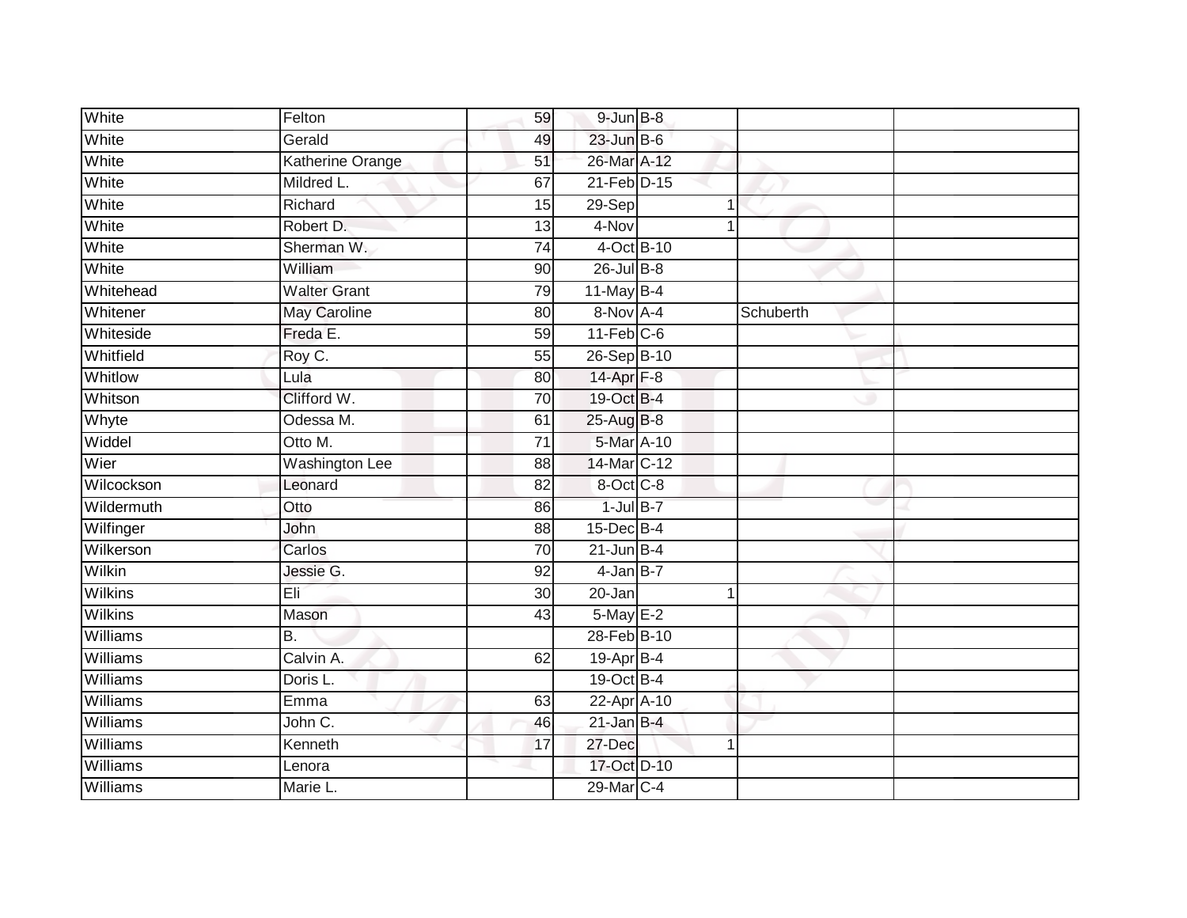| | | | | | | | |
|---|---|---|---|---|---|---|---|
| White | Felton | 59 | 9-Jun | B-8 | | | |
| White | Gerald | 49 | 23-Jun | B-6 | | | |
| White | Katherine Orange | 51 | 26-Mar | A-12 | | | |
| White | Mildred L. | 67 | 21-Feb | D-15 | | | |
| White | Richard | 15 | 29-Sep | | 1 | | |
| White | Robert D. | 13 | 4-Nov | | 1 | | |
| White | Sherman W. | 74 | 4-Oct | B-10 | | | |
| White | William | 90 | 26-Jul | B-8 | | | |
| Whitehead | Walter Grant | 79 | 11-May | B-4 | | | |
| Whitener | May Caroline | 80 | 8-Nov | A-4 | | Schuberth | |
| Whiteside | Freda E. | 59 | 11-Feb | C-6 | | | |
| Whitfield | Roy C. | 55 | 26-Sep | B-10 | | | |
| Whitlow | Lula | 80 | 14-Apr | F-8 | | | |
| Whitson | Clifford W. | 70 | 19-Oct | B-4 | | | |
| Whyte | Odessa M. | 61 | 25-Aug | B-8 | | | |
| Widdel | Otto M. | 71 | 5-Mar | A-10 | | | |
| Wier | Washington Lee | 88 | 14-Mar | C-12 | | | |
| Wilcockson | Leonard | 82 | 8-Oct | C-8 | | | |
| Wildermuth | Otto | 86 | 1-Jul | B-7 | | | |
| Wilfinger | John | 88 | 15-Dec | B-4 | | | |
| Wilkerson | Carlos | 70 | 21-Jun | B-4 | | | |
| Wilkin | Jessie G. | 92 | 4-Jan | B-7 | | | |
| Wilkins | Eli | 30 | 20-Jan | | 1 | | |
| Wilkins | Mason | 43 | 5-May | E-2 | | | |
| Williams | B. | | 28-Feb | B-10 | | | |
| Williams | Calvin A. | 62 | 19-Apr | B-4 | | | |
| Williams | Doris L. | | 19-Oct | B-4 | | | |
| Williams | Emma | 63 | 22-Apr | A-10 | | | |
| Williams | John C. | 46 | 21-Jan | B-4 | | | |
| Williams | Kenneth | 17 | 27-Dec | | 1 | | |
| Williams | Lenora | | 17-Oct | D-10 | | | |
| Williams | Marie L. | | 29-Mar | C-4 | | | |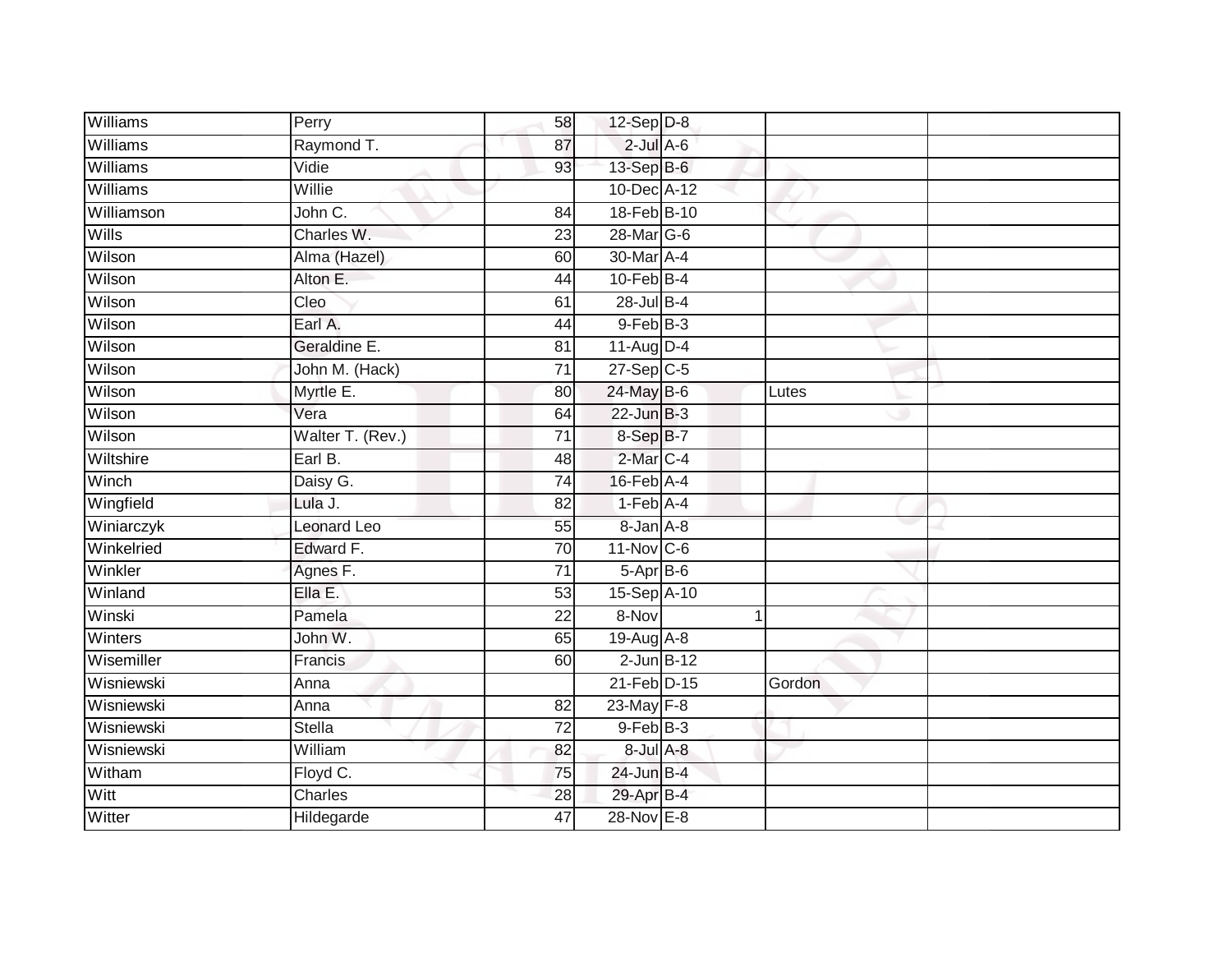| | | | | | | |
|---|---|---|---|---|---|---|
| Williams | Perry | 58 | 12-Sep | D-8 | | |
| Williams | Raymond T. | 87 | 2-Jul | A-6 | | |
| Williams | Vidie | 93 | 13-Sep | B-6 | | |
| Williams | Willie | | 10-Dec | A-12 | | |
| Williamson | John C. | 84 | 18-Feb | B-10 | | |
| Wills | Charles W. | 23 | 28-Mar | G-6 | | |
| Wilson | Alma (Hazel) | 60 | 30-Mar | A-4 | | |
| Wilson | Alton E. | 44 | 10-Feb | B-4 | | |
| Wilson | Cleo | 61 | 28-Jul | B-4 | | |
| Wilson | Earl A. | 44 | 9-Feb | B-3 | | |
| Wilson | Geraldine E. | 81 | 11-Aug | D-4 | | |
| Wilson | John M. (Hack) | 71 | 27-Sep | C-5 | | |
| Wilson | Myrtle E. | 80 | 24-May | B-6 | Lutes | |
| Wilson | Vera | 64 | 22-Jun | B-3 | | |
| Wilson | Walter T. (Rev.) | 71 | 8-Sep | B-7 | | |
| Wiltshire | Earl B. | 48 | 2-Mar | C-4 | | |
| Winch | Daisy G. | 74 | 16-Feb | A-4 | | |
| Wingfield | Lula J. | 82 | 1-Feb | A-4 | | |
| Winiarczyk | Leonard Leo | 55 | 8-Jan | A-8 | | |
| Winkelried | Edward F. | 70 | 11-Nov | C-6 | | |
| Winkler | Agnes F. | 71 | 5-Apr | B-6 | | |
| Winland | Ella E. | 53 | 15-Sep | A-10 | | |
| Winski | Pamela | 22 | 8-Nov | 1 | | |
| Winters | John W. | 65 | 19-Aug | A-8 | | |
| Wisemiller | Francis | 60 | 2-Jun | B-12 | | |
| Wisniewski | Anna | | 21-Feb | D-15 | Gordon | |
| Wisniewski | Anna | 82 | 23-May | F-8 | | |
| Wisniewski | Stella | 72 | 9-Feb | B-3 | | |
| Wisniewski | William | 82 | 8-Jul | A-8 | | |
| Witham | Floyd C. | 75 | 24-Jun | B-4 | | |
| Witt | Charles | 28 | 29-Apr | B-4 | | |
| Witter | Hildegarde | 47 | 28-Nov | E-8 | | |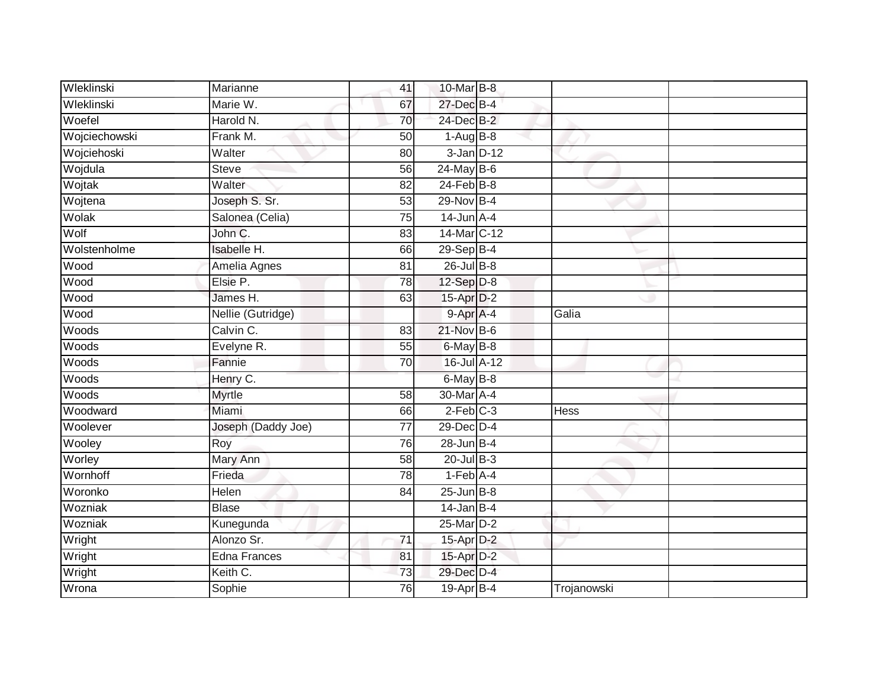| | | | | | | |
|---|---|---|---|---|---|---|
| Wleklinski | Marianne | 41 | 10-Mar | B-8 | | |
| Wleklinski | Marie W. | 67 | 27-Dec | B-4 | | |
| Woefel | Harold N. | 70 | 24-Dec | B-2 | | |
| Wojciechowski | Frank M. | 50 | 1-Aug | B-8 | | |
| Wojciehoski | Walter | 80 | 3-Jan | D-12 | | |
| Wojdula | Steve | 56 | 24-May | B-6 | | |
| Wojtak | Walter | 82 | 24-Feb | B-8 | | |
| Wojtena | Joseph S. Sr. | 53 | 29-Nov | B-4 | | |
| Wolak | Salonea (Celia) | 75 | 14-Jun | A-4 | | |
| Wolf | John C. | 83 | 14-Mar | C-12 | | |
| Wolstenholme | Isabelle H. | 66 | 29-Sep | B-4 | | |
| Wood | Amelia Agnes | 81 | 26-Jul | B-8 | | |
| Wood | Elsie P. | 78 | 12-Sep | D-8 | | |
| Wood | James H. | 63 | 15-Apr | D-2 | | |
| Wood | Nellie (Gutridge) | | 9-Apr | A-4 | Galia | |
| Woods | Calvin C. | 83 | 21-Nov | B-6 | | |
| Woods | Evelyne R. | 55 | 6-May | B-8 | | |
| Woods | Fannie | 70 | 16-Jul | A-12 | | |
| Woods | Henry C. | | 6-May | B-8 | | |
| Woods | Myrtle | 58 | 30-Mar | A-4 | | |
| Woodward | Miami | 66 | 2-Feb | C-3 | Hess | |
| Woolever | Joseph (Daddy Joe) | 77 | 29-Dec | D-4 | | |
| Wooley | Roy | 76 | 28-Jun | B-4 | | |
| Worley | Mary Ann | 58 | 20-Jul | B-3 | | |
| Wornhoff | Frieda | 78 | 1-Feb | A-4 | | |
| Woronko | Helen | 84 | 25-Jun | B-8 | | |
| Wozniak | Blase | | 14-Jan | B-4 | | |
| Wozniak | Kunegunda | | 25-Mar | D-2 | | |
| Wright | Alonzo Sr. | 71 | 15-Apr | D-2 | | |
| Wright | Edna Frances | 81 | 15-Apr | D-2 | | |
| Wright | Keith C. | 73 | 29-Dec | D-4 | | |
| Wrona | Sophie | 76 | 19-Apr | B-4 | Trojanowski | |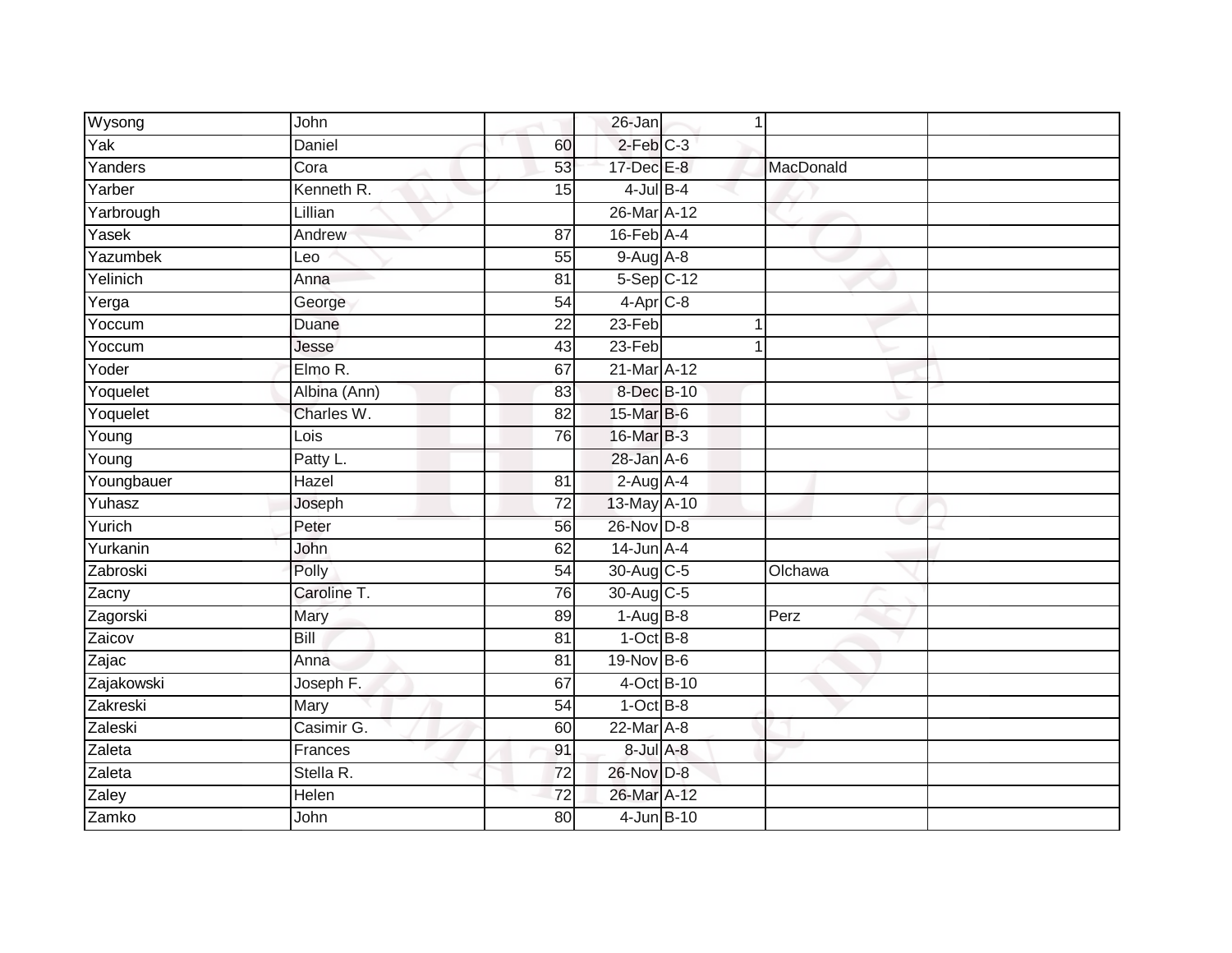| | | | | | | |
|---|---|---|---|---|---|---|
| Wysong | John | | 26-Jan | 1 | | |
| Yak | Daniel | 60 | 2-Feb | C-3 | | |
| Yanders | Cora | 53 | 17-Dec | E-8 | MacDonald | |
| Yarber | Kenneth R. | 15 | 4-Jul | B-4 | | |
| Yarbrough | Lillian | | 26-Mar | A-12 | | |
| Yasek | Andrew | 87 | 16-Feb | A-4 | | |
| Yazumbek | Leo | 55 | 9-Aug | A-8 | | |
| Yelinich | Anna | 81 | 5-Sep | C-12 | | |
| Yerga | George | 54 | 4-Apr | C-8 | | |
| Yoccum | Duane | 22 | 23-Feb | 1 | | |
| Yoccum | Jesse | 43 | 23-Feb | 1 | | |
| Yoder | Elmo R. | 67 | 21-Mar | A-12 | | |
| Yoquelet | Albina (Ann) | 83 | 8-Dec | B-10 | | |
| Yoquelet | Charles W. | 82 | 15-Mar | B-6 | | |
| Young | Lois | 76 | 16-Mar | B-3 | | |
| Young | Patty L. | | 28-Jan | A-6 | | |
| Youngbauer | Hazel | 81 | 2-Aug | A-4 | | |
| Yuhasz | Joseph | 72 | 13-May | A-10 | | |
| Yurich | Peter | 56 | 26-Nov | D-8 | | |
| Yurkanin | John | 62 | 14-Jun | A-4 | | |
| Zabroski | Polly | 54 | 30-Aug | C-5 | Olchawa | |
| Zacny | Caroline T. | 76 | 30-Aug | C-5 | | |
| Zagorski | Mary | 89 | 1-Aug | B-8 | Perz | |
| Zaicov | Bill | 81 | 1-Oct | B-8 | | |
| Zajac | Anna | 81 | 19-Nov | B-6 | | |
| Zajakowski | Joseph F. | 67 | 4-Oct | B-10 | | |
| Zakreski | Mary | 54 | 1-Oct | B-8 | | |
| Zaleski | Casimir G. | 60 | 22-Mar | A-8 | | |
| Zaleta | Frances | 91 | 8-Jul | A-8 | | |
| Zaleta | Stella R. | 72 | 26-Nov | D-8 | | |
| Zaley | Helen | 72 | 26-Mar | A-12 | | |
| Zamko | John | 80 | 4-Jun | B-10 | | |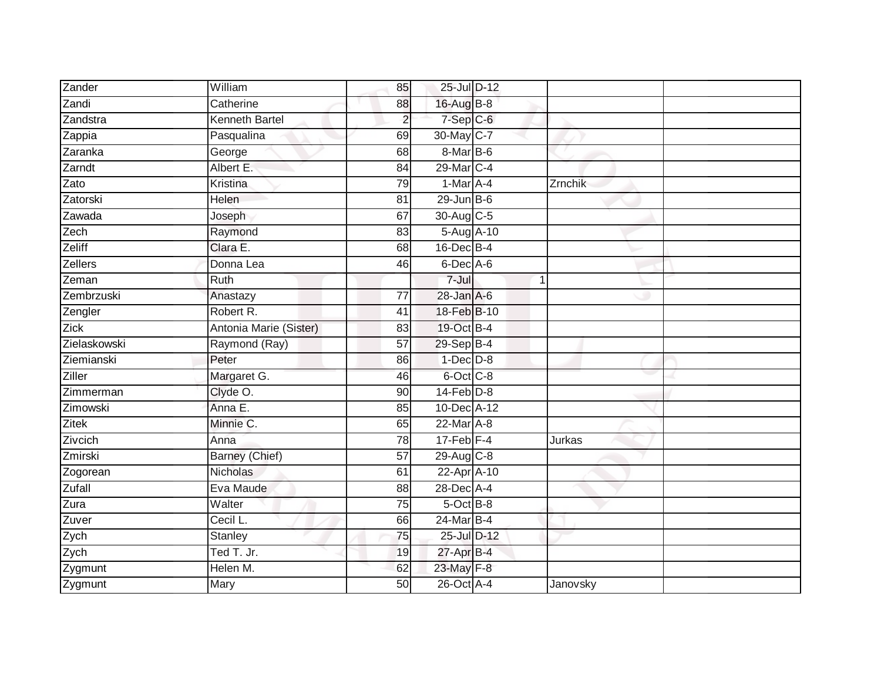| | | | | | | |
|---|---|---|---|---|---|---|
| Zander | William | 85 | 25-Jul | D-12 | | |
| Zandi | Catherine | 88 | 16-Aug | B-8 | | |
| Zandstra | Kenneth Bartel | 2 | 7-Sep | C-6 | | |
| Zappia | Pasqualina | 69 | 30-May | C-7 | | |
| Zaranka | George | 68 | 8-Mar | B-6 | | |
| Zarndt | Albert E. | 84 | 29-Mar | C-4 | | |
| Zato | Kristina | 79 | 1-Mar | A-4 | Zrnchik | |
| Zatorski | Helen | 81 | 29-Jun | B-6 | | |
| Zawada | Joseph | 67 | 30-Aug | C-5 | | |
| Zech | Raymond | 83 | 5-Aug | A-10 | | |
| Zeliff | Clara E. | 68 | 16-Dec | B-4 | | |
| Zellers | Donna Lea | 46 | 6-Dec | A-6 | | |
| Zeman | Ruth | | 7-Jul | 1 | | |
| Zembrzuski | Anastazy | 77 | 28-Jan | A-6 | | |
| Zengler | Robert R. | 41 | 18-Feb | B-10 | | |
| Zick | Antonia Marie (Sister) | 83 | 19-Oct | B-4 | | |
| Zielaskowski | Raymond (Ray) | 57 | 29-Sep | B-4 | | |
| Ziemianski | Peter | 86 | 1-Dec | D-8 | | |
| Ziller | Margaret G. | 46 | 6-Oct | C-8 | | |
| Zimmerman | Clyde O. | 90 | 14-Feb | D-8 | | |
| Zimowski | Anna E. | 85 | 10-Dec | A-12 | | |
| Zitek | Minnie C. | 65 | 22-Mar | A-8 | | |
| Zivcich | Anna | 78 | 17-Feb | F-4 | Jurkas | |
| Zmirski | Barney (Chief) | 57 | 29-Aug | C-8 | | |
| Zogorean | Nicholas | 61 | 22-Apr | A-10 | | |
| Zufall | Eva Maude | 88 | 28-Dec | A-4 | | |
| Zura | Walter | 75 | 5-Oct | B-8 | | |
| Zuver | Cecil L. | 66 | 24-Mar | B-4 | | |
| Zych | Stanley | 75 | 25-Jul | D-12 | | |
| Zych | Ted T. Jr. | 19 | 27-Apr | B-4 | | |
| Zygmunt | Helen M. | 62 | 23-May | F-8 | | |
| Zygmunt | Mary | 50 | 26-Oct | A-4 | Janovsky | |